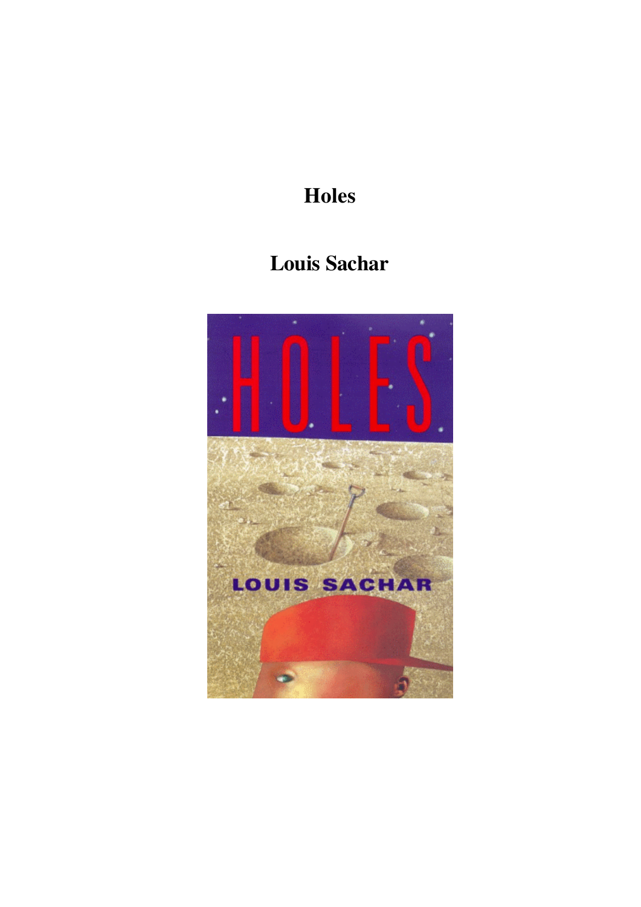# Holes

## Louis Sachar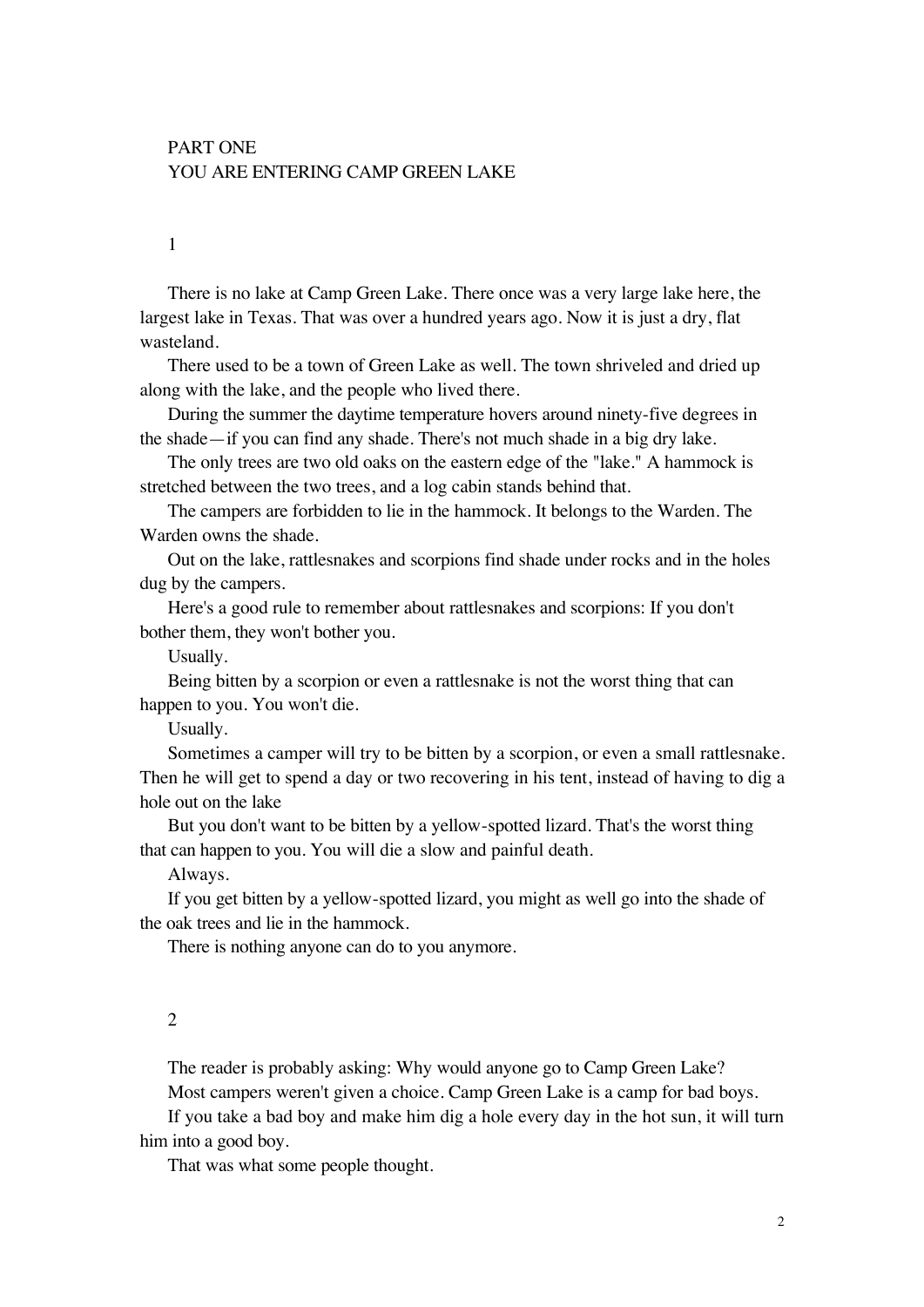# PART ONE
# YOU ARE ENTERING CAMP GREEN LAKE

## 1

There is no lake at Camp Green Lake. There once was a very large lake here, the largest lake in Texas. That was over a hundred years ago. Now it is just a dry, flat wasteland.

There used to be a town of Green Lake as well. The town shriveled and dried up along with the lake, and the people who lived there.

During the summer the daytime temperature hovers around ninety-five degrees in the shade—if you can find any shade. There's not much shade in a big dry lake.

The only trees are two old oaks on the eastern edge of the "lake." A hammock is stretched between the two trees, and a log cabin stands behind that.

The campers are forbidden to lie in the hammock. It belongs to the Warden. The Warden owns the shade.

Out on the lake, rattlesnakes and scorpions find shade under rocks and in the holes dug by the campers.

Here's a good rule to remember about rattlesnakes and scorpions: If you don't bother them, they won't bother you.

Usually.

Being bitten by a scorpion or even a rattlesnake is not the worst thing that can happen to you. You won't die.

Usually.

Sometimes a camper will try to be bitten by a scorpion, or even a small rattlesnake. Then he will get to spend a day or two recovering in his tent, instead of having to dig a hole out on the lake

But you don't want to be bitten by a yellow-spotted lizard. That's the worst thing that can happen to you. You will die a slow and painful death.

Always.

If you get bitten by a yellow-spotted lizard, you might as well go into the shade of the oak trees and lie in the hammock.

There is nothing anyone can do to you anymore.

## 2

The reader is probably asking: Why would anyone go to Camp Green Lake?

Most campers weren't given a choice. Camp Green Lake is a camp for bad boys.

If you take a bad boy and make him dig a hole every day in the hot sun, it will turn him into a good boy.

That was what some people thought.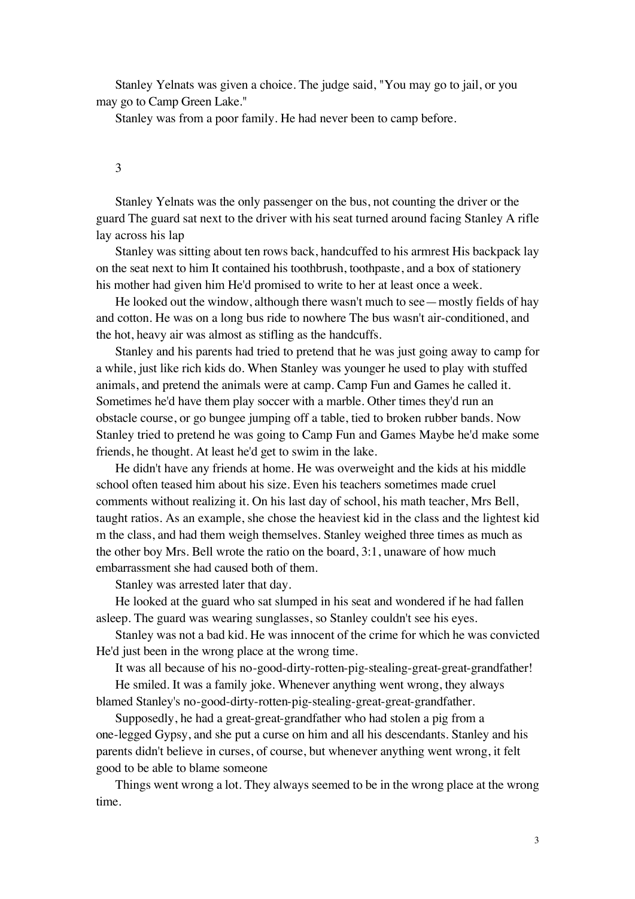Stanley Yelnats was given a choice. The judge said, "You may go to jail, or you may go to Camp Green Lake."

Stanley was from a poor family. He had never been to camp before.

## 3

Stanley Yelnats was the only passenger on the bus, not counting the driver or the guard The guard sat next to the driver with his seat turned around facing Stanley A rifle lay across his lap

Stanley was sitting about ten rows back, handcuffed to his armrest His backpack lay on the seat next to him It contained his toothbrush, toothpaste, and a box of stationery his mother had given him He'd promised to write to her at least once a week.

He looked out the window, although there wasn't much to see—mostly fields of hay and cotton. He was on a long bus ride to nowhere The bus wasn't air-conditioned, and the hot, heavy air was almost as stifling as the handcuffs.

Stanley and his parents had tried to pretend that he was just going away to camp for a while, just like rich kids do. When Stanley was younger he used to play with stuffed animals, and pretend the animals were at camp. Camp Fun and Games he called it. Sometimes he'd have them play soccer with a marble. Other times they'd run an obstacle course, or go bungee jumping off a table, tied to broken rubber bands. Now Stanley tried to pretend he was going to Camp Fun and Games Maybe he'd make some friends, he thought. At least he'd get to swim in the lake.

He didn't have any friends at home. He was overweight and the kids at his middle school often teased him about his size. Even his teachers sometimes made cruel comments without realizing it. On his last day of school, his math teacher, Mrs Bell, taught ratios. As an example, she chose the heaviest kid in the class and the lightest kid m the class, and had them weigh themselves. Stanley weighed three times as much as the other boy Mrs. Bell wrote the ratio on the board, 3:1, unaware of how much embarrassment she had caused both of them.

Stanley was arrested later that day.

He looked at the guard who sat slumped in his seat and wondered if he had fallen asleep. The guard was wearing sunglasses, so Stanley couldn't see his eyes.

Stanley was not a bad kid. He was innocent of the crime for which he was convicted He'd just been in the wrong place at the wrong time.

It was all because of his no-good-dirty-rotten-pig-stealing-great-great-grandfather!

He smiled. It was a family joke. Whenever anything went wrong, they always blamed Stanley's no-good-dirty-rotten-pig-stealing-great-great-grandfather.

Supposedly, he had a great-great-grandfather who had stolen a pig from a one-legged Gypsy, and she put a curse on him and all his descendants. Stanley and his parents didn't believe in curses, of course, but whenever anything went wrong, it felt good to be able to blame someone

Things went wrong a lot. They always seemed to be in the wrong place at the wrong time.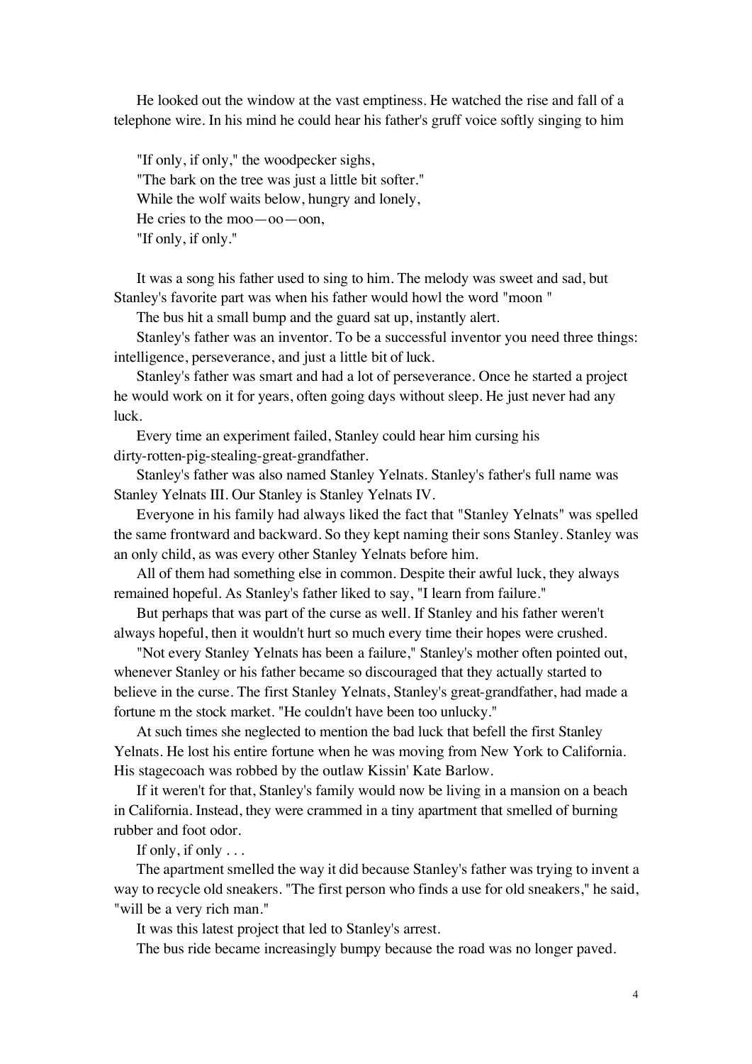He looked out the window at the vast emptiness. He watched the rise and fall of a telephone wire. In his mind he could hear his father's gruff voice softly singing to him

"If only, if only," the woodpecker sighs,
"The bark on the tree was just a little bit softer."
While the wolf waits below, hungry and lonely,
He cries to the moo—oo—oon,
"If only, if only."

It was a song his father used to sing to him. The melody was sweet and sad, but Stanley's favorite part was when his father would howl the word "moon "

The bus hit a small bump and the guard sat up, instantly alert.

Stanley's father was an inventor. To be a successful inventor you need three things: intelligence, perseverance, and just a little bit of luck.

Stanley's father was smart and had a lot of perseverance. Once he started a project he would work on it for years, often going days without sleep. He just never had any luck.

Every time an experiment failed, Stanley could hear him cursing his dirty-rotten-pig-stealing-great-grandfather.

Stanley's father was also named Stanley Yelnats. Stanley's father's full name was Stanley Yelnats III. Our Stanley is Stanley Yelnats IV.

Everyone in his family had always liked the fact that "Stanley Yelnats" was spelled the same frontward and backward. So they kept naming their sons Stanley. Stanley was an only child, as was every other Stanley Yelnats before him.

All of them had something else in common. Despite their awful luck, they always remained hopeful. As Stanley's father liked to say, "I learn from failure."

But perhaps that was part of the curse as well. If Stanley and his father weren't always hopeful, then it wouldn't hurt so much every time their hopes were crushed.

"Not every Stanley Yelnats has been a failure," Stanley's mother often pointed out, whenever Stanley or his father became so discouraged that they actually started to believe in the curse. The first Stanley Yelnats, Stanley's great-grandfather, had made a fortune m the stock market. "He couldn't have been too unlucky."

At such times she neglected to mention the bad luck that befell the first Stanley Yelnats. He lost his entire fortune when he was moving from New York to California. His stagecoach was robbed by the outlaw Kissin' Kate Barlow.

If it weren't for that, Stanley's family would now be living in a mansion on a beach in California. Instead, they were crammed in a tiny apartment that smelled of burning rubber and foot odor.

If only, if only . . .

The apartment smelled the way it did because Stanley's father was trying to invent a way to recycle old sneakers. "The first person who finds a use for old sneakers," he said, "will be a very rich man."

It was this latest project that led to Stanley's arrest.

The bus ride became increasingly bumpy because the road was no longer paved.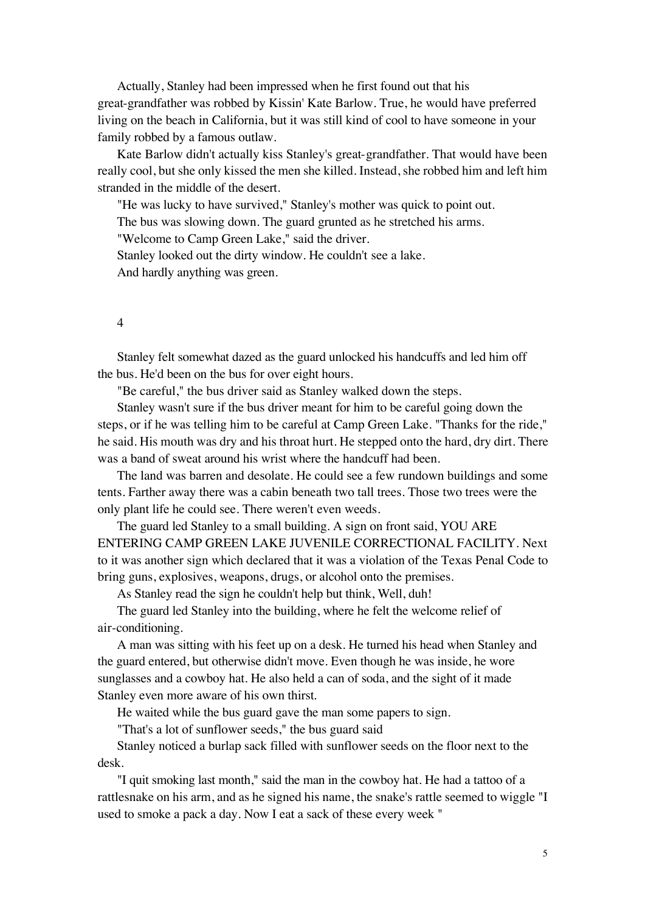Actually, Stanley had been impressed when he first found out that his great-grandfather was robbed by Kissin' Kate Barlow. True, he would have preferred living on the beach in California, but it was still kind of cool to have someone in your family robbed by a famous outlaw.

Kate Barlow didn't actually kiss Stanley's great-grandfather. That would have been really cool, but she only kissed the men she killed. Instead, she robbed him and left him stranded in the middle of the desert.

"He was lucky to have survived," Stanley's mother was quick to point out.

The bus was slowing down. The guard grunted as he stretched his arms.

"Welcome to Camp Green Lake," said the driver.

Stanley looked out the dirty window. He couldn't see a lake.

And hardly anything was green.

## 4

Stanley felt somewhat dazed as the guard unlocked his handcuffs and led him off the bus. He'd been on the bus for over eight hours.

"Be careful," the bus driver said as Stanley walked down the steps.

Stanley wasn't sure if the bus driver meant for him to be careful going down the steps, or if he was telling him to be careful at Camp Green Lake. "Thanks for the ride," he said. His mouth was dry and his throat hurt. He stepped onto the hard, dry dirt. There was a band of sweat around his wrist where the handcuff had been.

The land was barren and desolate. He could see a few rundown buildings and some tents. Farther away there was a cabin beneath two tall trees. Those two trees were the only plant life he could see. There weren't even weeds.

The guard led Stanley to a small building. A sign on front said, YOU ARE ENTERING CAMP GREEN LAKE JUVENILE CORRECTIONAL FACILITY. Next to it was another sign which declared that it was a violation of the Texas Penal Code to bring guns, explosives, weapons, drugs, or alcohol onto the premises.

As Stanley read the sign he couldn't help but think, Well, duh!

The guard led Stanley into the building, where he felt the welcome relief of air-conditioning.

A man was sitting with his feet up on a desk. He turned his head when Stanley and the guard entered, but otherwise didn't move. Even though he was inside, he wore sunglasses and a cowboy hat. He also held a can of soda, and the sight of it made Stanley even more aware of his own thirst.

He waited while the bus guard gave the man some papers to sign.

"That's a lot of sunflower seeds," the bus guard said

Stanley noticed a burlap sack filled with sunflower seeds on the floor next to the desk.

"I quit smoking last month," said the man in the cowboy hat. He had a tattoo of a rattlesnake on his arm, and as he signed his name, the snake's rattle seemed to wiggle "I used to smoke a pack a day. Now I eat a sack of these every week "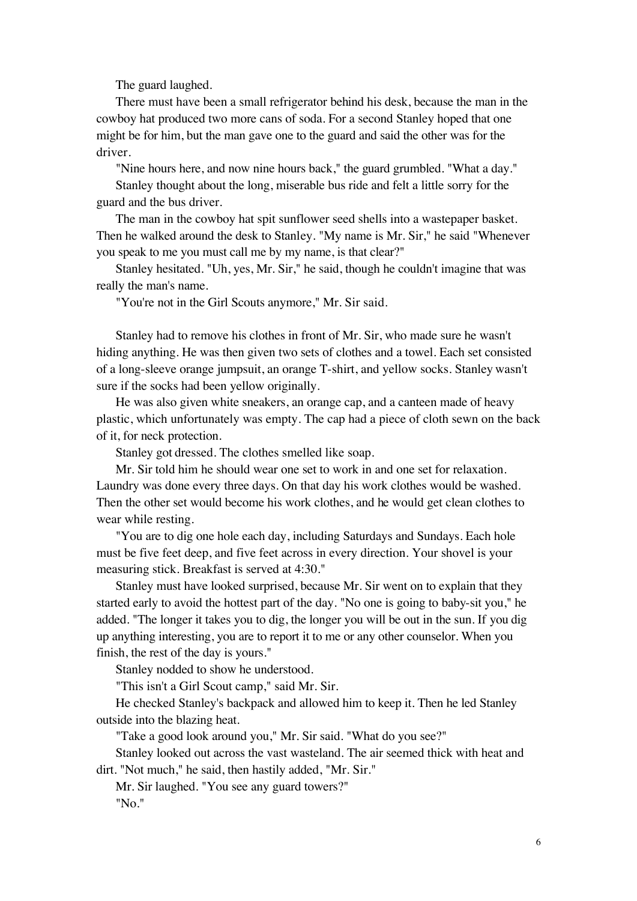The guard laughed.

There must have been a small refrigerator behind his desk, because the man in the cowboy hat produced two more cans of soda. For a second Stanley hoped that one might be for him, but the man gave one to the guard and said the other was for the driver.

"Nine hours here, and now nine hours back," the guard grumbled. "What a day."

Stanley thought about the long, miserable bus ride and felt a little sorry for the guard and the bus driver.

The man in the cowboy hat spit sunflower seed shells into a wastepaper basket. Then he walked around the desk to Stanley. "My name is Mr. Sir," he said "Whenever you speak to me you must call me by my name, is that clear?"

Stanley hesitated. "Uh, yes, Mr. Sir," he said, though he couldn't imagine that was really the man's name.

"You're not in the Girl Scouts anymore," Mr. Sir said.

Stanley had to remove his clothes in front of Mr. Sir, who made sure he wasn't hiding anything. He was then given two sets of clothes and a towel. Each set consisted of a long-sleeve orange jumpsuit, an orange T-shirt, and yellow socks. Stanley wasn't sure if the socks had been yellow originally.

He was also given white sneakers, an orange cap, and a canteen made of heavy plastic, which unfortunately was empty. The cap had a piece of cloth sewn on the back of it, for neck protection.

Stanley got dressed. The clothes smelled like soap.

Mr. Sir told him he should wear one set to work in and one set for relaxation. Laundry was done every three days. On that day his work clothes would be washed. Then the other set would become his work clothes, and he would get clean clothes to wear while resting.

"You are to dig one hole each day, including Saturdays and Sundays. Each hole must be five feet deep, and five feet across in every direction. Your shovel is your measuring stick. Breakfast is served at 4:30."

Stanley must have looked surprised, because Mr. Sir went on to explain that they started early to avoid the hottest part of the day. "No one is going to baby-sit you," he added. "The longer it takes you to dig, the longer you will be out in the sun. If you dig up anything interesting, you are to report it to me or any other counselor. When you finish, the rest of the day is yours."

Stanley nodded to show he understood.

"This isn't a Girl Scout camp," said Mr. Sir.

He checked Stanley's backpack and allowed him to keep it. Then he led Stanley outside into the blazing heat.

"Take a good look around you," Mr. Sir said. "What do you see?"

Stanley looked out across the vast wasteland. The air seemed thick with heat and dirt. "Not much," he said, then hastily added, "Mr. Sir."

Mr. Sir laughed. "You see any guard towers?"

"No."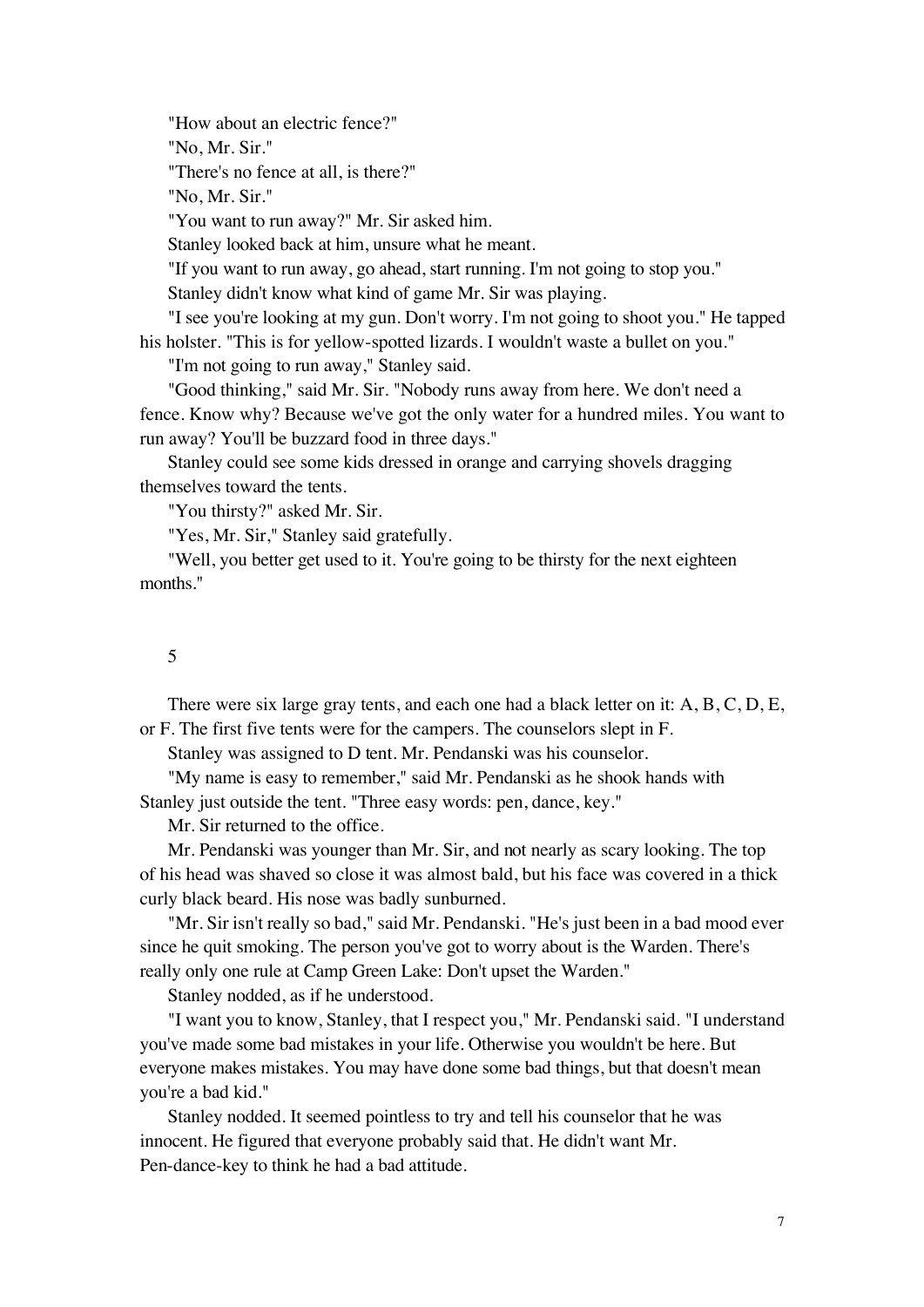"How about an electric fence?"

"No, Mr. Sir."

"There's no fence at all, is there?"

"No, Mr. Sir."

"You want to run away?" Mr. Sir asked him.

Stanley looked back at him, unsure what he meant.

"If you want to run away, go ahead, start running. I'm not going to stop you."

Stanley didn't know what kind of game Mr. Sir was playing.

"I see you're looking at my gun. Don't worry. I'm not going to shoot you." He tapped his holster. "This is for yellow-spotted lizards. I wouldn't waste a bullet on you."

"I'm not going to run away," Stanley said.

"Good thinking," said Mr. Sir. "Nobody runs away from here. We don't need a fence. Know why? Because we've got the only water for a hundred miles. You want to run away? You'll be buzzard food in three days."

Stanley could see some kids dressed in orange and carrying shovels dragging themselves toward the tents.

"You thirsty?" asked Mr. Sir.

"Yes, Mr. Sir," Stanley said gratefully.

"Well, you better get used to it. You're going to be thirsty for the next eighteen months."

## 5

There were six large gray tents, and each one had a black letter on it: A, B, C, D, E, or F. The first five tents were for the campers. The counselors slept in F.

Stanley was assigned to D tent. Mr. Pendanski was his counselor.

"My name is easy to remember," said Mr. Pendanski as he shook hands with Stanley just outside the tent. "Three easy words: pen, dance, key."

Mr. Sir returned to the office.

Mr. Pendanski was younger than Mr. Sir, and not nearly as scary looking. The top of his head was shaved so close it was almost bald, but his face was covered in a thick curly black beard. His nose was badly sunburned.

"Mr. Sir isn't really so bad," said Mr. Pendanski. "He's just been in a bad mood ever since he quit smoking. The person you've got to worry about is the Warden. There's really only one rule at Camp Green Lake: Don't upset the Warden."

Stanley nodded, as if he understood.

"I want you to know, Stanley, that I respect you," Mr. Pendanski said. "I understand you've made some bad mistakes in your life. Otherwise you wouldn't be here. But everyone makes mistakes. You may have done some bad things, but that doesn't mean you're a bad kid."

Stanley nodded. It seemed pointless to try and tell his counselor that he was innocent. He figured that everyone probably said that. He didn't want Mr. Pen-dance-key to think he had a bad attitude.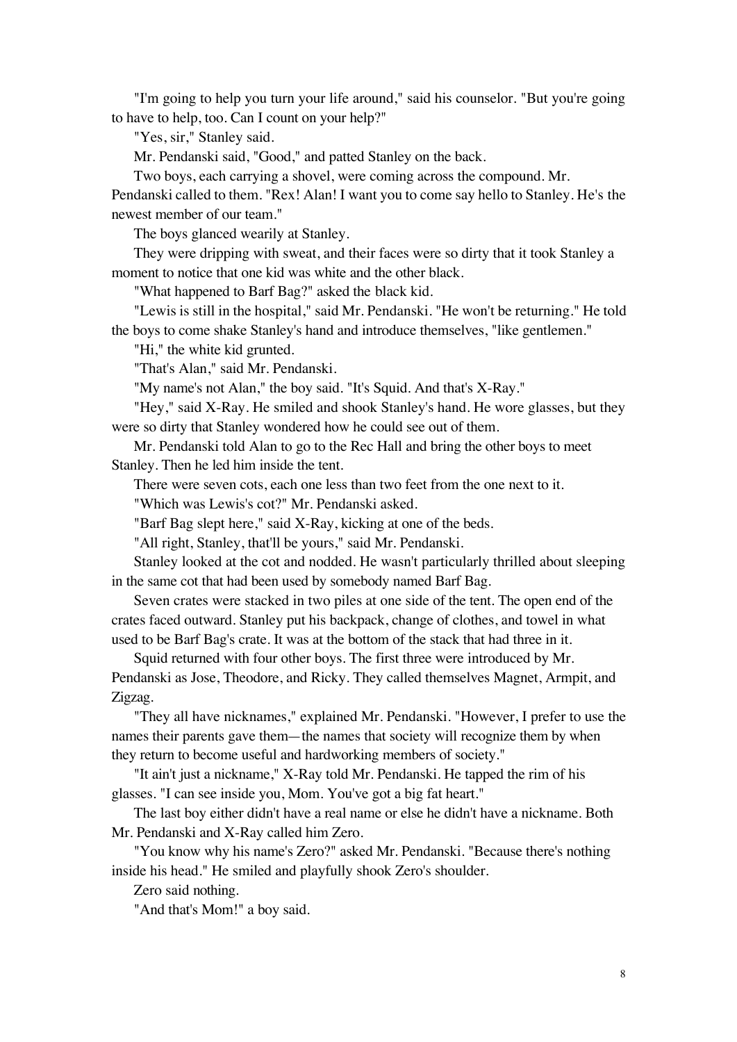"I'm going to help you turn your life around," said his counselor. "But you're going to have to help, too. Can I count on your help?"

"Yes, sir," Stanley said.

Mr. Pendanski said, "Good," and patted Stanley on the back.

Two boys, each carrying a shovel, were coming across the compound. Mr. Pendanski called to them. "Rex! Alan! I want you to come say hello to Stanley. He's the newest member of our team."

The boys glanced wearily at Stanley.

They were dripping with sweat, and their faces were so dirty that it took Stanley a moment to notice that one kid was white and the other black.

"What happened to Barf Bag?" asked the black kid.

"Lewis is still in the hospital," said Mr. Pendanski. "He won't be returning." He told the boys to come shake Stanley's hand and introduce themselves, "like gentlemen."

"Hi," the white kid grunted.

"That's Alan," said Mr. Pendanski.

"My name's not Alan," the boy said. "It's Squid. And that's X-Ray."

"Hey," said X-Ray. He smiled and shook Stanley's hand. He wore glasses, but they were so dirty that Stanley wondered how he could see out of them.

Mr. Pendanski told Alan to go to the Rec Hall and bring the other boys to meet Stanley. Then he led him inside the tent.

There were seven cots, each one less than two feet from the one next to it.

"Which was Lewis's cot?" Mr. Pendanski asked.

"Barf Bag slept here," said X-Ray, kicking at one of the beds.

"All right, Stanley, that'll be yours," said Mr. Pendanski.

Stanley looked at the cot and nodded. He wasn't particularly thrilled about sleeping in the same cot that had been used by somebody named Barf Bag.

Seven crates were stacked in two piles at one side of the tent. The open end of the crates faced outward. Stanley put his backpack, change of clothes, and towel in what used to be Barf Bag's crate. It was at the bottom of the stack that had three in it.

Squid returned with four other boys. The first three were introduced by Mr. Pendanski as Jose, Theodore, and Ricky. They called themselves Magnet, Armpit, and Zigzag.

"They all have nicknames," explained Mr. Pendanski. "However, I prefer to use the names their parents gave them—the names that society will recognize them by when they return to become useful and hardworking members of society."

"It ain't just a nickname," X-Ray told Mr. Pendanski. He tapped the rim of his glasses. "I can see inside you, Mom. You've got a big fat heart."

The last boy either didn't have a real name or else he didn't have a nickname. Both Mr. Pendanski and X-Ray called him Zero.

"You know why his name's Zero?" asked Mr. Pendanski. "Because there's nothing inside his head." He smiled and playfully shook Zero's shoulder.

Zero said nothing.

"And that's Mom!" a boy said.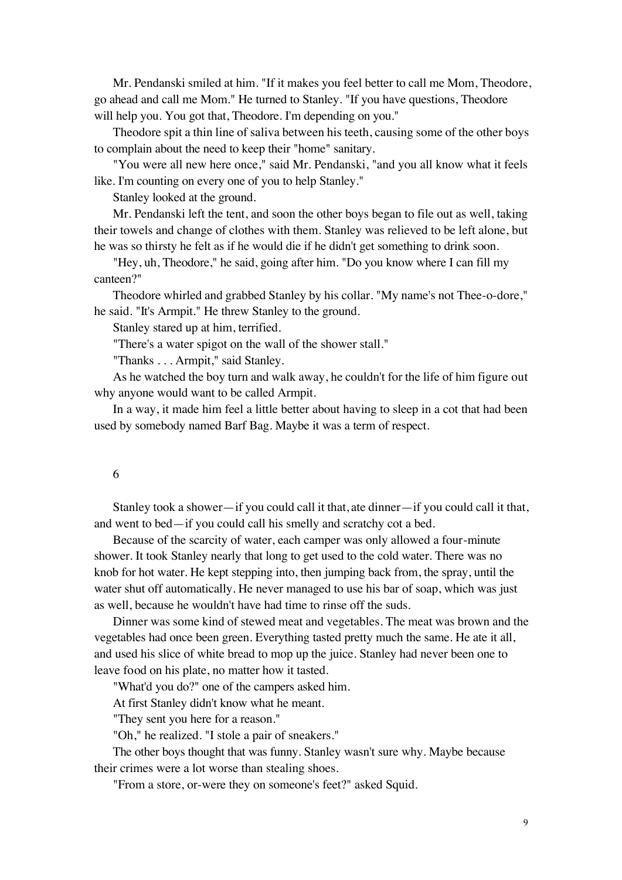Mr. Pendanski smiled at him. "If it makes you feel better to call me Mom, Theodore, go ahead and call me Mom." He turned to Stanley. "If you have questions, Theodore will help you. You got that, Theodore. I'm depending on you."

Theodore spit a thin line of saliva between his teeth, causing some of the other boys to complain about the need to keep their "home" sanitary.

"You were all new here once," said Mr. Pendanski, "and you all know what it feels like. I'm counting on every one of you to help Stanley."

Stanley looked at the ground.

Mr. Pendanski left the tent, and soon the other boys began to file out as well, taking their towels and change of clothes with them. Stanley was relieved to be left alone, but he was so thirsty he felt as if he would die if he didn't get something to drink soon.

"Hey, uh, Theodore," he said, going after him. "Do you know where I can fill my canteen?"

Theodore whirled and grabbed Stanley by his collar. "My name's not Thee-o-dore," he said. "It's Armpit." He threw Stanley to the ground.

Stanley stared up at him, terrified.

"There's a water spigot on the wall of the shower stall."

"Thanks . . . Armpit," said Stanley.

As he watched the boy turn and walk away, he couldn't for the life of him figure out why anyone would want to be called Armpit.

In a way, it made him feel a little better about having to sleep in a cot that had been used by somebody named Barf Bag. Maybe it was a term of respect.

## 6

Stanley took a shower—if you could call it that, ate dinner—if you could call it that, and went to bed—if you could call his smelly and scratchy cot a bed.

Because of the scarcity of water, each camper was only allowed a four-minute shower. It took Stanley nearly that long to get used to the cold water. There was no knob for hot water. He kept stepping into, then jumping back from, the spray, until the water shut off automatically. He never managed to use his bar of soap, which was just as well, because he wouldn't have had time to rinse off the suds.

Dinner was some kind of stewed meat and vegetables. The meat was brown and the vegetables had once been green. Everything tasted pretty much the same. He ate it all, and used his slice of white bread to mop up the juice. Stanley had never been one to leave food on his plate, no matter how it tasted.

"What'd you do?" one of the campers asked him.

At first Stanley didn't know what he meant.

"They sent you here for a reason."

"Oh," he realized. "I stole a pair of sneakers."

The other boys thought that was funny. Stanley wasn't sure why. Maybe because their crimes were a lot worse than stealing shoes.

"From a store, or-were they on someone's feet?" asked Squid.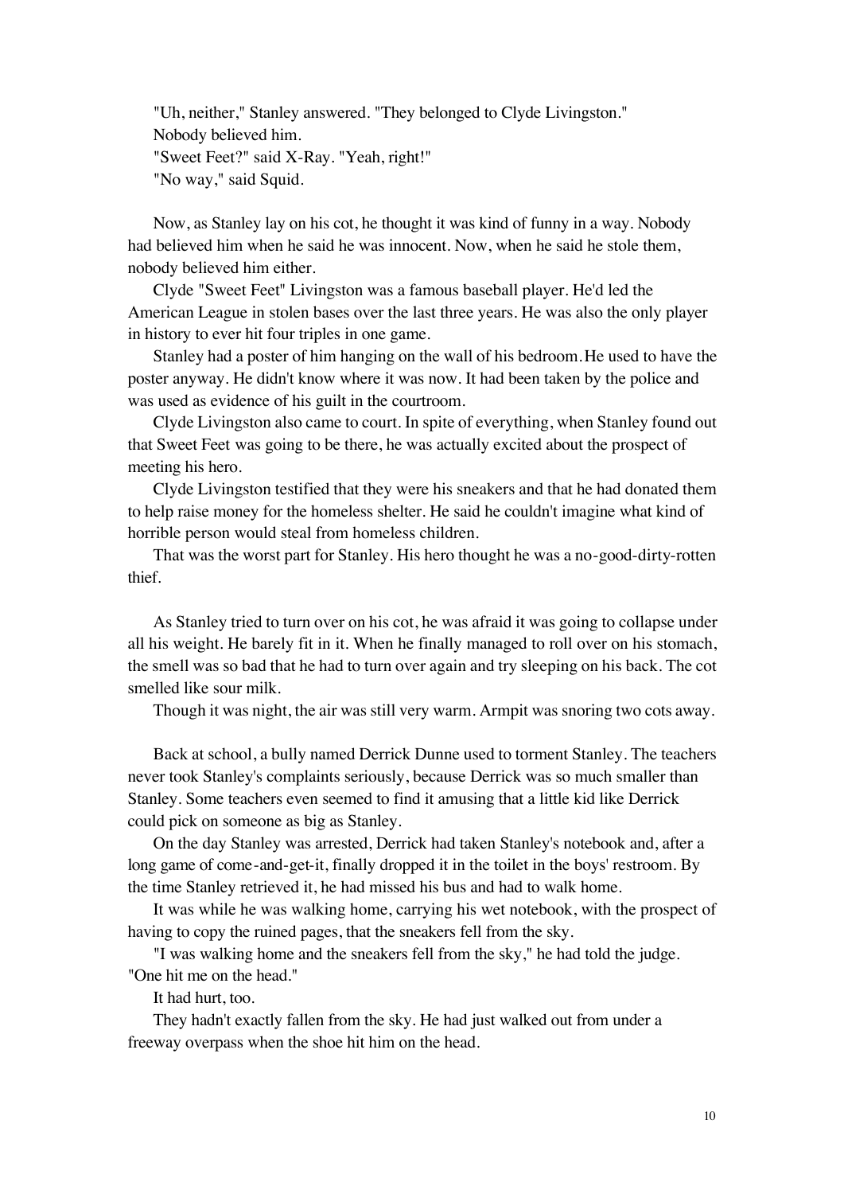"Uh, neither," Stanley answered. "They belonged to Clyde Livingston."

Nobody believed him.

"Sweet Feet?" said X-Ray. "Yeah, right!"

"No way," said Squid.

Now, as Stanley lay on his cot, he thought it was kind of funny in a way. Nobody had believed him when he said he was innocent. Now, when he said he stole them, nobody believed him either.

Clyde "Sweet Feet" Livingston was a famous baseball player. He'd led the American League in stolen bases over the last three years. He was also the only player in history to ever hit four triples in one game.

Stanley had a poster of him hanging on the wall of his bedroom. He used to have the poster anyway. He didn't know where it was now. It had been taken by the police and was used as evidence of his guilt in the courtroom.

Clyde Livingston also came to court. In spite of everything, when Stanley found out that Sweet Feet was going to be there, he was actually excited about the prospect of meeting his hero.

Clyde Livingston testified that they were his sneakers and that he had donated them to help raise money for the homeless shelter. He said he couldn't imagine what kind of horrible person would steal from homeless children.

That was the worst part for Stanley. His hero thought he was a no-good-dirty-rotten thief.

As Stanley tried to turn over on his cot, he was afraid it was going to collapse under all his weight. He barely fit in it. When he finally managed to roll over on his stomach, the smell was so bad that he had to turn over again and try sleeping on his back. The cot smelled like sour milk.

Though it was night, the air was still very warm. Armpit was snoring two cots away.

Back at school, a bully named Derrick Dunne used to torment Stanley. The teachers never took Stanley's complaints seriously, because Derrick was so much smaller than Stanley. Some teachers even seemed to find it amusing that a little kid like Derrick could pick on someone as big as Stanley.

On the day Stanley was arrested, Derrick had taken Stanley's notebook and, after a long game of come-and-get-it, finally dropped it in the toilet in the boys' restroom. By the time Stanley retrieved it, he had missed his bus and had to walk home.

It was while he was walking home, carrying his wet notebook, with the prospect of having to copy the ruined pages, that the sneakers fell from the sky.

"I was walking home and the sneakers fell from the sky," he had told the judge. "One hit me on the head."

It had hurt, too.

They hadn't exactly fallen from the sky. He had just walked out from under a freeway overpass when the shoe hit him on the head.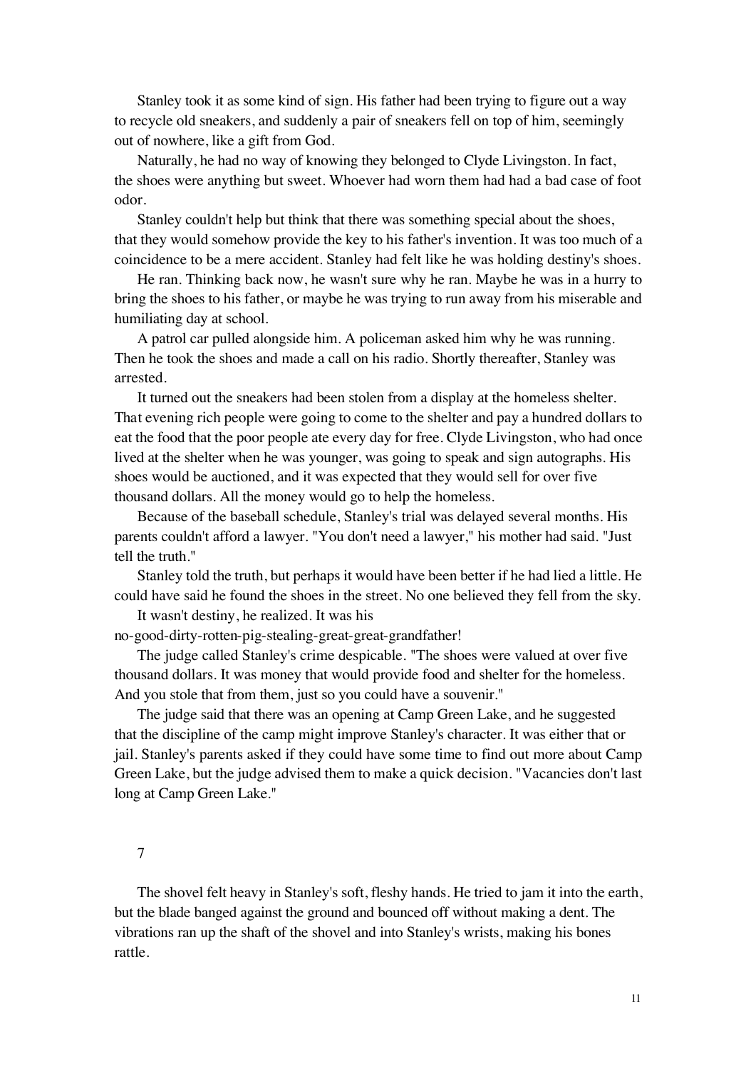Stanley took it as some kind of sign. His father had been trying to figure out a way to recycle old sneakers, and suddenly a pair of sneakers fell on top of him, seemingly out of nowhere, like a gift from God.

Naturally, he had no way of knowing they belonged to Clyde Livingston. In fact, the shoes were anything but sweet. Whoever had worn them had had a bad case of foot odor.

Stanley couldn't help but think that there was something special about the shoes, that they would somehow provide the key to his father's invention. It was too much of a coincidence to be a mere accident. Stanley had felt like he was holding destiny's shoes.

He ran. Thinking back now, he wasn't sure why he ran. Maybe he was in a hurry to bring the shoes to his father, or maybe he was trying to run away from his miserable and humiliating day at school.

A patrol car pulled alongside him. A policeman asked him why he was running. Then he took the shoes and made a call on his radio. Shortly thereafter, Stanley was arrested.

It turned out the sneakers had been stolen from a display at the homeless shelter. That evening rich people were going to come to the shelter and pay a hundred dollars to eat the food that the poor people ate every day for free. Clyde Livingston, who had once lived at the shelter when he was younger, was going to speak and sign autographs. His shoes would be auctioned, and it was expected that they would sell for over five thousand dollars. All the money would go to help the homeless.

Because of the baseball schedule, Stanley's trial was delayed several months. His parents couldn't afford a lawyer. "You don't need a lawyer," his mother had said. "Just tell the truth."

Stanley told the truth, but perhaps it would have been better if he had lied a little. He could have said he found the shoes in the street. No one believed they fell from the sky.

It wasn't destiny, he realized. It was his no-good-dirty-rotten-pig-stealing-great-great-grandfather!

The judge called Stanley's crime despicable. "The shoes were valued at over five thousand dollars. It was money that would provide food and shelter for the homeless. And you stole that from them, just so you could have a souvenir."

The judge said that there was an opening at Camp Green Lake, and he suggested that the discipline of the camp might improve Stanley's character. It was either that or jail. Stanley's parents asked if they could have some time to find out more about Camp Green Lake, but the judge advised them to make a quick decision. "Vacancies don't last long at Camp Green Lake."

## 7

The shovel felt heavy in Stanley's soft, fleshy hands. He tried to jam it into the earth, but the blade banged against the ground and bounced off without making a dent. The vibrations ran up the shaft of the shovel and into Stanley's wrists, making his bones rattle.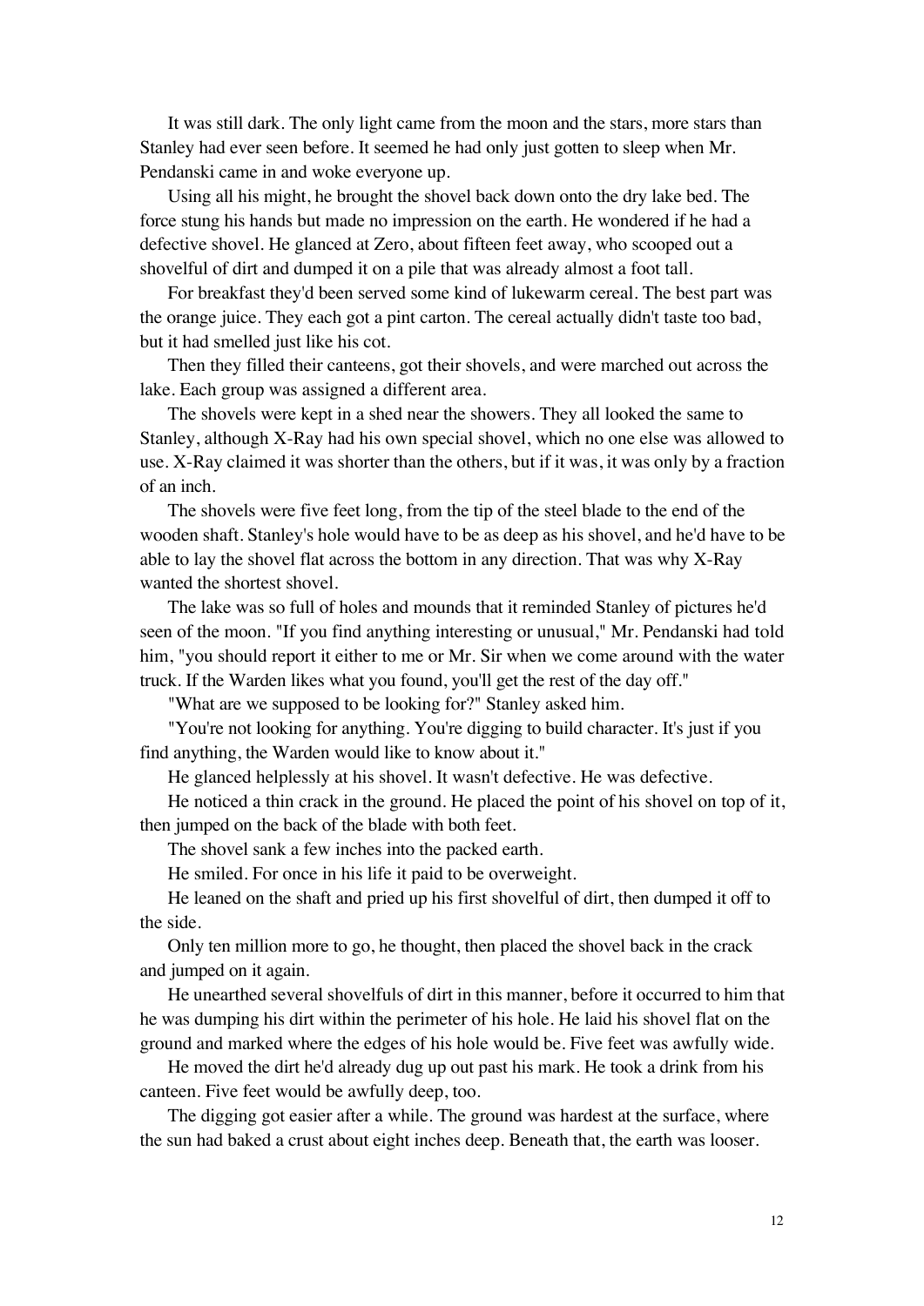It was still dark. The only light came from the moon and the stars, more stars than Stanley had ever seen before. It seemed he had only just gotten to sleep when Mr. Pendanski came in and woke everyone up.

Using all his might, he brought the shovel back down onto the dry lake bed. The force stung his hands but made no impression on the earth. He wondered if he had a defective shovel. He glanced at Zero, about fifteen feet away, who scooped out a shovelful of dirt and dumped it on a pile that was already almost a foot tall.

For breakfast they'd been served some kind of lukewarm cereal. The best part was the orange juice. They each got a pint carton. The cereal actually didn't taste too bad, but it had smelled just like his cot.

Then they filled their canteens, got their shovels, and were marched out across the lake. Each group was assigned a different area.

The shovels were kept in a shed near the showers. They all looked the same to Stanley, although X-Ray had his own special shovel, which no one else was allowed to use. X-Ray claimed it was shorter than the others, but if it was, it was only by a fraction of an inch.

The shovels were five feet long, from the tip of the steel blade to the end of the wooden shaft. Stanley's hole would have to be as deep as his shovel, and he'd have to be able to lay the shovel flat across the bottom in any direction. That was why X-Ray wanted the shortest shovel.

The lake was so full of holes and mounds that it reminded Stanley of pictures he'd seen of the moon. "If you find anything interesting or unusual," Mr. Pendanski had told him, "you should report it either to me or Mr. Sir when we come around with the water truck. If the Warden likes what you found, you'll get the rest of the day off."

"What are we supposed to be looking for?" Stanley asked him.

"You're not looking for anything. You're digging to build character. It's just if you find anything, the Warden would like to know about it."

He glanced helplessly at his shovel. It wasn't defective. He was defective.

He noticed a thin crack in the ground. He placed the point of his shovel on top of it, then jumped on the back of the blade with both feet.

The shovel sank a few inches into the packed earth.

He smiled. For once in his life it paid to be overweight.

He leaned on the shaft and pried up his first shovelful of dirt, then dumped it off to the side.

Only ten million more to go, he thought, then placed the shovel back in the crack and jumped on it again.

He unearthed several shovelfuls of dirt in this manner, before it occurred to him that he was dumping his dirt within the perimeter of his hole. He laid his shovel flat on the ground and marked where the edges of his hole would be. Five feet was awfully wide.

He moved the dirt he'd already dug up out past his mark. He took a drink from his canteen. Five feet would be awfully deep, too.

The digging got easier after a while. The ground was hardest at the surface, where the sun had baked a crust about eight inches deep. Beneath that, the earth was looser.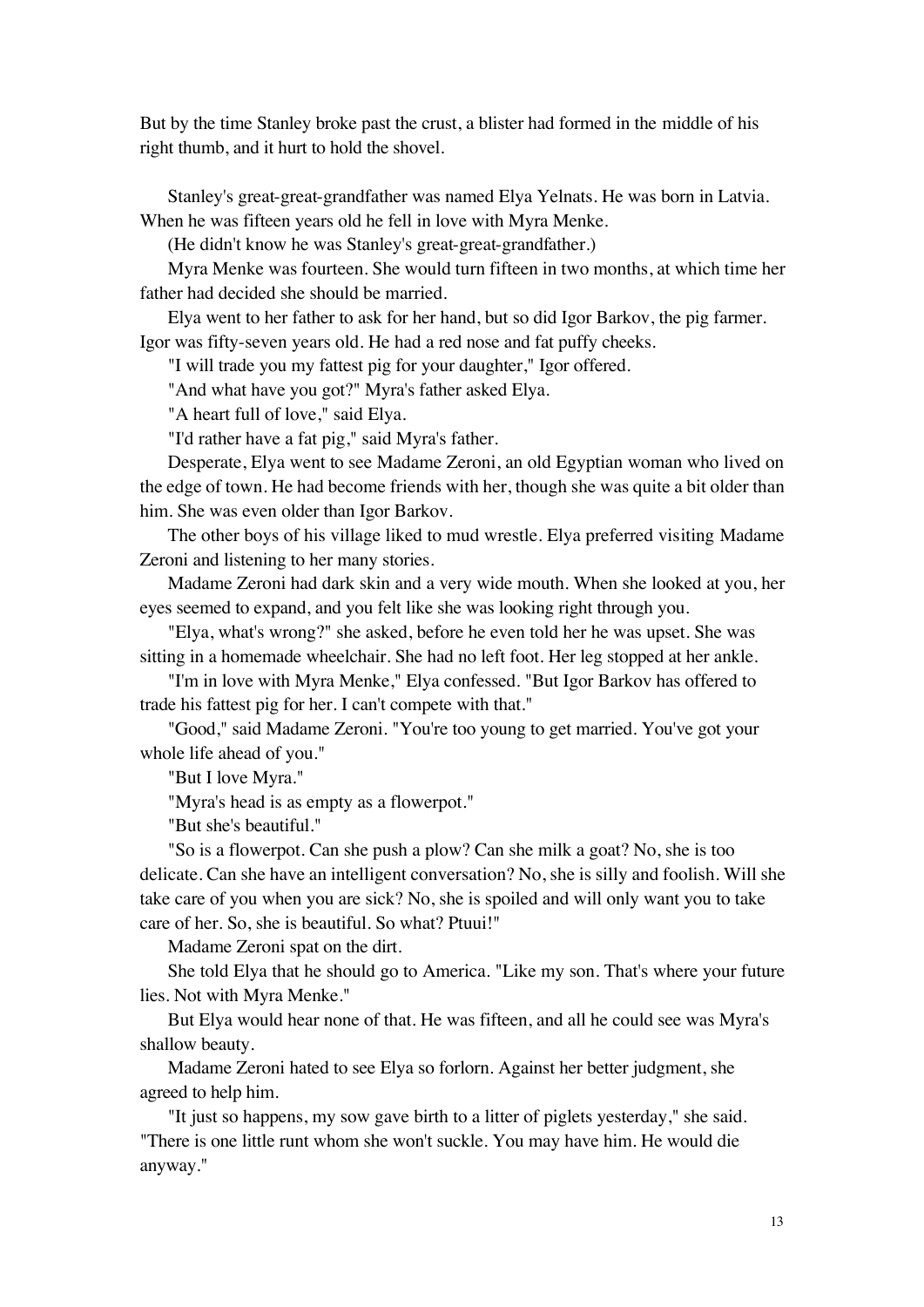But by the time Stanley broke past the crust, a blister had formed in the middle of his right thumb, and it hurt to hold the shovel.

Stanley's great-great-grandfather was named Elya Yelnats. He was born in Latvia. When he was fifteen years old he fell in love with Myra Menke.

(He didn't know he was Stanley's great-great-grandfather.)

Myra Menke was fourteen. She would turn fifteen in two months, at which time her father had decided she should be married.

Elya went to her father to ask for her hand, but so did Igor Barkov, the pig farmer. Igor was fifty-seven years old. He had a red nose and fat puffy cheeks.

"I will trade you my fattest pig for your daughter," Igor offered.

"And what have you got?" Myra's father asked Elya.

"A heart full of love," said Elya.

"I'd rather have a fat pig," said Myra's father.

Desperate, Elya went to see Madame Zeroni, an old Egyptian woman who lived on the edge of town. He had become friends with her, though she was quite a bit older than him. She was even older than Igor Barkov.

The other boys of his village liked to mud wrestle. Elya preferred visiting Madame Zeroni and listening to her many stories.

Madame Zeroni had dark skin and a very wide mouth. When she looked at you, her eyes seemed to expand, and you felt like she was looking right through you.

"Elya, what's wrong?" she asked, before he even told her he was upset. She was sitting in a homemade wheelchair. She had no left foot. Her leg stopped at her ankle.

"I'm in love with Myra Menke," Elya confessed. "But Igor Barkov has offered to trade his fattest pig for her. I can't compete with that."

"Good," said Madame Zeroni. "You're too young to get married. You've got your whole life ahead of you."

"But I love Myra."

"Myra's head is as empty as a flowerpot."

"But she's beautiful."

"So is a flowerpot. Can she push a plow? Can she milk a goat? No, she is too delicate. Can she have an intelligent conversation? No, she is silly and foolish. Will she take care of you when you are sick? No, she is spoiled and will only want you to take care of her. So, she is beautiful. So what? Ptuui!"

Madame Zeroni spat on the dirt.

She told Elya that he should go to America. "Like my son. That's where your future lies. Not with Myra Menke."

But Elya would hear none of that. He was fifteen, and all he could see was Myra's shallow beauty.

Madame Zeroni hated to see Elya so forlorn. Against her better judgment, she agreed to help him.

"It just so happens, my sow gave birth to a litter of piglets yesterday," she said. "There is one little runt whom she won't suckle. You may have him. He would die anyway."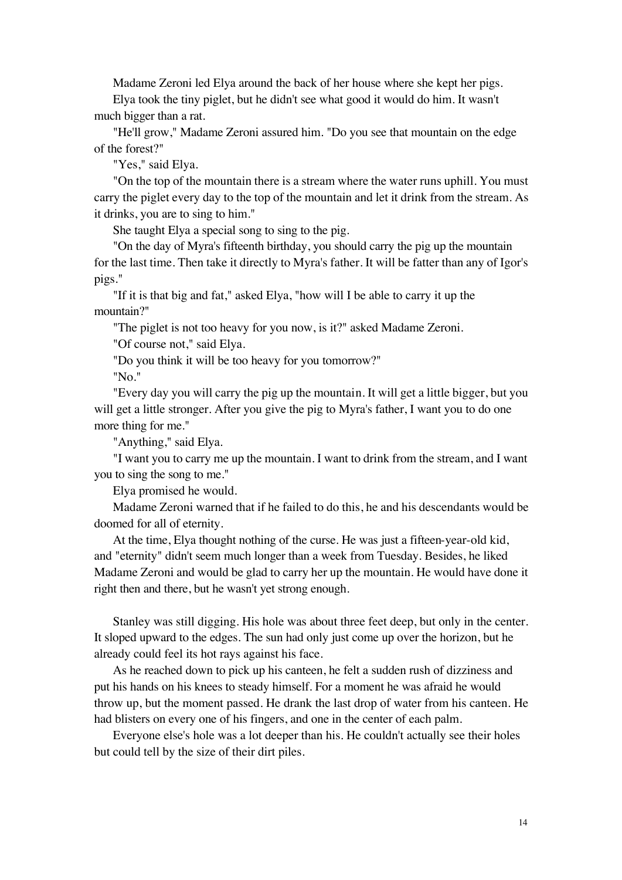Madame Zeroni led Elya around the back of her house where she kept her pigs.

Elya took the tiny piglet, but he didn't see what good it would do him. It wasn't much bigger than a rat.

"He'll grow," Madame Zeroni assured him. "Do you see that mountain on the edge of the forest?"

"Yes," said Elya.

"On the top of the mountain there is a stream where the water runs uphill. You must carry the piglet every day to the top of the mountain and let it drink from the stream. As it drinks, you are to sing to him."

She taught Elya a special song to sing to the pig.

"On the day of Myra's fifteenth birthday, you should carry the pig up the mountain for the last time. Then take it directly to Myra's father. It will be fatter than any of Igor's pigs."

"If it is that big and fat," asked Elya, "how will I be able to carry it up the mountain?"

"The piglet is not too heavy for you now, is it?" asked Madame Zeroni.

"Of course not," said Elya.

"Do you think it will be too heavy for you tomorrow?"

"No."

"Every day you will carry the pig up the mountain. It will get a little bigger, but you will get a little stronger. After you give the pig to Myra's father, I want you to do one more thing for me."

"Anything," said Elya.

"I want you to carry me up the mountain. I want to drink from the stream, and I want you to sing the song to me."

Elya promised he would.

Madame Zeroni warned that if he failed to do this, he and his descendants would be doomed for all of eternity.

At the time, Elya thought nothing of the curse. He was just a fifteen-year-old kid, and "eternity" didn't seem much longer than a week from Tuesday. Besides, he liked Madame Zeroni and would be glad to carry her up the mountain. He would have done it right then and there, but he wasn't yet strong enough.

Stanley was still digging. His hole was about three feet deep, but only in the center. It sloped upward to the edges. The sun had only just come up over the horizon, but he already could feel its hot rays against his face.

As he reached down to pick up his canteen, he felt a sudden rush of dizziness and put his hands on his knees to steady himself. For a moment he was afraid he would throw up, but the moment passed. He drank the last drop of water from his canteen. He had blisters on every one of his fingers, and one in the center of each palm.

Everyone else's hole was a lot deeper than his. He couldn't actually see their holes but could tell by the size of their dirt piles.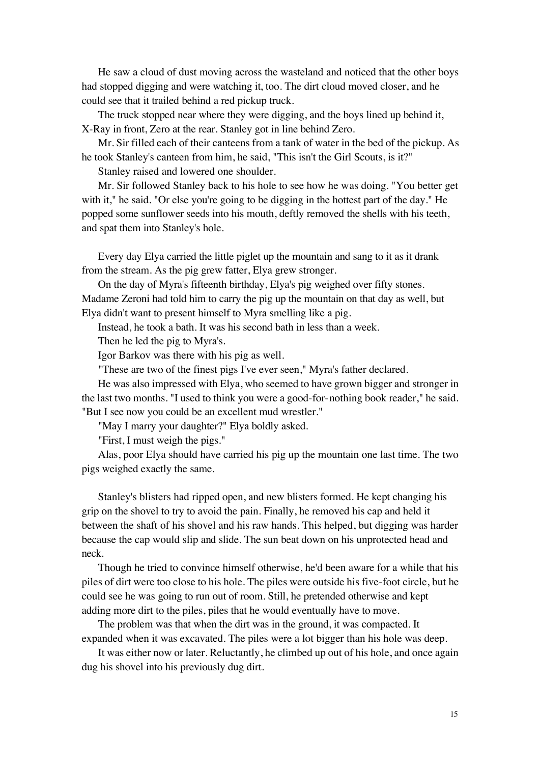He saw a cloud of dust moving across the wasteland and noticed that the other boys had stopped digging and were watching it, too. The dirt cloud moved closer, and he could see that it trailed behind a red pickup truck.

The truck stopped near where they were digging, and the boys lined up behind it, X-Ray in front, Zero at the rear. Stanley got in line behind Zero.

Mr. Sir filled each of their canteens from a tank of water in the bed of the pickup. As he took Stanley's canteen from him, he said, "This isn't the Girl Scouts, is it?"

Stanley raised and lowered one shoulder.

Mr. Sir followed Stanley back to his hole to see how he was doing. "You better get with it," he said. "Or else you're going to be digging in the hottest part of the day." He popped some sunflower seeds into his mouth, deftly removed the shells with his teeth, and spat them into Stanley's hole.

Every day Elya carried the little piglet up the mountain and sang to it as it drank from the stream. As the pig grew fatter, Elya grew stronger.

On the day of Myra's fifteenth birthday, Elya's pig weighed over fifty stones. Madame Zeroni had told him to carry the pig up the mountain on that day as well, but Elya didn't want to present himself to Myra smelling like a pig.

Instead, he took a bath. It was his second bath in less than a week.

Then he led the pig to Myra's.

Igor Barkov was there with his pig as well.

"These are two of the finest pigs I've ever seen," Myra's father declared.

He was also impressed with Elya, who seemed to have grown bigger and stronger in the last two months. "I used to think you were a good-for-nothing book reader," he said. "But I see now you could be an excellent mud wrestler."

"May I marry your daughter?" Elya boldly asked.

"First, I must weigh the pigs."

Alas, poor Elya should have carried his pig up the mountain one last time. The two pigs weighed exactly the same.

Stanley's blisters had ripped open, and new blisters formed. He kept changing his grip on the shovel to try to avoid the pain. Finally, he removed his cap and held it between the shaft of his shovel and his raw hands. This helped, but digging was harder because the cap would slip and slide. The sun beat down on his unprotected head and neck.

Though he tried to convince himself otherwise, he'd been aware for a while that his piles of dirt were too close to his hole. The piles were outside his five-foot circle, but he could see he was going to run out of room. Still, he pretended otherwise and kept adding more dirt to the piles, piles that he would eventually have to move.

The problem was that when the dirt was in the ground, it was compacted. It expanded when it was excavated. The piles were a lot bigger than his hole was deep.

It was either now or later. Reluctantly, he climbed up out of his hole, and once again dug his shovel into his previously dug dirt.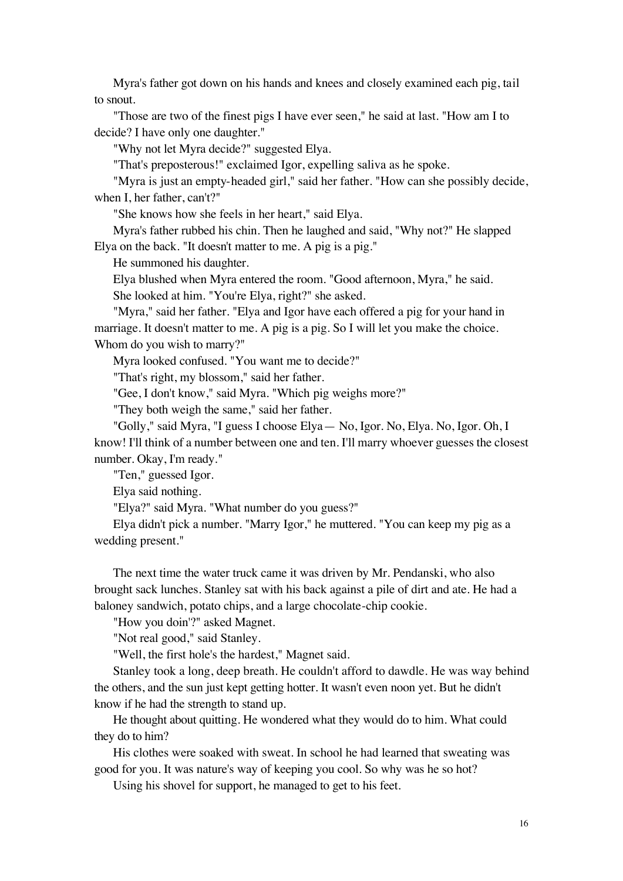Myra's father got down on his hands and knees and closely examined each pig, tail to snout.

"Those are two of the finest pigs I have ever seen," he said at last. "How am I to decide? I have only one daughter."

"Why not let Myra decide?" suggested Elya.

"That's preposterous!" exclaimed Igor, expelling saliva as he spoke.

"Myra is just an empty-headed girl," said her father. "How can she possibly decide, when I, her father, can't?"

"She knows how she feels in her heart," said Elya.

Myra's father rubbed his chin. Then he laughed and said, "Why not?" He slapped Elya on the back. "It doesn't matter to me. A pig is a pig."

He summoned his daughter.

Elya blushed when Myra entered the room. "Good afternoon, Myra," he said.

She looked at him. "You're Elya, right?" she asked.

"Myra," said her father. "Elya and Igor have each offered a pig for your hand in marriage. It doesn't matter to me. A pig is a pig. So I will let you make the choice. Whom do you wish to marry?"

Myra looked confused. "You want me to decide?"

"That's right, my blossom," said her father.

"Gee, I don't know," said Myra. "Which pig weighs more?"

"They both weigh the same," said her father.

"Golly," said Myra, "I guess I choose Elya— No, Igor. No, Elya. No, Igor. Oh, I know! I'll think of a number between one and ten. I'll marry whoever guesses the closest number. Okay, I'm ready."

"Ten," guessed Igor.

Elya said nothing.

"Elya?" said Myra. "What number do you guess?"

Elya didn't pick a number. "Marry Igor," he muttered. "You can keep my pig as a wedding present."

The next time the water truck came it was driven by Mr. Pendanski, who also brought sack lunches. Stanley sat with his back against a pile of dirt and ate. He had a baloney sandwich, potato chips, and a large chocolate-chip cookie.

"How you doin'?" asked Magnet.

"Not real good," said Stanley.

"Well, the first hole's the hardest," Magnet said.

Stanley took a long, deep breath. He couldn't afford to dawdle. He was way behind the others, and the sun just kept getting hotter. It wasn't even noon yet. But he didn't know if he had the strength to stand up.

He thought about quitting. He wondered what they would do to him. What could they do to him?

His clothes were soaked with sweat. In school he had learned that sweating was good for you. It was nature's way of keeping you cool. So why was he so hot?

Using his shovel for support, he managed to get to his feet.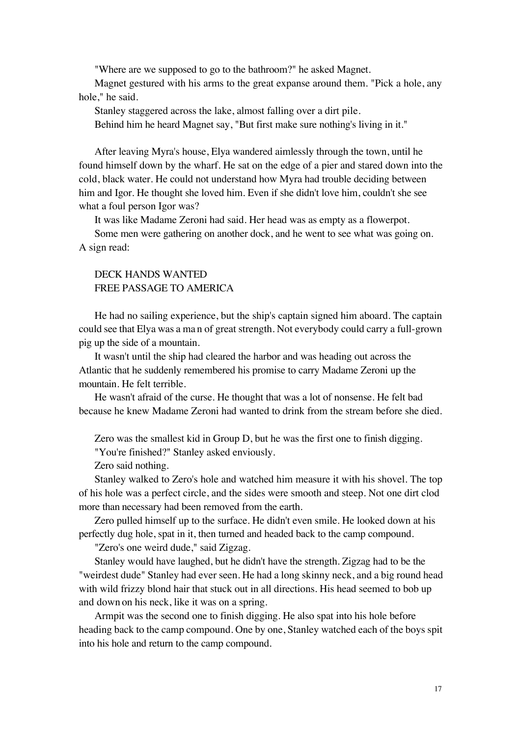"Where are we supposed to go to the bathroom?" he asked Magnet.

Magnet gestured with his arms to the great expanse around them. "Pick a hole, any hole," he said.

Stanley staggered across the lake, almost falling over a dirt pile.

Behind him he heard Magnet say, "But first make sure nothing's living in it."

After leaving Myra's house, Elya wandered aimlessly through the town, until he found himself down by the wharf. He sat on the edge of a pier and stared down into the cold, black water. He could not understand how Myra had trouble deciding between him and Igor. He thought she loved him. Even if she didn't love him, couldn't she see what a foul person Igor was?

It was like Madame Zeroni had said. Her head was as empty as a flowerpot.

Some men were gathering on another dock, and he went to see what was going on. A sign read:

DECK HANDS WANTED
FREE PASSAGE TO AMERICA

He had no sailing experience, but the ship's captain signed him aboard. The captain could see that Elya was a man of great strength. Not everybody could carry a full-grown pig up the side of a mountain.

It wasn't until the ship had cleared the harbor and was heading out across the Atlantic that he suddenly remembered his promise to carry Madame Zeroni up the mountain. He felt terrible.

He wasn't afraid of the curse. He thought that was a lot of nonsense. He felt bad because he knew Madame Zeroni had wanted to drink from the stream before she died.

Zero was the smallest kid in Group D, but he was the first one to finish digging.

"You're finished?" Stanley asked enviously.

Zero said nothing.

Stanley walked to Zero's hole and watched him measure it with his shovel. The top of his hole was a perfect circle, and the sides were smooth and steep. Not one dirt clod more than necessary had been removed from the earth.

Zero pulled himself up to the surface. He didn't even smile. He looked down at his perfectly dug hole, spat in it, then turned and headed back to the camp compound.

"Zero's one weird dude," said Zigzag.

Stanley would have laughed, but he didn't have the strength. Zigzag had to be the "weirdest dude" Stanley had ever seen. He had a long skinny neck, and a big round head with wild frizzy blond hair that stuck out in all directions. His head seemed to bob up and down on his neck, like it was on a spring.

Armpit was the second one to finish digging. He also spat into his hole before heading back to the camp compound. One by one, Stanley watched each of the boys spit into his hole and return to the camp compound.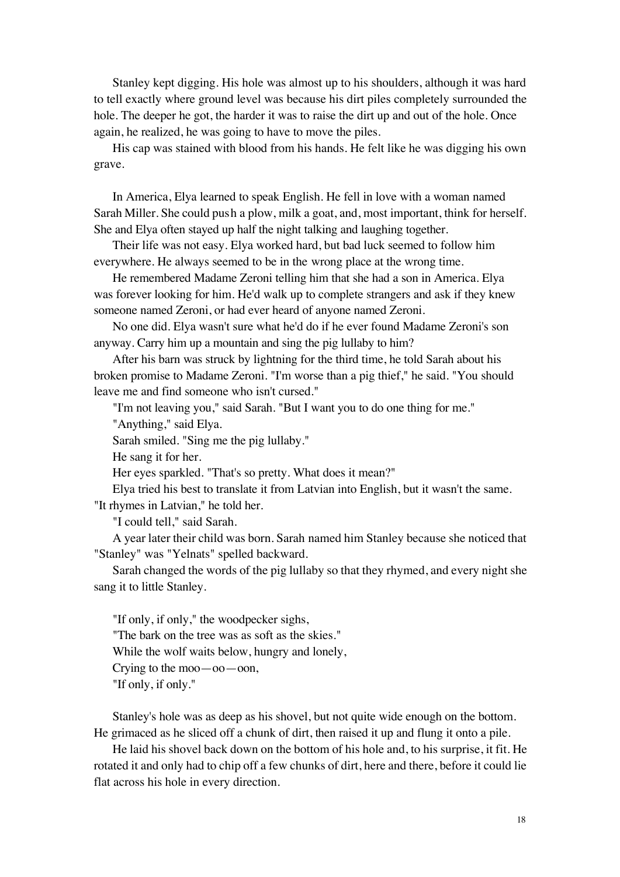Stanley kept digging. His hole was almost up to his shoulders, although it was hard to tell exactly where ground level was because his dirt piles completely surrounded the hole. The deeper he got, the harder it was to raise the dirt up and out of the hole. Once again, he realized, he was going to have to move the piles.

His cap was stained with blood from his hands. He felt like he was digging his own grave.

In America, Elya learned to speak English. He fell in love with a woman named Sarah Miller. She could push a plow, milk a goat, and, most important, think for herself. She and Elya often stayed up half the night talking and laughing together.

Their life was not easy. Elya worked hard, but bad luck seemed to follow him everywhere. He always seemed to be in the wrong place at the wrong time.

He remembered Madame Zeroni telling him that she had a son in America. Elya was forever looking for him. He'd walk up to complete strangers and ask if they knew someone named Zeroni, or had ever heard of anyone named Zeroni.

No one did. Elya wasn't sure what he'd do if he ever found Madame Zeroni's son anyway. Carry him up a mountain and sing the pig lullaby to him?

After his barn was struck by lightning for the third time, he told Sarah about his broken promise to Madame Zeroni. "I'm worse than a pig thief," he said. "You should leave me and find someone who isn't cursed."

"I'm not leaving you," said Sarah. "But I want you to do one thing for me."

"Anything," said Elya.

Sarah smiled. "Sing me the pig lullaby."

He sang it for her.

Her eyes sparkled. "That's so pretty. What does it mean?"

Elya tried his best to translate it from Latvian into English, but it wasn't the same. "It rhymes in Latvian," he told her.

"I could tell," said Sarah.

A year later their child was born. Sarah named him Stanley because she noticed that "Stanley" was "Yelnats" spelled backward.

Sarah changed the words of the pig lullaby so that they rhymed, and every night she sang it to little Stanley.

"If only, if only," the woodpecker sighs,  
"The bark on the tree was as soft as the skies."  
While the wolf waits below, hungry and lonely,  
Crying to the moo—oo—oon,  
"If only, if only."

Stanley's hole was as deep as his shovel, but not quite wide enough on the bottom. He grimaced as he sliced off a chunk of dirt, then raised it up and flung it onto a pile.

He laid his shovel back down on the bottom of his hole and, to his surprise, it fit. He rotated it and only had to chip off a few chunks of dirt, here and there, before it could lie flat across his hole in every direction.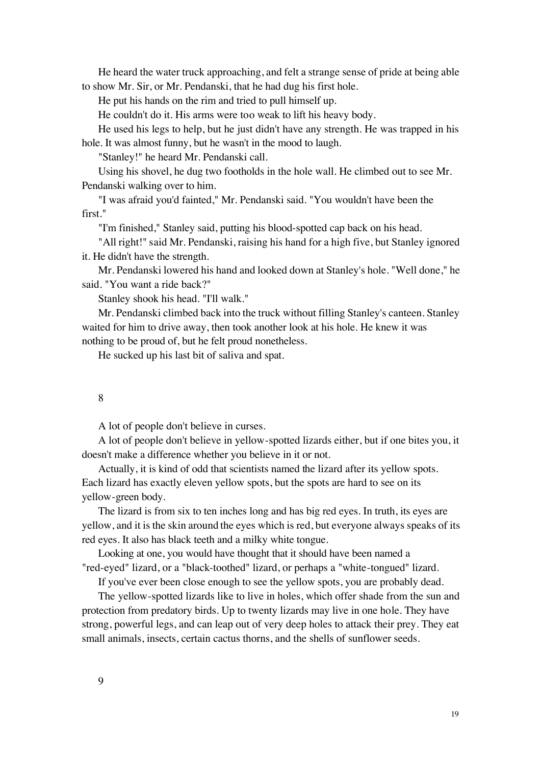He heard the water truck approaching, and felt a strange sense of pride at being able to show Mr. Sir, or Mr. Pendanski, that he had dug his first hole.

He put his hands on the rim and tried to pull himself up.

He couldn't do it. His arms were too weak to lift his heavy body.

He used his legs to help, but he just didn't have any strength. He was trapped in his hole. It was almost funny, but he wasn't in the mood to laugh.

"Stanley!" he heard Mr. Pendanski call.

Using his shovel, he dug two footholds in the hole wall. He climbed out to see Mr. Pendanski walking over to him.

"I was afraid you'd fainted," Mr. Pendanski said. "You wouldn't have been the first."

"I'm finished," Stanley said, putting his blood-spotted cap back on his head.

"All right!" said Mr. Pendanski, raising his hand for a high five, but Stanley ignored it. He didn't have the strength.

Mr. Pendanski lowered his hand and looked down at Stanley's hole. "Well done," he said. "You want a ride back?"

Stanley shook his head. "I'll walk."

Mr. Pendanski climbed back into the truck without filling Stanley's canteen. Stanley waited for him to drive away, then took another look at his hole. He knew it was nothing to be proud of, but he felt proud nonetheless.

He sucked up his last bit of saliva and spat.

## 8

A lot of people don't believe in curses.

A lot of people don't believe in yellow-spotted lizards either, but if one bites you, it doesn't make a difference whether you believe in it or not.

Actually, it is kind of odd that scientists named the lizard after its yellow spots. Each lizard has exactly eleven yellow spots, but the spots are hard to see on its yellow-green body.

The lizard is from six to ten inches long and has big red eyes. In truth, its eyes are yellow, and it is the skin around the eyes which is red, but everyone always speaks of its red eyes. It also has black teeth and a milky white tongue.

Looking at one, you would have thought that it should have been named a "red-eyed" lizard, or a "black-toothed" lizard, or perhaps a "white-tongued" lizard.

If you've ever been close enough to see the yellow spots, you are probably dead.

The yellow-spotted lizards like to live in holes, which offer shade from the sun and protection from predatory birds. Up to twenty lizards may live in one hole. They have strong, powerful legs, and can leap out of very deep holes to attack their prey. They eat small animals, insects, certain cactus thorns, and the shells of sunflower seeds.

## 9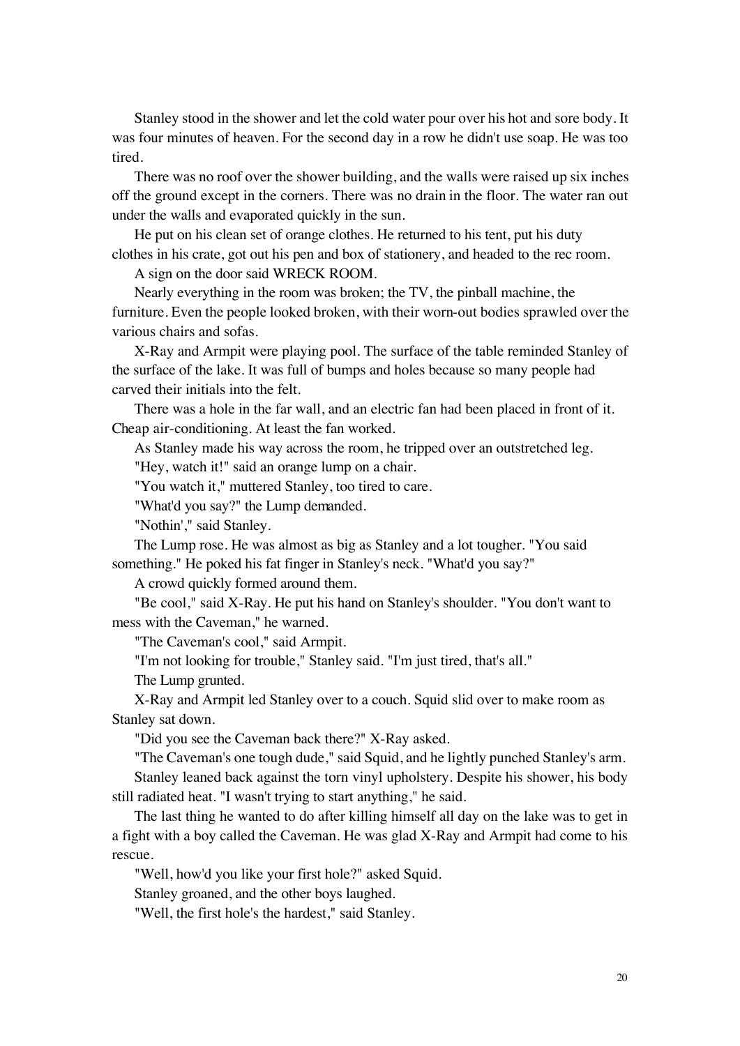Stanley stood in the shower and let the cold water pour over his hot and sore body. It was four minutes of heaven. For the second day in a row he didn't use soap. He was too tired.

There was no roof over the shower building, and the walls were raised up six inches off the ground except in the corners. There was no drain in the floor. The water ran out under the walls and evaporated quickly in the sun.

He put on his clean set of orange clothes. He returned to his tent, put his duty clothes in his crate, got out his pen and box of stationery, and headed to the rec room.

A sign on the door said WRECK ROOM.

Nearly everything in the room was broken; the TV, the pinball machine, the furniture. Even the people looked broken, with their worn-out bodies sprawled over the various chairs and sofas.

X-Ray and Armpit were playing pool. The surface of the table reminded Stanley of the surface of the lake. It was full of bumps and holes because so many people had carved their initials into the felt.

There was a hole in the far wall, and an electric fan had been placed in front of it. Cheap air-conditioning. At least the fan worked.

As Stanley made his way across the room, he tripped over an outstretched leg.

"Hey, watch it!" said an orange lump on a chair.

"You watch it," muttered Stanley, too tired to care.

"What'd you say?" the Lump demanded.

"Nothin'," said Stanley.

The Lump rose. He was almost as big as Stanley and a lot tougher. "You said something." He poked his fat finger in Stanley's neck. "What'd you say?"

A crowd quickly formed around them.

"Be cool," said X-Ray. He put his hand on Stanley's shoulder. "You don't want to mess with the Caveman," he warned.

"The Caveman's cool," said Armpit.

"I'm not looking for trouble," Stanley said. "I'm just tired, that's all."

The Lump grunted.

X-Ray and Armpit led Stanley over to a couch. Squid slid over to make room as Stanley sat down.

"Did you see the Caveman back there?" X-Ray asked.

"The Caveman's one tough dude," said Squid, and he lightly punched Stanley's arm.

Stanley leaned back against the torn vinyl upholstery. Despite his shower, his body still radiated heat. "I wasn't trying to start anything," he said.

The last thing he wanted to do after killing himself all day on the lake was to get in a fight with a boy called the Caveman. He was glad X-Ray and Armpit had come to his rescue.

"Well, how'd you like your first hole?" asked Squid.

Stanley groaned, and the other boys laughed.

"Well, the first hole's the hardest," said Stanley.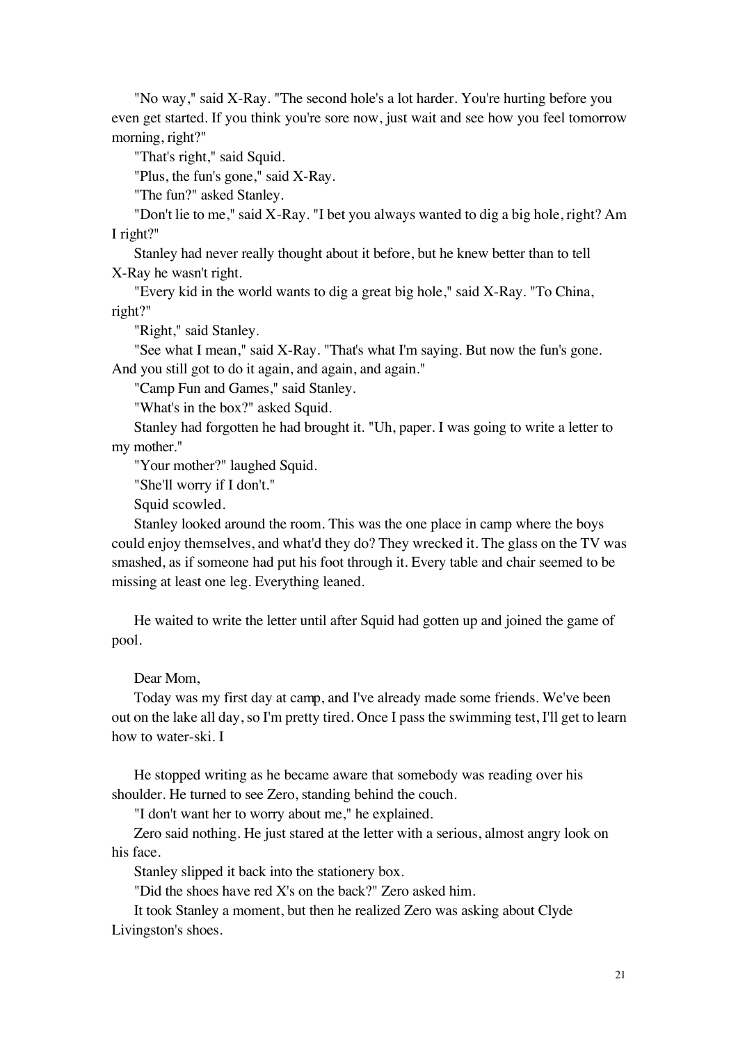"No way," said X-Ray. "The second hole's a lot harder. You're hurting before you even get started. If you think you're sore now, just wait and see how you feel tomorrow morning, right?"

"That's right," said Squid.

"Plus, the fun's gone," said X-Ray.

"The fun?" asked Stanley.

"Don't lie to me," said X-Ray. "I bet you always wanted to dig a big hole, right? Am I right?"

Stanley had never really thought about it before, but he knew better than to tell X-Ray he wasn't right.

"Every kid in the world wants to dig a great big hole," said X-Ray. "To China, right?"

"Right," said Stanley.

"See what I mean," said X-Ray. "That's what I'm saying. But now the fun's gone. And you still got to do it again, and again, and again."

"Camp Fun and Games," said Stanley.

"What's in the box?" asked Squid.

Stanley had forgotten he had brought it. "Uh, paper. I was going to write a letter to my mother."

"Your mother?" laughed Squid.

"She'll worry if I don't."

Squid scowled.

Stanley looked around the room. This was the one place in camp where the boys could enjoy themselves, and what'd they do? They wrecked it. The glass on the TV was smashed, as if someone had put his foot through it. Every table and chair seemed to be missing at least one leg. Everything leaned.

He waited to write the letter until after Squid had gotten up and joined the game of pool.

Dear Mom,

Today was my first day at camp, and I've already made some friends. We've been out on the lake all day, so I'm pretty tired. Once I pass the swimming test, I'll get to learn how to water-ski. I

He stopped writing as he became aware that somebody was reading over his shoulder. He turned to see Zero, standing behind the couch.

"I don't want her to worry about me," he explained.

Zero said nothing. He just stared at the letter with a serious, almost angry look on his face.

Stanley slipped it back into the stationery box.

"Did the shoes have red X's on the back?" Zero asked him.

It took Stanley a moment, but then he realized Zero was asking about Clyde Livingston's shoes.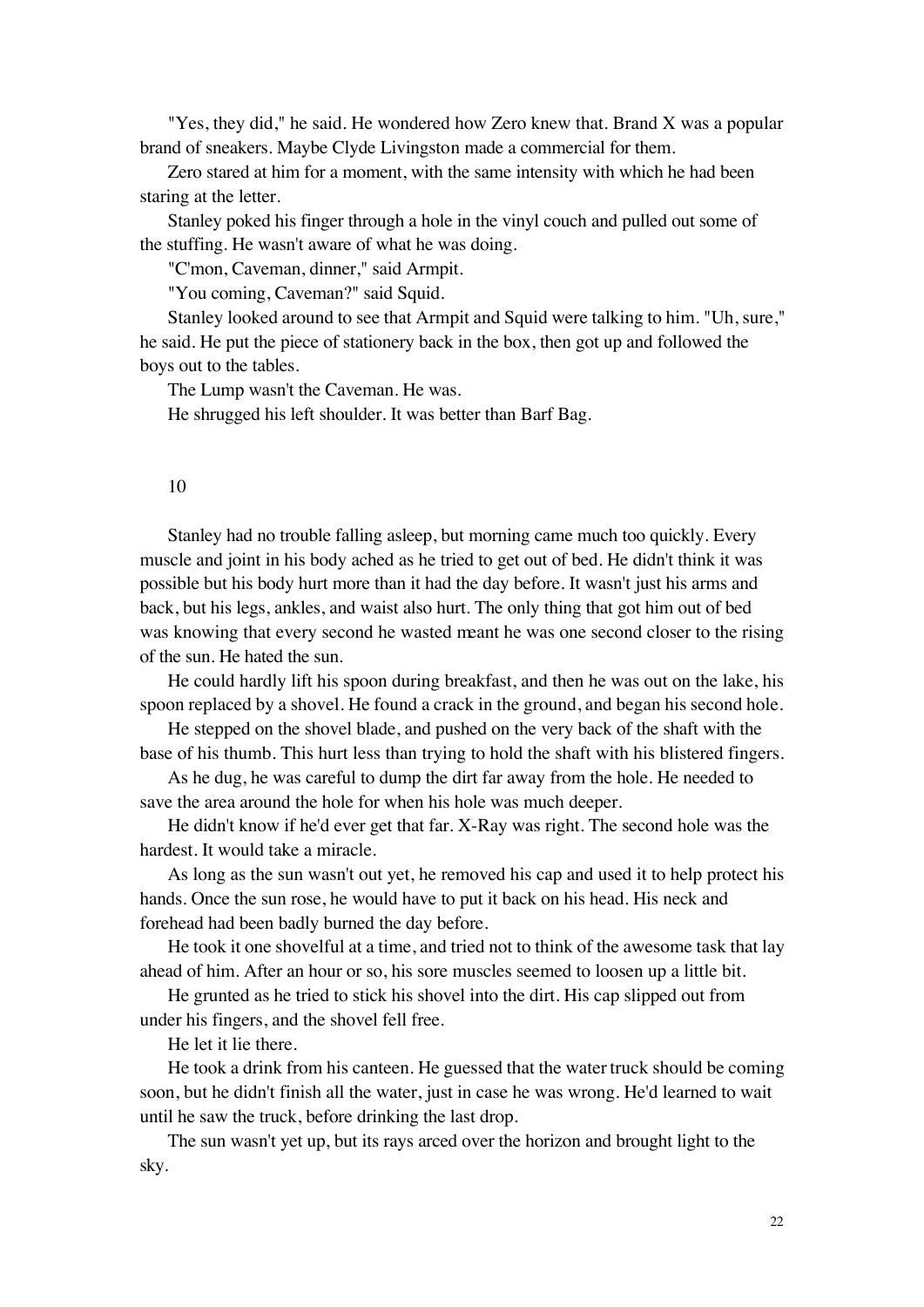"Yes, they did," he said. He wondered how Zero knew that. Brand X was a popular brand of sneakers. Maybe Clyde Livingston made a commercial for them.

Zero stared at him for a moment, with the same intensity with which he had been staring at the letter.

Stanley poked his finger through a hole in the vinyl couch and pulled out some of the stuffing. He wasn't aware of what he was doing.

"C'mon, Caveman, dinner," said Armpit.

"You coming, Caveman?" said Squid.

Stanley looked around to see that Armpit and Squid were talking to him. "Uh, sure," he said. He put the piece of stationery back in the box, then got up and followed the boys out to the tables.

The Lump wasn't the Caveman. He was.

He shrugged his left shoulder. It was better than Barf Bag.

## 10

Stanley had no trouble falling asleep, but morning came much too quickly. Every muscle and joint in his body ached as he tried to get out of bed. He didn't think it was possible but his body hurt more than it had the day before. It wasn't just his arms and back, but his legs, ankles, and waist also hurt. The only thing that got him out of bed was knowing that every second he wasted meant he was one second closer to the rising of the sun. He hated the sun.

He could hardly lift his spoon during breakfast, and then he was out on the lake, his spoon replaced by a shovel. He found a crack in the ground, and began his second hole.

He stepped on the shovel blade, and pushed on the very back of the shaft with the base of his thumb. This hurt less than trying to hold the shaft with his blistered fingers.

As he dug, he was careful to dump the dirt far away from the hole. He needed to save the area around the hole for when his hole was much deeper.

He didn't know if he'd ever get that far. X-Ray was right. The second hole was the hardest. It would take a miracle.

As long as the sun wasn't out yet, he removed his cap and used it to help protect his hands. Once the sun rose, he would have to put it back on his head. His neck and forehead had been badly burned the day before.

He took it one shovelful at a time, and tried not to think of the awesome task that lay ahead of him. After an hour or so, his sore muscles seemed to loosen up a little bit.

He grunted as he tried to stick his shovel into the dirt. His cap slipped out from under his fingers, and the shovel fell free.

He let it lie there.

He took a drink from his canteen. He guessed that the water truck should be coming soon, but he didn't finish all the water, just in case he was wrong. He'd learned to wait until he saw the truck, before drinking the last drop.

The sun wasn't yet up, but its rays arced over the horizon and brought light to the sky.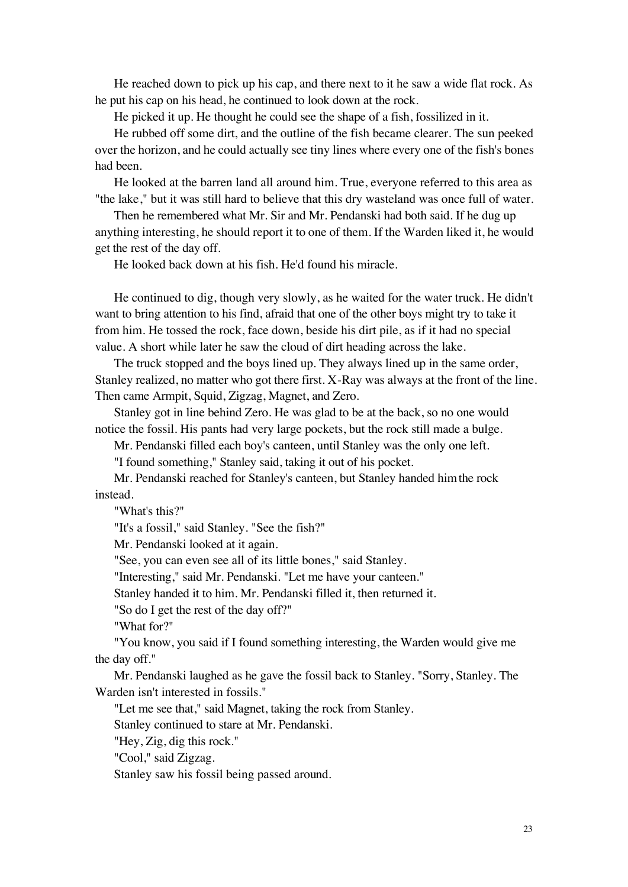He reached down to pick up his cap, and there next to it he saw a wide flat rock. As he put his cap on his head, he continued to look down at the rock.

He picked it up. He thought he could see the shape of a fish, fossilized in it.

He rubbed off some dirt, and the outline of the fish became clearer. The sun peeked over the horizon, and he could actually see tiny lines where every one of the fish's bones had been.

He looked at the barren land all around him. True, everyone referred to this area as "the lake," but it was still hard to believe that this dry wasteland was once full of water.

Then he remembered what Mr. Sir and Mr. Pendanski had both said. If he dug up anything interesting, he should report it to one of them. If the Warden liked it, he would get the rest of the day off.

He looked back down at his fish. He'd found his miracle.

He continued to dig, though very slowly, as he waited for the water truck. He didn't want to bring attention to his find, afraid that one of the other boys might try to take it from him. He tossed the rock, face down, beside his dirt pile, as if it had no special value. A short while later he saw the cloud of dirt heading across the lake.

The truck stopped and the boys lined up. They always lined up in the same order, Stanley realized, no matter who got there first. X-Ray was always at the front of the line. Then came Armpit, Squid, Zigzag, Magnet, and Zero.

Stanley got in line behind Zero. He was glad to be at the back, so no one would notice the fossil. His pants had very large pockets, but the rock still made a bulge.

Mr. Pendanski filled each boy's canteen, until Stanley was the only one left.

"I found something," Stanley said, taking it out of his pocket.

Mr. Pendanski reached for Stanley's canteen, but Stanley handed him the rock instead.

"What's this?"

"It's a fossil," said Stanley. "See the fish?"

Mr. Pendanski looked at it again.

"See, you can even see all of its little bones," said Stanley.

"Interesting," said Mr. Pendanski. "Let me have your canteen."

Stanley handed it to him. Mr. Pendanski filled it, then returned it.

"So do I get the rest of the day off?"

"What for?"

"You know, you said if I found something interesting, the Warden would give me the day off."

Mr. Pendanski laughed as he gave the fossil back to Stanley. "Sorry, Stanley. The Warden isn't interested in fossils."

"Let me see that," said Magnet, taking the rock from Stanley.

Stanley continued to stare at Mr. Pendanski.

"Hey, Zig, dig this rock."

"Cool," said Zigzag.

Stanley saw his fossil being passed around.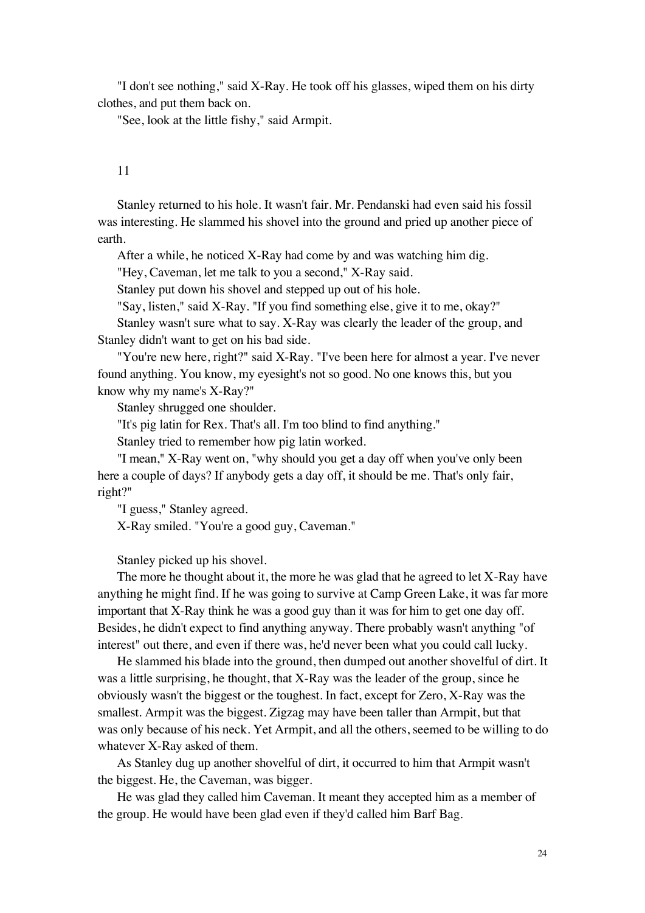"I don't see nothing," said X-Ray. He took off his glasses, wiped them on his dirty clothes, and put them back on.

"See, look at the little fishy," said Armpit.

## 11

Stanley returned to his hole. It wasn't fair. Mr. Pendanski had even said his fossil was interesting. He slammed his shovel into the ground and pried up another piece of earth.

After a while, he noticed X-Ray had come by and was watching him dig.

"Hey, Caveman, let me talk to you a second," X-Ray said.

Stanley put down his shovel and stepped up out of his hole.

"Say, listen," said X-Ray. "If you find something else, give it to me, okay?"

Stanley wasn't sure what to say. X-Ray was clearly the leader of the group, and Stanley didn't want to get on his bad side.

"You're new here, right?" said X-Ray. "I've been here for almost a year. I've never found anything. You know, my eyesight's not so good. No one knows this, but you know why my name's X-Ray?"

Stanley shrugged one shoulder.

"It's pig latin for Rex. That's all. I'm too blind to find anything."

Stanley tried to remember how pig latin worked.

"I mean," X-Ray went on, "why should you get a day off when you've only been here a couple of days? If anybody gets a day off, it should be me. That's only fair, right?"

"I guess," Stanley agreed.

X-Ray smiled. "You're a good guy, Caveman."

Stanley picked up his shovel.

The more he thought about it, the more he was glad that he agreed to let X-Ray have anything he might find. If he was going to survive at Camp Green Lake, it was far more important that X-Ray think he was a good guy than it was for him to get one day off. Besides, he didn't expect to find anything anyway. There probably wasn't anything "of interest" out there, and even if there was, he'd never been what you could call lucky.

He slammed his blade into the ground, then dumped out another shovelful of dirt. It was a little surprising, he thought, that X-Ray was the leader of the group, since he obviously wasn't the biggest or the toughest. In fact, except for Zero, X-Ray was the smallest. Armpit was the biggest. Zigzag may have been taller than Armpit, but that was only because of his neck. Yet Armpit, and all the others, seemed to be willing to do whatever X-Ray asked of them.

As Stanley dug up another shovelful of dirt, it occurred to him that Armpit wasn't the biggest. He, the Caveman, was bigger.

He was glad they called him Caveman. It meant they accepted him as a member of the group. He would have been glad even if they'd called him Barf Bag.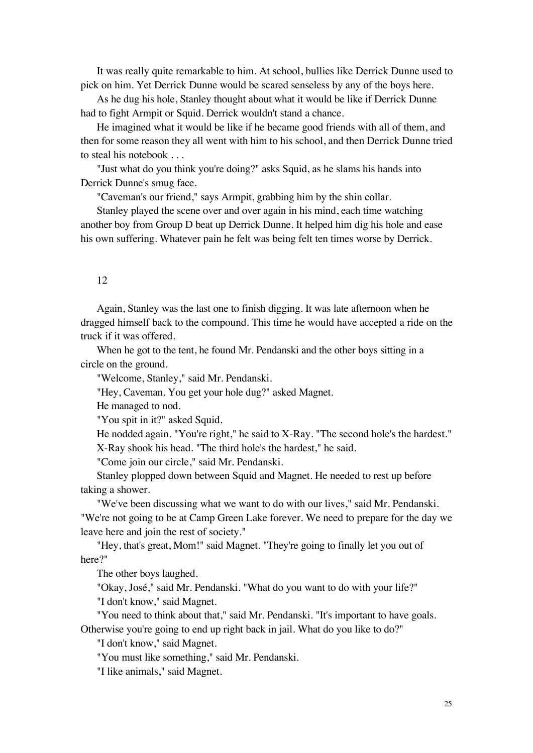It was really quite remarkable to him. At school, bullies like Derrick Dunne used to pick on him. Yet Derrick Dunne would be scared senseless by any of the boys here.

As he dug his hole, Stanley thought about what it would be like if Derrick Dunne had to fight Armpit or Squid. Derrick wouldn't stand a chance.

He imagined what it would be like if he became good friends with all of them, and then for some reason they all went with him to his school, and then Derrick Dunne tried to steal his notebook . . .

"Just what do you think you're doing?" asks Squid, as he slams his hands into Derrick Dunne's smug face.

"Caveman's our friend," says Armpit, grabbing him by the shin collar.

Stanley played the scene over and over again in his mind, each time watching another boy from Group D beat up Derrick Dunne. It helped him dig his hole and ease his own suffering. Whatever pain he felt was being felt ten times worse by Derrick.

## 12

Again, Stanley was the last one to finish digging. It was late afternoon when he dragged himself back to the compound. This time he would have accepted a ride on the truck if it was offered.

When he got to the tent, he found Mr. Pendanski and the other boys sitting in a circle on the ground.

"Welcome, Stanley," said Mr. Pendanski.

"Hey, Caveman. You get your hole dug?" asked Magnet.

He managed to nod.

"You spit in it?" asked Squid.

He nodded again. "You're right," he said to X-Ray. "The second hole's the hardest."

X-Ray shook his head. "The third hole's the hardest," he said.

"Come join our circle," said Mr. Pendanski.

Stanley plopped down between Squid and Magnet. He needed to rest up before taking a shower.

"We've been discussing what we want to do with our lives," said Mr. Pendanski. "We're not going to be at Camp Green Lake forever. We need to prepare for the day we leave here and join the rest of society."

"Hey, that's great, Mom!" said Magnet. "They're going to finally let you out of here?"

The other boys laughed.

"Okay, José," said Mr. Pendanski. "What do you want to do with your life?"

"I don't know," said Magnet.

"You need to think about that," said Mr. Pendanski. "It's important to have goals. Otherwise you're going to end up right back in jail. What do you like to do?"

"I don't know," said Magnet.

"You must like something," said Mr. Pendanski.

"I like animals," said Magnet.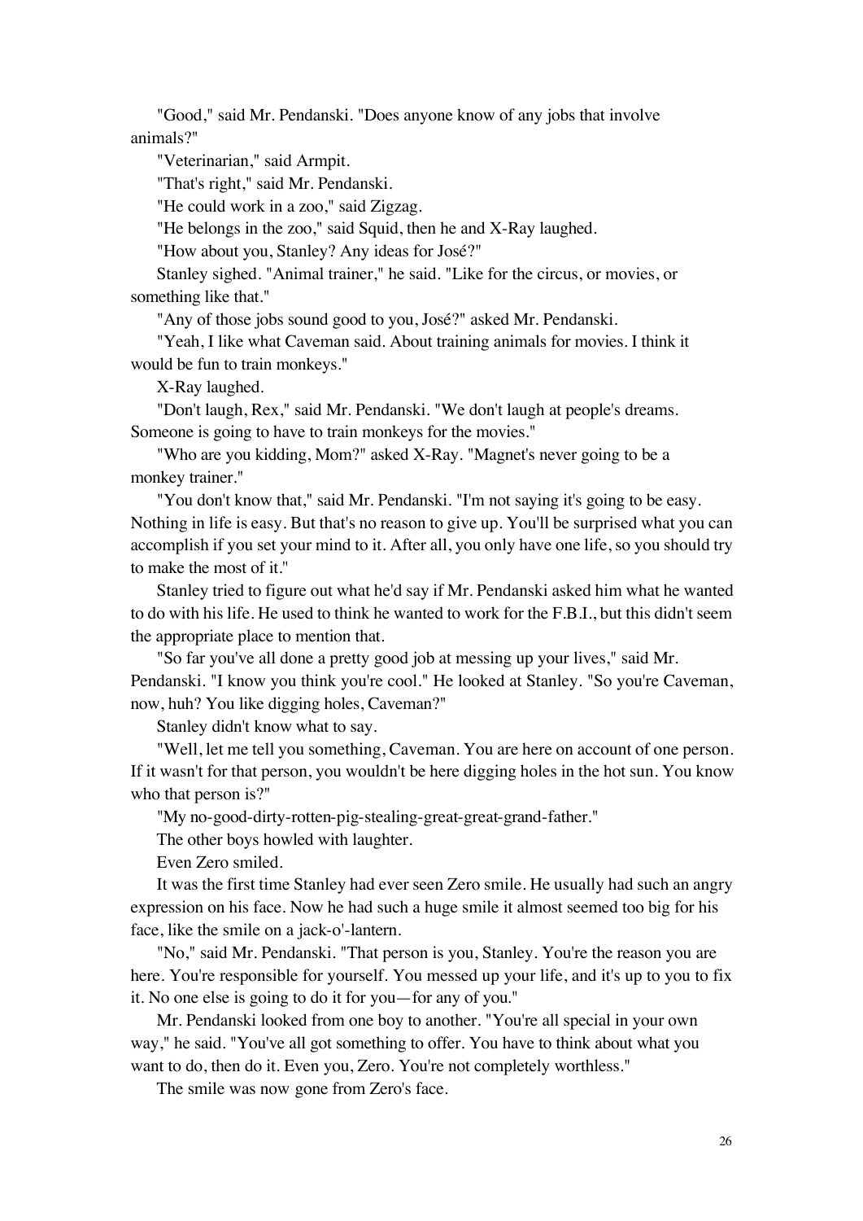"Good," said Mr. Pendanski. "Does anyone know of any jobs that involve animals?"

"Veterinarian," said Armpit.

"That's right," said Mr. Pendanski.

"He could work in a zoo," said Zigzag.

"He belongs in the zoo," said Squid, then he and X-Ray laughed.

"How about you, Stanley? Any ideas for José?"

Stanley sighed. "Animal trainer," he said. "Like for the circus, or movies, or something like that."

"Any of those jobs sound good to you, José?" asked Mr. Pendanski.

"Yeah, I like what Caveman said. About training animals for movies. I think it would be fun to train monkeys."

X-Ray laughed.

"Don't laugh, Rex," said Mr. Pendanski. "We don't laugh at people's dreams. Someone is going to have to train monkeys for the movies."

"Who are you kidding, Mom?" asked X-Ray. "Magnet's never going to be a monkey trainer."

"You don't know that," said Mr. Pendanski. "I'm not saying it's going to be easy. Nothing in life is easy. But that's no reason to give up. You'll be surprised what you can accomplish if you set your mind to it. After all, you only have one life, so you should try to make the most of it."

Stanley tried to figure out what he'd say if Mr. Pendanski asked him what he wanted to do with his life. He used to think he wanted to work for the F.B.I., but this didn't seem the appropriate place to mention that.

"So far you've all done a pretty good job at messing up your lives," said Mr. Pendanski. "I know you think you're cool." He looked at Stanley. "So you're Caveman, now, huh? You like digging holes, Caveman?"

Stanley didn't know what to say.

"Well, let me tell you something, Caveman. You are here on account of one person. If it wasn't for that person, you wouldn't be here digging holes in the hot sun. You know who that person is?"

"My no-good-dirty-rotten-pig-stealing-great-great-grand-father."

The other boys howled with laughter.

Even Zero smiled.

It was the first time Stanley had ever seen Zero smile. He usually had such an angry expression on his face. Now he had such a huge smile it almost seemed too big for his face, like the smile on a jack-o'-lantern.

"No," said Mr. Pendanski. "That person is you, Stanley. You're the reason you are here. You're responsible for yourself. You messed up your life, and it's up to you to fix it. No one else is going to do it for you—for any of you."

Mr. Pendanski looked from one boy to another. "You're all special in your own way," he said. "You've all got something to offer. You have to think about what you want to do, then do it. Even you, Zero. You're not completely worthless."

The smile was now gone from Zero's face.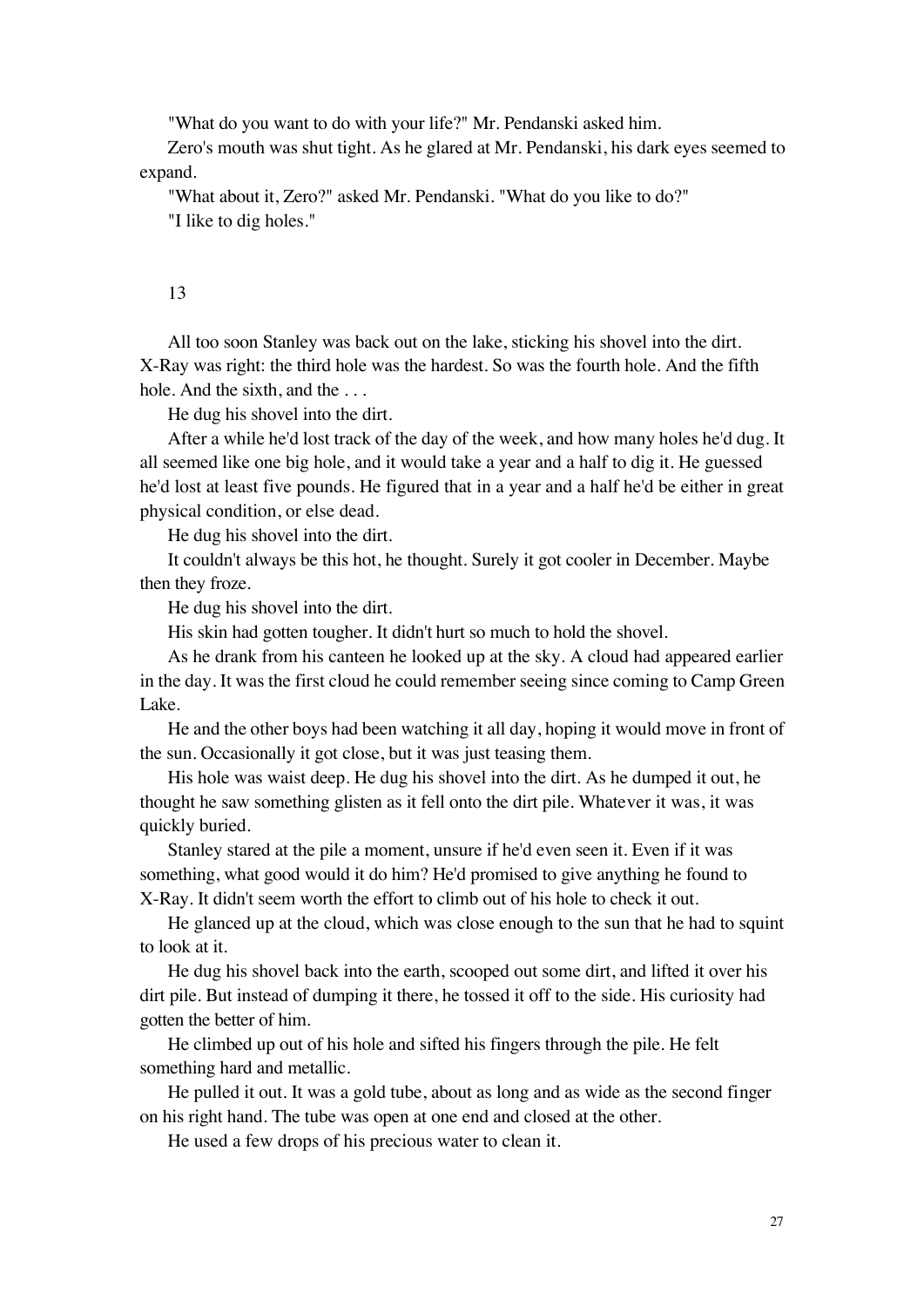"What do you want to do with your life?" Mr. Pendanski asked him.

Zero's mouth was shut tight. As he glared at Mr. Pendanski, his dark eyes seemed to expand.

"What about it, Zero?" asked Mr. Pendanski. "What do you like to do?"

"I like to dig holes."

## 13

All too soon Stanley was back out on the lake, sticking his shovel into the dirt. X-Ray was right: the third hole was the hardest. So was the fourth hole. And the fifth hole. And the sixth, and the . . .

He dug his shovel into the dirt.

After a while he'd lost track of the day of the week, and how many holes he'd dug. It all seemed like one big hole, and it would take a year and a half to dig it. He guessed he'd lost at least five pounds. He figured that in a year and a half he'd be either in great physical condition, or else dead.

He dug his shovel into the dirt.

It couldn't always be this hot, he thought. Surely it got cooler in December. Maybe then they froze.

He dug his shovel into the dirt.

His skin had gotten tougher. It didn't hurt so much to hold the shovel.

As he drank from his canteen he looked up at the sky. A cloud had appeared earlier in the day. It was the first cloud he could remember seeing since coming to Camp Green Lake.

He and the other boys had been watching it all day, hoping it would move in front of the sun. Occasionally it got close, but it was just teasing them.

His hole was waist deep. He dug his shovel into the dirt. As he dumped it out, he thought he saw something glisten as it fell onto the dirt pile. Whatever it was, it was quickly buried.

Stanley stared at the pile a moment, unsure if he'd even seen it. Even if it was something, what good would it do him? He'd promised to give anything he found to X-Ray. It didn't seem worth the effort to climb out of his hole to check it out.

He glanced up at the cloud, which was close enough to the sun that he had to squint to look at it.

He dug his shovel back into the earth, scooped out some dirt, and lifted it over his dirt pile. But instead of dumping it there, he tossed it off to the side. His curiosity had gotten the better of him.

He climbed up out of his hole and sifted his fingers through the pile. He felt something hard and metallic.

He pulled it out. It was a gold tube, about as long and as wide as the second finger on his right hand. The tube was open at one end and closed at the other.

He used a few drops of his precious water to clean it.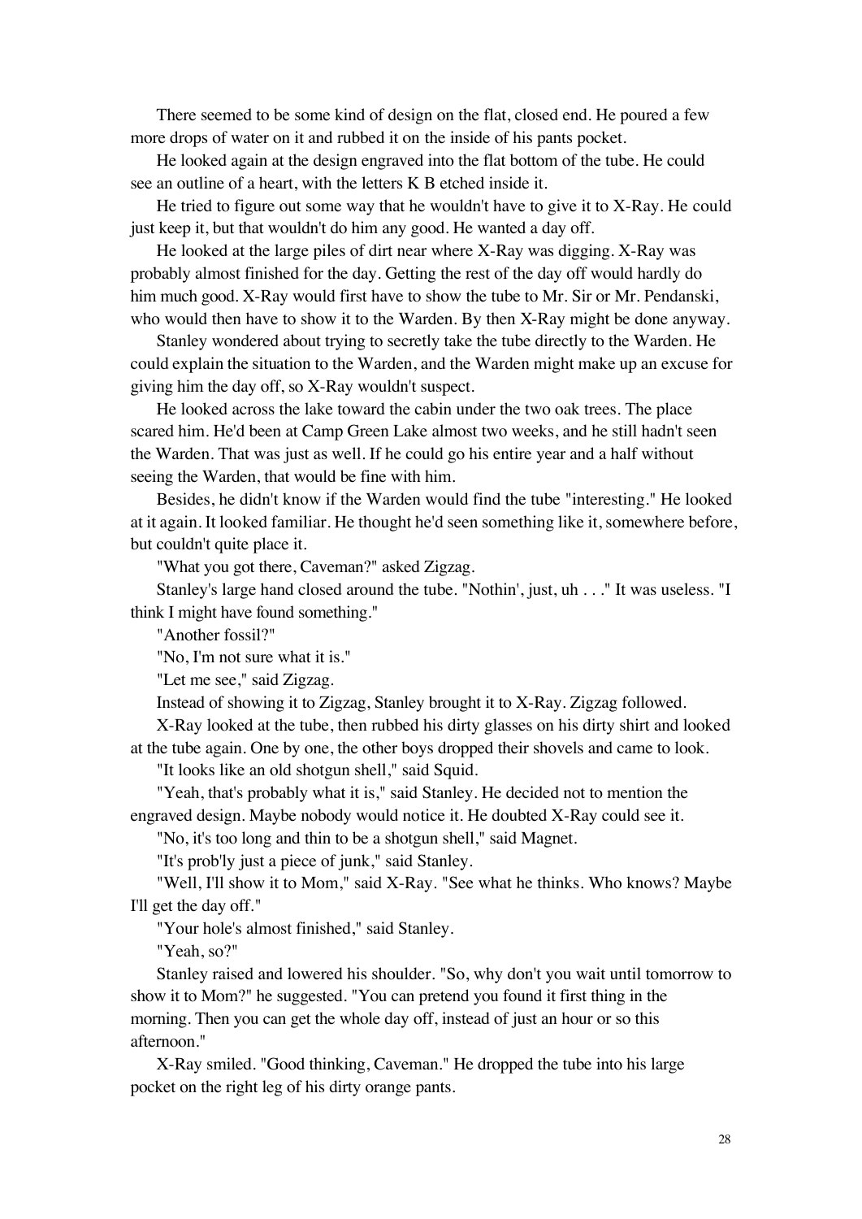There seemed to be some kind of design on the flat, closed end. He poured a few more drops of water on it and rubbed it on the inside of his pants pocket.

He looked again at the design engraved into the flat bottom of the tube. He could see an outline of a heart, with the letters K B etched inside it.

He tried to figure out some way that he wouldn't have to give it to X-Ray. He could just keep it, but that wouldn't do him any good. He wanted a day off.

He looked at the large piles of dirt near where X-Ray was digging. X-Ray was probably almost finished for the day. Getting the rest of the day off would hardly do him much good. X-Ray would first have to show the tube to Mr. Sir or Mr. Pendanski, who would then have to show it to the Warden. By then X-Ray might be done anyway.

Stanley wondered about trying to secretly take the tube directly to the Warden. He could explain the situation to the Warden, and the Warden might make up an excuse for giving him the day off, so X-Ray wouldn't suspect.

He looked across the lake toward the cabin under the two oak trees. The place scared him. He'd been at Camp Green Lake almost two weeks, and he still hadn't seen the Warden. That was just as well. If he could go his entire year and a half without seeing the Warden, that would be fine with him.

Besides, he didn't know if the Warden would find the tube "interesting." He looked at it again. It looked familiar. He thought he'd seen something like it, somewhere before, but couldn't quite place it.

"What you got there, Caveman?" asked Zigzag.

Stanley's large hand closed around the tube. "Nothin', just, uh . . ." It was useless. "I think I might have found something."

"Another fossil?"

"No, I'm not sure what it is."

"Let me see," said Zigzag.

Instead of showing it to Zigzag, Stanley brought it to X-Ray. Zigzag followed.

X-Ray looked at the tube, then rubbed his dirty glasses on his dirty shirt and looked at the tube again. One by one, the other boys dropped their shovels and came to look.

"It looks like an old shotgun shell," said Squid.

"Yeah, that's probably what it is," said Stanley. He decided not to mention the engraved design. Maybe nobody would notice it. He doubted X-Ray could see it.

"No, it's too long and thin to be a shotgun shell," said Magnet.

"It's prob'ly just a piece of junk," said Stanley.

"Well, I'll show it to Mom," said X-Ray. "See what he thinks. Who knows? Maybe I'll get the day off."

"Your hole's almost finished," said Stanley.

"Yeah, so?"

Stanley raised and lowered his shoulder. "So, why don't you wait until tomorrow to show it to Mom?" he suggested. "You can pretend you found it first thing in the morning. Then you can get the whole day off, instead of just an hour or so this afternoon."

X-Ray smiled. "Good thinking, Caveman." He dropped the tube into his large pocket on the right leg of his dirty orange pants.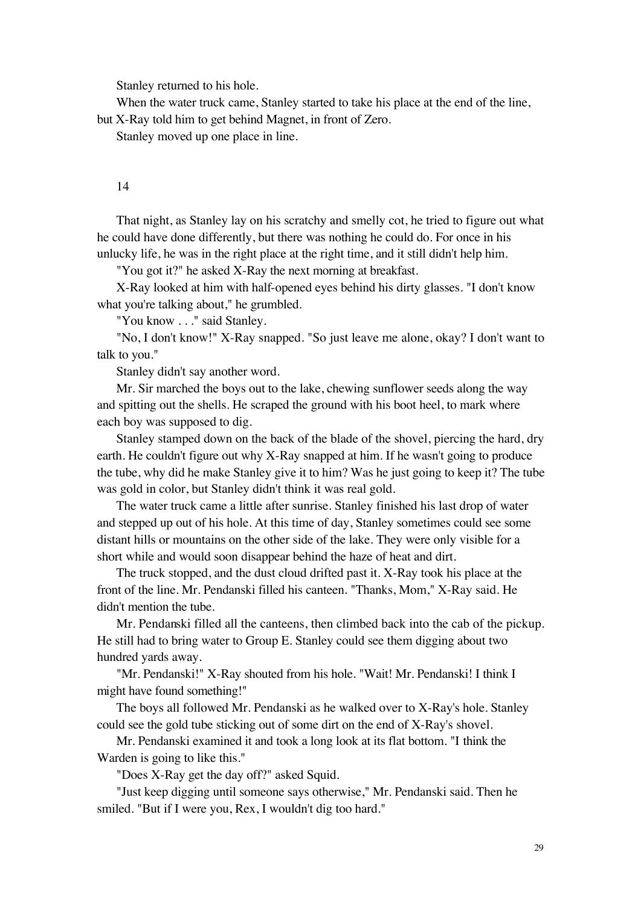Stanley returned to his hole.

When the water truck came, Stanley started to take his place at the end of the line, but X-Ray told him to get behind Magnet, in front of Zero.

Stanley moved up one place in line.

## 14

That night, as Stanley lay on his scratchy and smelly cot, he tried to figure out what he could have done differently, but there was nothing he could do. For once in his unlucky life, he was in the right place at the right time, and it still didn't help him.

"You got it?" he asked X-Ray the next morning at breakfast.

X-Ray looked at him with half-opened eyes behind his dirty glasses. "I don't know what you're talking about," he grumbled.

"You know . . ." said Stanley.

"No, I don't know!" X-Ray snapped. "So just leave me alone, okay? I don't want to talk to you."

Stanley didn't say another word.

Mr. Sir marched the boys out to the lake, chewing sunflower seeds along the way and spitting out the shells. He scraped the ground with his boot heel, to mark where each boy was supposed to dig.

Stanley stamped down on the back of the blade of the shovel, piercing the hard, dry earth. He couldn't figure out why X-Ray snapped at him. If he wasn't going to produce the tube, why did he make Stanley give it to him? Was he just going to keep it? The tube was gold in color, but Stanley didn't think it was real gold.

The water truck came a little after sunrise. Stanley finished his last drop of water and stepped up out of his hole. At this time of day, Stanley sometimes could see some distant hills or mountains on the other side of the lake. They were only visible for a short while and would soon disappear behind the haze of heat and dirt.

The truck stopped, and the dust cloud drifted past it. X-Ray took his place at the front of the line. Mr. Pendanski filled his canteen. "Thanks, Mom," X-Ray said. He didn't mention the tube.

Mr. Pendanski filled all the canteens, then climbed back into the cab of the pickup. He still had to bring water to Group E. Stanley could see them digging about two hundred yards away.

"Mr. Pendanski!" X-Ray shouted from his hole. "Wait! Mr. Pendanski! I think I might have found something!"

The boys all followed Mr. Pendanski as he walked over to X-Ray's hole. Stanley could see the gold tube sticking out of some dirt on the end of X-Ray's shovel.

Mr. Pendanski examined it and took a long look at its flat bottom. "I think the Warden is going to like this."

"Does X-Ray get the day off?" asked Squid.

"Just keep digging until someone says otherwise," Mr. Pendanski said. Then he smiled. "But if I were you, Rex, I wouldn't dig too hard."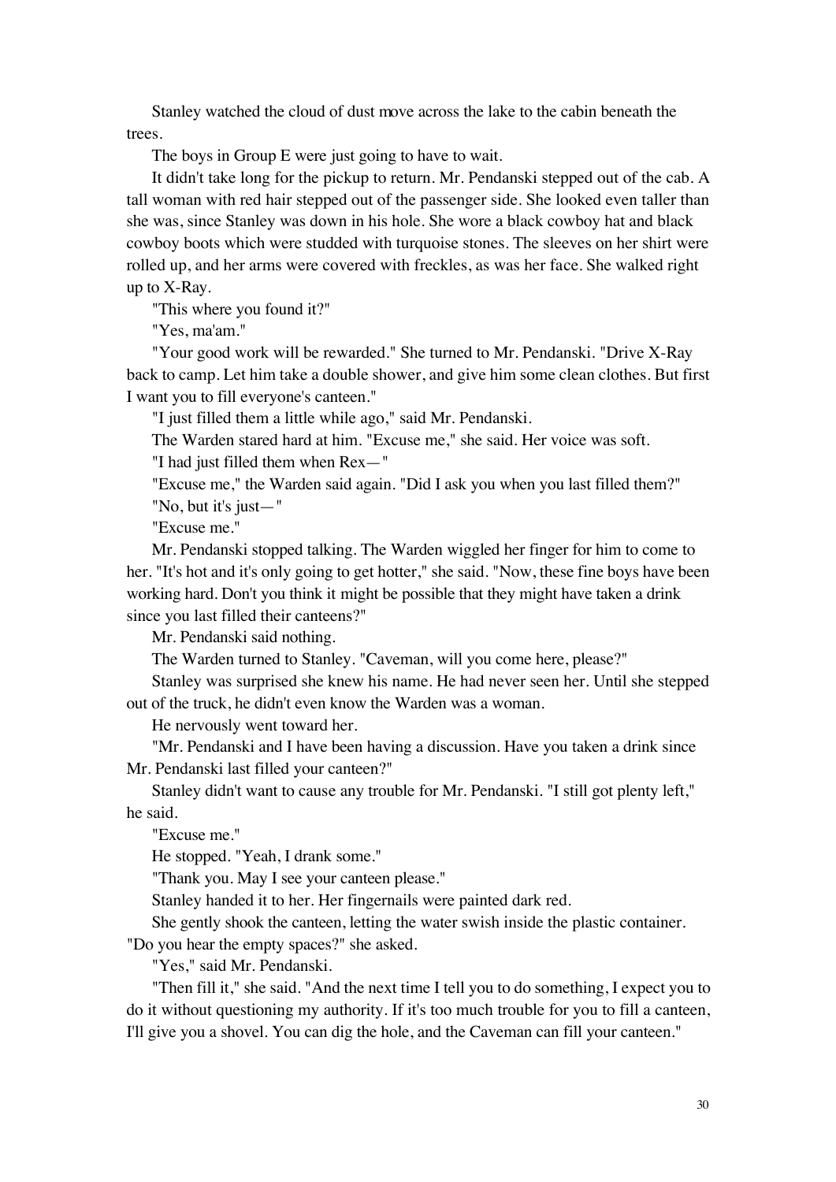Stanley watched the cloud of dust move across the lake to the cabin beneath the trees.

The boys in Group E were just going to have to wait.

It didn't take long for the pickup to return. Mr. Pendanski stepped out of the cab. A tall woman with red hair stepped out of the passenger side. She looked even taller than she was, since Stanley was down in his hole. She wore a black cowboy hat and black cowboy boots which were studded with turquoise stones. The sleeves on her shirt were rolled up, and her arms were covered with freckles, as was her face. She walked right up to X-Ray.

"This where you found it?"

"Yes, ma'am."

"Your good work will be rewarded." She turned to Mr. Pendanski. "Drive X-Ray back to camp. Let him take a double shower, and give him some clean clothes. But first I want you to fill everyone's canteen."

"I just filled them a little while ago," said Mr. Pendanski.

The Warden stared hard at him. "Excuse me," she said. Her voice was soft.

"I had just filled them when Rex— "

"Excuse me," the Warden said again. "Did I ask you when you last filled them?"

"No, but it's just— "

"Excuse me."

Mr. Pendanski stopped talking. The Warden wiggled her finger for him to come to her. "It's hot and it's only going to get hotter," she said. "Now, these fine boys have been working hard. Don't you think it might be possible that they might have taken a drink since you last filled their canteens?"

Mr. Pendanski said nothing.

The Warden turned to Stanley. "Caveman, will you come here, please?"

Stanley was surprised she knew his name. He had never seen her. Until she stepped out of the truck, he didn't even know the Warden was a woman.

He nervously went toward her.

"Mr. Pendanski and I have been having a discussion. Have you taken a drink since Mr. Pendanski last filled your canteen?"

Stanley didn't want to cause any trouble for Mr. Pendanski. "I still got plenty left," he said.

"Excuse me."

He stopped. "Yeah, I drank some."

"Thank you. May I see your canteen please."

Stanley handed it to her. Her fingernails were painted dark red.

She gently shook the canteen, letting the water swish inside the plastic container. "Do you hear the empty spaces?" she asked.

"Yes," said Mr. Pendanski.

"Then fill it," she said. "And the next time I tell you to do something, I expect you to do it without questioning my authority. If it's too much trouble for you to fill a canteen, I'll give you a shovel. You can dig the hole, and the Caveman can fill your canteen."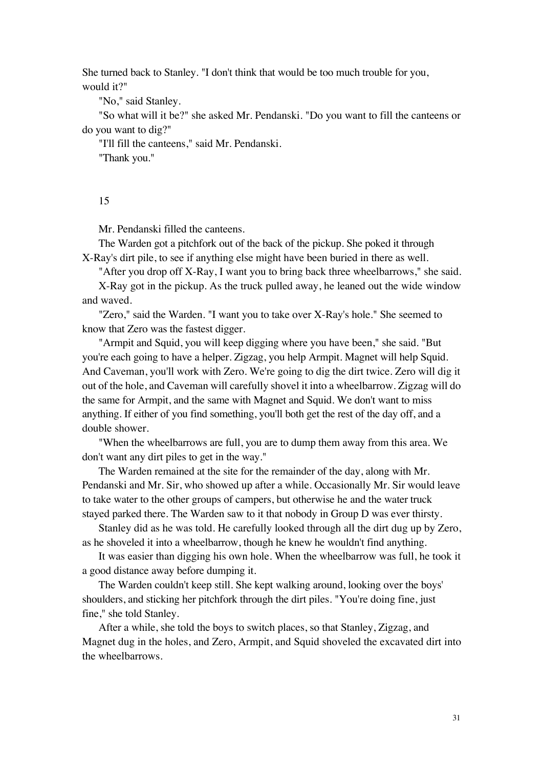She turned back to Stanley. "I don't think that would be too much trouble for you, would it?"

"No," said Stanley.

"So what will it be?" she asked Mr. Pendanski. "Do you want to fill the canteens or do you want to dig?"

"I'll fill the canteens," said Mr. Pendanski.

"Thank you."

## 15

Mr. Pendanski filled the canteens.

The Warden got a pitchfork out of the back of the pickup. She poked it through X-Ray's dirt pile, to see if anything else might have been buried in there as well.

"After you drop off X-Ray, I want you to bring back three wheelbarrows," she said.

X-Ray got in the pickup. As the truck pulled away, he leaned out the wide window and waved.

"Zero," said the Warden. "I want you to take over X-Ray's hole." She seemed to know that Zero was the fastest digger.

"Armpit and Squid, you will keep digging where you have been," she said. "But you're each going to have a helper. Zigzag, you help Armpit. Magnet will help Squid. And Caveman, you'll work with Zero. We're going to dig the dirt twice. Zero will dig it out of the hole, and Caveman will carefully shovel it into a wheelbarrow. Zigzag will do the same for Armpit, and the same with Magnet and Squid. We don't want to miss anything. If either of you find something, you'll both get the rest of the day off, and a double shower.

"When the wheelbarrows are full, you are to dump them away from this area. We don't want any dirt piles to get in the way."

The Warden remained at the site for the remainder of the day, along with Mr. Pendanski and Mr. Sir, who showed up after a while. Occasionally Mr. Sir would leave to take water to the other groups of campers, but otherwise he and the water truck stayed parked there. The Warden saw to it that nobody in Group D was ever thirsty.

Stanley did as he was told. He carefully looked through all the dirt dug up by Zero, as he shoveled it into a wheelbarrow, though he knew he wouldn't find anything.

It was easier than digging his own hole. When the wheelbarrow was full, he took it a good distance away before dumping it.

The Warden couldn't keep still. She kept walking around, looking over the boys' shoulders, and sticking her pitchfork through the dirt piles. "You're doing fine, just fine," she told Stanley.

After a while, she told the boys to switch places, so that Stanley, Zigzag, and Magnet dug in the holes, and Zero, Armpit, and Squid shoveled the excavated dirt into the wheelbarrows.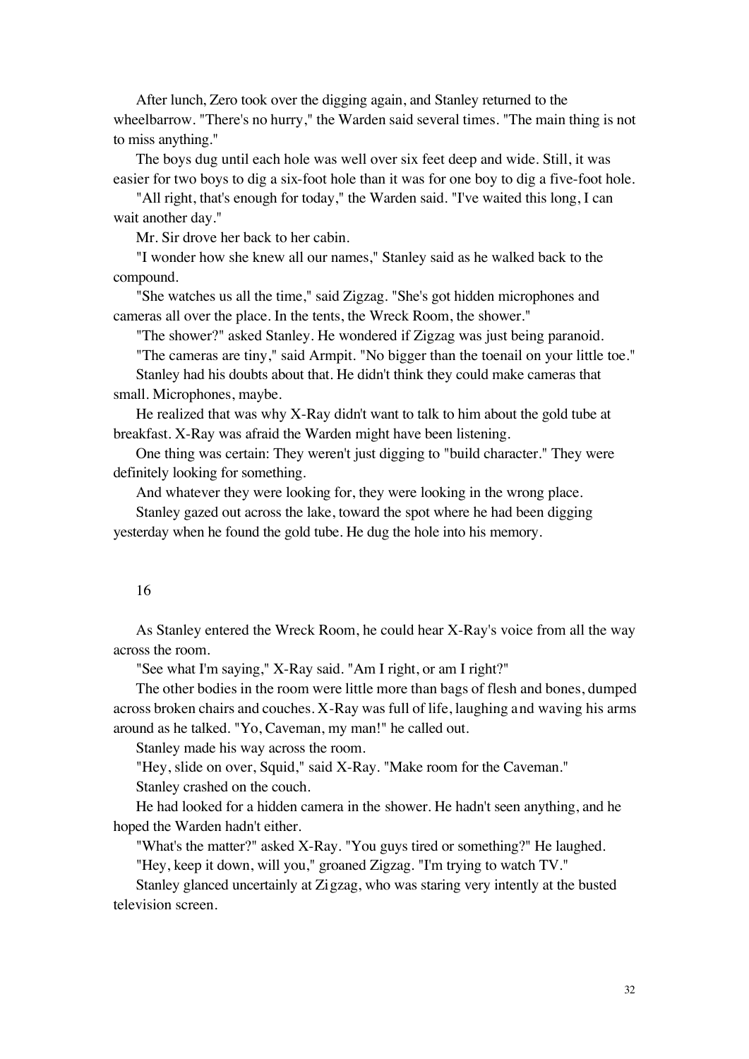After lunch, Zero took over the digging again, and Stanley returned to the wheelbarrow. "There's no hurry," the Warden said several times. "The main thing is not to miss anything."

The boys dug until each hole was well over six feet deep and wide. Still, it was easier for two boys to dig a six-foot hole than it was for one boy to dig a five-foot hole.

"All right, that's enough for today," the Warden said. "I've waited this long, I can wait another day."

Mr. Sir drove her back to her cabin.

"I wonder how she knew all our names," Stanley said as he walked back to the compound.

"She watches us all the time," said Zigzag. "She's got hidden microphones and cameras all over the place. In the tents, the Wreck Room, the shower."

"The shower?" asked Stanley. He wondered if Zigzag was just being paranoid.

"The cameras are tiny," said Armpit. "No bigger than the toenail on your little toe."

Stanley had his doubts about that. He didn't think they could make cameras that small. Microphones, maybe.

He realized that was why X-Ray didn't want to talk to him about the gold tube at breakfast. X-Ray was afraid the Warden might have been listening.

One thing was certain: They weren't just digging to "build character." They were definitely looking for something.

And whatever they were looking for, they were looking in the wrong place.

Stanley gazed out across the lake, toward the spot where he had been digging yesterday when he found the gold tube. He dug the hole into his memory.

## 16

As Stanley entered the Wreck Room, he could hear X-Ray's voice from all the way across the room.

"See what I'm saying," X-Ray said. "Am I right, or am I right?"

The other bodies in the room were little more than bags of flesh and bones, dumped across broken chairs and couches. X-Ray was full of life, laughing and waving his arms around as he talked. "Yo, Caveman, my man!" he called out.

Stanley made his way across the room.

"Hey, slide on over, Squid," said X-Ray. "Make room for the Caveman."

Stanley crashed on the couch.

He had looked for a hidden camera in the shower. He hadn't seen anything, and he hoped the Warden hadn't either.

"What's the matter?" asked X-Ray. "You guys tired or something?" He laughed.

"Hey, keep it down, will you," groaned Zigzag. "I'm trying to watch TV."

Stanley glanced uncertainly at Zigzag, who was staring very intently at the busted television screen.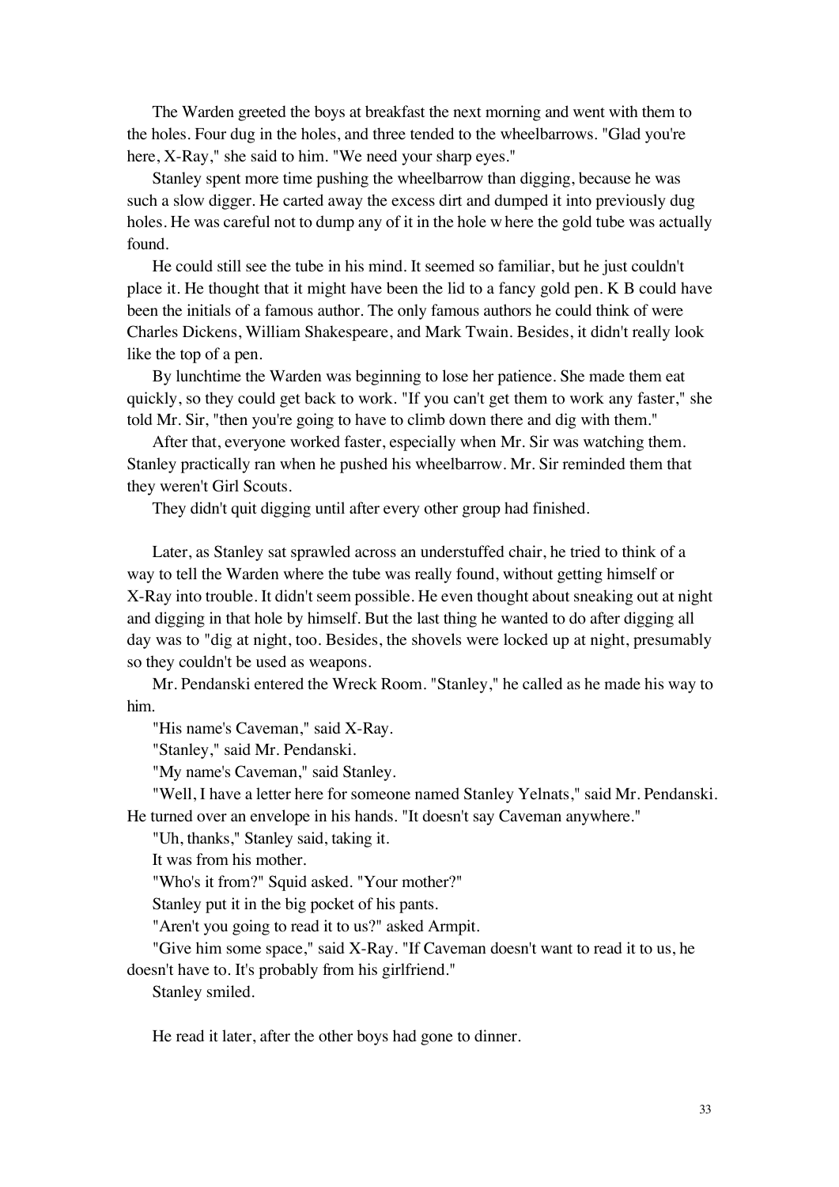The Warden greeted the boys at breakfast the next morning and went with them to the holes. Four dug in the holes, and three tended to the wheelbarrows. "Glad you're here, X-Ray," she said to him. "We need your sharp eyes."

Stanley spent more time pushing the wheelbarrow than digging, because he was such a slow digger. He carted away the excess dirt and dumped it into previously dug holes. He was careful not to dump any of it in the hole w here the gold tube was actually found.

He could still see the tube in his mind. It seemed so familiar, but he just couldn't place it. He thought that it might have been the lid to a fancy gold pen. K B could have been the initials of a famous author. The only famous authors he could think of were Charles Dickens, William Shakespeare, and Mark Twain. Besides, it didn't really look like the top of a pen.

By lunchtime the Warden was beginning to lose her patience. She made them eat quickly, so they could get back to work. "If you can't get them to work any faster," she told Mr. Sir, "then you're going to have to climb down there and dig with them."

After that, everyone worked faster, especially when Mr. Sir was watching them. Stanley practically ran when he pushed his wheelbarrow. Mr. Sir reminded them that they weren't Girl Scouts.

They didn't quit digging until after every other group had finished.

Later, as Stanley sat sprawled across an understuffed chair, he tried to think of a way to tell the Warden where the tube was really found, without getting himself or X-Ray into trouble. It didn't seem possible. He even thought about sneaking out at night and digging in that hole by himself. But the last thing he wanted to do after digging all day was to "dig at night, too. Besides, the shovels were locked up at night, presumably so they couldn't be used as weapons.

Mr. Pendanski entered the Wreck Room. "Stanley," he called as he made his way to him.

"His name's Caveman," said X-Ray.

"Stanley," said Mr. Pendanski.

"My name's Caveman," said Stanley.

"Well, I have a letter here for someone named Stanley Yelnats," said Mr. Pendanski. He turned over an envelope in his hands. "It doesn't say Caveman anywhere."

"Uh, thanks," Stanley said, taking it.

It was from his mother.

"Who's it from?" Squid asked. "Your mother?"

Stanley put it in the big pocket of his pants.

"Aren't you going to read it to us?" asked Armpit.

"Give him some space," said X-Ray. "If Caveman doesn't want to read it to us, he doesn't have to. It's probably from his girlfriend."

Stanley smiled.

He read it later, after the other boys had gone to dinner.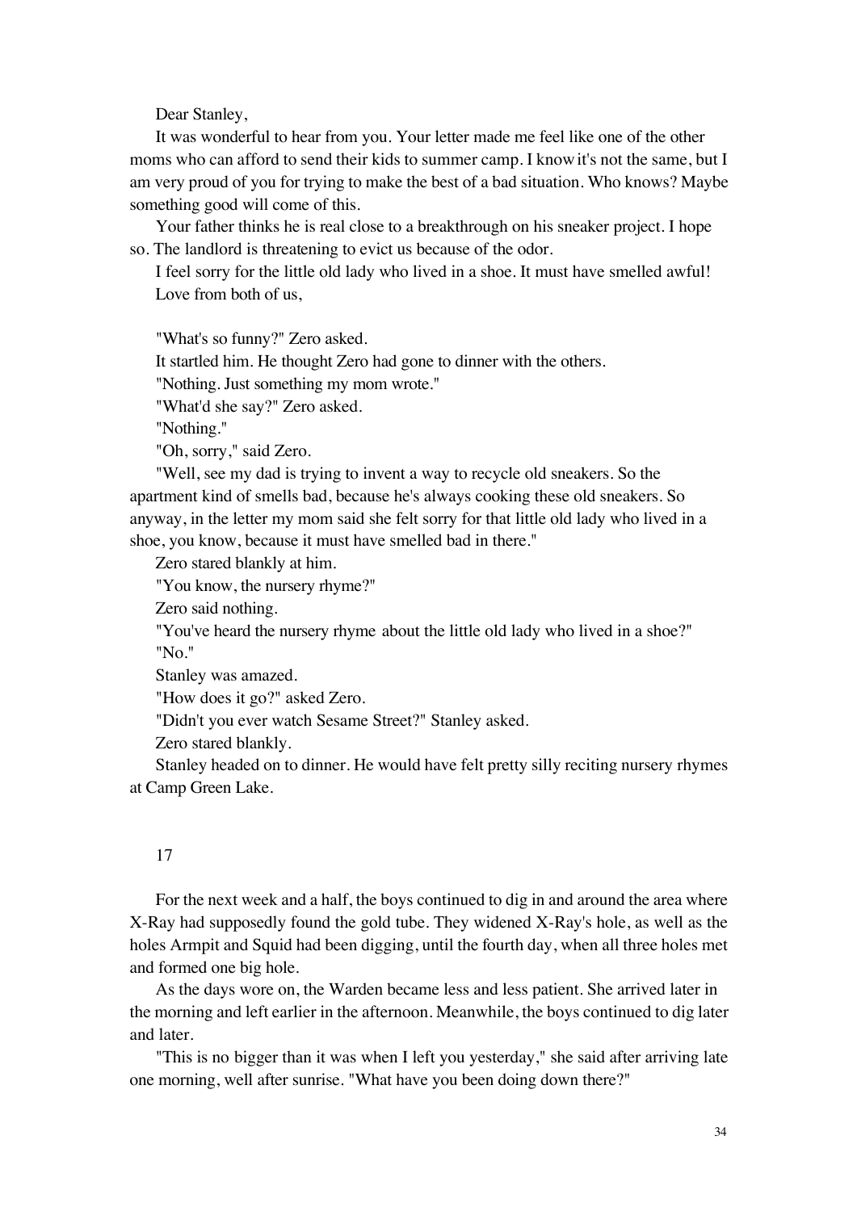Dear Stanley,

It was wonderful to hear from you. Your letter made me feel like one of the other moms who can afford to send their kids to summer camp. I know it's not the same, but I am very proud of you for trying to make the best of a bad situation. Who knows? Maybe something good will come of this.

Your father thinks he is real close to a breakthrough on his sneaker project. I hope so. The landlord is threatening to evict us because of the odor.

I feel sorry for the little old lady who lived in a shoe. It must have smelled awful!

Love from both of us,

"What's so funny?" Zero asked.

It startled him. He thought Zero had gone to dinner with the others.

"Nothing. Just something my mom wrote."

"What'd she say?" Zero asked.

"Nothing."

"Oh, sorry," said Zero.

"Well, see my dad is trying to invent a way to recycle old sneakers. So the apartment kind of smells bad, because he's always cooking these old sneakers. So anyway, in the letter my mom said she felt sorry for that little old lady who lived in a shoe, you know, because it must have smelled bad in there."

Zero stared blankly at him.

"You know, the nursery rhyme?"

Zero said nothing.

"You've heard the nursery rhyme about the little old lady who lived in a shoe?"

"No."

Stanley was amazed.

"How does it go?" asked Zero.

"Didn't you ever watch Sesame Street?" Stanley asked.

Zero stared blankly.

Stanley headed on to dinner. He would have felt pretty silly reciting nursery rhymes at Camp Green Lake.

## 17

For the next week and a half, the boys continued to dig in and around the area where X-Ray had supposedly found the gold tube. They widened X-Ray's hole, as well as the holes Armpit and Squid had been digging, until the fourth day, when all three holes met and formed one big hole.

As the days wore on, the Warden became less and less patient. She arrived later in the morning and left earlier in the afternoon. Meanwhile, the boys continued to dig later and later.

"This is no bigger than it was when I left you yesterday," she said after arriving late one morning, well after sunrise. "What have you been doing down there?"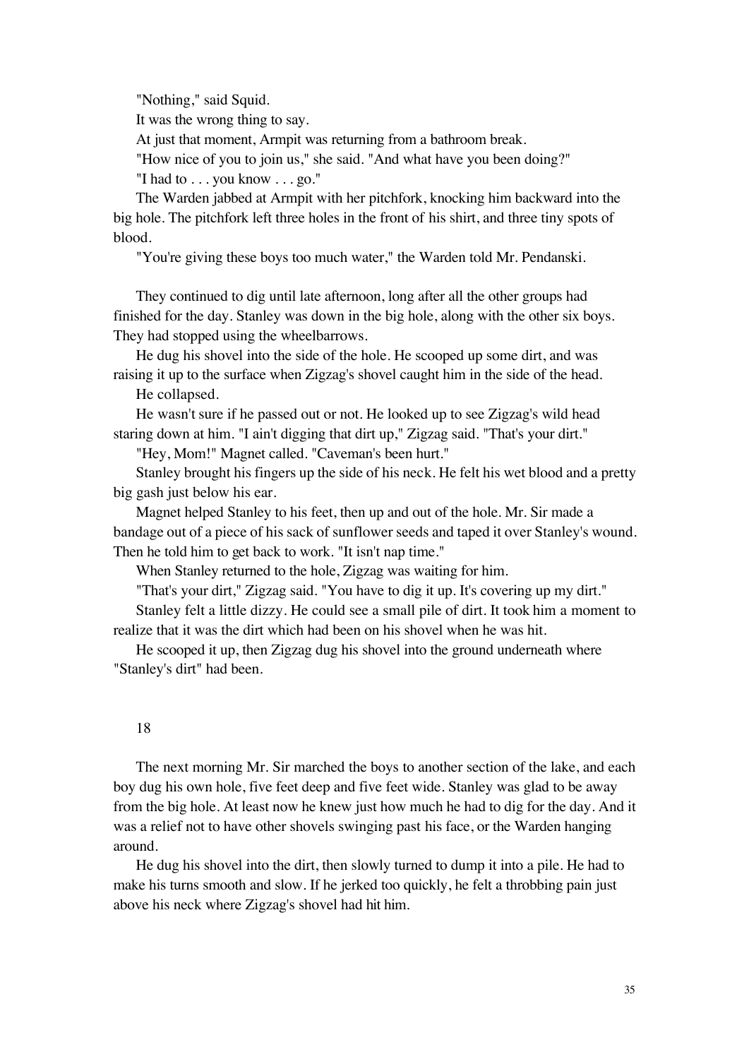"Nothing," said Squid.

It was the wrong thing to say.

At just that moment, Armpit was returning from a bathroom break.

"How nice of you to join us," she said. "And what have you been doing?"

"I had to . . . you know . . . go."

The Warden jabbed at Armpit with her pitchfork, knocking him backward into the big hole. The pitchfork left three holes in the front of his shirt, and three tiny spots of blood.

"You're giving these boys too much water," the Warden told Mr. Pendanski.

They continued to dig until late afternoon, long after all the other groups had finished for the day. Stanley was down in the big hole, along with the other six boys. They had stopped using the wheelbarrows.

He dug his shovel into the side of the hole. He scooped up some dirt, and was raising it up to the surface when Zigzag's shovel caught him in the side of the head.

He collapsed.

He wasn't sure if he passed out or not. He looked up to see Zigzag's wild head staring down at him. "I ain't digging that dirt up," Zigzag said. "That's your dirt."

"Hey, Mom!" Magnet called. "Caveman's been hurt."

Stanley brought his fingers up the side of his neck. He felt his wet blood and a pretty big gash just below his ear.

Magnet helped Stanley to his feet, then up and out of the hole. Mr. Sir made a bandage out of a piece of his sack of sunflower seeds and taped it over Stanley's wound. Then he told him to get back to work. "It isn't nap time."

When Stanley returned to the hole, Zigzag was waiting for him.

"That's your dirt," Zigzag said. "You have to dig it up. It's covering up my dirt."

Stanley felt a little dizzy. He could see a small pile of dirt. It took him a moment to realize that it was the dirt which had been on his shovel when he was hit.

He scooped it up, then Zigzag dug his shovel into the ground underneath where "Stanley's dirt" had been.

## 18

The next morning Mr. Sir marched the boys to another section of the lake, and each boy dug his own hole, five feet deep and five feet wide. Stanley was glad to be away from the big hole. At least now he knew just how much he had to dig for the day. And it was a relief not to have other shovels swinging past his face, or the Warden hanging around.

He dug his shovel into the dirt, then slowly turned to dump it into a pile. He had to make his turns smooth and slow. If he jerked too quickly, he felt a throbbing pain just above his neck where Zigzag's shovel had hit him.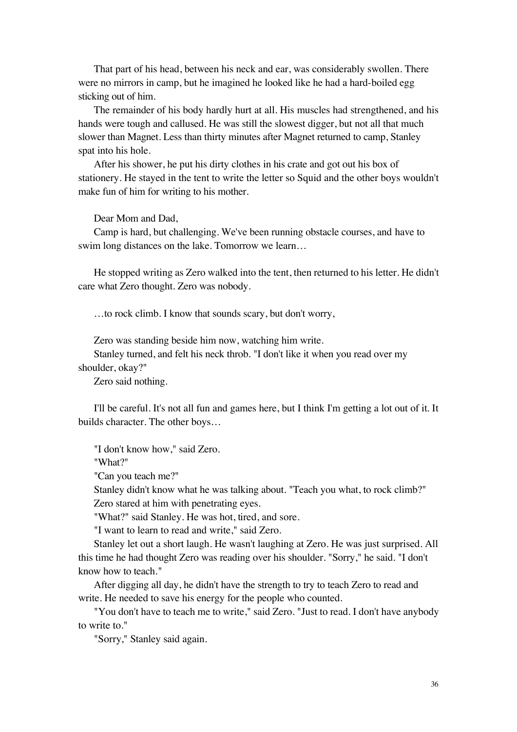That part of his head, between his neck and ear, was considerably swollen. There were no mirrors in camp, but he imagined he looked like he had a hard-boiled egg sticking out of him.

The remainder of his body hardly hurt at all. His muscles had strengthened, and his hands were tough and callused. He was still the slowest digger, but not all that much slower than Magnet. Less than thirty minutes after Magnet returned to camp, Stanley spat into his hole.

After his shower, he put his dirty clothes in his crate and got out his box of stationery. He stayed in the tent to write the letter so Squid and the other boys wouldn't make fun of him for writing to his mother.

Dear Mom and Dad,

Camp is hard, but challenging. We've been running obstacle courses, and have to swim long distances on the lake. Tomorrow we learn…

He stopped writing as Zero walked into the tent, then returned to his letter. He didn't care what Zero thought. Zero was nobody.

…to rock climb. I know that sounds scary, but don't worry,

Zero was standing beside him now, watching him write.

Stanley turned, and felt his neck throb. "I don't like it when you read over my shoulder, okay?"

Zero said nothing.

I'll be careful. It's not all fun and games here, but I think I'm getting a lot out of it. It builds character. The other boys…

"I don't know how," said Zero.

"What?"

"Can you teach me?"

Stanley didn't know what he was talking about. "Teach you what, to rock climb?"

Zero stared at him with penetrating eyes.

"What?" said Stanley. He was hot, tired, and sore.

"I want to learn to read and write," said Zero.

Stanley let out a short laugh. He wasn't laughing at Zero. He was just surprised. All this time he had thought Zero was reading over his shoulder. "Sorry," he said. "I don't know how to teach."

After digging all day, he didn't have the strength to try to teach Zero to read and write. He needed to save his energy for the people who counted.

"You don't have to teach me to write," said Zero. "Just to read. I don't have anybody to write to."

"Sorry," Stanley said again.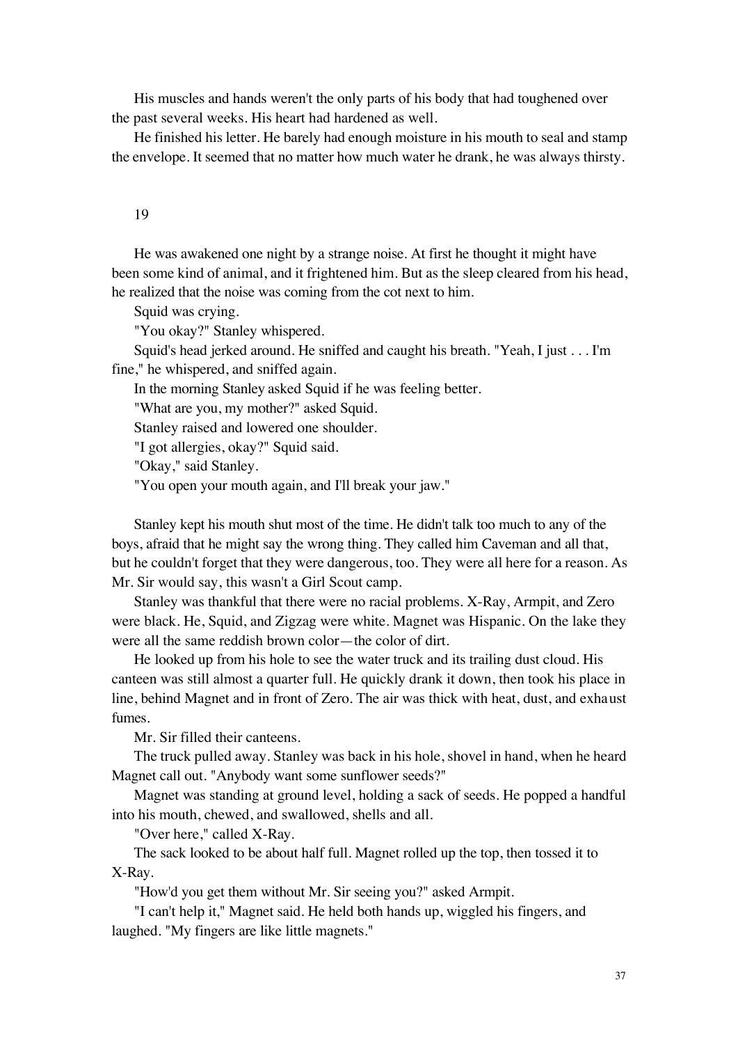His muscles and hands weren't the only parts of his body that had toughened over the past several weeks. His heart had hardened as well.

He finished his letter. He barely had enough moisture in his mouth to seal and stamp the envelope. It seemed that no matter how much water he drank, he was always thirsty.

## 19

He was awakened one night by a strange noise. At first he thought it might have been some kind of animal, and it frightened him. But as the sleep cleared from his head, he realized that the noise was coming from the cot next to him.

Squid was crying.

"You okay?" Stanley whispered.

Squid's head jerked around. He sniffed and caught his breath. "Yeah, I just . . . I'm fine," he whispered, and sniffed again.

In the morning Stanley asked Squid if he was feeling better.

"What are you, my mother?" asked Squid.

Stanley raised and lowered one shoulder.

"I got allergies, okay?" Squid said.

"Okay," said Stanley.

"You open your mouth again, and I'll break your jaw."

Stanley kept his mouth shut most of the time. He didn't talk too much to any of the boys, afraid that he might say the wrong thing. They called him Caveman and all that, but he couldn't forget that they were dangerous, too. They were all here for a reason. As Mr. Sir would say, this wasn't a Girl Scout camp.

Stanley was thankful that there were no racial problems. X-Ray, Armpit, and Zero were black. He, Squid, and Zigzag were white. Magnet was Hispanic. On the lake they were all the same reddish brown color—the color of dirt.

He looked up from his hole to see the water truck and its trailing dust cloud. His canteen was still almost a quarter full. He quickly drank it down, then took his place in line, behind Magnet and in front of Zero. The air was thick with heat, dust, and exhaust fumes.

Mr. Sir filled their canteens.

The truck pulled away. Stanley was back in his hole, shovel in hand, when he heard Magnet call out. "Anybody want some sunflower seeds?"

Magnet was standing at ground level, holding a sack of seeds. He popped a handful into his mouth, chewed, and swallowed, shells and all.

"Over here," called X-Ray.

The sack looked to be about half full. Magnet rolled up the top, then tossed it to X-Ray.

"How'd you get them without Mr. Sir seeing you?" asked Armpit.

"I can't help it," Magnet said. He held both hands up, wiggled his fingers, and laughed. "My fingers are like little magnets."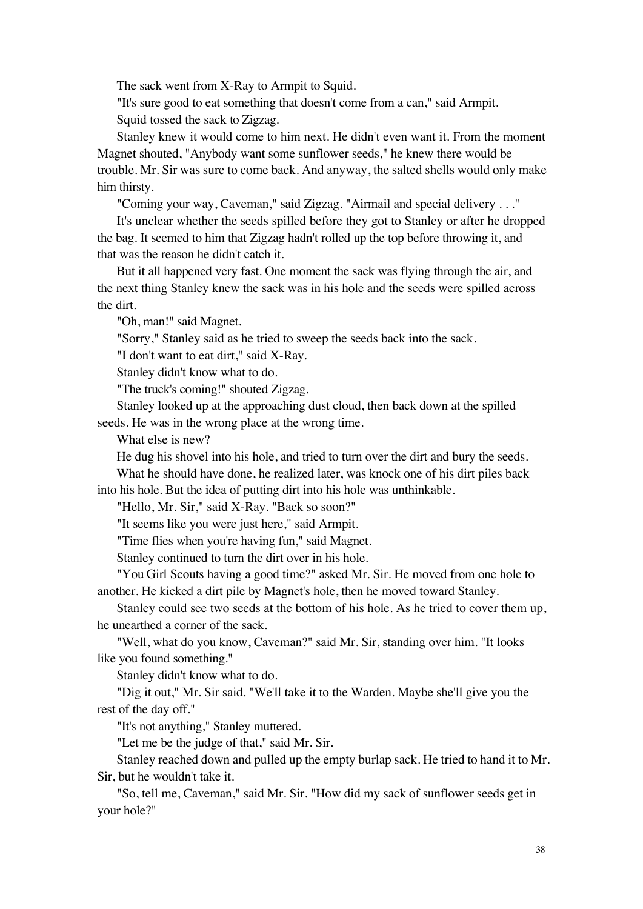The sack went from X-Ray to Armpit to Squid.

"It's sure good to eat something that doesn't come from a can," said Armpit.

Squid tossed the sack to Zigzag.

Stanley knew it would come to him next. He didn't even want it. From the moment Magnet shouted, "Anybody want some sunflower seeds," he knew there would be trouble. Mr. Sir was sure to come back. And anyway, the salted shells would only make him thirsty.

"Coming your way, Caveman," said Zigzag. "Airmail and special delivery . . ."

It's unclear whether the seeds spilled before they got to Stanley or after he dropped the bag. It seemed to him that Zigzag hadn't rolled up the top before throwing it, and that was the reason he didn't catch it.

But it all happened very fast. One moment the sack was flying through the air, and the next thing Stanley knew the sack was in his hole and the seeds were spilled across the dirt.

"Oh, man!" said Magnet.

"Sorry," Stanley said as he tried to sweep the seeds back into the sack.

"I don't want to eat dirt," said X-Ray.

Stanley didn't know what to do.

"The truck's coming!" shouted Zigzag.

Stanley looked up at the approaching dust cloud, then back down at the spilled seeds. He was in the wrong place at the wrong time.

What else is new?

He dug his shovel into his hole, and tried to turn over the dirt and bury the seeds.

What he should have done, he realized later, was knock one of his dirt piles back into his hole. But the idea of putting dirt into his hole was unthinkable.

"Hello, Mr. Sir," said X-Ray. "Back so soon?"

"It seems like you were just here," said Armpit.

"Time flies when you're having fun," said Magnet.

Stanley continued to turn the dirt over in his hole.

"You Girl Scouts having a good time?" asked Mr. Sir. He moved from one hole to another. He kicked a dirt pile by Magnet's hole, then he moved toward Stanley.

Stanley could see two seeds at the bottom of his hole. As he tried to cover them up, he unearthed a corner of the sack.

"Well, what do you know, Caveman?" said Mr. Sir, standing over him. "It looks like you found something."

Stanley didn't know what to do.

"Dig it out," Mr. Sir said. "We'll take it to the Warden. Maybe she'll give you the rest of the day off."

"It's not anything," Stanley muttered.

"Let me be the judge of that," said Mr. Sir.

Stanley reached down and pulled up the empty burlap sack. He tried to hand it to Mr. Sir, but he wouldn't take it.

"So, tell me, Caveman," said Mr. Sir. "How did my sack of sunflower seeds get in your hole?"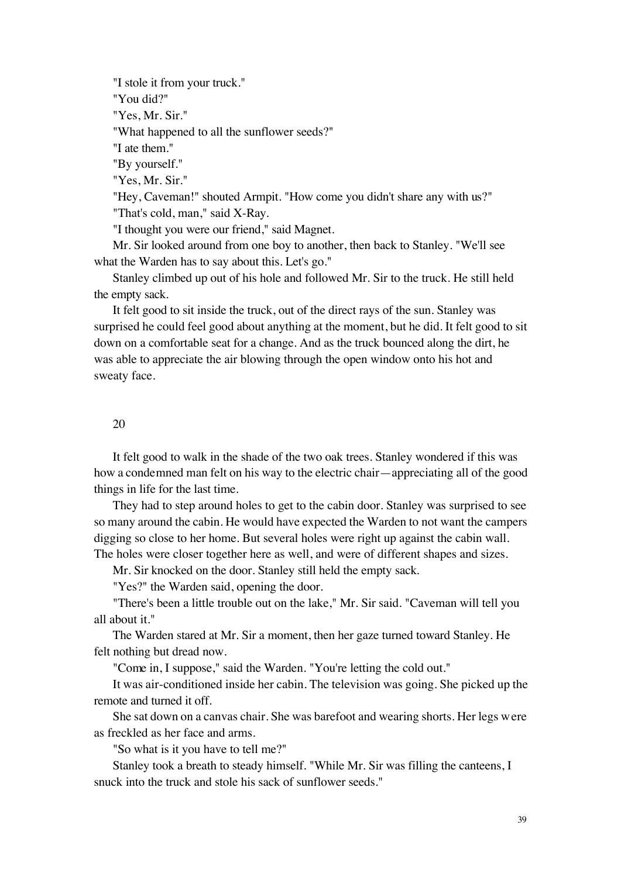"I stole it from your truck."

"You did?"

"Yes, Mr. Sir."

"What happened to all the sunflower seeds?"

"I ate them."

"By yourself."

"Yes, Mr. Sir."

"Hey, Caveman!" shouted Armpit. "How come you didn't share any with us?"

"That's cold, man," said X-Ray.

"I thought you were our friend," said Magnet.

Mr. Sir looked around from one boy to another, then back to Stanley. "We'll see what the Warden has to say about this. Let's go."

Stanley climbed up out of his hole and followed Mr. Sir to the truck. He still held the empty sack.

It felt good to sit inside the truck, out of the direct rays of the sun. Stanley was surprised he could feel good about anything at the moment, but he did. It felt good to sit down on a comfortable seat for a change. And as the truck bounced along the dirt, he was able to appreciate the air blowing through the open window onto his hot and sweaty face.

## 20

It felt good to walk in the shade of the two oak trees. Stanley wondered if this was how a condemned man felt on his way to the electric chair—appreciating all of the good things in life for the last time.

They had to step around holes to get to the cabin door. Stanley was surprised to see so many around the cabin. He would have expected the Warden to not want the campers digging so close to her home. But several holes were right up against the cabin wall. The holes were closer together here as well, and were of different shapes and sizes.

Mr. Sir knocked on the door. Stanley still held the empty sack.

"Yes?" the Warden said, opening the door.

"There's been a little trouble out on the lake," Mr. Sir said. "Caveman will tell you all about it."

The Warden stared at Mr. Sir a moment, then her gaze turned toward Stanley. He felt nothing but dread now.

"Come in, I suppose," said the Warden. "You're letting the cold out."

It was air-conditioned inside her cabin. The television was going. She picked up the remote and turned it off.

She sat down on a canvas chair. She was barefoot and wearing shorts. Her legs were as freckled as her face and arms.

"So what is it you have to tell me?"

Stanley took a breath to steady himself. "While Mr. Sir was filling the canteens, I snuck into the truck and stole his sack of sunflower seeds."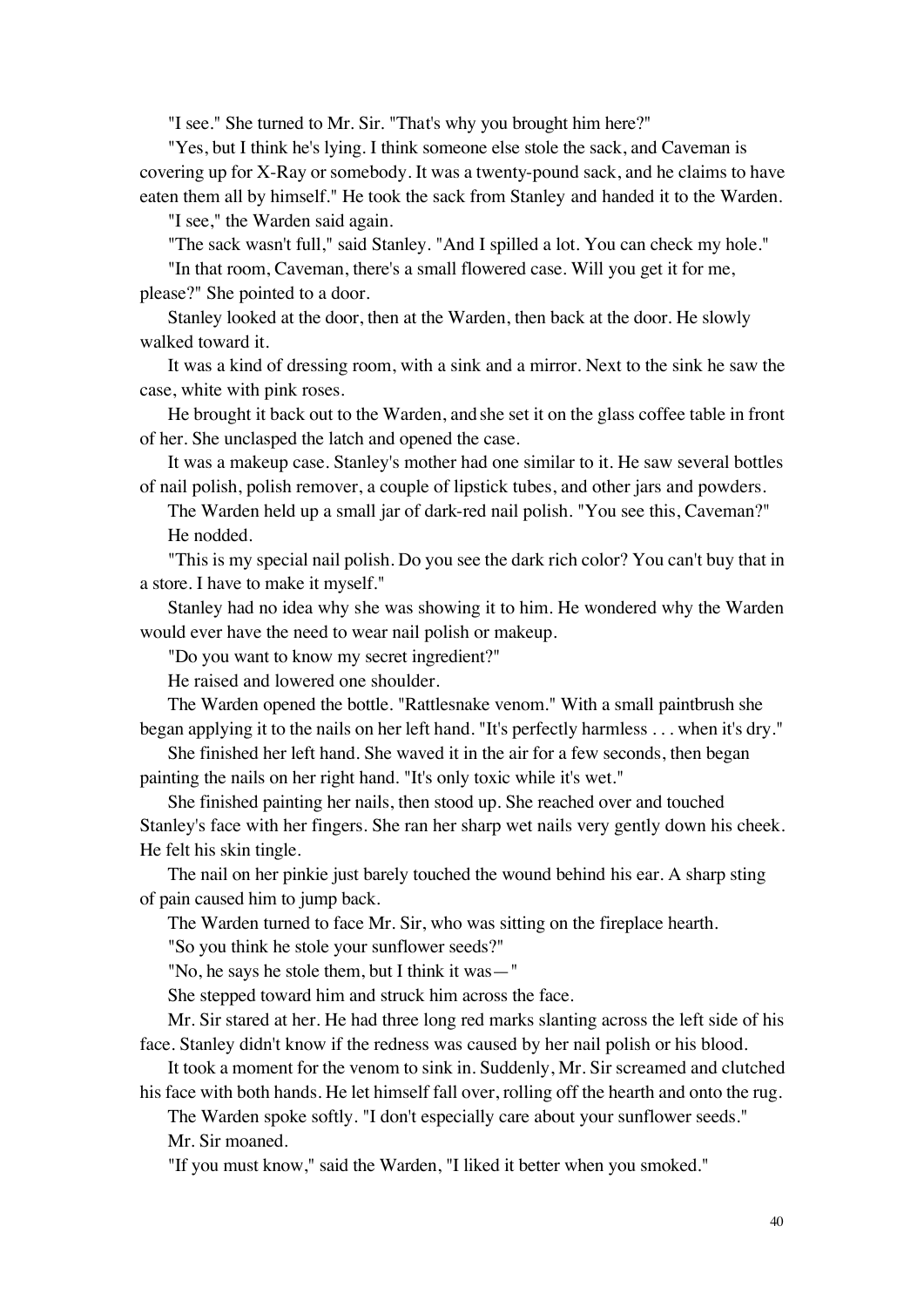"I see." She turned to Mr. Sir. "That's why you brought him here?"

"Yes, but I think he's lying. I think someone else stole the sack, and Caveman is covering up for X-Ray or somebody. It was a twenty-pound sack, and he claims to have eaten them all by himself." He took the sack from Stanley and handed it to the Warden.

"I see," the Warden said again.

"The sack wasn't full," said Stanley. "And I spilled a lot. You can check my hole."

"In that room, Caveman, there's a small flowered case. Will you get it for me, please?" She pointed to a door.

Stanley looked at the door, then at the Warden, then back at the door. He slowly walked toward it.

It was a kind of dressing room, with a sink and a mirror. Next to the sink he saw the case, white with pink roses.

He brought it back out to the Warden, and she set it on the glass coffee table in front of her. She unclasped the latch and opened the case.

It was a makeup case. Stanley's mother had one similar to it. He saw several bottles of nail polish, polish remover, a couple of lipstick tubes, and other jars and powders.

The Warden held up a small jar of dark-red nail polish. "You see this, Caveman?"

He nodded.

"This is my special nail polish. Do you see the dark rich color? You can't buy that in a store. I have to make it myself."

Stanley had no idea why she was showing it to him. He wondered why the Warden would ever have the need to wear nail polish or makeup.

"Do you want to know my secret ingredient?"

He raised and lowered one shoulder.

The Warden opened the bottle. "Rattlesnake venom." With a small paintbrush she began applying it to the nails on her left hand. "It's perfectly harmless . . . when it's dry."

She finished her left hand. She waved it in the air for a few seconds, then began painting the nails on her right hand. "It's only toxic while it's wet."

She finished painting her nails, then stood up. She reached over and touched Stanley's face with her fingers. She ran her sharp wet nails very gently down his cheek. He felt his skin tingle.

The nail on her pinkie just barely touched the wound behind his ear. A sharp sting of pain caused him to jump back.

The Warden turned to face Mr. Sir, who was sitting on the fireplace hearth.

"So you think he stole your sunflower seeds?"

"No, he says he stole them, but I think it was— "

She stepped toward him and struck him across the face.

Mr. Sir stared at her. He had three long red marks slanting across the left side of his face. Stanley didn't know if the redness was caused by her nail polish or his blood.

It took a moment for the venom to sink in. Suddenly, Mr. Sir screamed and clutched his face with both hands. He let himself fall over, rolling off the hearth and onto the rug.

The Warden spoke softly. "I don't especially care about your sunflower seeds."

Mr. Sir moaned.

"If you must know," said the Warden, "I liked it better when you smoked."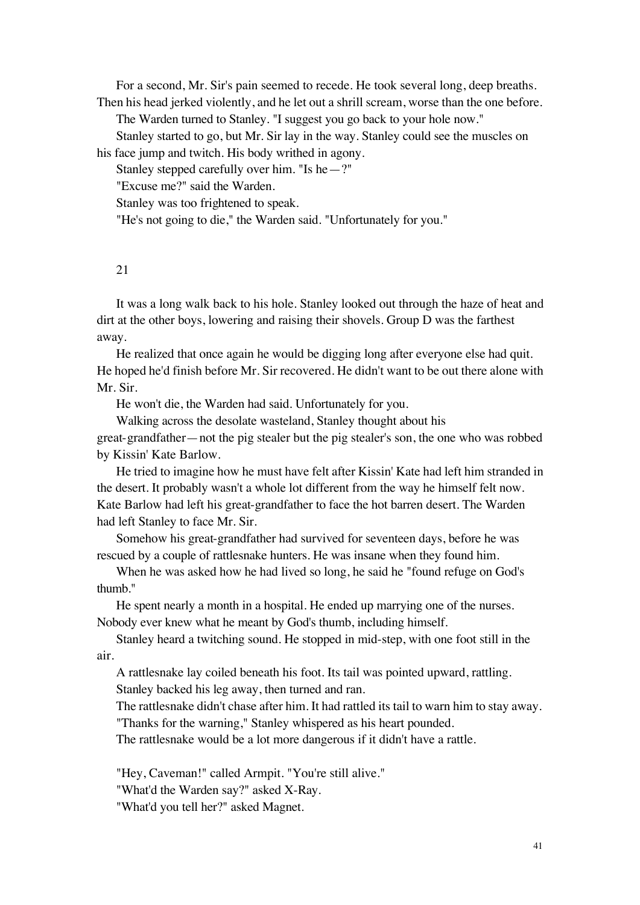For a second, Mr. Sir's pain seemed to recede. He took several long, deep breaths. Then his head jerked violently, and he let out a shrill scream, worse than the one before.

The Warden turned to Stanley. "I suggest you go back to your hole now."

Stanley started to go, but Mr. Sir lay in the way. Stanley could see the muscles on his face jump and twitch. His body writhed in agony.

Stanley stepped carefully over him. "Is he—?"

"Excuse me?" said the Warden.

Stanley was too frightened to speak.

"He's not going to die," the Warden said. "Unfortunately for you."

## 21

It was a long walk back to his hole. Stanley looked out through the haze of heat and dirt at the other boys, lowering and raising their shovels. Group D was the farthest away.

He realized that once again he would be digging long after everyone else had quit. He hoped he'd finish before Mr. Sir recovered. He didn't want to be out there alone with Mr. Sir.

He won't die, the Warden had said. Unfortunately for you.

Walking across the desolate wasteland, Stanley thought about his great-grandfather—not the pig stealer but the pig stealer's son, the one who was robbed by Kissin' Kate Barlow.

He tried to imagine how he must have felt after Kissin' Kate had left him stranded in the desert. It probably wasn't a whole lot different from the way he himself felt now. Kate Barlow had left his great-grandfather to face the hot barren desert. The Warden had left Stanley to face Mr. Sir.

Somehow his great-grandfather had survived for seventeen days, before he was rescued by a couple of rattlesnake hunters. He was insane when they found him.

When he was asked how he had lived so long, he said he "found refuge on God's thumb."

He spent nearly a month in a hospital. He ended up marrying one of the nurses. Nobody ever knew what he meant by God's thumb, including himself.

Stanley heard a twitching sound. He stopped in mid-step, with one foot still in the air.

A rattlesnake lay coiled beneath his foot. Its tail was pointed upward, rattling.

Stanley backed his leg away, then turned and ran.

The rattlesnake didn't chase after him. It had rattled its tail to warn him to stay away.

"Thanks for the warning," Stanley whispered as his heart pounded.

The rattlesnake would be a lot more dangerous if it didn't have a rattle.

"Hey, Caveman!" called Armpit. "You're still alive."

"What'd the Warden say?" asked X-Ray.

"What'd you tell her?" asked Magnet.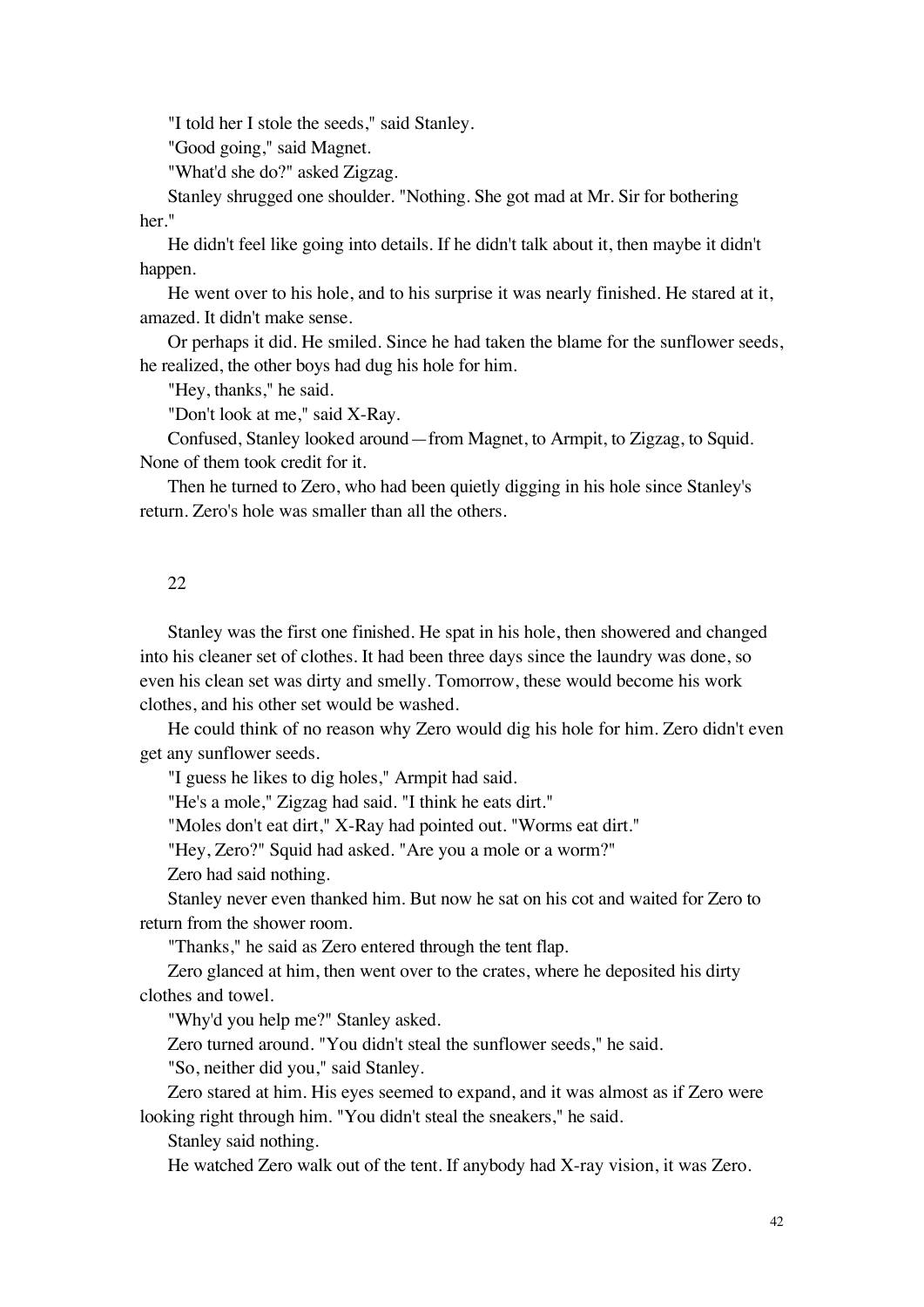"I told her I stole the seeds," said Stanley.

"Good going," said Magnet.

"What'd she do?" asked Zigzag.

Stanley shrugged one shoulder. "Nothing. She got mad at Mr. Sir for bothering her."

He didn't feel like going into details. If he didn't talk about it, then maybe it didn't happen.

He went over to his hole, and to his surprise it was nearly finished. He stared at it, amazed. It didn't make sense.

Or perhaps it did. He smiled. Since he had taken the blame for the sunflower seeds, he realized, the other boys had dug his hole for him.

"Hey, thanks," he said.

"Don't look at me," said X-Ray.

Confused, Stanley looked around—from Magnet, to Armpit, to Zigzag, to Squid. None of them took credit for it.

Then he turned to Zero, who had been quietly digging in his hole since Stanley's return. Zero's hole was smaller than all the others.

## 22

Stanley was the first one finished. He spat in his hole, then showered and changed into his cleaner set of clothes. It had been three days since the laundry was done, so even his clean set was dirty and smelly. Tomorrow, these would become his work clothes, and his other set would be washed.

He could think of no reason why Zero would dig his hole for him. Zero didn't even get any sunflower seeds.

"I guess he likes to dig holes," Armpit had said.

"He's a mole," Zigzag had said. "I think he eats dirt."

"Moles don't eat dirt," X-Ray had pointed out. "Worms eat dirt."

"Hey, Zero?" Squid had asked. "Are you a mole or a worm?"

Zero had said nothing.

Stanley never even thanked him. But now he sat on his cot and waited for Zero to return from the shower room.

"Thanks," he said as Zero entered through the tent flap.

Zero glanced at him, then went over to the crates, where he deposited his dirty clothes and towel.

"Why'd you help me?" Stanley asked.

Zero turned around. "You didn't steal the sunflower seeds," he said.

"So, neither did you," said Stanley.

Zero stared at him. His eyes seemed to expand, and it was almost as if Zero were looking right through him. "You didn't steal the sneakers," he said.

Stanley said nothing.

He watched Zero walk out of the tent. If anybody had X-ray vision, it was Zero.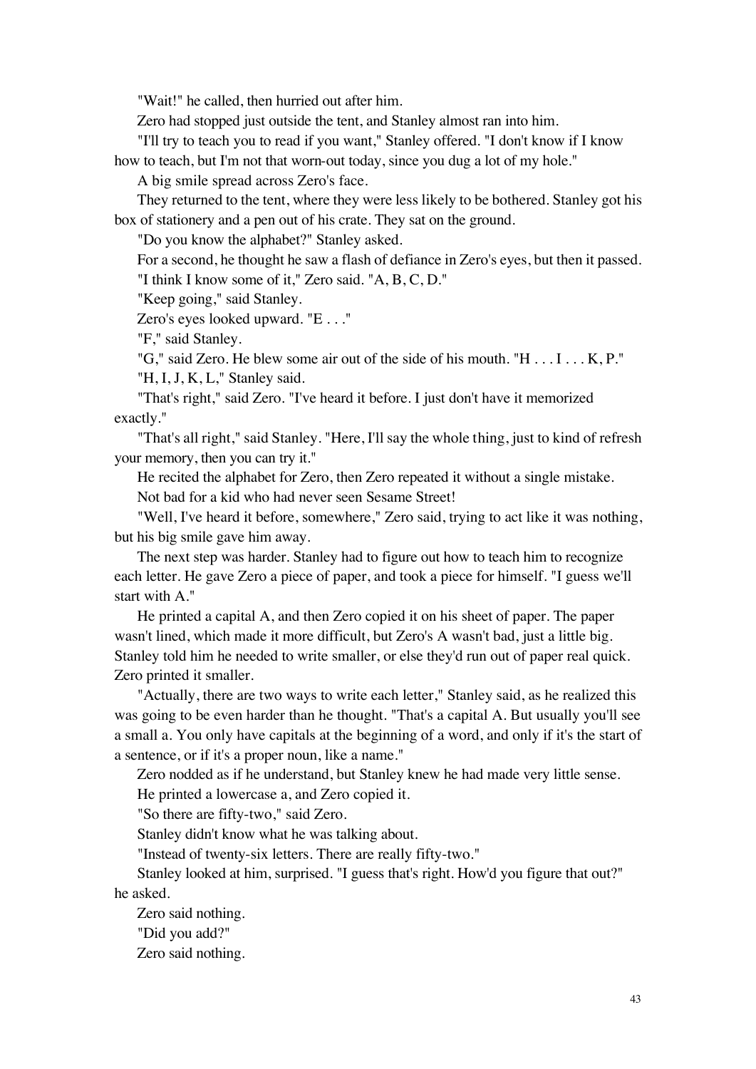"Wait!" he called, then hurried out after him.

Zero had stopped just outside the tent, and Stanley almost ran into him.

"I'll try to teach you to read if you want," Stanley offered. "I don't know if I know how to teach, but I'm not that worn-out today, since you dug a lot of my hole."

A big smile spread across Zero's face.

They returned to the tent, where they were less likely to be bothered. Stanley got his box of stationery and a pen out of his crate. They sat on the ground.

"Do you know the alphabet?" Stanley asked.

For a second, he thought he saw a flash of defiance in Zero's eyes, but then it passed.

"I think I know some of it," Zero said. "A, B, C, D."

"Keep going," said Stanley.

Zero's eyes looked upward. "E . . ."

"F," said Stanley.

"G," said Zero. He blew some air out of the side of his mouth. "H . . . I . . . K, P."

"H, I, J, K, L," Stanley said.

"That's right," said Zero. "I've heard it before. I just don't have it memorized exactly."

"That's all right," said Stanley. "Here, I'll say the whole thing, just to kind of refresh your memory, then you can try it."

He recited the alphabet for Zero, then Zero repeated it without a single mistake.

Not bad for a kid who had never seen Sesame Street!

"Well, I've heard it before, somewhere," Zero said, trying to act like it was nothing, but his big smile gave him away.

The next step was harder. Stanley had to figure out how to teach him to recognize each letter. He gave Zero a piece of paper, and took a piece for himself. "I guess we'll start with A."

He printed a capital A, and then Zero copied it on his sheet of paper. The paper wasn't lined, which made it more difficult, but Zero's A wasn't bad, just a little big. Stanley told him he needed to write smaller, or else they'd run out of paper real quick. Zero printed it smaller.

"Actually, there are two ways to write each letter," Stanley said, as he realized this was going to be even harder than he thought. "That's a capital A. But usually you'll see a small a. You only have capitals at the beginning of a word, and only if it's the start of a sentence, or if it's a proper noun, like a name."

Zero nodded as if he understand, but Stanley knew he had made very little sense.

He printed a lowercase a, and Zero copied it.

"So there are fifty-two," said Zero.

Stanley didn't know what he was talking about.

"Instead of twenty-six letters. There are really fifty-two."

Stanley looked at him, surprised. "I guess that's right. How'd you figure that out?" he asked.

Zero said nothing.

"Did you add?"

Zero said nothing.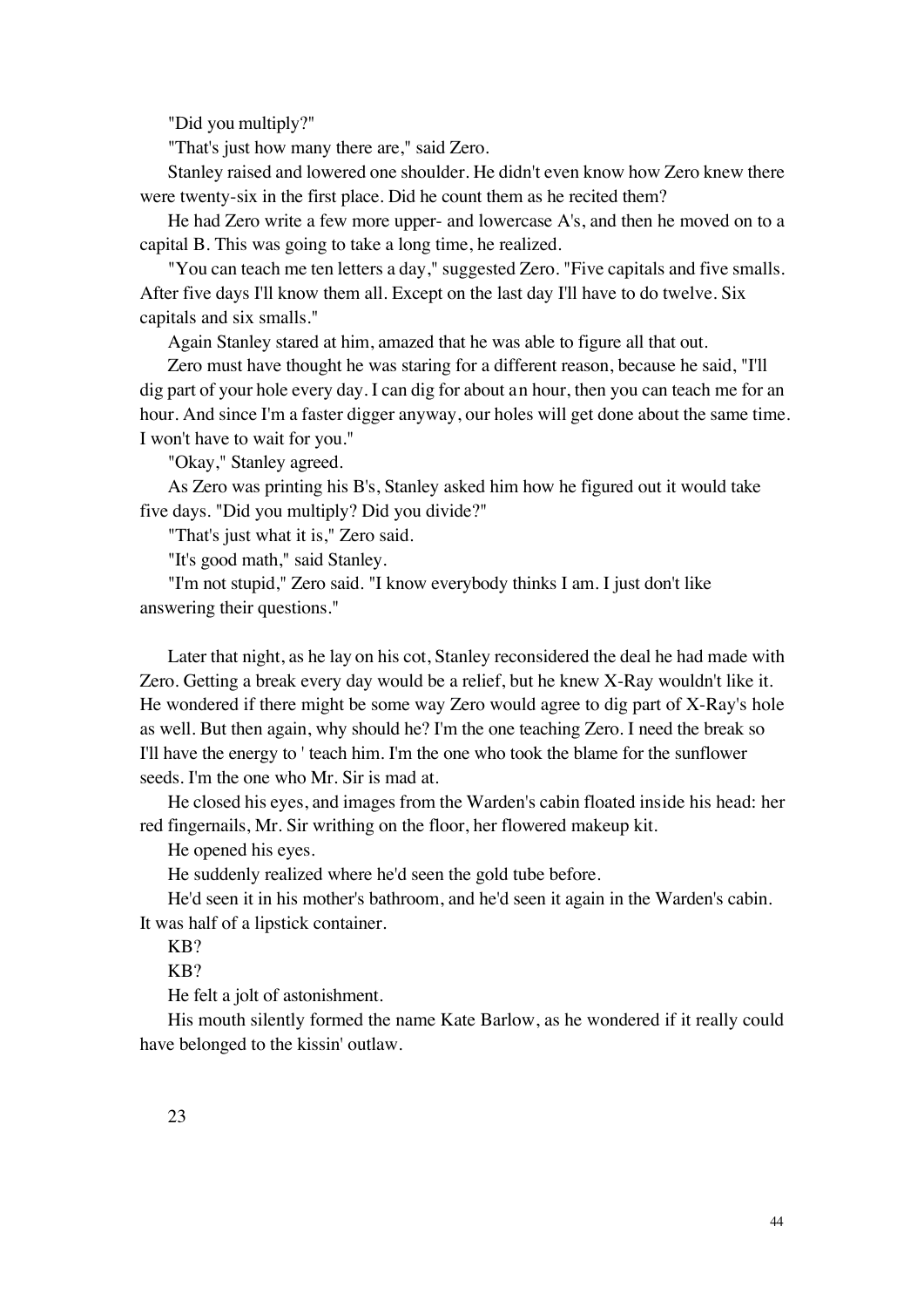"Did you multiply?"

"That's just how many there are," said Zero.

Stanley raised and lowered one shoulder. He didn't even know how Zero knew there were twenty-six in the first place. Did he count them as he recited them?

He had Zero write a few more upper- and lowercase A's, and then he moved on to a capital B. This was going to take a long time, he realized.

"You can teach me ten letters a day," suggested Zero. "Five capitals and five smalls. After five days I'll know them all. Except on the last day I'll have to do twelve. Six capitals and six smalls."

Again Stanley stared at him, amazed that he was able to figure all that out.

Zero must have thought he was staring for a different reason, because he said, "I'll dig part of your hole every day. I can dig for about an hour, then you can teach me for an hour. And since I'm a faster digger anyway, our holes will get done about the same time. I won't have to wait for you."

"Okay," Stanley agreed.

As Zero was printing his B's, Stanley asked him how he figured out it would take five days. "Did you multiply? Did you divide?"

"That's just what it is," Zero said.

"It's good math," said Stanley.

"I'm not stupid," Zero said. "I know everybody thinks I am. I just don't like answering their questions."

Later that night, as he lay on his cot, Stanley reconsidered the deal he had made with Zero. Getting a break every day would be a relief, but he knew X-Ray wouldn't like it. He wondered if there might be some way Zero would agree to dig part of X-Ray's hole as well. But then again, why should he? I'm the one teaching Zero. I need the break so I'll have the energy to ' teach him. I'm the one who took the blame for the sunflower seeds. I'm the one who Mr. Sir is mad at.

He closed his eyes, and images from the Warden's cabin floated inside his head: her red fingernails, Mr. Sir writhing on the floor, her flowered makeup kit.

He opened his eyes.

He suddenly realized where he'd seen the gold tube before.

He'd seen it in his mother's bathroom, and he'd seen it again in the Warden's cabin. It was half of a lipstick container.

KB?

KB?

He felt a jolt of astonishment.

His mouth silently formed the name Kate Barlow, as he wondered if it really could have belonged to the kissin' outlaw.

## 23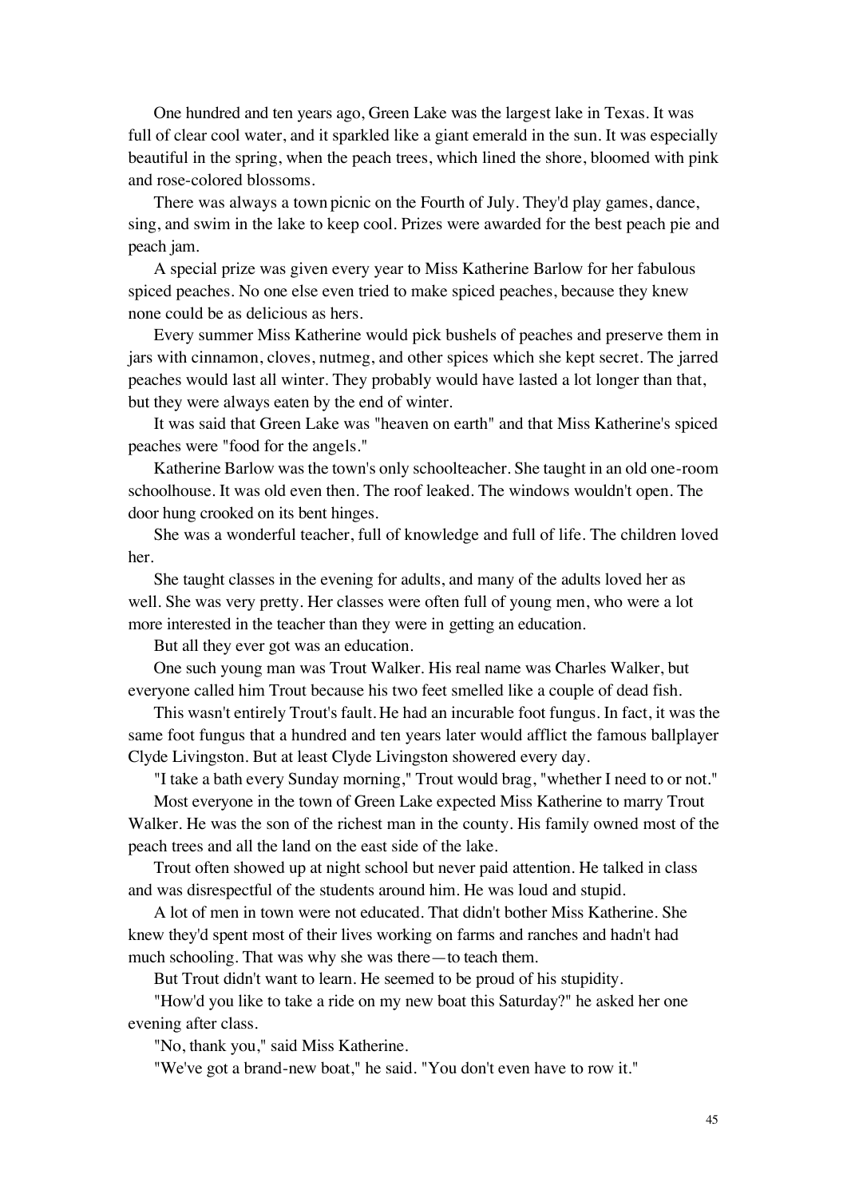One hundred and ten years ago, Green Lake was the largest lake in Texas. It was full of clear cool water, and it sparkled like a giant emerald in the sun. It was especially beautiful in the spring, when the peach trees, which lined the shore, bloomed with pink and rose-colored blossoms.

There was always a town picnic on the Fourth of July. They'd play games, dance, sing, and swim in the lake to keep cool. Prizes were awarded for the best peach pie and peach jam.

A special prize was given every year to Miss Katherine Barlow for her fabulous spiced peaches. No one else even tried to make spiced peaches, because they knew none could be as delicious as hers.

Every summer Miss Katherine would pick bushels of peaches and preserve them in jars with cinnamon, cloves, nutmeg, and other spices which she kept secret. The jarred peaches would last all winter. They probably would have lasted a lot longer than that, but they were always eaten by the end of winter.

It was said that Green Lake was "heaven on earth" and that Miss Katherine's spiced peaches were "food for the angels."

Katherine Barlow was the town's only schoolteacher. She taught in an old one-room schoolhouse. It was old even then. The roof leaked. The windows wouldn't open. The door hung crooked on its bent hinges.

She was a wonderful teacher, full of knowledge and full of life. The children loved her.

She taught classes in the evening for adults, and many of the adults loved her as well. She was very pretty. Her classes were often full of young men, who were a lot more interested in the teacher than they were in getting an education.

But all they ever got was an education.

One such young man was Trout Walker. His real name was Charles Walker, but everyone called him Trout because his two feet smelled like a couple of dead fish.

This wasn't entirely Trout's fault. He had an incurable foot fungus. In fact, it was the same foot fungus that a hundred and ten years later would afflict the famous ballplayer Clyde Livingston. But at least Clyde Livingston showered every day.

"I take a bath every Sunday morning," Trout would brag, "whether I need to or not."

Most everyone in the town of Green Lake expected Miss Katherine to marry Trout Walker. He was the son of the richest man in the county. His family owned most of the peach trees and all the land on the east side of the lake.

Trout often showed up at night school but never paid attention. He talked in class and was disrespectful of the students around him. He was loud and stupid.

A lot of men in town were not educated. That didn't bother Miss Katherine. She knew they'd spent most of their lives working on farms and ranches and hadn't had much schooling. That was why she was there—to teach them.

But Trout didn't want to learn. He seemed to be proud of his stupidity.

"How'd you like to take a ride on my new boat this Saturday?" he asked her one evening after class.

"No, thank you," said Miss Katherine.

"We've got a brand-new boat," he said. "You don't even have to row it."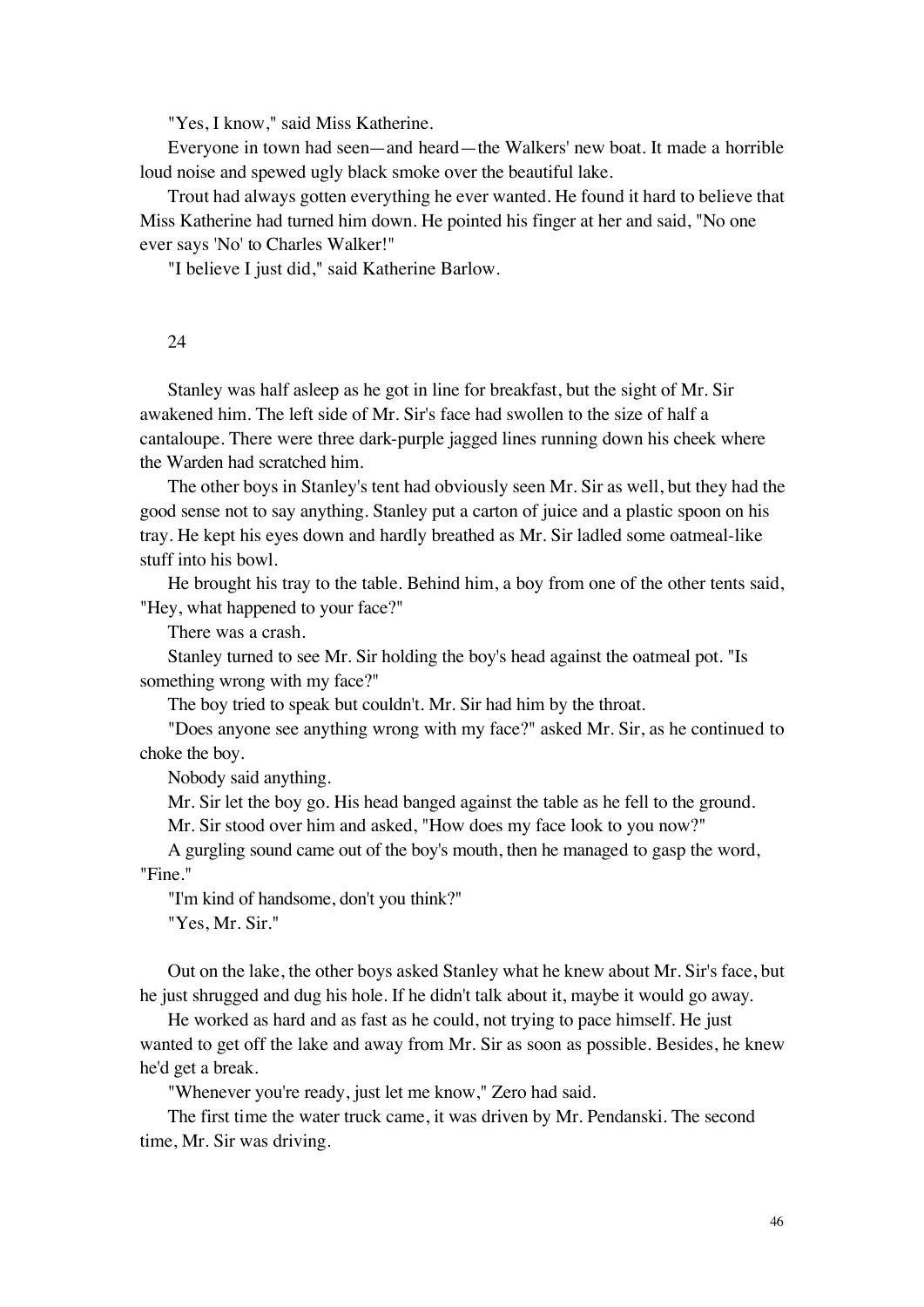"Yes, I know," said Miss Katherine.

Everyone in town had seen—and heard—the Walkers' new boat. It made a horrible loud noise and spewed ugly black smoke over the beautiful lake.

Trout had always gotten everything he ever wanted. He found it hard to believe that Miss Katherine had turned him down. He pointed his finger at her and said, "No one ever says 'No' to Charles Walker!"

"I believe I just did," said Katherine Barlow.

## 24

Stanley was half asleep as he got in line for breakfast, but the sight of Mr. Sir awakened him. The left side of Mr. Sir's face had swollen to the size of half a cantaloupe. There were three dark-purple jagged lines running down his cheek where the Warden had scratched him.

The other boys in Stanley's tent had obviously seen Mr. Sir as well, but they had the good sense not to say anything. Stanley put a carton of juice and a plastic spoon on his tray. He kept his eyes down and hardly breathed as Mr. Sir ladled some oatmeal-like stuff into his bowl.

He brought his tray to the table. Behind him, a boy from one of the other tents said, "Hey, what happened to your face?"

There was a crash.

Stanley turned to see Mr. Sir holding the boy's head against the oatmeal pot. "Is something wrong with my face?"

The boy tried to speak but couldn't. Mr. Sir had him by the throat.

"Does anyone see anything wrong with my face?" asked Mr. Sir, as he continued to choke the boy.

Nobody said anything.

Mr. Sir let the boy go. His head banged against the table as he fell to the ground.

Mr. Sir stood over him and asked, "How does my face look to you now?"

A gurgling sound came out of the boy's mouth, then he managed to gasp the word, "Fine."

"I'm kind of handsome, don't you think?"

"Yes, Mr. Sir."

Out on the lake, the other boys asked Stanley what he knew about Mr. Sir's face, but he just shrugged and dug his hole. If he didn't talk about it, maybe it would go away.

He worked as hard and as fast as he could, not trying to pace himself. He just wanted to get off the lake and away from Mr. Sir as soon as possible. Besides, he knew he'd get a break.

"Whenever you're ready, just let me know," Zero had said.

The first time the water truck came, it was driven by Mr. Pendanski. The second time, Mr. Sir was driving.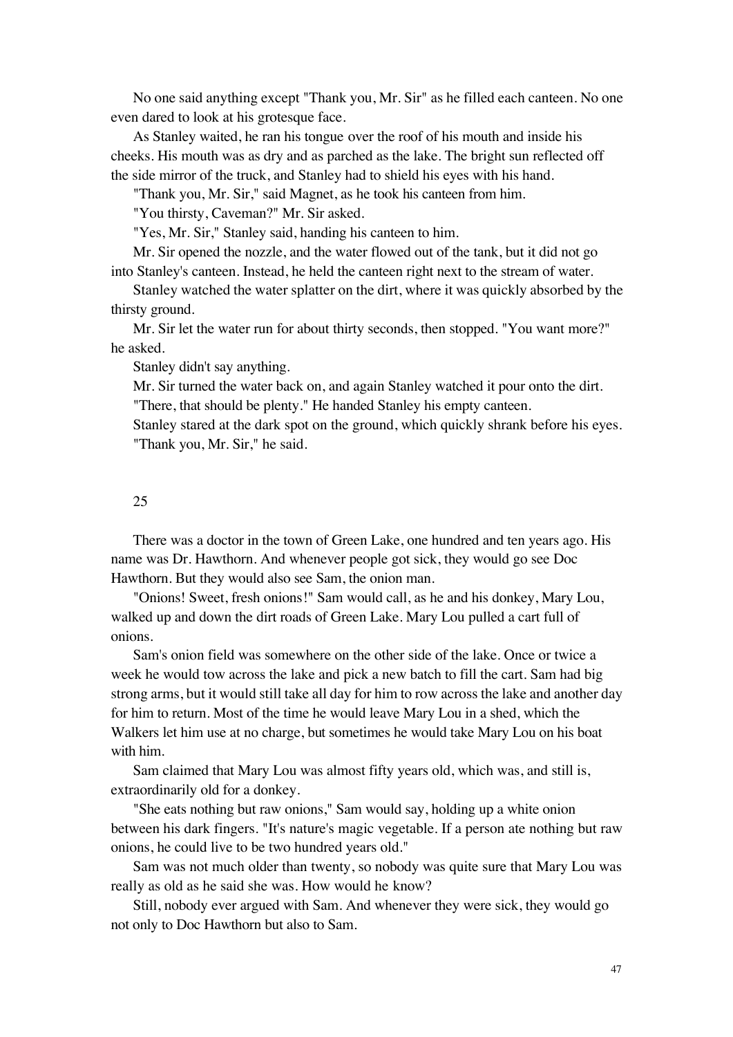No one said anything except "Thank you, Mr. Sir" as he filled each canteen. No one even dared to look at his grotesque face.

As Stanley waited, he ran his tongue over the roof of his mouth and inside his cheeks. His mouth was as dry and as parched as the lake. The bright sun reflected off the side mirror of the truck, and Stanley had to shield his eyes with his hand.

"Thank you, Mr. Sir," said Magnet, as he took his canteen from him.

"You thirsty, Caveman?" Mr. Sir asked.

"Yes, Mr. Sir," Stanley said, handing his canteen to him.

Mr. Sir opened the nozzle, and the water flowed out of the tank, but it did not go into Stanley's canteen. Instead, he held the canteen right next to the stream of water.

Stanley watched the water splatter on the dirt, where it was quickly absorbed by the thirsty ground.

Mr. Sir let the water run for about thirty seconds, then stopped. "You want more?" he asked.

Stanley didn't say anything.

Mr. Sir turned the water back on, and again Stanley watched it pour onto the dirt.

"There, that should be plenty." He handed Stanley his empty canteen.

Stanley stared at the dark spot on the ground, which quickly shrank before his eyes.

"Thank you, Mr. Sir," he said.

## 25

There was a doctor in the town of Green Lake, one hundred and ten years ago. His name was Dr. Hawthorn. And whenever people got sick, they would go see Doc Hawthorn. But they would also see Sam, the onion man.

"Onions! Sweet, fresh onions!" Sam would call, as he and his donkey, Mary Lou, walked up and down the dirt roads of Green Lake. Mary Lou pulled a cart full of onions.

Sam's onion field was somewhere on the other side of the lake. Once or twice a week he would tow across the lake and pick a new batch to fill the cart. Sam had big strong arms, but it would still take all day for him to row across the lake and another day for him to return. Most of the time he would leave Mary Lou in a shed, which the Walkers let him use at no charge, but sometimes he would take Mary Lou on his boat with him.

Sam claimed that Mary Lou was almost fifty years old, which was, and still is, extraordinarily old for a donkey.

"She eats nothing but raw onions," Sam would say, holding up a white onion between his dark fingers. "It's nature's magic vegetable. If a person ate nothing but raw onions, he could live to be two hundred years old."

Sam was not much older than twenty, so nobody was quite sure that Mary Lou was really as old as he said she was. How would he know?

Still, nobody ever argued with Sam. And whenever they were sick, they would go not only to Doc Hawthorn but also to Sam.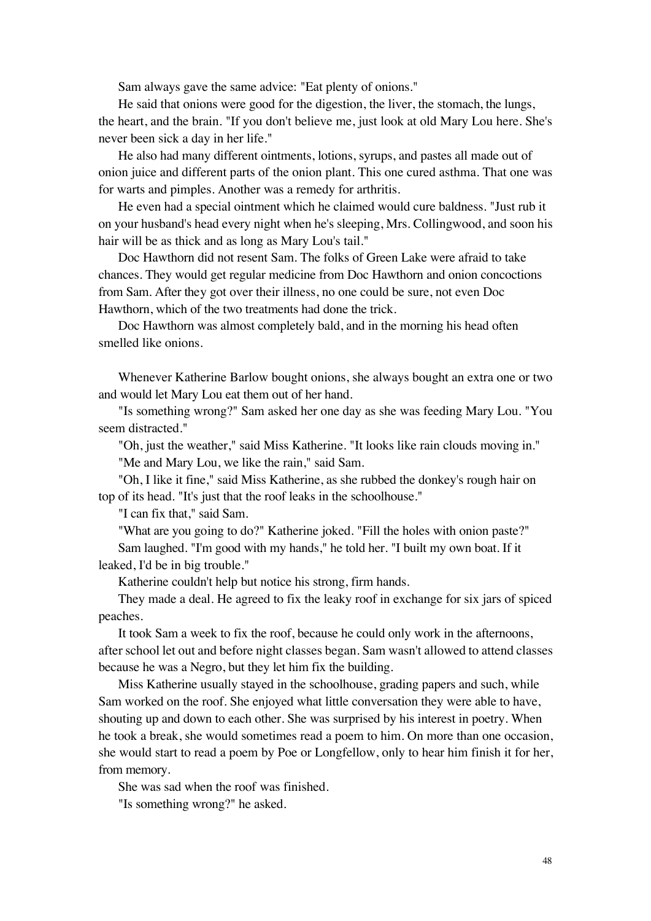Sam always gave the same advice: "Eat plenty of onions."

He said that onions were good for the digestion, the liver, the stomach, the lungs, the heart, and the brain. "If you don't believe me, just look at old Mary Lou here. She's never been sick a day in her life."

He also had many different ointments, lotions, syrups, and pastes all made out of onion juice and different parts of the onion plant. This one cured asthma. That one was for warts and pimples. Another was a remedy for arthritis.

He even had a special ointment which he claimed would cure baldness. "Just rub it on your husband's head every night when he's sleeping, Mrs. Collingwood, and soon his hair will be as thick and as long as Mary Lou's tail."

Doc Hawthorn did not resent Sam. The folks of Green Lake were afraid to take chances. They would get regular medicine from Doc Hawthorn and onion concoctions from Sam. After they got over their illness, no one could be sure, not even Doc Hawthorn, which of the two treatments had done the trick.

Doc Hawthorn was almost completely bald, and in the morning his head often smelled like onions.

Whenever Katherine Barlow bought onions, she always bought an extra one or two and would let Mary Lou eat them out of her hand.

"Is something wrong?" Sam asked her one day as she was feeding Mary Lou. "You seem distracted."

"Oh, just the weather," said Miss Katherine. "It looks like rain clouds moving in."

"Me and Mary Lou, we like the rain," said Sam.

"Oh, I like it fine," said Miss Katherine, as she rubbed the donkey's rough hair on top of its head. "It's just that the roof leaks in the schoolhouse."

"I can fix that," said Sam.

"What are you going to do?" Katherine joked. "Fill the holes with onion paste?"

Sam laughed. "I'm good with my hands," he told her. "I built my own boat. If it leaked, I'd be in big trouble."

Katherine couldn't help but notice his strong, firm hands.

They made a deal. He agreed to fix the leaky roof in exchange for six jars of spiced peaches.

It took Sam a week to fix the roof, because he could only work in the afternoons, after school let out and before night classes began. Sam wasn't allowed to attend classes because he was a Negro, but they let him fix the building.

Miss Katherine usually stayed in the schoolhouse, grading papers and such, while Sam worked on the roof. She enjoyed what little conversation they were able to have, shouting up and down to each other. She was surprised by his interest in poetry. When he took a break, she would sometimes read a poem to him. On more than one occasion, she would start to read a poem by Poe or Longfellow, only to hear him finish it for her, from memory.

She was sad when the roof was finished.

"Is something wrong?" he asked.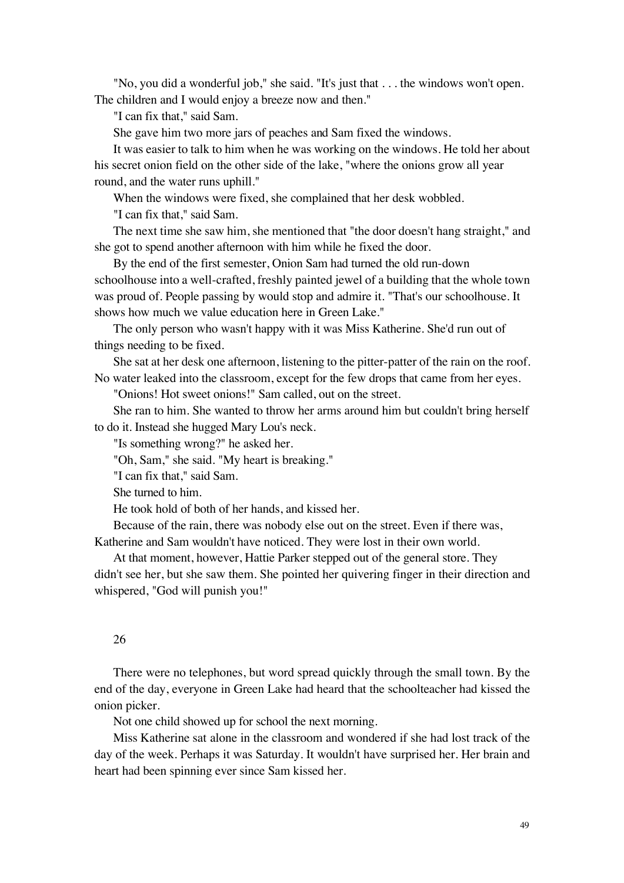"No, you did a wonderful job," she said. "It's just that . . . the windows won't open. The children and I would enjoy a breeze now and then."

"I can fix that," said Sam.

She gave him two more jars of peaches and Sam fixed the windows.

It was easier to talk to him when he was working on the windows. He told her about his secret onion field on the other side of the lake, "where the onions grow all year round, and the water runs uphill."

When the windows were fixed, she complained that her desk wobbled.

"I can fix that," said Sam.

The next time she saw him, she mentioned that "the door doesn't hang straight," and she got to spend another afternoon with him while he fixed the door.

By the end of the first semester, Onion Sam had turned the old run-down schoolhouse into a well-crafted, freshly painted jewel of a building that the whole town was proud of. People passing by would stop and admire it. "That's our schoolhouse. It shows how much we value education here in Green Lake."

The only person who wasn't happy with it was Miss Katherine. She'd run out of things needing to be fixed.

She sat at her desk one afternoon, listening to the pitter-patter of the rain on the roof. No water leaked into the classroom, except for the few drops that came from her eyes.

"Onions! Hot sweet onions!" Sam called, out on the street.

She ran to him. She wanted to throw her arms around him but couldn't bring herself to do it. Instead she hugged Mary Lou's neck.

"Is something wrong?" he asked her.

"Oh, Sam," she said. "My heart is breaking."

"I can fix that," said Sam.

She turned to him.

He took hold of both of her hands, and kissed her.

Because of the rain, there was nobody else out on the street. Even if there was, Katherine and Sam wouldn't have noticed. They were lost in their own world.

At that moment, however, Hattie Parker stepped out of the general store. They didn't see her, but she saw them. She pointed her quivering finger in their direction and whispered, "God will punish you!"

## 26

There were no telephones, but word spread quickly through the small town. By the end of the day, everyone in Green Lake had heard that the schoolteacher had kissed the onion picker.

Not one child showed up for school the next morning.

Miss Katherine sat alone in the classroom and wondered if she had lost track of the day of the week. Perhaps it was Saturday. It wouldn't have surprised her. Her brain and heart had been spinning ever since Sam kissed her.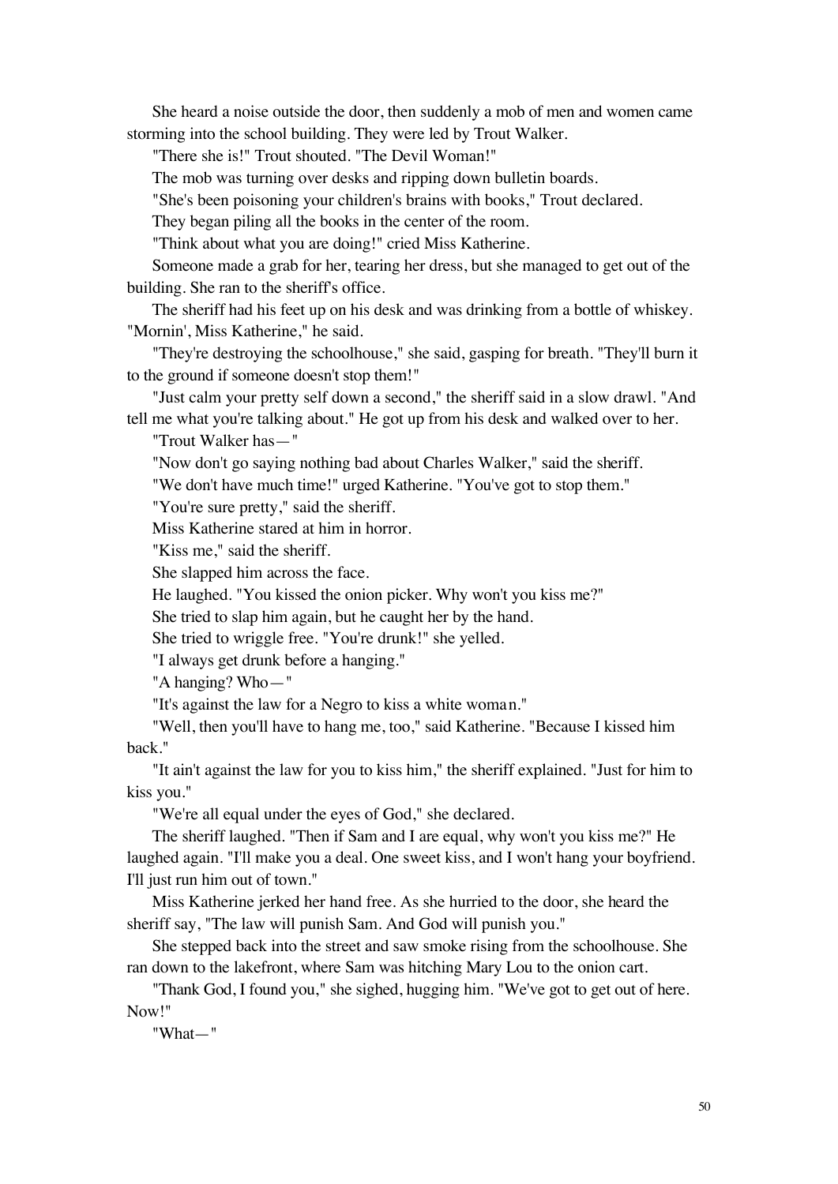She heard a noise outside the door, then suddenly a mob of men and women came storming into the school building. They were led by Trout Walker.

"There she is!" Trout shouted. "The Devil Woman!"

The mob was turning over desks and ripping down bulletin boards.

"She's been poisoning your children's brains with books," Trout declared.

They began piling all the books in the center of the room.

"Think about what you are doing!" cried Miss Katherine.

Someone made a grab for her, tearing her dress, but she managed to get out of the building. She ran to the sheriff's office.

The sheriff had his feet up on his desk and was drinking from a bottle of whiskey. "Mornin', Miss Katherine," he said.

"They're destroying the schoolhouse," she said, gasping for breath. "They'll burn it to the ground if someone doesn't stop them!"

"Just calm your pretty self down a second," the sheriff said in a slow drawl. "And tell me what you're talking about." He got up from his desk and walked over to her.

"Trout Walker has— "

"Now don't go saying nothing bad about Charles Walker," said the sheriff.

"We don't have much time!" urged Katherine. "You've got to stop them."

"You're sure pretty," said the sheriff.

Miss Katherine stared at him in horror.

"Kiss me," said the sheriff.

She slapped him across the face.

He laughed. "You kissed the onion picker. Why won't you kiss me?"

She tried to slap him again, but he caught her by the hand.

She tried to wriggle free. "You're drunk!" she yelled.

"I always get drunk before a hanging."

"A hanging? Who— "

"It's against the law for a Negro to kiss a white woman."

"Well, then you'll have to hang me, too," said Katherine. "Because I kissed him back."

"It ain't against the law for you to kiss him," the sheriff explained. "Just for him to kiss you."

"We're all equal under the eyes of God," she declared.

The sheriff laughed. "Then if Sam and I are equal, why won't you kiss me?" He laughed again. "I'll make you a deal. One sweet kiss, and I won't hang your boyfriend. I'll just run him out of town."

Miss Katherine jerked her hand free. As she hurried to the door, she heard the sheriff say, "The law will punish Sam. And God will punish you."

She stepped back into the street and saw smoke rising from the schoolhouse. She ran down to the lakefront, where Sam was hitching Mary Lou to the onion cart.

"Thank God, I found you," she sighed, hugging him. "We've got to get out of here. Now!"

"What— "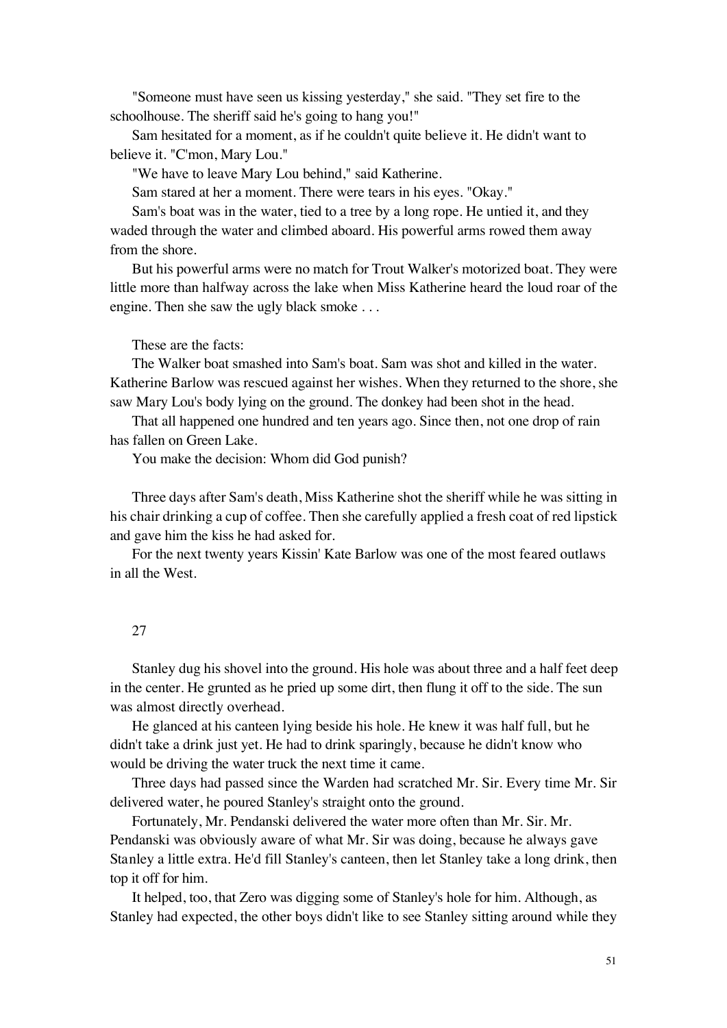"Someone must have seen us kissing yesterday," she said. "They set fire to the schoolhouse. The sheriff said he's going to hang you!"

Sam hesitated for a moment, as if he couldn't quite believe it. He didn't want to believe it. "C'mon, Mary Lou."

"We have to leave Mary Lou behind," said Katherine.

Sam stared at her a moment. There were tears in his eyes. "Okay."

Sam's boat was in the water, tied to a tree by a long rope. He untied it, and they waded through the water and climbed aboard. His powerful arms rowed them away from the shore.

But his powerful arms were no match for Trout Walker's motorized boat. They were little more than halfway across the lake when Miss Katherine heard the loud roar of the engine. Then she saw the ugly black smoke . . .

These are the facts:

The Walker boat smashed into Sam's boat. Sam was shot and killed in the water. Katherine Barlow was rescued against her wishes. When they returned to the shore, she saw Mary Lou's body lying on the ground. The donkey had been shot in the head.

That all happened one hundred and ten years ago. Since then, not one drop of rain has fallen on Green Lake.

You make the decision: Whom did God punish?

Three days after Sam's death, Miss Katherine shot the sheriff while he was sitting in his chair drinking a cup of coffee. Then she carefully applied a fresh coat of red lipstick and gave him the kiss he had asked for.

For the next twenty years Kissin' Kate Barlow was one of the most feared outlaws in all the West.

## 27

Stanley dug his shovel into the ground. His hole was about three and a half feet deep in the center. He grunted as he pried up some dirt, then flung it off to the side. The sun was almost directly overhead.

He glanced at his canteen lying beside his hole. He knew it was half full, but he didn't take a drink just yet. He had to drink sparingly, because he didn't know who would be driving the water truck the next time it came.

Three days had passed since the Warden had scratched Mr. Sir. Every time Mr. Sir delivered water, he poured Stanley's straight onto the ground.

Fortunately, Mr. Pendanski delivered the water more often than Mr. Sir. Mr. Pendanski was obviously aware of what Mr. Sir was doing, because he always gave Stanley a little extra. He'd fill Stanley's canteen, then let Stanley take a long drink, then top it off for him.

It helped, too, that Zero was digging some of Stanley's hole for him. Although, as Stanley had expected, the other boys didn't like to see Stanley sitting around while they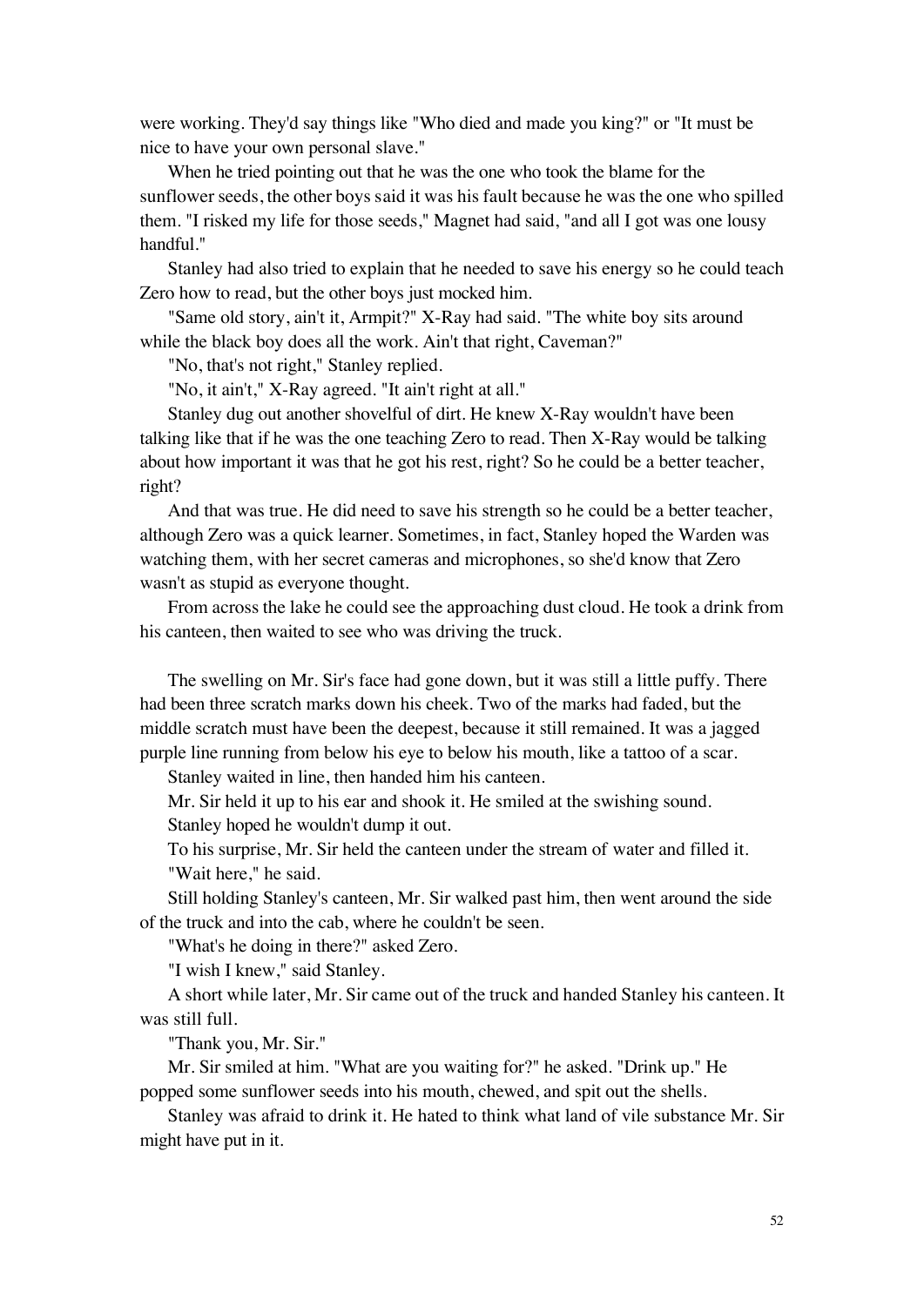were working. They'd say things like "Who died and made you king?" or "It must be nice to have your own personal slave."

When he tried pointing out that he was the one who took the blame for the sunflower seeds, the other boys said it was his fault because he was the one who spilled them. "I risked my life for those seeds," Magnet had said, "and all I got was one lousy handful."

Stanley had also tried to explain that he needed to save his energy so he could teach Zero how to read, but the other boys just mocked him.

"Same old story, ain't it, Armpit?" X-Ray had said. "The white boy sits around while the black boy does all the work. Ain't that right, Caveman?"

"No, that's not right," Stanley replied.

"No, it ain't," X-Ray agreed. "It ain't right at all."

Stanley dug out another shovelful of dirt. He knew X-Ray wouldn't have been talking like that if he was the one teaching Zero to read. Then X-Ray would be talking about how important it was that he got his rest, right? So he could be a better teacher, right?

And that was true. He did need to save his strength so he could be a better teacher, although Zero was a quick learner. Sometimes, in fact, Stanley hoped the Warden was watching them, with her secret cameras and microphones, so she'd know that Zero wasn't as stupid as everyone thought.

From across the lake he could see the approaching dust cloud. He took a drink from his canteen, then waited to see who was driving the truck.

The swelling on Mr. Sir's face had gone down, but it was still a little puffy. There had been three scratch marks down his cheek. Two of the marks had faded, but the middle scratch must have been the deepest, because it still remained. It was a jagged purple line running from below his eye to below his mouth, like a tattoo of a scar.

Stanley waited in line, then handed him his canteen.

Mr. Sir held it up to his ear and shook it. He smiled at the swishing sound.

Stanley hoped he wouldn't dump it out.

To his surprise, Mr. Sir held the canteen under the stream of water and filled it.

"Wait here," he said.

Still holding Stanley's canteen, Mr. Sir walked past him, then went around the side of the truck and into the cab, where he couldn't be seen.

"What's he doing in there?" asked Zero.

"I wish I knew," said Stanley.

A short while later, Mr. Sir came out of the truck and handed Stanley his canteen. It was still full.

"Thank you, Mr. Sir."

Mr. Sir smiled at him. "What are you waiting for?" he asked. "Drink up." He popped some sunflower seeds into his mouth, chewed, and spit out the shells.

Stanley was afraid to drink it. He hated to think what land of vile substance Mr. Sir might have put in it.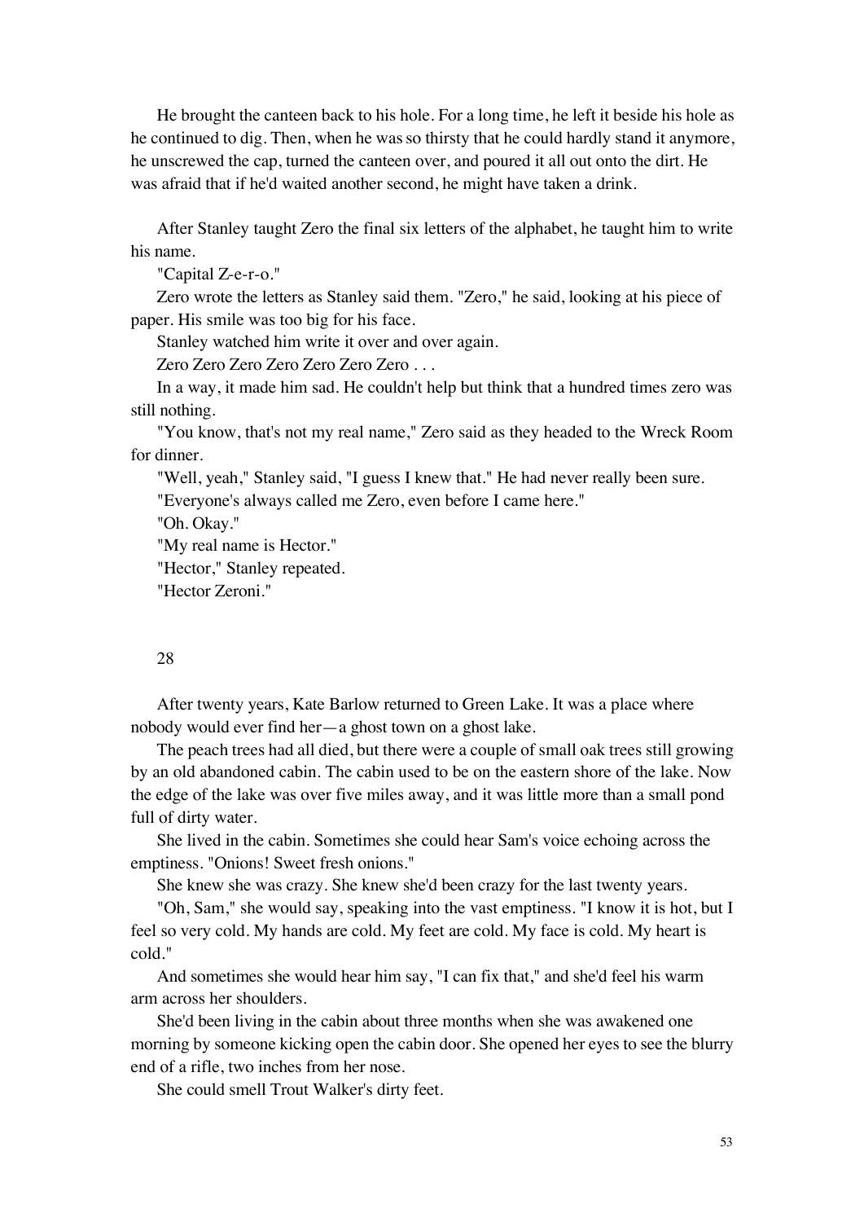He brought the canteen back to his hole. For a long time, he left it beside his hole as he continued to dig. Then, when he was so thirsty that he could hardly stand it anymore, he unscrewed the cap, turned the canteen over, and poured it all out onto the dirt. He was afraid that if he'd waited another second, he might have taken a drink.

After Stanley taught Zero the final six letters of the alphabet, he taught him to write his name.

"Capital Z-e-r-o."

Zero wrote the letters as Stanley said them. "Zero," he said, looking at his piece of paper. His smile was too big for his face.

Stanley watched him write it over and over again.

Zero Zero Zero Zero Zero Zero Zero . . .

In a way, it made him sad. He couldn't help but think that a hundred times zero was still nothing.

"You know, that's not my real name," Zero said as they headed to the Wreck Room for dinner.

"Well, yeah," Stanley said, "I guess I knew that." He had never really been sure.

"Everyone's always called me Zero, even before I came here."

"Oh. Okay."

"My real name is Hector."

"Hector," Stanley repeated.

"Hector Zeroni."

## 28

After twenty years, Kate Barlow returned to Green Lake. It was a place where nobody would ever find her—a ghost town on a ghost lake.

The peach trees had all died, but there were a couple of small oak trees still growing by an old abandoned cabin. The cabin used to be on the eastern shore of the lake. Now the edge of the lake was over five miles away, and it was little more than a small pond full of dirty water.

She lived in the cabin. Sometimes she could hear Sam's voice echoing across the emptiness. "Onions! Sweet fresh onions."

She knew she was crazy. She knew she'd been crazy for the last twenty years.

"Oh, Sam," she would say, speaking into the vast emptiness. "I know it is hot, but I feel so very cold. My hands are cold. My feet are cold. My face is cold. My heart is cold."

And sometimes she would hear him say, "I can fix that," and she'd feel his warm arm across her shoulders.

She'd been living in the cabin about three months when she was awakened one morning by someone kicking open the cabin door. She opened her eyes to see the blurry end of a rifle, two inches from her nose.

She could smell Trout Walker's dirty feet.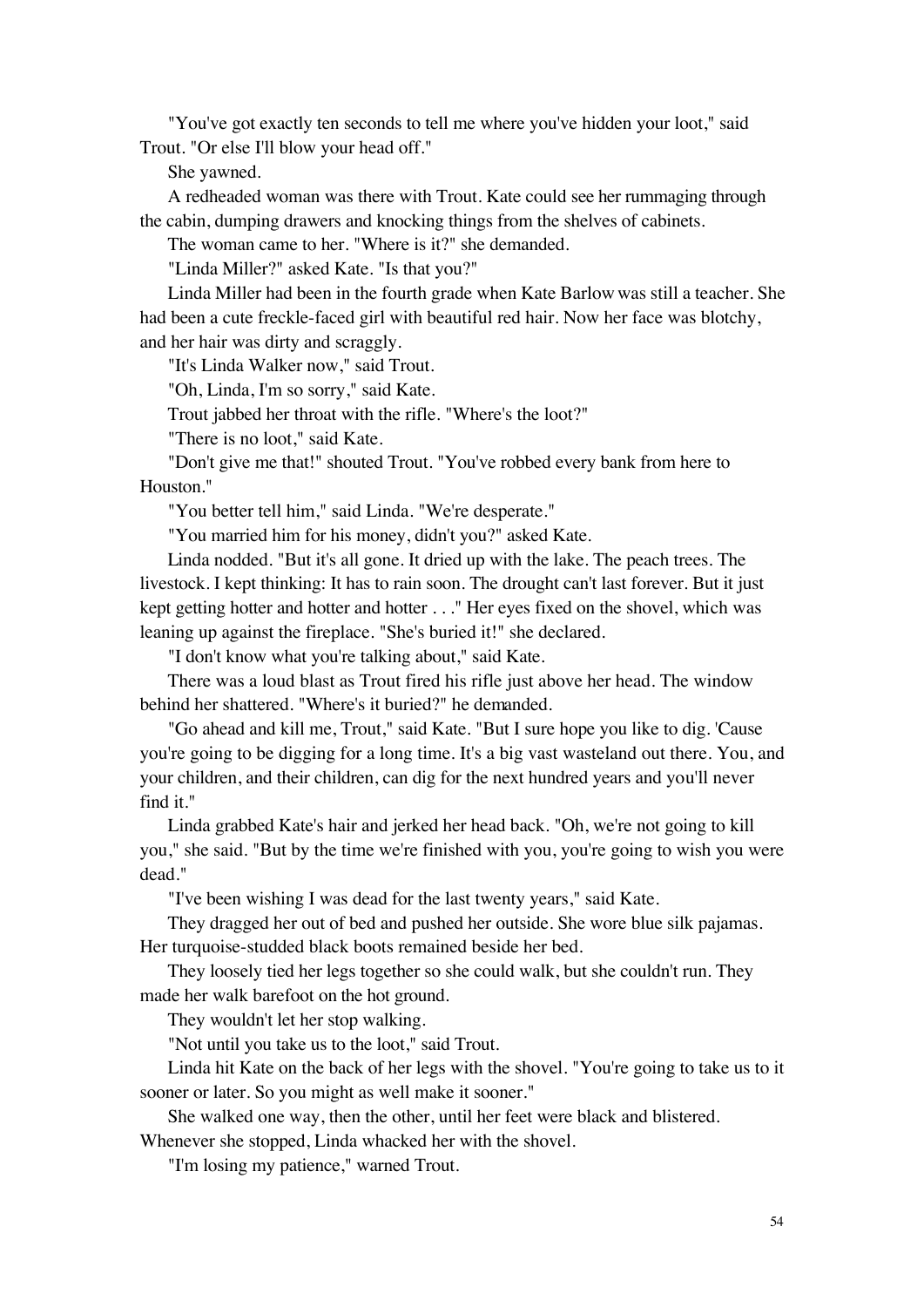"You've got exactly ten seconds to tell me where you've hidden your loot," said Trout. "Or else I'll blow your head off."

She yawned.

A redheaded woman was there with Trout. Kate could see her rummaging through the cabin, dumping drawers and knocking things from the shelves of cabinets.

The woman came to her. "Where is it?" she demanded.

"Linda Miller?" asked Kate. "Is that you?"

Linda Miller had been in the fourth grade when Kate Barlow was still a teacher. She had been a cute freckle-faced girl with beautiful red hair. Now her face was blotchy, and her hair was dirty and scraggly.

"It's Linda Walker now," said Trout.

"Oh, Linda, I'm so sorry," said Kate.

Trout jabbed her throat with the rifle. "Where's the loot?"

"There is no loot," said Kate.

"Don't give me that!" shouted Trout. "You've robbed every bank from here to Houston."

"You better tell him," said Linda. "We're desperate."

"You married him for his money, didn't you?" asked Kate.

Linda nodded. "But it's all gone. It dried up with the lake. The peach trees. The livestock. I kept thinking: It has to rain soon. The drought can't last forever. But it just kept getting hotter and hotter and hotter . . ." Her eyes fixed on the shovel, which was leaning up against the fireplace. "She's buried it!" she declared.

"I don't know what you're talking about," said Kate.

There was a loud blast as Trout fired his rifle just above her head. The window behind her shattered. "Where's it buried?" he demanded.

"Go ahead and kill me, Trout," said Kate. "But I sure hope you like to dig. 'Cause you're going to be digging for a long time. It's a big vast wasteland out there. You, and your children, and their children, can dig for the next hundred years and you'll never find it."

Linda grabbed Kate's hair and jerked her head back. "Oh, we're not going to kill you," she said. "But by the time we're finished with you, you're going to wish you were dead."

"I've been wishing I was dead for the last twenty years," said Kate.

They dragged her out of bed and pushed her outside. She wore blue silk pajamas. Her turquoise-studded black boots remained beside her bed.

They loosely tied her legs together so she could walk, but she couldn't run. They made her walk barefoot on the hot ground.

They wouldn't let her stop walking.

"Not until you take us to the loot," said Trout.

Linda hit Kate on the back of her legs with the shovel. "You're going to take us to it sooner or later. So you might as well make it sooner."

She walked one way, then the other, until her feet were black and blistered. Whenever she stopped, Linda whacked her with the shovel.

"I'm losing my patience," warned Trout.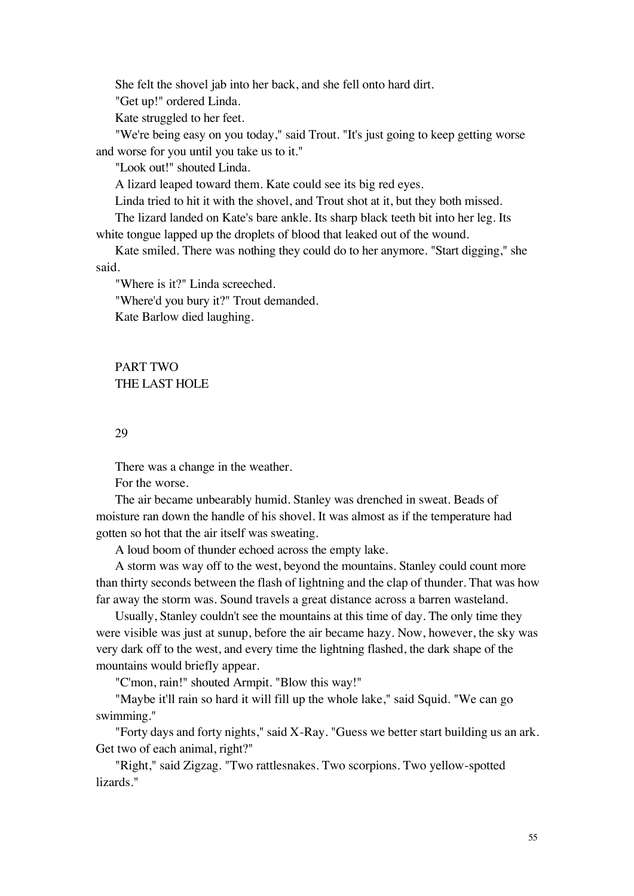She felt the shovel jab into her back, and she fell onto hard dirt.

"Get up!" ordered Linda.

Kate struggled to her feet.

"We're being easy on you today," said Trout. "It's just going to keep getting worse and worse for you until you take us to it."

"Look out!" shouted Linda.

A lizard leaped toward them. Kate could see its big red eyes.

Linda tried to hit it with the shovel, and Trout shot at it, but they both missed.

The lizard landed on Kate's bare ankle. Its sharp black teeth bit into her leg. Its white tongue lapped up the droplets of blood that leaked out of the wound.

Kate smiled. There was nothing they could do to her anymore. "Start digging," she said.

"Where is it?" Linda screeched.

"Where'd you bury it?" Trout demanded.

Kate Barlow died laughing.

# PART TWO
# THE LAST HOLE

## 29

There was a change in the weather.

For the worse.

The air became unbearably humid. Stanley was drenched in sweat. Beads of moisture ran down the handle of his shovel. It was almost as if the temperature had gotten so hot that the air itself was sweating.

A loud boom of thunder echoed across the empty lake.

A storm was way off to the west, beyond the mountains. Stanley could count more than thirty seconds between the flash of lightning and the clap of thunder. That was how far away the storm was. Sound travels a great distance across a barren wasteland.

Usually, Stanley couldn't see the mountains at this time of day. The only time they were visible was just at sunup, before the air became hazy. Now, however, the sky was very dark off to the west, and every time the lightning flashed, the dark shape of the mountains would briefly appear.

"C'mon, rain!" shouted Armpit. "Blow this way!"

"Maybe it'll rain so hard it will fill up the whole lake," said Squid. "We can go swimming."

"Forty days and forty nights," said X-Ray. "Guess we better start building us an ark. Get two of each animal, right?"

"Right," said Zigzag. "Two rattlesnakes. Two scorpions. Two yellow-spotted lizards."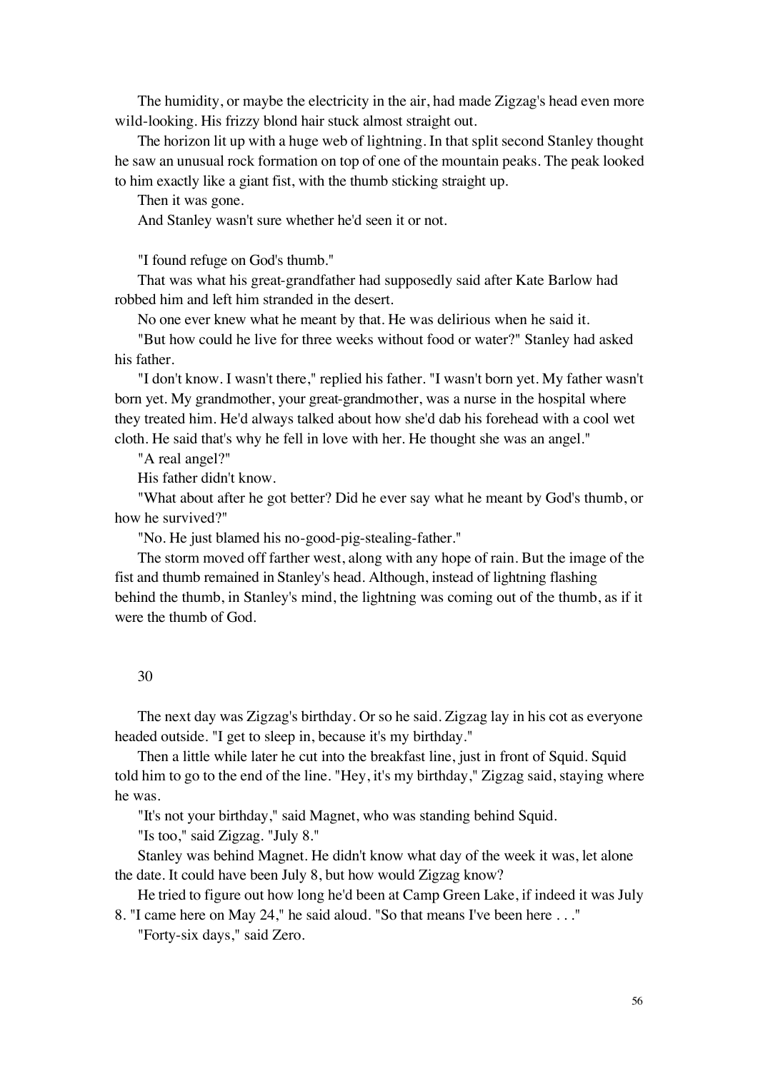The humidity, or maybe the electricity in the air, had made Zigzag's head even more wild-looking. His frizzy blond hair stuck almost straight out.

The horizon lit up with a huge web of lightning. In that split second Stanley thought he saw an unusual rock formation on top of one of the mountain peaks. The peak looked to him exactly like a giant fist, with the thumb sticking straight up.

Then it was gone.

And Stanley wasn't sure whether he'd seen it or not.

"I found refuge on God's thumb."

That was what his great-grandfather had supposedly said after Kate Barlow had robbed him and left him stranded in the desert.

No one ever knew what he meant by that. He was delirious when he said it.

"But how could he live for three weeks without food or water?" Stanley had asked his father.

"I don't know. I wasn't there," replied his father. "I wasn't born yet. My father wasn't born yet. My grandmother, your great-grandmother, was a nurse in the hospital where they treated him. He'd always talked about how she'd dab his forehead with a cool wet cloth. He said that's why he fell in love with her. He thought she was an angel."

"A real angel?"

His father didn't know.

"What about after he got better? Did he ever say what he meant by God's thumb, or how he survived?"

"No. He just blamed his no-good-pig-stealing-father."

The storm moved off farther west, along with any hope of rain. But the image of the fist and thumb remained in Stanley's head. Although, instead of lightning flashing behind the thumb, in Stanley's mind, the lightning was coming out of the thumb, as if it were the thumb of God.

## 30

The next day was Zigzag's birthday. Or so he said. Zigzag lay in his cot as everyone headed outside. "I get to sleep in, because it's my birthday."

Then a little while later he cut into the breakfast line, just in front of Squid. Squid told him to go to the end of the line. "Hey, it's my birthday," Zigzag said, staying where he was.

"It's not your birthday," said Magnet, who was standing behind Squid.

"Is too," said Zigzag. "July 8."

Stanley was behind Magnet. He didn't know what day of the week it was, let alone the date. It could have been July 8, but how would Zigzag know?

He tried to figure out how long he'd been at Camp Green Lake, if indeed it was July 8. "I came here on May 24," he said aloud. "So that means I've been here . . ."

"Forty-six days," said Zero.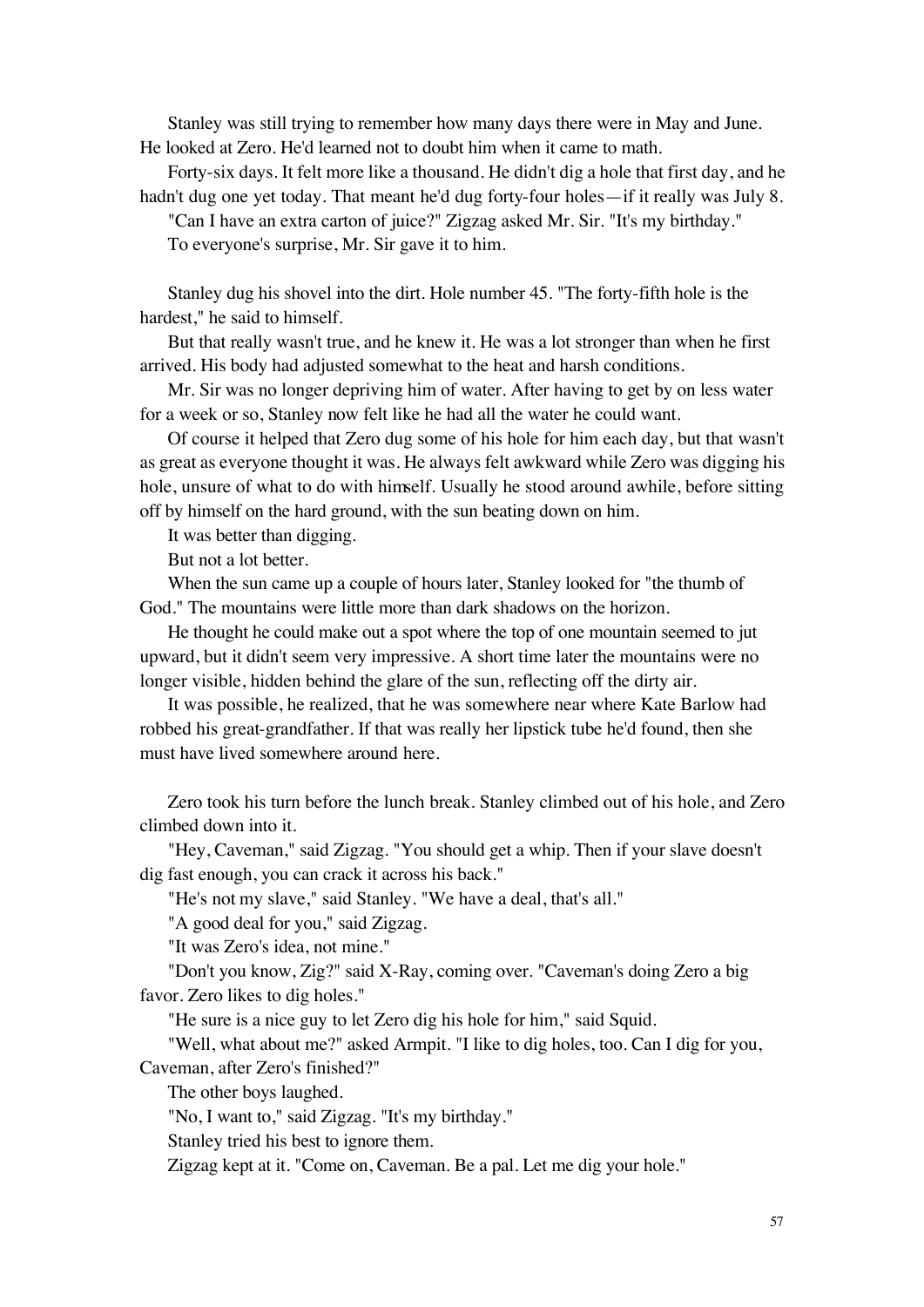Stanley was still trying to remember how many days there were in May and June. He looked at Zero. He'd learned not to doubt him when it came to math.

Forty-six days. It felt more like a thousand. He didn't dig a hole that first day, and he hadn't dug one yet today. That meant he'd dug forty-four holes—if it really was July 8.

"Can I have an extra carton of juice?" Zigzag asked Mr. Sir. "It's my birthday."

To everyone's surprise, Mr. Sir gave it to him.

Stanley dug his shovel into the dirt. Hole number 45. "The forty-fifth hole is the hardest," he said to himself.

But that really wasn't true, and he knew it. He was a lot stronger than when he first arrived. His body had adjusted somewhat to the heat and harsh conditions.

Mr. Sir was no longer depriving him of water. After having to get by on less water for a week or so, Stanley now felt like he had all the water he could want.

Of course it helped that Zero dug some of his hole for him each day, but that wasn't as great as everyone thought it was. He always felt awkward while Zero was digging his hole, unsure of what to do with himself. Usually he stood around awhile, before sitting off by himself on the hard ground, with the sun beating down on him.

It was better than digging.

But not a lot better.

When the sun came up a couple of hours later, Stanley looked for "the thumb of God." The mountains were little more than dark shadows on the horizon.

He thought he could make out a spot where the top of one mountain seemed to jut upward, but it didn't seem very impressive. A short time later the mountains were no longer visible, hidden behind the glare of the sun, reflecting off the dirty air.

It was possible, he realized, that he was somewhere near where Kate Barlow had robbed his great-grandfather. If that was really her lipstick tube he'd found, then she must have lived somewhere around here.

Zero took his turn before the lunch break. Stanley climbed out of his hole, and Zero climbed down into it.

"Hey, Caveman," said Zigzag. "You should get a whip. Then if your slave doesn't dig fast enough, you can crack it across his back."

"He's not my slave," said Stanley. "We have a deal, that's all."

"A good deal for you," said Zigzag.

"It was Zero's idea, not mine."

"Don't you know, Zig?" said X-Ray, coming over. "Caveman's doing Zero a big favor. Zero likes to dig holes."

"He sure is a nice guy to let Zero dig his hole for him," said Squid.

"Well, what about me?" asked Armpit. "I like to dig holes, too. Can I dig for you, Caveman, after Zero's finished?"

The other boys laughed.

"No, I want to," said Zigzag. "It's my birthday."

Stanley tried his best to ignore them.

Zigzag kept at it. "Come on, Caveman. Be a pal. Let me dig your hole."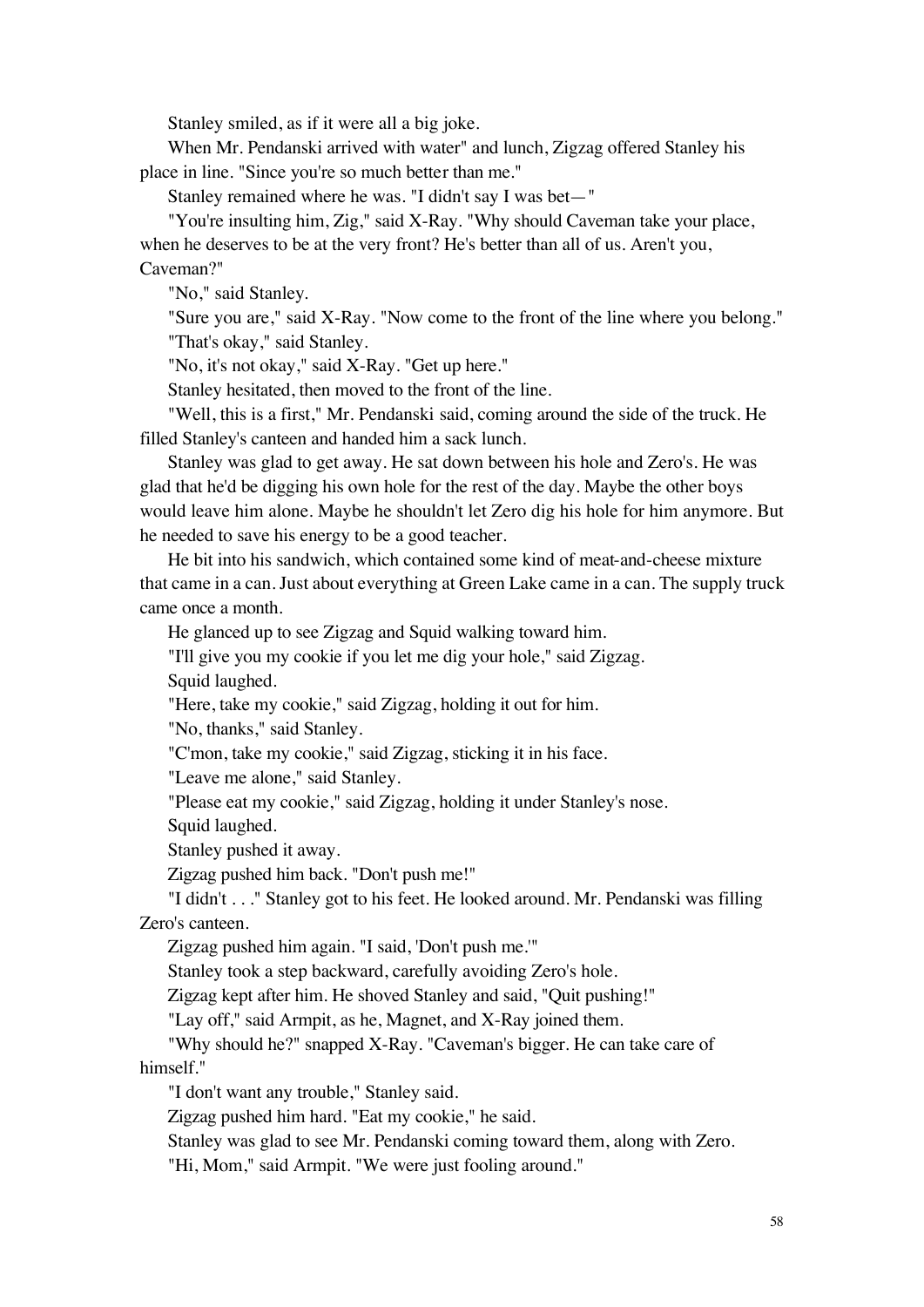Stanley smiled, as if it were all a big joke.

When Mr. Pendanski arrived with water" and lunch, Zigzag offered Stanley his place in line. "Since you're so much better than me."

Stanley remained where he was. "I didn't say I was bet— "

"You're insulting him, Zig," said X-Ray. "Why should Caveman take your place, when he deserves to be at the very front? He's better than all of us. Aren't you, Caveman?"

"No," said Stanley.

"Sure you are," said X-Ray. "Now come to the front of the line where you belong."

"That's okay," said Stanley.

"No, it's not okay," said X-Ray. "Get up here."

Stanley hesitated, then moved to the front of the line.

"Well, this is a first," Mr. Pendanski said, coming around the side of the truck. He filled Stanley's canteen and handed him a sack lunch.

Stanley was glad to get away. He sat down between his hole and Zero's. He was glad that he'd be digging his own hole for the rest of the day. Maybe the other boys would leave him alone. Maybe he shouldn't let Zero dig his hole for him anymore. But he needed to save his energy to be a good teacher.

He bit into his sandwich, which contained some kind of meat-and-cheese mixture that came in a can. Just about everything at Green Lake came in a can. The supply truck came once a month.

He glanced up to see Zigzag and Squid walking toward him.

"I'll give you my cookie if you let me dig your hole," said Zigzag.

Squid laughed.

"Here, take my cookie," said Zigzag, holding it out for him.

"No, thanks," said Stanley.

"C'mon, take my cookie," said Zigzag, sticking it in his face.

"Leave me alone," said Stanley.

"Please eat my cookie," said Zigzag, holding it under Stanley's nose.

Squid laughed.

Stanley pushed it away.

Zigzag pushed him back. "Don't push me!"

"I didn't . . ." Stanley got to his feet. He looked around. Mr. Pendanski was filling Zero's canteen.

Zigzag pushed him again. "I said, 'Don't push me.'"

Stanley took a step backward, carefully avoiding Zero's hole.

Zigzag kept after him. He shoved Stanley and said, "Quit pushing!"

"Lay off," said Armpit, as he, Magnet, and X-Ray joined them.

"Why should he?" snapped X-Ray. "Caveman's bigger. He can take care of himself."

"I don't want any trouble," Stanley said.

Zigzag pushed him hard. "Eat my cookie," he said.

Stanley was glad to see Mr. Pendanski coming toward them, along with Zero.

"Hi, Mom," said Armpit. "We were just fooling around."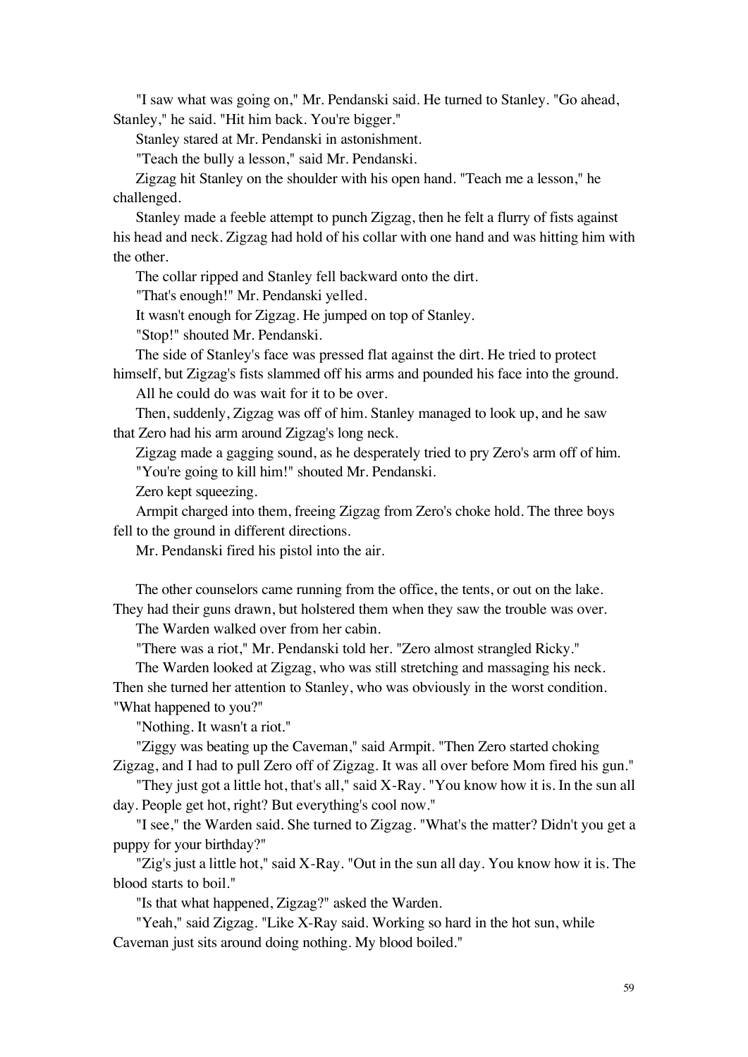"I saw what was going on," Mr. Pendanski said. He turned to Stanley. "Go ahead, Stanley," he said. "Hit him back. You're bigger."

Stanley stared at Mr. Pendanski in astonishment.

"Teach the bully a lesson," said Mr. Pendanski.

Zigzag hit Stanley on the shoulder with his open hand. "Teach me a lesson," he challenged.

Stanley made a feeble attempt to punch Zigzag, then he felt a flurry of fists against his head and neck. Zigzag had hold of his collar with one hand and was hitting him with the other.

The collar ripped and Stanley fell backward onto the dirt.

"That's enough!" Mr. Pendanski yelled.

It wasn't enough for Zigzag. He jumped on top of Stanley.

"Stop!" shouted Mr. Pendanski.

The side of Stanley's face was pressed flat against the dirt. He tried to protect himself, but Zigzag's fists slammed off his arms and pounded his face into the ground.

All he could do was wait for it to be over.

Then, suddenly, Zigzag was off of him. Stanley managed to look up, and he saw that Zero had his arm around Zigzag's long neck.

Zigzag made a gagging sound, as he desperately tried to pry Zero's arm off of him.

"You're going to kill him!" shouted Mr. Pendanski.

Zero kept squeezing.

Armpit charged into them, freeing Zigzag from Zero's choke hold. The three boys fell to the ground in different directions.

Mr. Pendanski fired his pistol into the air.

The other counselors came running from the office, the tents, or out on the lake. They had their guns drawn, but holstered them when they saw the trouble was over.

The Warden walked over from her cabin.

"There was a riot," Mr. Pendanski told her. "Zero almost strangled Ricky."

The Warden looked at Zigzag, who was still stretching and massaging his neck. Then she turned her attention to Stanley, who was obviously in the worst condition. "What happened to you?"

"Nothing. It wasn't a riot."

"Ziggy was beating up the Caveman," said Armpit. "Then Zero started choking Zigzag, and I had to pull Zero off of Zigzag. It was all over before Mom fired his gun."

"They just got a little hot, that's all," said X-Ray. "You know how it is. In the sun all day. People get hot, right? But everything's cool now."

"I see," the Warden said. She turned to Zigzag. "What's the matter? Didn't you get a puppy for your birthday?"

"Zig's just a little hot," said X-Ray. "Out in the sun all day. You know how it is. The blood starts to boil."

"Is that what happened, Zigzag?" asked the Warden.

"Yeah," said Zigzag. "Like X-Ray said. Working so hard in the hot sun, while Caveman just sits around doing nothing. My blood boiled."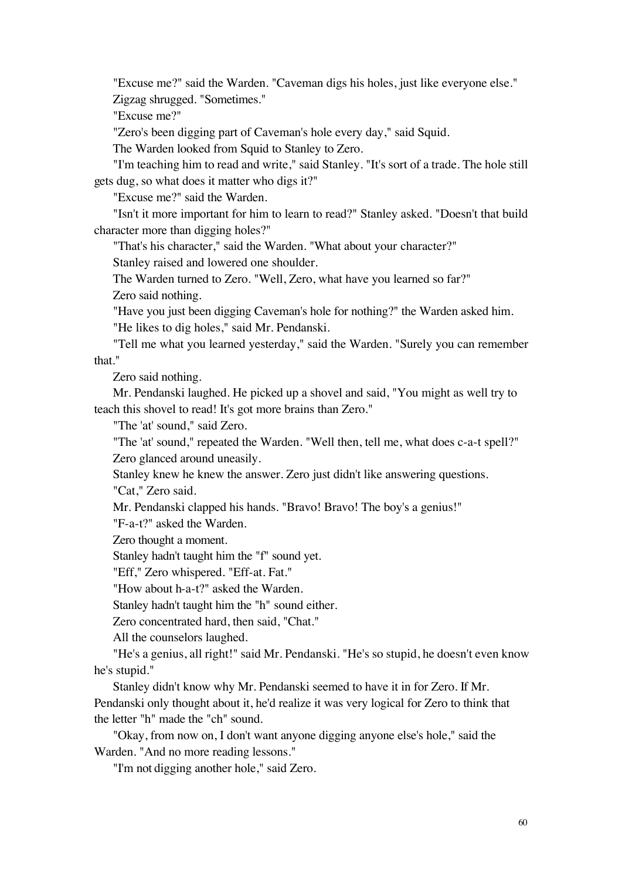"Excuse me?" said the Warden. "Caveman digs his holes, just like everyone else."

Zigzag shrugged. "Sometimes."

"Excuse me?"

"Zero's been digging part of Caveman's hole every day," said Squid.

The Warden looked from Squid to Stanley to Zero.

"I'm teaching him to read and write," said Stanley. "It's sort of a trade. The hole still gets dug, so what does it matter who digs it?"

"Excuse me?" said the Warden.

"Isn't it more important for him to learn to read?" Stanley asked. "Doesn't that build character more than digging holes?"

"That's his character," said the Warden. "What about your character?"

Stanley raised and lowered one shoulder.

The Warden turned to Zero. "Well, Zero, what have you learned so far?"

Zero said nothing.

"Have you just been digging Caveman's hole for nothing?" the Warden asked him.

"He likes to dig holes," said Mr. Pendanski.

"Tell me what you learned yesterday," said the Warden. "Surely you can remember that."

Zero said nothing.

Mr. Pendanski laughed. He picked up a shovel and said, "You might as well try to teach this shovel to read! It's got more brains than Zero."

"The 'at' sound," said Zero.

"The 'at' sound," repeated the Warden. "Well then, tell me, what does c-a-t spell?"

Zero glanced around uneasily.

Stanley knew he knew the answer. Zero just didn't like answering questions.

"Cat," Zero said.

Mr. Pendanski clapped his hands. "Bravo! Bravo! The boy's a genius!"

"F-a-t?" asked the Warden.

Zero thought a moment.

Stanley hadn't taught him the "f" sound yet.

"Eff," Zero whispered. "Eff-at. Fat."

"How about h-a-t?" asked the Warden.

Stanley hadn't taught him the "h" sound either.

Zero concentrated hard, then said, "Chat."

All the counselors laughed.

"He's a genius, all right!" said Mr. Pendanski. "He's so stupid, he doesn't even know he's stupid."

Stanley didn't know why Mr. Pendanski seemed to have it in for Zero. If Mr. Pendanski only thought about it, he'd realize it was very logical for Zero to think that the letter "h" made the "ch" sound.

"Okay, from now on, I don't want anyone digging anyone else's hole," said the Warden. "And no more reading lessons."

"I'm not digging another hole," said Zero.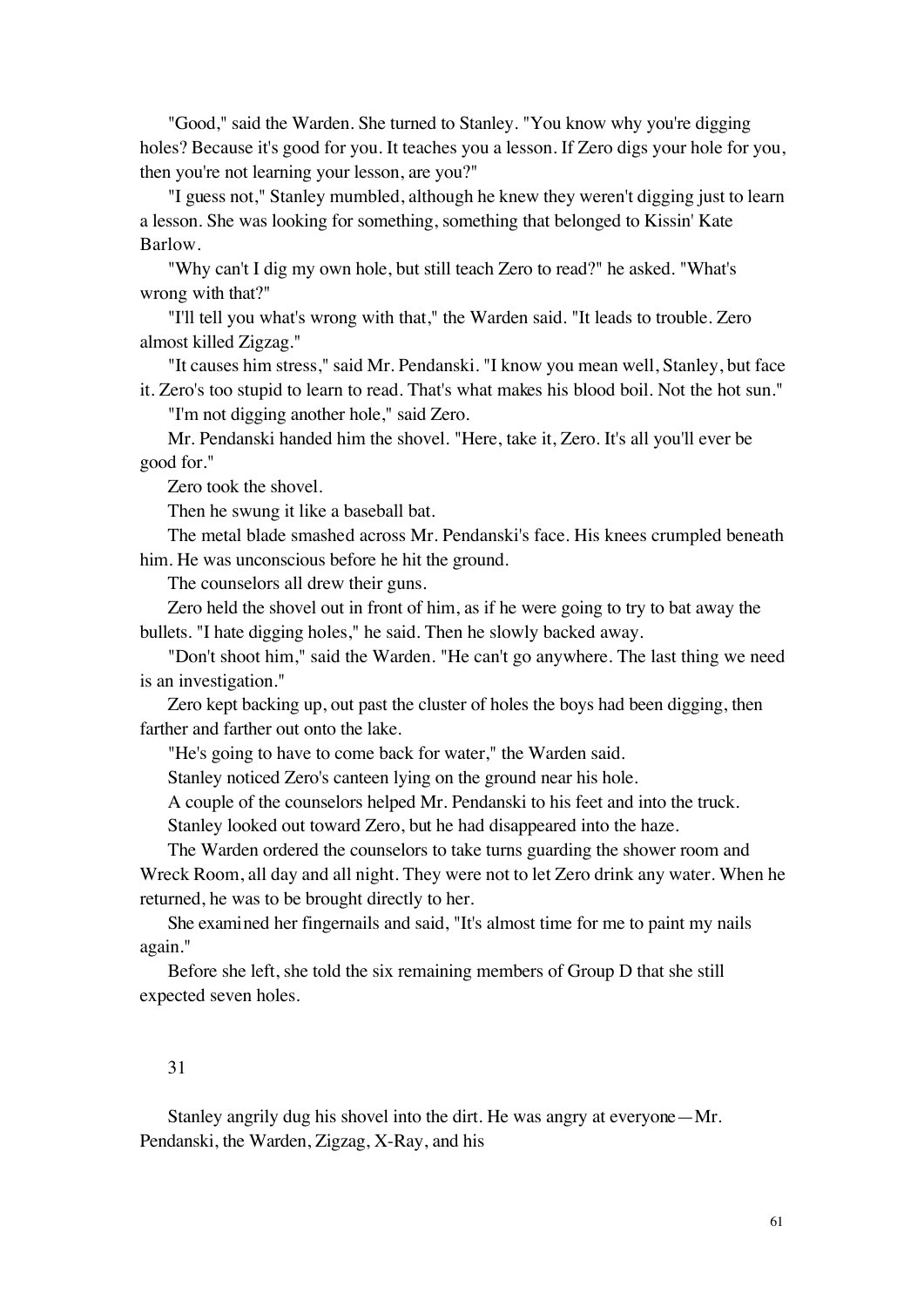"Good," said the Warden. She turned to Stanley. "You know why you're digging holes? Because it's good for you. It teaches you a lesson. If Zero digs your hole for you, then you're not learning your lesson, are you?"

"I guess not," Stanley mumbled, although he knew they weren't digging just to learn a lesson. She was looking for something, something that belonged to Kissin' Kate Barlow.

"Why can't I dig my own hole, but still teach Zero to read?" he asked. "What's wrong with that?"

"I'll tell you what's wrong with that," the Warden said. "It leads to trouble. Zero almost killed Zigzag."

"It causes him stress," said Mr. Pendanski. "I know you mean well, Stanley, but face it. Zero's too stupid to learn to read. That's what makes his blood boil. Not the hot sun."

"I'm not digging another hole," said Zero.

Mr. Pendanski handed him the shovel. "Here, take it, Zero. It's all you'll ever be good for."

Zero took the shovel.

Then he swung it like a baseball bat.

The metal blade smashed across Mr. Pendanski's face. His knees crumpled beneath him. He was unconscious before he hit the ground.

The counselors all drew their guns.

Zero held the shovel out in front of him, as if he were going to try to bat away the bullets. "I hate digging holes," he said. Then he slowly backed away.

"Don't shoot him," said the Warden. "He can't go anywhere. The last thing we need is an investigation."

Zero kept backing up, out past the cluster of holes the boys had been digging, then farther and farther out onto the lake.

"He's going to have to come back for water," the Warden said.

Stanley noticed Zero's canteen lying on the ground near his hole.

A couple of the counselors helped Mr. Pendanski to his feet and into the truck.

Stanley looked out toward Zero, but he had disappeared into the haze.

The Warden ordered the counselors to take turns guarding the shower room and Wreck Room, all day and all night. They were not to let Zero drink any water. When he returned, he was to be brought directly to her.

She examined her fingernails and said, "It's almost time for me to paint my nails again."

Before she left, she told the six remaining members of Group D that she still expected seven holes.

## 31

Stanley angrily dug his shovel into the dirt. He was angry at everyone—Mr. Pendanski, the Warden, Zigzag, X-Ray, and his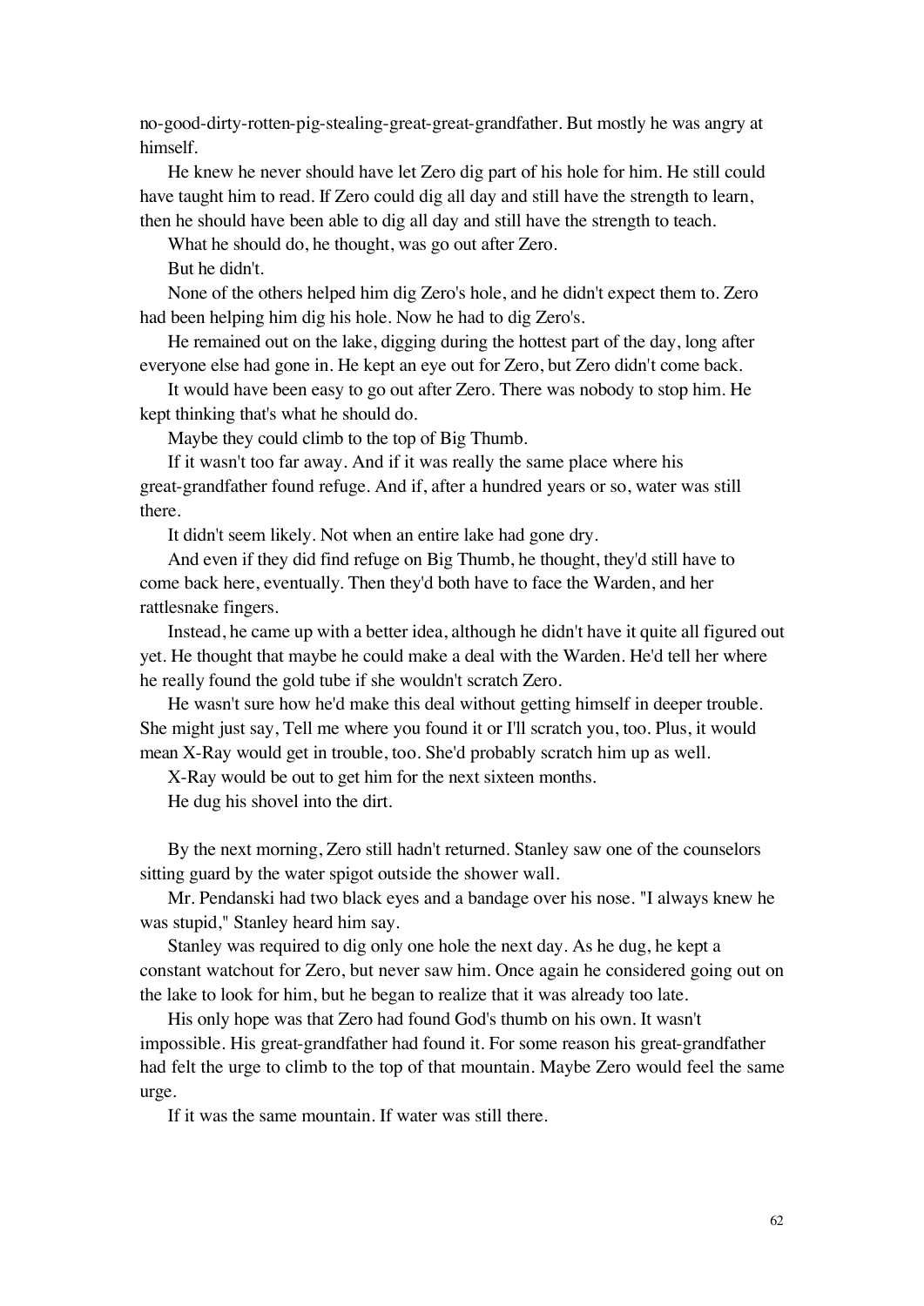no-good-dirty-rotten-pig-stealing-great-great-grandfather. But mostly he was angry at himself.

He knew he never should have let Zero dig part of his hole for him. He still could have taught him to read. If Zero could dig all day and still have the strength to learn, then he should have been able to dig all day and still have the strength to teach.

What he should do, he thought, was go out after Zero.

But he didn't.

None of the others helped him dig Zero's hole, and he didn't expect them to. Zero had been helping him dig his hole. Now he had to dig Zero's.

He remained out on the lake, digging during the hottest part of the day, long after everyone else had gone in. He kept an eye out for Zero, but Zero didn't come back.

It would have been easy to go out after Zero. There was nobody to stop him. He kept thinking that's what he should do.

Maybe they could climb to the top of Big Thumb.

If it wasn't too far away. And if it was really the same place where his great-grandfather found refuge. And if, after a hundred years or so, water was still there.

It didn't seem likely. Not when an entire lake had gone dry.

And even if they did find refuge on Big Thumb, he thought, they'd still have to come back here, eventually. Then they'd both have to face the Warden, and her rattlesnake fingers.

Instead, he came up with a better idea, although he didn't have it quite all figured out yet. He thought that maybe he could make a deal with the Warden. He'd tell her where he really found the gold tube if she wouldn't scratch Zero.

He wasn't sure how he'd make this deal without getting himself in deeper trouble. She might just say, Tell me where you found it or I'll scratch you, too. Plus, it would mean X-Ray would get in trouble, too. She'd probably scratch him up as well.

X-Ray would be out to get him for the next sixteen months.

He dug his shovel into the dirt.

By the next morning, Zero still hadn't returned. Stanley saw one of the counselors sitting guard by the water spigot outside the shower wall.

Mr. Pendanski had two black eyes and a bandage over his nose. "I always knew he was stupid," Stanley heard him say.

Stanley was required to dig only one hole the next day. As he dug, he kept a constant watchout for Zero, but never saw him. Once again he considered going out on the lake to look for him, but he began to realize that it was already too late.

His only hope was that Zero had found God's thumb on his own. It wasn't impossible. His great-grandfather had found it. For some reason his great-grandfather had felt the urge to climb to the top of that mountain. Maybe Zero would feel the same urge.

If it was the same mountain. If water was still there.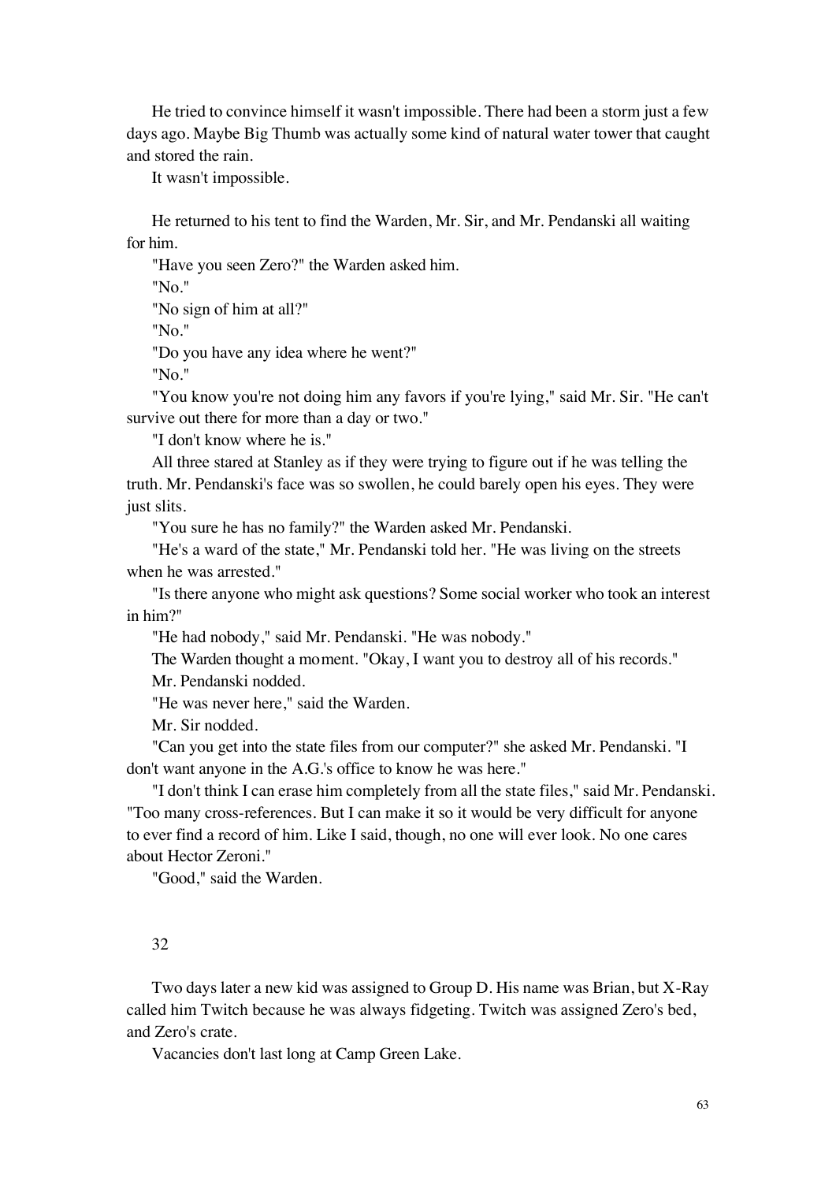He tried to convince himself it wasn't impossible. There had been a storm just a few days ago. Maybe Big Thumb was actually some kind of natural water tower that caught and stored the rain.

It wasn't impossible.

He returned to his tent to find the Warden, Mr. Sir, and Mr. Pendanski all waiting for him.

"Have you seen Zero?" the Warden asked him.

"No."

"No sign of him at all?"

"No."

"Do you have any idea where he went?"

"No."

"You know you're not doing him any favors if you're lying," said Mr. Sir. "He can't survive out there for more than a day or two."

"I don't know where he is."

All three stared at Stanley as if they were trying to figure out if he was telling the truth. Mr. Pendanski's face was so swollen, he could barely open his eyes. They were just slits.

"You sure he has no family?" the Warden asked Mr. Pendanski.

"He's a ward of the state," Mr. Pendanski told her. "He was living on the streets when he was arrested."

"Is there anyone who might ask questions? Some social worker who took an interest in him?"

"He had nobody," said Mr. Pendanski. "He was nobody."

The Warden thought a moment. "Okay, I want you to destroy all of his records."

Mr. Pendanski nodded.

"He was never here," said the Warden.

Mr. Sir nodded.

"Can you get into the state files from our computer?" she asked Mr. Pendanski. "I don't want anyone in the A.G.'s office to know he was here."

"I don't think I can erase him completely from all the state files," said Mr. Pendanski. "Too many cross-references. But I can make it so it would be very difficult for anyone to ever find a record of him. Like I said, though, no one will ever look. No one cares about Hector Zeroni."

"Good," said the Warden.

## 32

Two days later a new kid was assigned to Group D. His name was Brian, but X-Ray called him Twitch because he was always fidgeting. Twitch was assigned Zero's bed, and Zero's crate.

Vacancies don't last long at Camp Green Lake.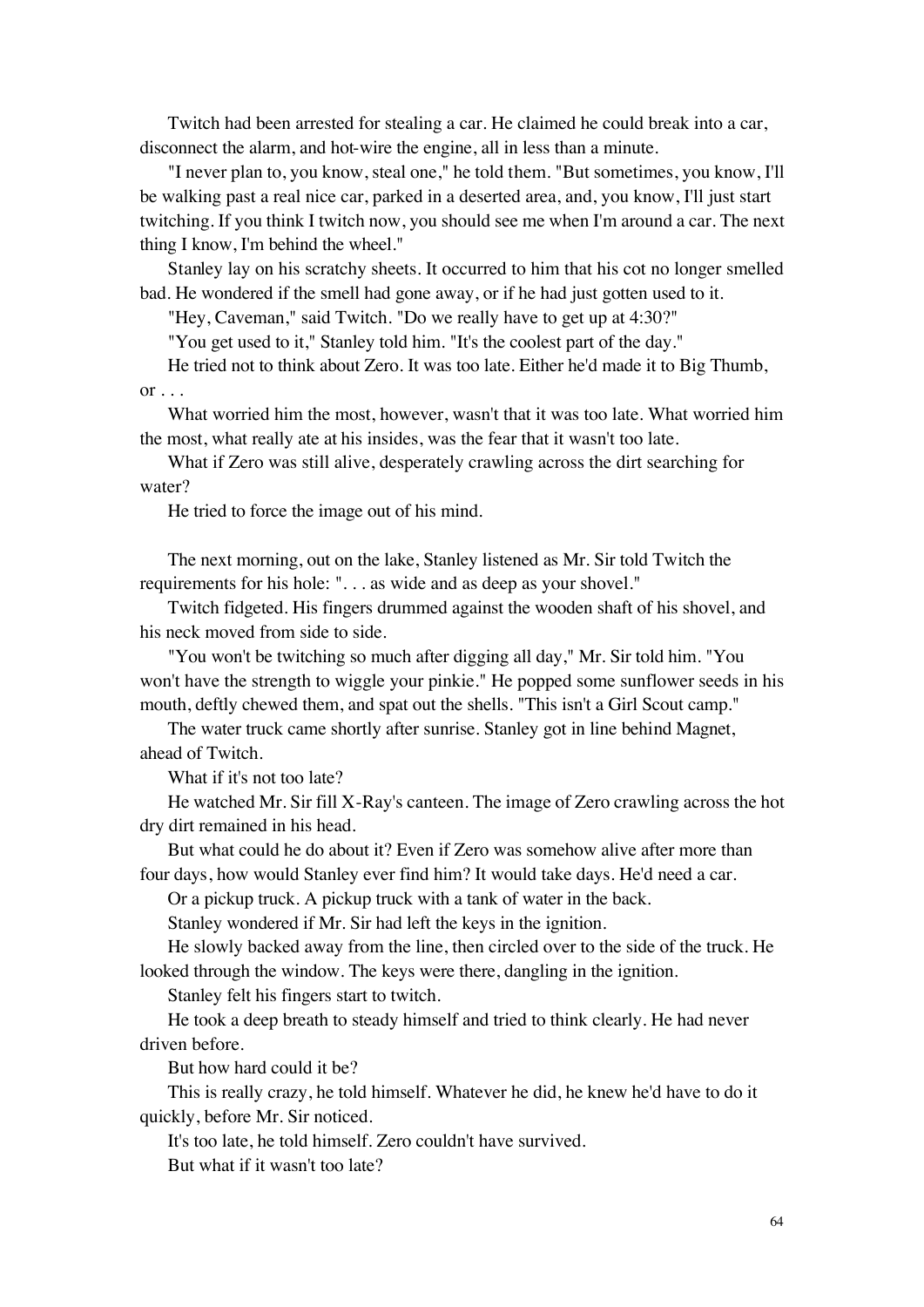Twitch had been arrested for stealing a car. He claimed he could break into a car, disconnect the alarm, and hot-wire the engine, all in less than a minute.

"I never plan to, you know, steal one," he told them. "But sometimes, you know, I'll be walking past a real nice car, parked in a deserted area, and, you know, I'll just start twitching. If you think I twitch now, you should see me when I'm around a car. The next thing I know, I'm behind the wheel."

Stanley lay on his scratchy sheets. It occurred to him that his cot no longer smelled bad. He wondered if the smell had gone away, or if he had just gotten used to it.

"Hey, Caveman," said Twitch. "Do we really have to get up at 4:30?"

"You get used to it," Stanley told him. "It's the coolest part of the day."

He tried not to think about Zero. It was too late. Either he'd made it to Big Thumb, or . . .

What worried him the most, however, wasn't that it was too late. What worried him the most, what really ate at his insides, was the fear that it wasn't too late.

What if Zero was still alive, desperately crawling across the dirt searching for water?

He tried to force the image out of his mind.

The next morning, out on the lake, Stanley listened as Mr. Sir told Twitch the requirements for his hole: ". . . as wide and as deep as your shovel."

Twitch fidgeted. His fingers drummed against the wooden shaft of his shovel, and his neck moved from side to side.

"You won't be twitching so much after digging all day," Mr. Sir told him. "You won't have the strength to wiggle your pinkie." He popped some sunflower seeds in his mouth, deftly chewed them, and spat out the shells. "This isn't a Girl Scout camp."

The water truck came shortly after sunrise. Stanley got in line behind Magnet, ahead of Twitch.

What if it's not too late?

He watched Mr. Sir fill X-Ray's canteen. The image of Zero crawling across the hot dry dirt remained in his head.

But what could he do about it? Even if Zero was somehow alive after more than four days, how would Stanley ever find him? It would take days. He'd need a car.

Or a pickup truck. A pickup truck with a tank of water in the back.

Stanley wondered if Mr. Sir had left the keys in the ignition.

He slowly backed away from the line, then circled over to the side of the truck. He looked through the window. The keys were there, dangling in the ignition.

Stanley felt his fingers start to twitch.

He took a deep breath to steady himself and tried to think clearly. He had never driven before.

But how hard could it be?

This is really crazy, he told himself. Whatever he did, he knew he'd have to do it quickly, before Mr. Sir noticed.

It's too late, he told himself. Zero couldn't have survived.

But what if it wasn't too late?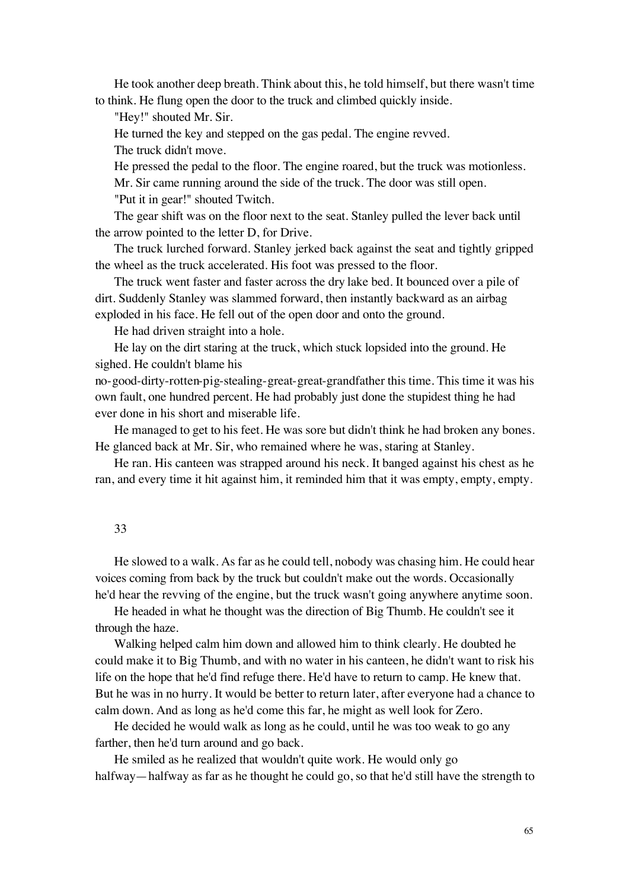He took another deep breath. Think about this, he told himself, but there wasn't time to think. He flung open the door to the truck and climbed quickly inside.

"Hey!" shouted Mr. Sir.

He turned the key and stepped on the gas pedal. The engine revved.

The truck didn't move.

He pressed the pedal to the floor. The engine roared, but the truck was motionless.

Mr. Sir came running around the side of the truck. The door was still open.

"Put it in gear!" shouted Twitch.

The gear shift was on the floor next to the seat. Stanley pulled the lever back until the arrow pointed to the letter D, for Drive.

The truck lurched forward. Stanley jerked back against the seat and tightly gripped the wheel as the truck accelerated. His foot was pressed to the floor.

The truck went faster and faster across the dry lake bed. It bounced over a pile of dirt. Suddenly Stanley was slammed forward, then instantly backward as an airbag exploded in his face. He fell out of the open door and onto the ground.

He had driven straight into a hole.

He lay on the dirt staring at the truck, which stuck lopsided into the ground. He sighed. He couldn't blame his no-good-dirty-rotten-pig-stealing-great-great-grandfather this time. This time it was his own fault, one hundred percent. He had probably just done the stupidest thing he had ever done in his short and miserable life.

He managed to get to his feet. He was sore but didn't think he had broken any bones. He glanced back at Mr. Sir, who remained where he was, staring at Stanley.

He ran. His canteen was strapped around his neck. It banged against his chest as he ran, and every time it hit against him, it reminded him that it was empty, empty, empty.

## 33

He slowed to a walk. As far as he could tell, nobody was chasing him. He could hear voices coming from back by the truck but couldn't make out the words. Occasionally he'd hear the revving of the engine, but the truck wasn't going anywhere anytime soon.

He headed in what he thought was the direction of Big Thumb. He couldn't see it through the haze.

Walking helped calm him down and allowed him to think clearly. He doubted he could make it to Big Thumb, and with no water in his canteen, he didn't want to risk his life on the hope that he'd find refuge there. He'd have to return to camp. He knew that. But he was in no hurry. It would be better to return later, after everyone had a chance to calm down. And as long as he'd come this far, he might as well look for Zero.

He decided he would walk as long as he could, until he was too weak to go any farther, then he'd turn around and go back.

He smiled as he realized that wouldn't quite work. He would only go halfway—halfway as far as he thought he could go, so that he'd still have the strength to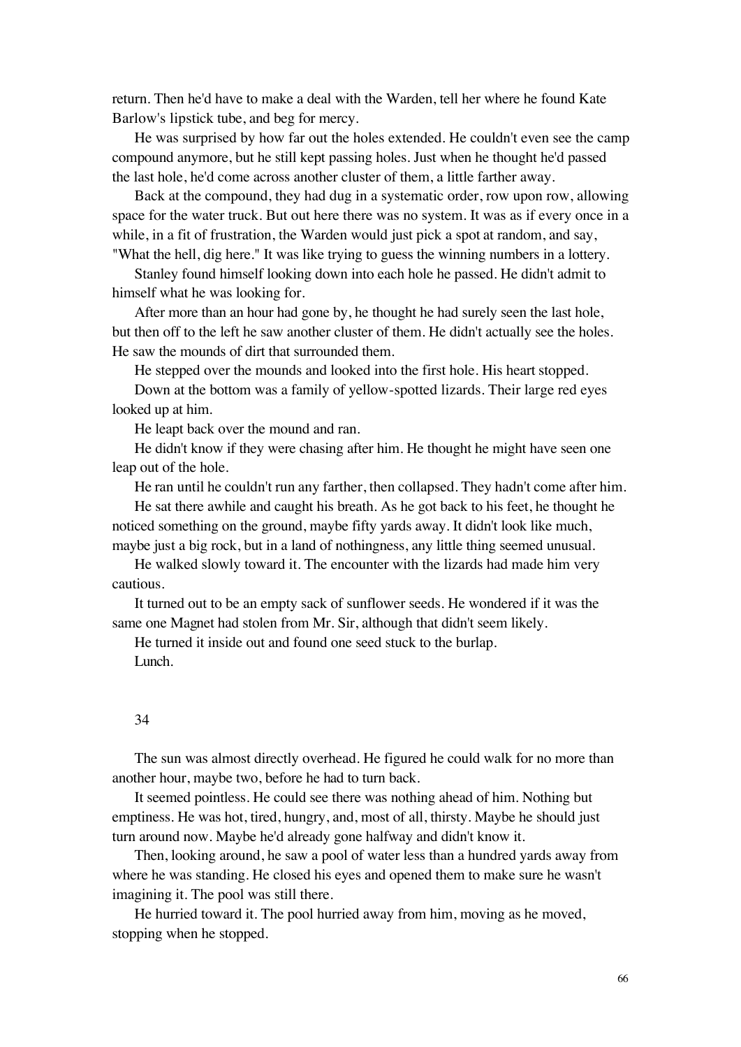return. Then he'd have to make a deal with the Warden, tell her where he found Kate Barlow's lipstick tube, and beg for mercy.

He was surprised by how far out the holes extended. He couldn't even see the camp compound anymore, but he still kept passing holes. Just when he thought he'd passed the last hole, he'd come across another cluster of them, a little farther away.

Back at the compound, they had dug in a systematic order, row upon row, allowing space for the water truck. But out here there was no system. It was as if every once in a while, in a fit of frustration, the Warden would just pick a spot at random, and say, "What the hell, dig here." It was like trying to guess the winning numbers in a lottery.

Stanley found himself looking down into each hole he passed. He didn't admit to himself what he was looking for.

After more than an hour had gone by, he thought he had surely seen the last hole, but then off to the left he saw another cluster of them. He didn't actually see the holes. He saw the mounds of dirt that surrounded them.

He stepped over the mounds and looked into the first hole. His heart stopped.

Down at the bottom was a family of yellow-spotted lizards. Their large red eyes looked up at him.

He leapt back over the mound and ran.

He didn't know if they were chasing after him. He thought he might have seen one leap out of the hole.

He ran until he couldn't run any farther, then collapsed. They hadn't come after him.

He sat there awhile and caught his breath. As he got back to his feet, he thought he noticed something on the ground, maybe fifty yards away. It didn't look like much, maybe just a big rock, but in a land of nothingness, any little thing seemed unusual.

He walked slowly toward it. The encounter with the lizards had made him very cautious.

It turned out to be an empty sack of sunflower seeds. He wondered if it was the same one Magnet had stolen from Mr. Sir, although that didn't seem likely.

He turned it inside out and found one seed stuck to the burlap.

Lunch.

## 34

The sun was almost directly overhead. He figured he could walk for no more than another hour, maybe two, before he had to turn back.

It seemed pointless. He could see there was nothing ahead of him. Nothing but emptiness. He was hot, tired, hungry, and, most of all, thirsty. Maybe he should just turn around now. Maybe he'd already gone halfway and didn't know it.

Then, looking around, he saw a pool of water less than a hundred yards away from where he was standing. He closed his eyes and opened them to make sure he wasn't imagining it. The pool was still there.

He hurried toward it. The pool hurried away from him, moving as he moved, stopping when he stopped.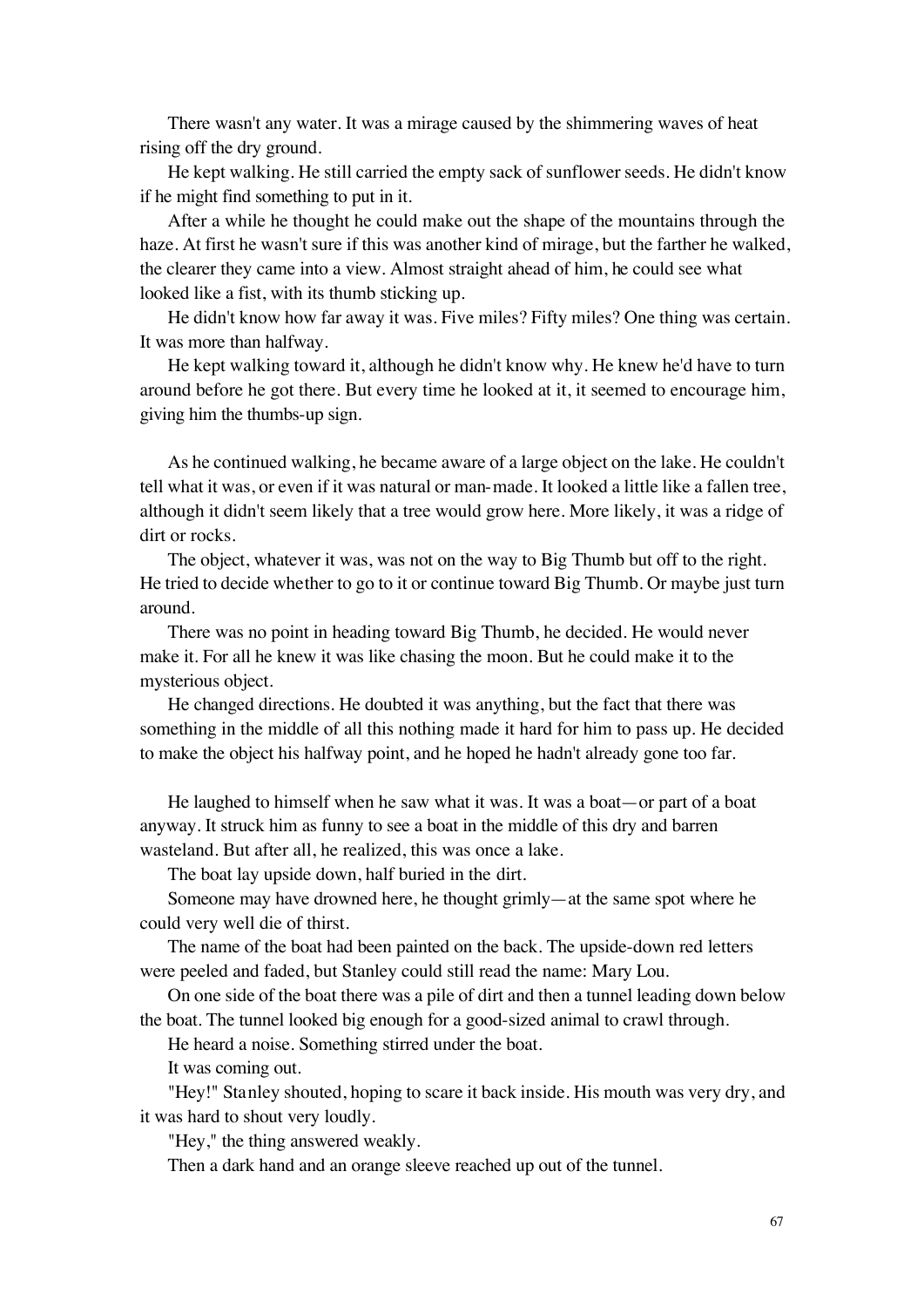There wasn't any water. It was a mirage caused by the shimmering waves of heat rising off the dry ground.

He kept walking. He still carried the empty sack of sunflower seeds. He didn't know if he might find something to put in it.

After a while he thought he could make out the shape of the mountains through the haze. At first he wasn't sure if this was another kind of mirage, but the farther he walked, the clearer they came into a view. Almost straight ahead of him, he could see what looked like a fist, with its thumb sticking up.

He didn't know how far away it was. Five miles? Fifty miles? One thing was certain. It was more than halfway.

He kept walking toward it, although he didn't know why. He knew he'd have to turn around before he got there. But every time he looked at it, it seemed to encourage him, giving him the thumbs-up sign.

As he continued walking, he became aware of a large object on the lake. He couldn't tell what it was, or even if it was natural or man-made. It looked a little like a fallen tree, although it didn't seem likely that a tree would grow here. More likely, it was a ridge of dirt or rocks.

The object, whatever it was, was not on the way to Big Thumb but off to the right. He tried to decide whether to go to it or continue toward Big Thumb. Or maybe just turn around.

There was no point in heading toward Big Thumb, he decided. He would never make it. For all he knew it was like chasing the moon. But he could make it to the mysterious object.

He changed directions. He doubted it was anything, but the fact that there was something in the middle of all this nothing made it hard for him to pass up. He decided to make the object his halfway point, and he hoped he hadn't already gone too far.

He laughed to himself when he saw what it was. It was a boat—or part of a boat anyway. It struck him as funny to see a boat in the middle of this dry and barren wasteland. But after all, he realized, this was once a lake.

The boat lay upside down, half buried in the dirt.

Someone may have drowned here, he thought grimly—at the same spot where he could very well die of thirst.

The name of the boat had been painted on the back. The upside-down red letters were peeled and faded, but Stanley could still read the name: Mary Lou.

On one side of the boat there was a pile of dirt and then a tunnel leading down below the boat. The tunnel looked big enough for a good-sized animal to crawl through.

He heard a noise. Something stirred under the boat.

It was coming out.

"Hey!" Stanley shouted, hoping to scare it back inside. His mouth was very dry, and it was hard to shout very loudly.

"Hey," the thing answered weakly.

Then a dark hand and an orange sleeve reached up out of the tunnel.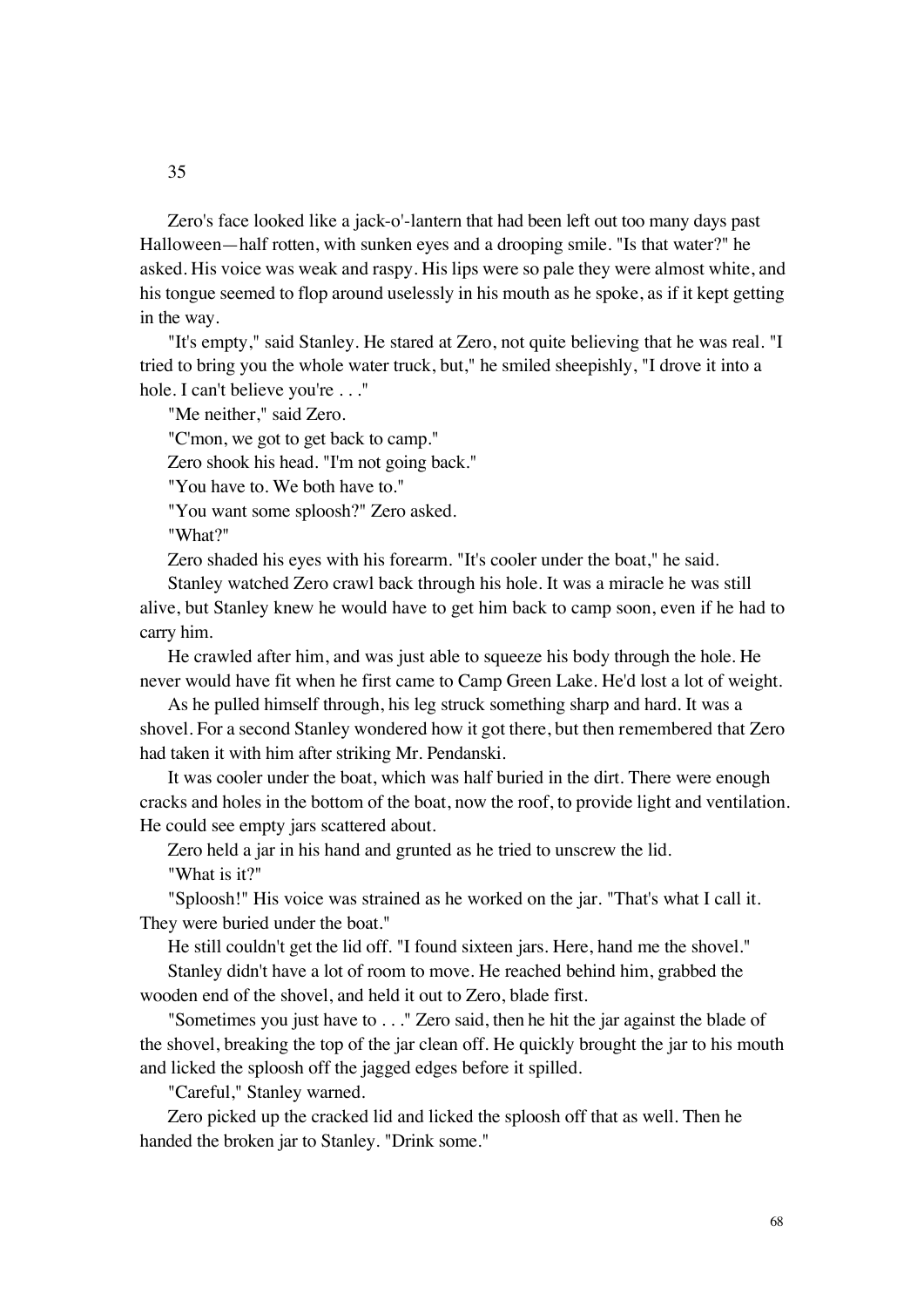# 35

Zero's face looked like a jack-o'-lantern that had been left out too many days past Halloween—half rotten, with sunken eyes and a drooping smile. "Is that water?" he asked. His voice was weak and raspy. His lips were so pale they were almost white, and his tongue seemed to flop around uselessly in his mouth as he spoke, as if it kept getting in the way.

"It's empty," said Stanley. He stared at Zero, not quite believing that he was real. "I tried to bring you the whole water truck, but," he smiled sheepishly, "I drove it into a hole. I can't believe you're . . ."

"Me neither," said Zero.

"C'mon, we got to get back to camp."

Zero shook his head. "I'm not going back."

"You have to. We both have to."

"You want some sploosh?" Zero asked.

"What?"

Zero shaded his eyes with his forearm. "It's cooler under the boat," he said.

Stanley watched Zero crawl back through his hole. It was a miracle he was still alive, but Stanley knew he would have to get him back to camp soon, even if he had to carry him.

He crawled after him, and was just able to squeeze his body through the hole. He never would have fit when he first came to Camp Green Lake. He'd lost a lot of weight.

As he pulled himself through, his leg struck something sharp and hard. It was a shovel. For a second Stanley wondered how it got there, but then remembered that Zero had taken it with him after striking Mr. Pendanski.

It was cooler under the boat, which was half buried in the dirt. There were enough cracks and holes in the bottom of the boat, now the roof, to provide light and ventilation. He could see empty jars scattered about.

Zero held a jar in his hand and grunted as he tried to unscrew the lid.

"What is it?"

"Sploosh!" His voice was strained as he worked on the jar. "That's what I call it. They were buried under the boat."

He still couldn't get the lid off. "I found sixteen jars. Here, hand me the shovel."

Stanley didn't have a lot of room to move. He reached behind him, grabbed the wooden end of the shovel, and held it out to Zero, blade first.

"Sometimes you just have to . . ." Zero said, then he hit the jar against the blade of the shovel, breaking the top of the jar clean off. He quickly brought the jar to his mouth and licked the sploosh off the jagged edges before it spilled.

"Careful," Stanley warned.

Zero picked up the cracked lid and licked the sploosh off that as well. Then he handed the broken jar to Stanley. "Drink some."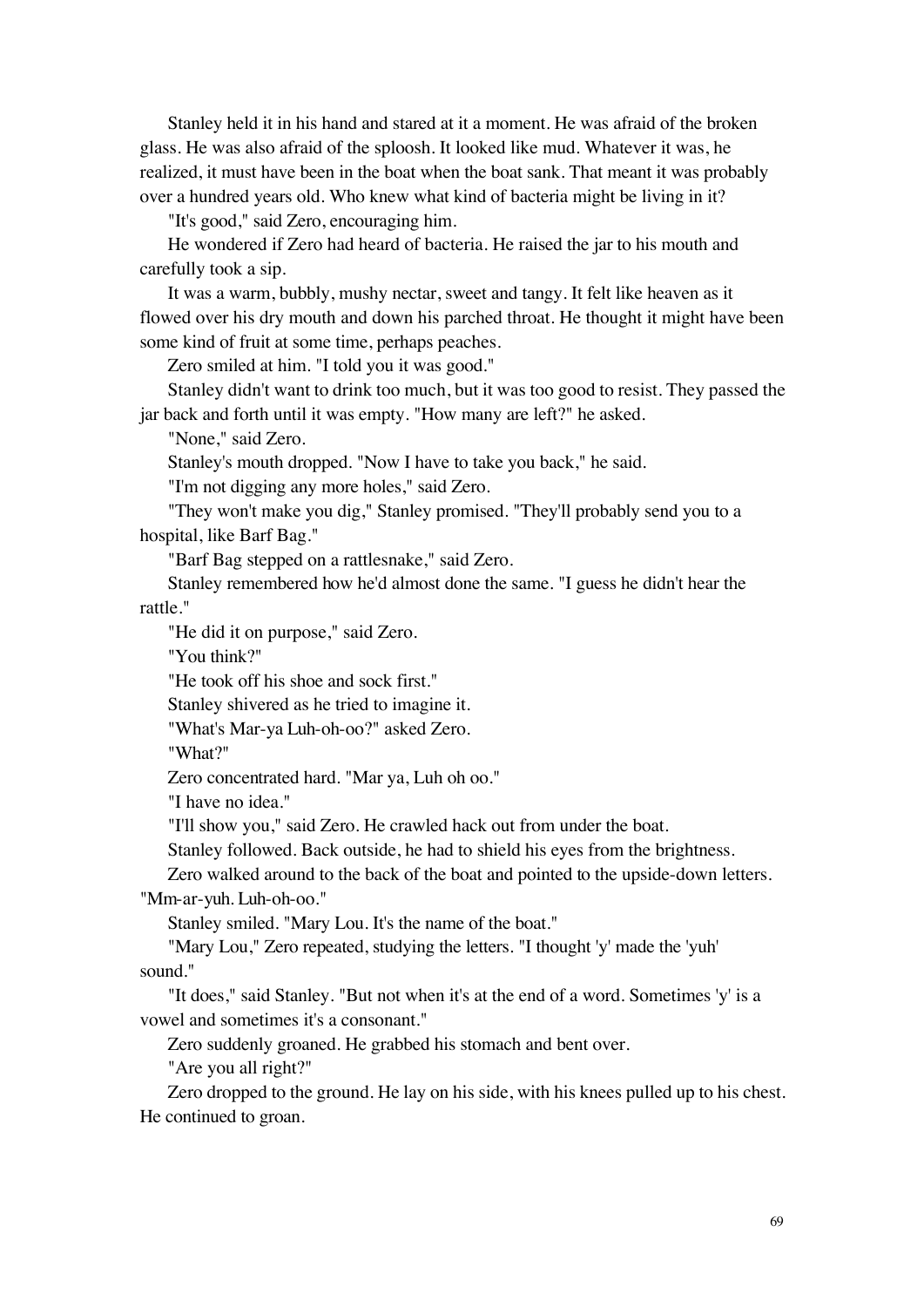Stanley held it in his hand and stared at it a moment. He was afraid of the broken glass. He was also afraid of the sploosh. It looked like mud. Whatever it was, he realized, it must have been in the boat when the boat sank. That meant it was probably over a hundred years old. Who knew what kind of bacteria might be living in it?

"It's good," said Zero, encouraging him.

He wondered if Zero had heard of bacteria. He raised the jar to his mouth and carefully took a sip.

It was a warm, bubbly, mushy nectar, sweet and tangy. It felt like heaven as it flowed over his dry mouth and down his parched throat. He thought it might have been some kind of fruit at some time, perhaps peaches.

Zero smiled at him. "I told you it was good."

Stanley didn't want to drink too much, but it was too good to resist. They passed the jar back and forth until it was empty. "How many are left?" he asked.

"None," said Zero.

Stanley's mouth dropped. "Now I have to take you back," he said.

"I'm not digging any more holes," said Zero.

"They won't make you dig," Stanley promised. "They'll probably send you to a hospital, like Barf Bag."

"Barf Bag stepped on a rattlesnake," said Zero.

Stanley remembered how he'd almost done the same. "I guess he didn't hear the rattle."

"He did it on purpose," said Zero.

"You think?"

"He took off his shoe and sock first."

Stanley shivered as he tried to imagine it.

"What's Mar-ya Luh-oh-oo?" asked Zero.

"What?"

Zero concentrated hard. "Mar ya, Luh oh oo."

"I have no idea."

"I'll show you," said Zero. He crawled hack out from under the boat.

Stanley followed. Back outside, he had to shield his eyes from the brightness.

Zero walked around to the back of the boat and pointed to the upside-down letters. "Mm-ar-yuh. Luh-oh-oo."

Stanley smiled. "Mary Lou. It's the name of the boat."

"Mary Lou," Zero repeated, studying the letters. "I thought 'y' made the 'yuh' sound."

"It does," said Stanley. "But not when it's at the end of a word. Sometimes 'y' is a vowel and sometimes it's a consonant."

Zero suddenly groaned. He grabbed his stomach and bent over.

"Are you all right?"

Zero dropped to the ground. He lay on his side, with his knees pulled up to his chest. He continued to groan.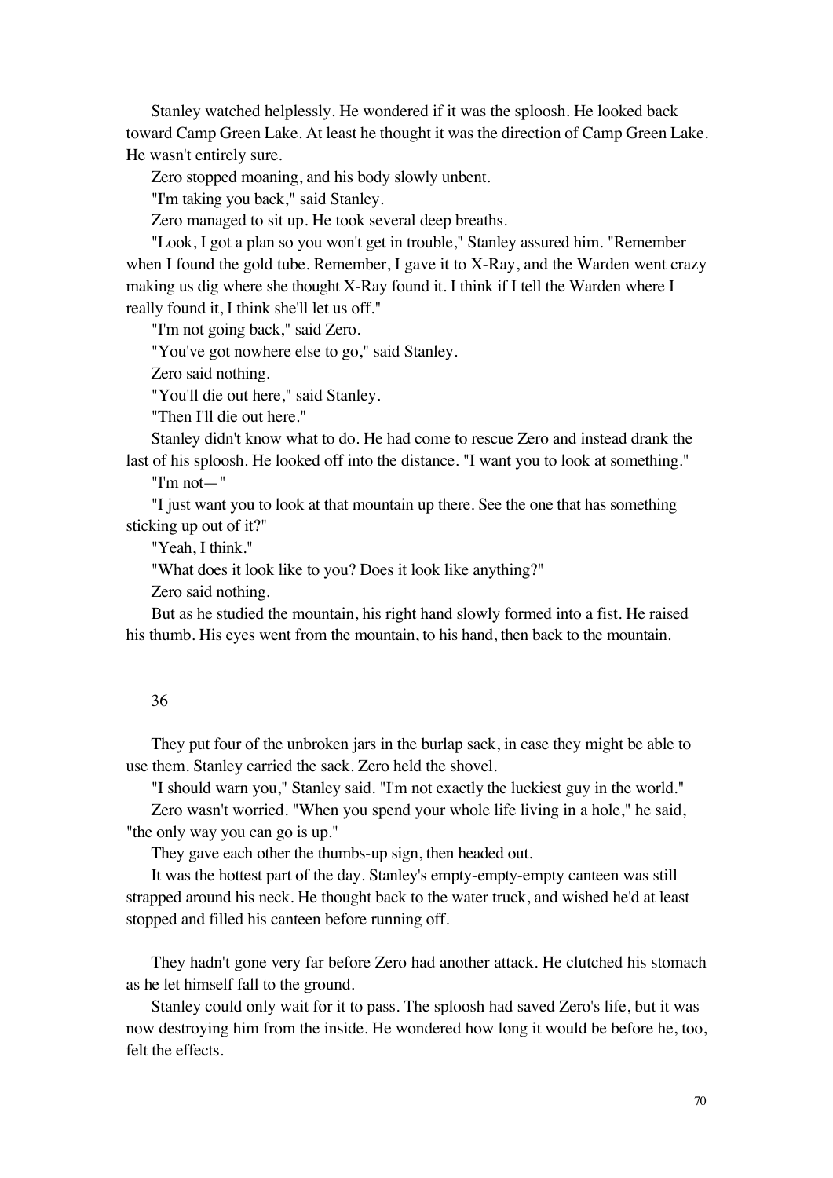Stanley watched helplessly. He wondered if it was the sploosh. He looked back toward Camp Green Lake. At least he thought it was the direction of Camp Green Lake. He wasn't entirely sure.

Zero stopped moaning, and his body slowly unbent.

"I'm taking you back," said Stanley.

Zero managed to sit up. He took several deep breaths.

"Look, I got a plan so you won't get in trouble," Stanley assured him. "Remember when I found the gold tube. Remember, I gave it to X-Ray, and the Warden went crazy making us dig where she thought X-Ray found it. I think if I tell the Warden where I really found it, I think she'll let us off."

"I'm not going back," said Zero.

"You've got nowhere else to go," said Stanley.

Zero said nothing.

"You'll die out here," said Stanley.

"Then I'll die out here."

Stanley didn't know what to do. He had come to rescue Zero and instead drank the last of his sploosh. He looked off into the distance. "I want you to look at something."

"I'm not— "

"I just want you to look at that mountain up there. See the one that has something sticking up out of it?"

"Yeah, I think."

"What does it look like to you? Does it look like anything?"

Zero said nothing.

But as he studied the mountain, his right hand slowly formed into a fist. He raised his thumb. His eyes went from the mountain, to his hand, then back to the mountain.

## 36

They put four of the unbroken jars in the burlap sack, in case they might be able to use them. Stanley carried the sack. Zero held the shovel.

"I should warn you," Stanley said. "I'm not exactly the luckiest guy in the world."

Zero wasn't worried. "When you spend your whole life living in a hole," he said, "the only way you can go is up."

They gave each other the thumbs-up sign, then headed out.

It was the hottest part of the day. Stanley's empty-empty-empty canteen was still strapped around his neck. He thought back to the water truck, and wished he'd at least stopped and filled his canteen before running off.

They hadn't gone very far before Zero had another attack. He clutched his stomach as he let himself fall to the ground.

Stanley could only wait for it to pass. The sploosh had saved Zero's life, but it was now destroying him from the inside. He wondered how long it would be before he, too, felt the effects.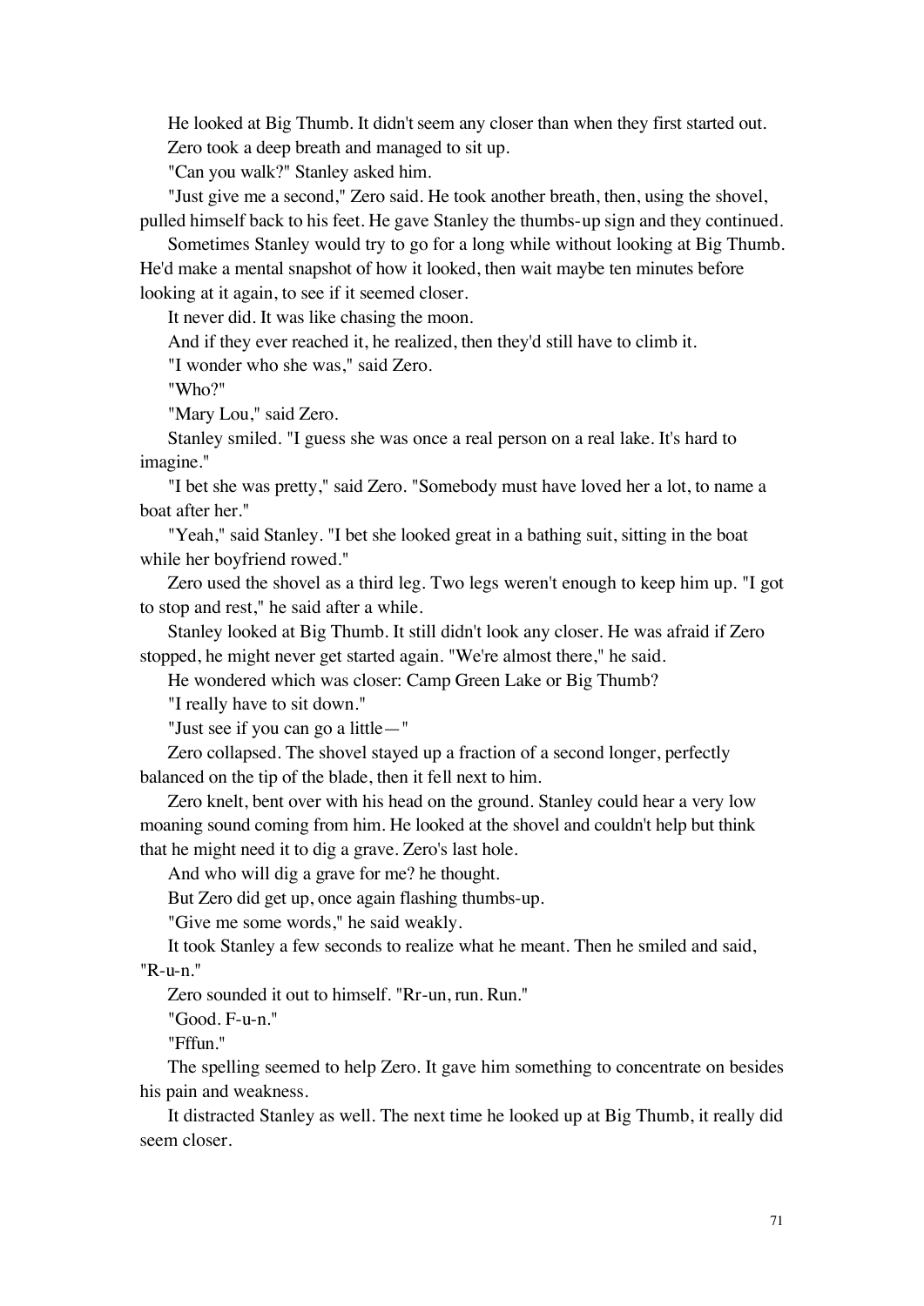He looked at Big Thumb. It didn't seem any closer than when they first started out.

Zero took a deep breath and managed to sit up.

"Can you walk?" Stanley asked him.

"Just give me a second," Zero said. He took another breath, then, using the shovel, pulled himself back to his feet. He gave Stanley the thumbs-up sign and they continued.

Sometimes Stanley would try to go for a long while without looking at Big Thumb. He'd make a mental snapshot of how it looked, then wait maybe ten minutes before looking at it again, to see if it seemed closer.

It never did. It was like chasing the moon.

And if they ever reached it, he realized, then they'd still have to climb it.

"I wonder who she was," said Zero.

"Who?"

"Mary Lou," said Zero.

Stanley smiled. "I guess she was once a real person on a real lake. It's hard to imagine."

"I bet she was pretty," said Zero. "Somebody must have loved her a lot, to name a boat after her."

"Yeah," said Stanley. "I bet she looked great in a bathing suit, sitting in the boat while her boyfriend rowed."

Zero used the shovel as a third leg. Two legs weren't enough to keep him up. "I got to stop and rest," he said after a while.

Stanley looked at Big Thumb. It still didn't look any closer. He was afraid if Zero stopped, he might never get started again. "We're almost there," he said.

He wondered which was closer: Camp Green Lake or Big Thumb?

"I really have to sit down."

"Just see if you can go a little—"

Zero collapsed. The shovel stayed up a fraction of a second longer, perfectly balanced on the tip of the blade, then it fell next to him.

Zero knelt, bent over with his head on the ground. Stanley could hear a very low moaning sound coming from him. He looked at the shovel and couldn't help but think that he might need it to dig a grave. Zero's last hole.

And who will dig a grave for me? he thought.

But Zero did get up, once again flashing thumbs-up.

"Give me some words," he said weakly.

It took Stanley a few seconds to realize what he meant. Then he smiled and said, "R-u-n."

Zero sounded it out to himself. "Rr-un, run. Run."

"Good. F-u-n."

"Fffun."

The spelling seemed to help Zero. It gave him something to concentrate on besides his pain and weakness.

It distracted Stanley as well. The next time he looked up at Big Thumb, it really did seem closer.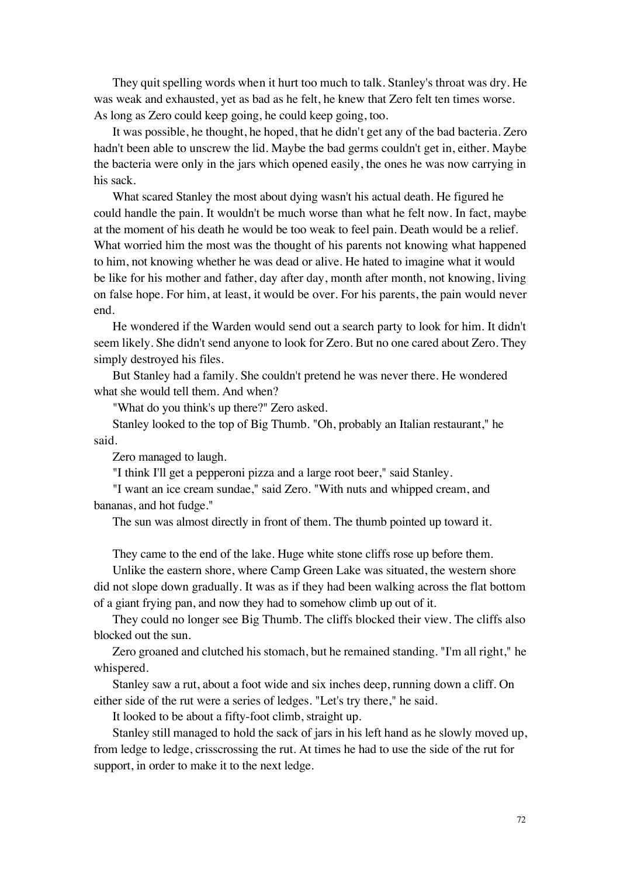They quit spelling words when it hurt too much to talk. Stanley's throat was dry. He was weak and exhausted, yet as bad as he felt, he knew that Zero felt ten times worse. As long as Zero could keep going, he could keep going, too.

It was possible, he thought, he hoped, that he didn't get any of the bad bacteria. Zero hadn't been able to unscrew the lid. Maybe the bad germs couldn't get in, either. Maybe the bacteria were only in the jars which opened easily, the ones he was now carrying in his sack.

What scared Stanley the most about dying wasn't his actual death. He figured he could handle the pain. It wouldn't be much worse than what he felt now. In fact, maybe at the moment of his death he would be too weak to feel pain. Death would be a relief. What worried him the most was the thought of his parents not knowing what happened to him, not knowing whether he was dead or alive. He hated to imagine what it would be like for his mother and father, day after day, month after month, not knowing, living on false hope. For him, at least, it would be over. For his parents, the pain would never end.

He wondered if the Warden would send out a search party to look for him. It didn't seem likely. She didn't send anyone to look for Zero. But no one cared about Zero. They simply destroyed his files.

But Stanley had a family. She couldn't pretend he was never there. He wondered what she would tell them. And when?

"What do you think's up there?" Zero asked.

Stanley looked to the top of Big Thumb. "Oh, probably an Italian restaurant," he said.

Zero managed to laugh.

"I think I'll get a pepperoni pizza and a large root beer," said Stanley.

"I want an ice cream sundae," said Zero. "With nuts and whipped cream, and bananas, and hot fudge."

The sun was almost directly in front of them. The thumb pointed up toward it.

They came to the end of the lake. Huge white stone cliffs rose up before them.

Unlike the eastern shore, where Camp Green Lake was situated, the western shore did not slope down gradually. It was as if they had been walking across the flat bottom of a giant frying pan, and now they had to somehow climb up out of it.

They could no longer see Big Thumb. The cliffs blocked their view. The cliffs also blocked out the sun.

Zero groaned and clutched his stomach, but he remained standing. "I'm all right," he whispered.

Stanley saw a rut, about a foot wide and six inches deep, running down a cliff. On either side of the rut were a series of ledges. "Let's try there," he said.

It looked to be about a fifty-foot climb, straight up.

Stanley still managed to hold the sack of jars in his left hand as he slowly moved up, from ledge to ledge, crisscrossing the rut. At times he had to use the side of the rut for support, in order to make it to the next ledge.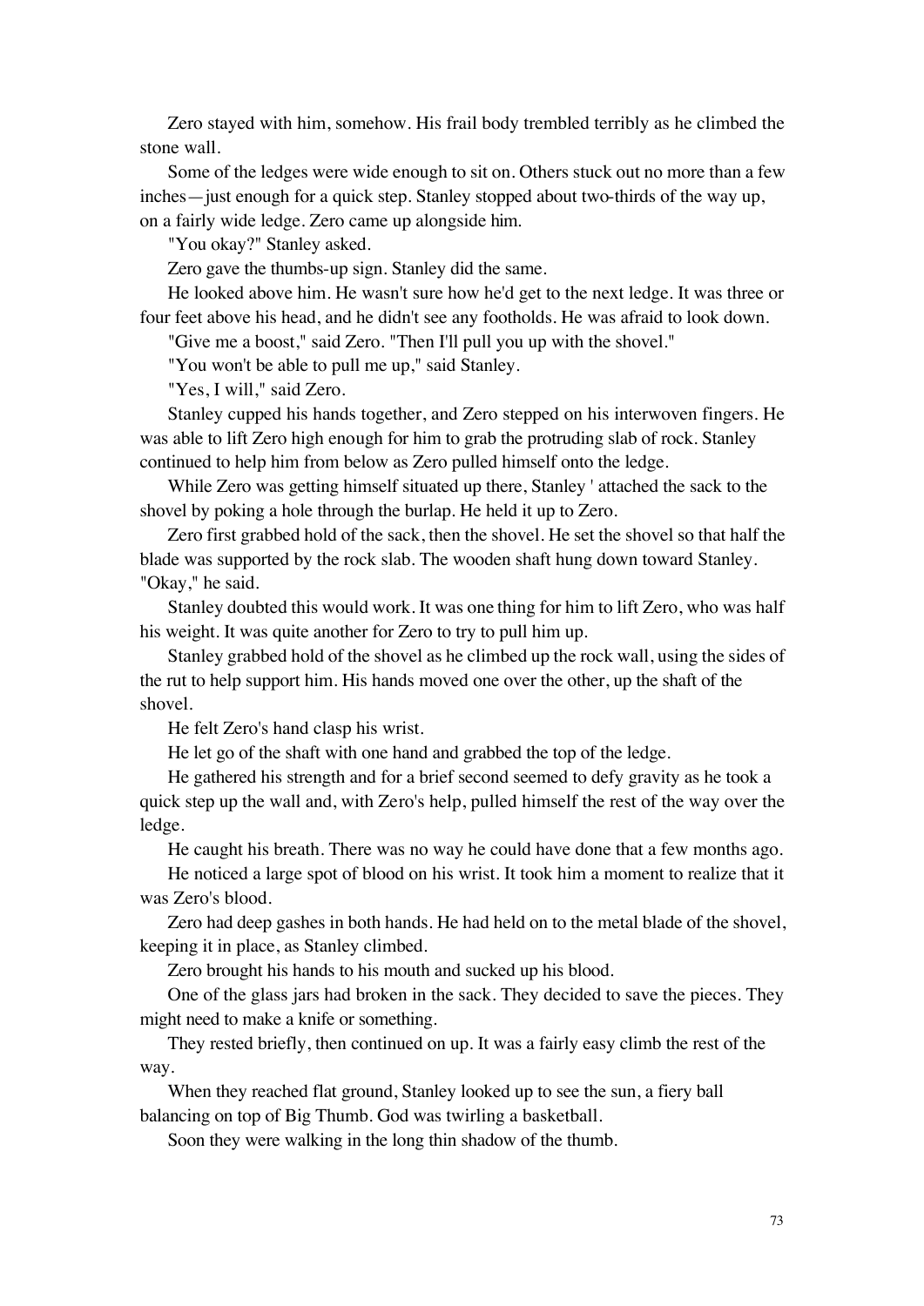Zero stayed with him, somehow. His frail body trembled terribly as he climbed the stone wall.

Some of the ledges were wide enough to sit on. Others stuck out no more than a few inches—just enough for a quick step. Stanley stopped about two-thirds of the way up, on a fairly wide ledge. Zero came up alongside him.

"You okay?" Stanley asked.

Zero gave the thumbs-up sign. Stanley did the same.

He looked above him. He wasn't sure how he'd get to the next ledge. It was three or four feet above his head, and he didn't see any footholds. He was afraid to look down.

"Give me a boost," said Zero. "Then I'll pull you up with the shovel."

"You won't be able to pull me up," said Stanley.

"Yes, I will," said Zero.

Stanley cupped his hands together, and Zero stepped on his interwoven fingers. He was able to lift Zero high enough for him to grab the protruding slab of rock. Stanley continued to help him from below as Zero pulled himself onto the ledge.

While Zero was getting himself situated up there, Stanley ' attached the sack to the shovel by poking a hole through the burlap. He held it up to Zero.

Zero first grabbed hold of the sack, then the shovel. He set the shovel so that half the blade was supported by the rock slab. The wooden shaft hung down toward Stanley. "Okay," he said.

Stanley doubted this would work. It was one thing for him to lift Zero, who was half his weight. It was quite another for Zero to try to pull him up.

Stanley grabbed hold of the shovel as he climbed up the rock wall, using the sides of the rut to help support him. His hands moved one over the other, up the shaft of the shovel.

He felt Zero's hand clasp his wrist.

He let go of the shaft with one hand and grabbed the top of the ledge.

He gathered his strength and for a brief second seemed to defy gravity as he took a quick step up the wall and, with Zero's help, pulled himself the rest of the way over the ledge.

He caught his breath. There was no way he could have done that a few months ago.

He noticed a large spot of blood on his wrist. It took him a moment to realize that it was Zero's blood.

Zero had deep gashes in both hands. He had held on to the metal blade of the shovel, keeping it in place, as Stanley climbed.

Zero brought his hands to his mouth and sucked up his blood.

One of the glass jars had broken in the sack. They decided to save the pieces. They might need to make a knife or something.

They rested briefly, then continued on up. It was a fairly easy climb the rest of the way.

When they reached flat ground, Stanley looked up to see the sun, a fiery ball balancing on top of Big Thumb. God was twirling a basketball.

Soon they were walking in the long thin shadow of the thumb.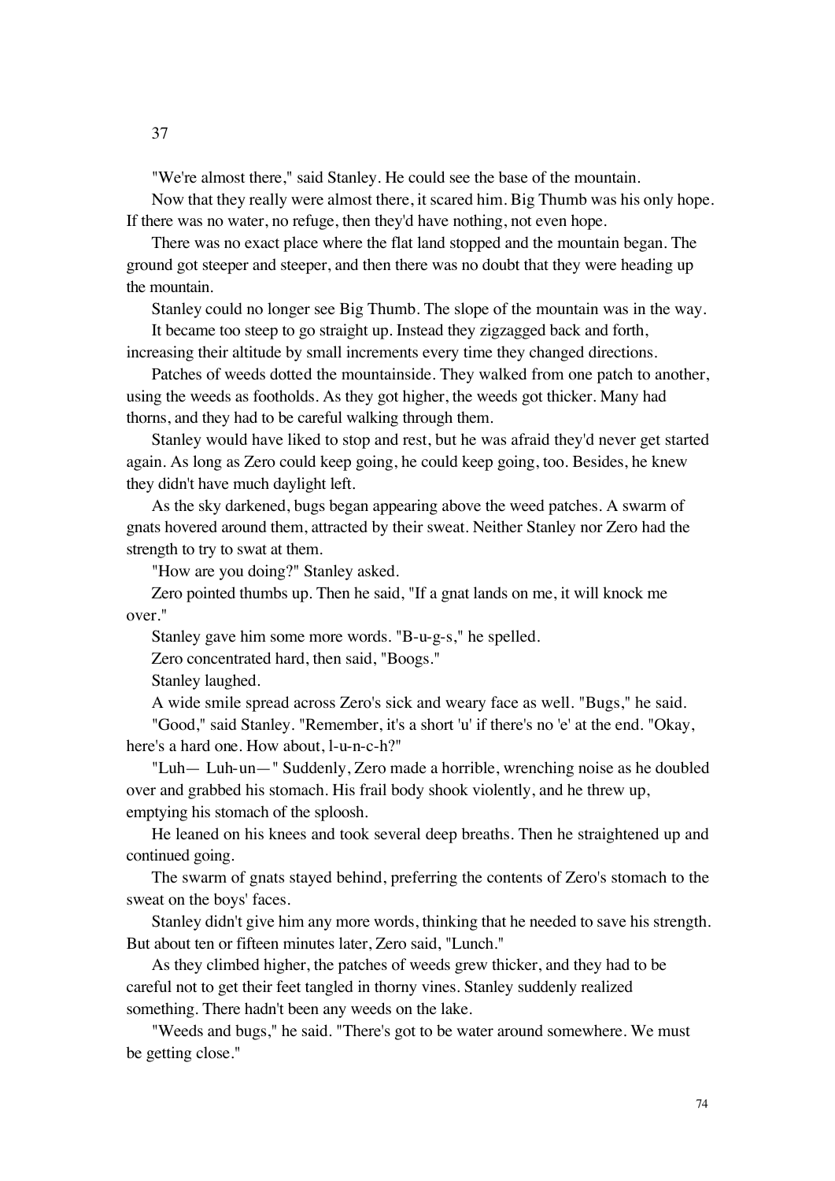# 37

"We're almost there," said Stanley. He could see the base of the mountain.

Now that they really were almost there, it scared him. Big Thumb was his only hope. If there was no water, no refuge, then they'd have nothing, not even hope.

There was no exact place where the flat land stopped and the mountain began. The ground got steeper and steeper, and then there was no doubt that they were heading up the mountain.

Stanley could no longer see Big Thumb. The slope of the mountain was in the way.

It became too steep to go straight up. Instead they zigzagged back and forth, increasing their altitude by small increments every time they changed directions.

Patches of weeds dotted the mountainside. They walked from one patch to another, using the weeds as footholds. As they got higher, the weeds got thicker. Many had thorns, and they had to be careful walking through them.

Stanley would have liked to stop and rest, but he was afraid they'd never get started again. As long as Zero could keep going, he could keep going, too. Besides, he knew they didn't have much daylight left.

As the sky darkened, bugs began appearing above the weed patches. A swarm of gnats hovered around them, attracted by their sweat. Neither Stanley nor Zero had the strength to try to swat at them.

"How are you doing?" Stanley asked.

Zero pointed thumbs up. Then he said, "If a gnat lands on me, it will knock me over."

Stanley gave him some more words. "B-u-g-s," he spelled.

Zero concentrated hard, then said, "Boogs."

Stanley laughed.

A wide smile spread across Zero's sick and weary face as well. "Bugs," he said.

"Good," said Stanley. "Remember, it's a short 'u' if there's no 'e' at the end. "Okay, here's a hard one. How about, l-u-n-c-h?"

"Luh— Luh-un— " Suddenly, Zero made a horrible, wrenching noise as he doubled over and grabbed his stomach. His frail body shook violently, and he threw up, emptying his stomach of the sploosh.

He leaned on his knees and took several deep breaths. Then he straightened up and continued going.

The swarm of gnats stayed behind, preferring the contents of Zero's stomach to the sweat on the boys' faces.

Stanley didn't give him any more words, thinking that he needed to save his strength. But about ten or fifteen minutes later, Zero said, "Lunch."

As they climbed higher, the patches of weeds grew thicker, and they had to be careful not to get their feet tangled in thorny vines. Stanley suddenly realized something. There hadn't been any weeds on the lake.

"Weeds and bugs," he said. "There's got to be water around somewhere. We must be getting close."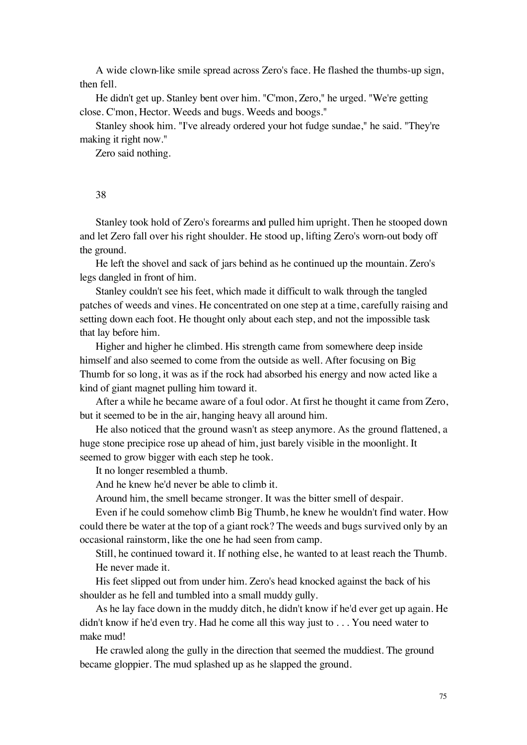A wide clown-like smile spread across Zero's face. He flashed the thumbs-up sign, then fell.

He didn't get up. Stanley bent over him. "C'mon, Zero," he urged. "We're getting close. C'mon, Hector. Weeds and bugs. Weeds and boogs."

Stanley shook him. "I've already ordered your hot fudge sundae," he said. "They're making it right now."

Zero said nothing.

## 38

Stanley took hold of Zero's forearms and pulled him upright. Then he stooped down and let Zero fall over his right shoulder. He stood up, lifting Zero's worn-out body off the ground.

He left the shovel and sack of jars behind as he continued up the mountain. Zero's legs dangled in front of him.

Stanley couldn't see his feet, which made it difficult to walk through the tangled patches of weeds and vines. He concentrated on one step at a time, carefully raising and setting down each foot. He thought only about each step, and not the impossible task that lay before him.

Higher and higher he climbed. His strength came from somewhere deep inside himself and also seemed to come from the outside as well. After focusing on Big Thumb for so long, it was as if the rock had absorbed his energy and now acted like a kind of giant magnet pulling him toward it.

After a while he became aware of a foul odor. At first he thought it came from Zero, but it seemed to be in the air, hanging heavy all around him.

He also noticed that the ground wasn't as steep anymore. As the ground flattened, a huge stone precipice rose up ahead of him, just barely visible in the moonlight. It seemed to grow bigger with each step he took.

It no longer resembled a thumb.

And he knew he'd never be able to climb it.

Around him, the smell became stronger. It was the bitter smell of despair.

Even if he could somehow climb Big Thumb, he knew he wouldn't find water. How could there be water at the top of a giant rock? The weeds and bugs survived only by an occasional rainstorm, like the one he had seen from camp.

Still, he continued toward it. If nothing else, he wanted to at least reach the Thumb.

He never made it.

His feet slipped out from under him. Zero's head knocked against the back of his shoulder as he fell and tumbled into a small muddy gully.

As he lay face down in the muddy ditch, he didn't know if he'd ever get up again. He didn't know if he'd even try. Had he come all this way just to . . . You need water to make mud!

He crawled along the gully in the direction that seemed the muddiest. The ground became gloppier. The mud splashed up as he slapped the ground.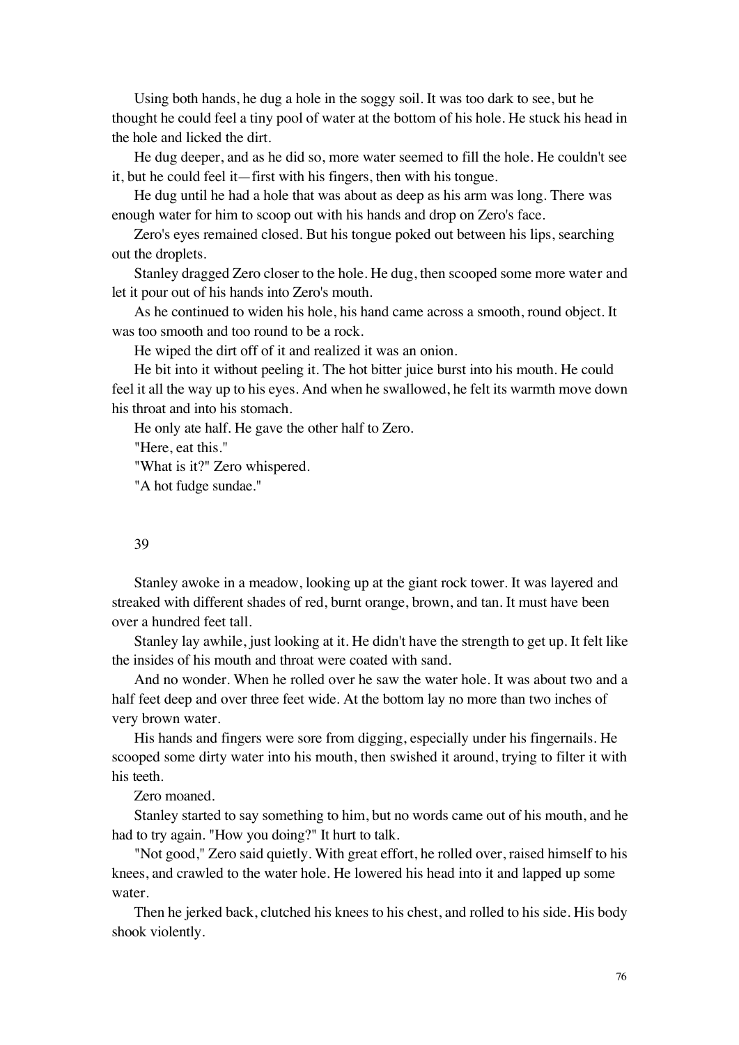Using both hands, he dug a hole in the soggy soil. It was too dark to see, but he thought he could feel a tiny pool of water at the bottom of his hole. He stuck his head in the hole and licked the dirt.

He dug deeper, and as he did so, more water seemed to fill the hole. He couldn't see it, but he could feel it—first with his fingers, then with his tongue.

He dug until he had a hole that was about as deep as his arm was long. There was enough water for him to scoop out with his hands and drop on Zero's face.

Zero's eyes remained closed. But his tongue poked out between his lips, searching out the droplets.

Stanley dragged Zero closer to the hole. He dug, then scooped some more water and let it pour out of his hands into Zero's mouth.

As he continued to widen his hole, his hand came across a smooth, round object. It was too smooth and too round to be a rock.

He wiped the dirt off of it and realized it was an onion.

He bit into it without peeling it. The hot bitter juice burst into his mouth. He could feel it all the way up to his eyes. And when he swallowed, he felt its warmth move down his throat and into his stomach.

He only ate half. He gave the other half to Zero.

"Here, eat this."

"What is it?" Zero whispered.

"A hot fudge sundae."

## 39

Stanley awoke in a meadow, looking up at the giant rock tower. It was layered and streaked with different shades of red, burnt orange, brown, and tan. It must have been over a hundred feet tall.

Stanley lay awhile, just looking at it. He didn't have the strength to get up. It felt like the insides of his mouth and throat were coated with sand.

And no wonder. When he rolled over he saw the water hole. It was about two and a half feet deep and over three feet wide. At the bottom lay no more than two inches of very brown water.

His hands and fingers were sore from digging, especially under his fingernails. He scooped some dirty water into his mouth, then swished it around, trying to filter it with his teeth.

Zero moaned.

Stanley started to say something to him, but no words came out of his mouth, and he had to try again. "How you doing?" It hurt to talk.

"Not good," Zero said quietly. With great effort, he rolled over, raised himself to his knees, and crawled to the water hole. He lowered his head into it and lapped up some water.

Then he jerked back, clutched his knees to his chest, and rolled to his side. His body shook violently.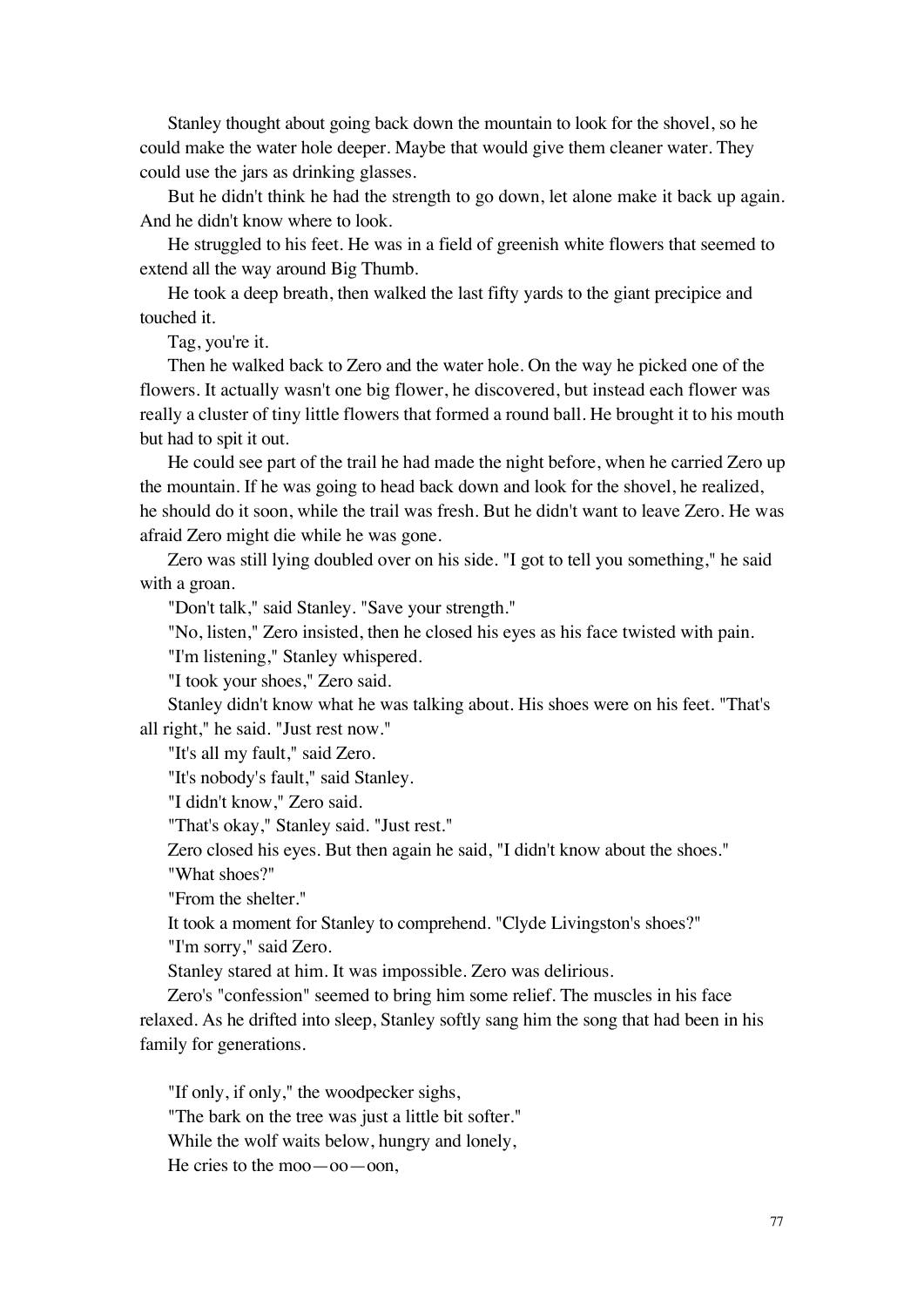Stanley thought about going back down the mountain to look for the shovel, so he could make the water hole deeper. Maybe that would give them cleaner water. They could use the jars as drinking glasses.

But he didn't think he had the strength to go down, let alone make it back up again. And he didn't know where to look.

He struggled to his feet. He was in a field of greenish white flowers that seemed to extend all the way around Big Thumb.

He took a deep breath, then walked the last fifty yards to the giant precipice and touched it.

Tag, you're it.

Then he walked back to Zero and the water hole. On the way he picked one of the flowers. It actually wasn't one big flower, he discovered, but instead each flower was really a cluster of tiny little flowers that formed a round ball. He brought it to his mouth but had to spit it out.

He could see part of the trail he had made the night before, when he carried Zero up the mountain. If he was going to head back down and look for the shovel, he realized, he should do it soon, while the trail was fresh. But he didn't want to leave Zero. He was afraid Zero might die while he was gone.

Zero was still lying doubled over on his side. "I got to tell you something," he said with a groan.

"Don't talk," said Stanley. "Save your strength."

"No, listen," Zero insisted, then he closed his eyes as his face twisted with pain.

"I'm listening," Stanley whispered.

"I took your shoes," Zero said.

Stanley didn't know what he was talking about. His shoes were on his feet. "That's all right," he said. "Just rest now."

"It's all my fault," said Zero.

"It's nobody's fault," said Stanley.

"I didn't know," Zero said.

"That's okay," Stanley said. "Just rest."

Zero closed his eyes. But then again he said, "I didn't know about the shoes."

"What shoes?"

"From the shelter."

It took a moment for Stanley to comprehend. "Clyde Livingston's shoes?"

"I'm sorry," said Zero.

Stanley stared at him. It was impossible. Zero was delirious.

Zero's "confession" seemed to bring him some relief. The muscles in his face relaxed. As he drifted into sleep, Stanley softly sang him the song that had been in his family for generations.

"If only, if only," the woodpecker sighs,
"The bark on the tree was just a little bit softer."
While the wolf waits below, hungry and lonely,
He cries to the moo—oo—oon,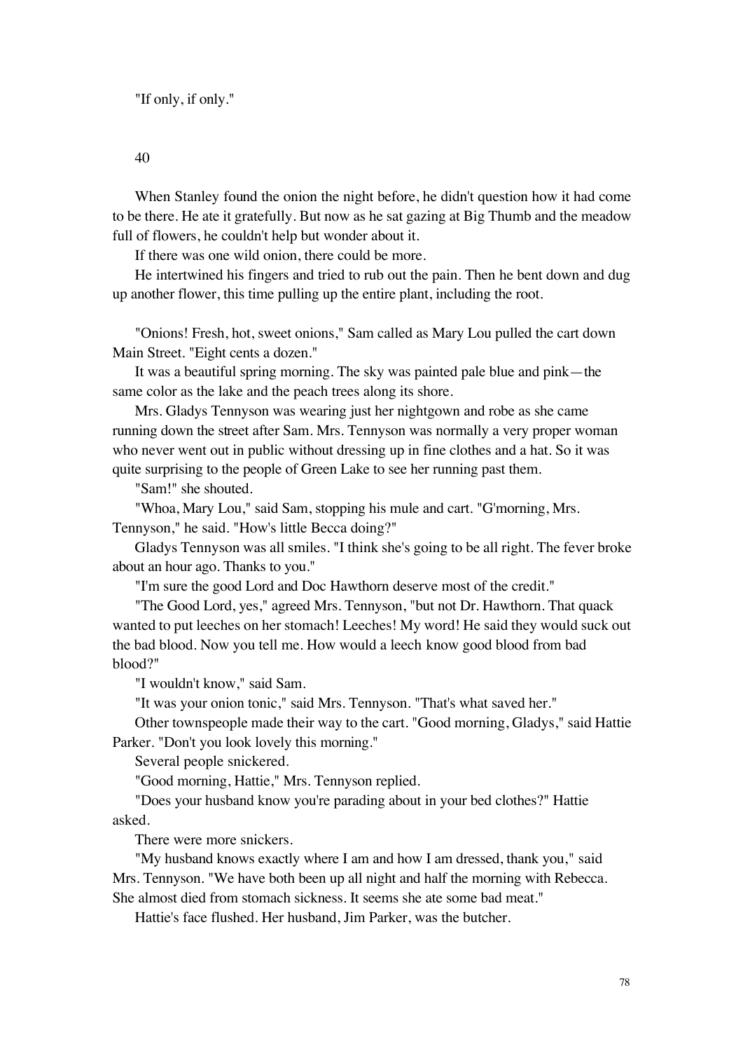"If only, if only."

## 40

When Stanley found the onion the night before, he didn't question how it had come to be there. He ate it gratefully. But now as he sat gazing at Big Thumb and the meadow full of flowers, he couldn't help but wonder about it.

If there was one wild onion, there could be more.

He intertwined his fingers and tried to rub out the pain. Then he bent down and dug up another flower, this time pulling up the entire plant, including the root.

"Onions! Fresh, hot, sweet onions," Sam called as Mary Lou pulled the cart down Main Street. "Eight cents a dozen."

It was a beautiful spring morning. The sky was painted pale blue and pink—the same color as the lake and the peach trees along its shore.

Mrs. Gladys Tennyson was wearing just her nightgown and robe as she came running down the street after Sam. Mrs. Tennyson was normally a very proper woman who never went out in public without dressing up in fine clothes and a hat. So it was quite surprising to the people of Green Lake to see her running past them.

"Sam!" she shouted.

"Whoa, Mary Lou," said Sam, stopping his mule and cart. "G'morning, Mrs. Tennyson," he said. "How's little Becca doing?"

Gladys Tennyson was all smiles. "I think she's going to be all right. The fever broke about an hour ago. Thanks to you."

"I'm sure the good Lord and Doc Hawthorn deserve most of the credit."

"The Good Lord, yes," agreed Mrs. Tennyson, "but not Dr. Hawthorn. That quack wanted to put leeches on her stomach! Leeches! My word! He said they would suck out the bad blood. Now you tell me. How would a leech know good blood from bad blood?"

"I wouldn't know," said Sam.

"It was your onion tonic," said Mrs. Tennyson. "That's what saved her."

Other townspeople made their way to the cart. "Good morning, Gladys," said Hattie Parker. "Don't you look lovely this morning."

Several people snickered.

"Good morning, Hattie," Mrs. Tennyson replied.

"Does your husband know you're parading about in your bed clothes?" Hattie asked.

There were more snickers.

"My husband knows exactly where I am and how I am dressed, thank you," said Mrs. Tennyson. "We have both been up all night and half the morning with Rebecca. She almost died from stomach sickness. It seems she ate some bad meat."

Hattie's face flushed. Her husband, Jim Parker, was the butcher.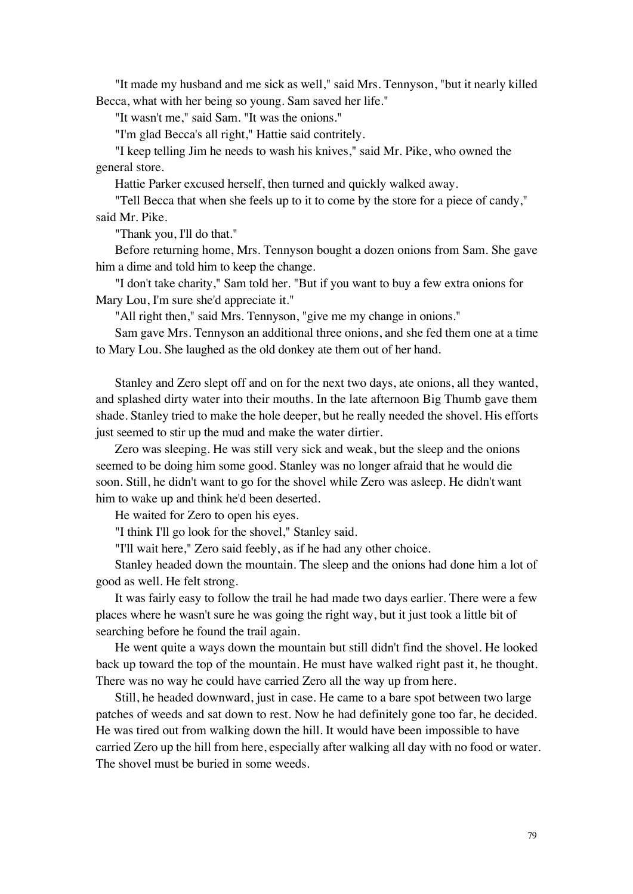"It made my husband and me sick as well," said Mrs. Tennyson, "but it nearly killed Becca, what with her being so young. Sam saved her life."

"It wasn't me," said Sam. "It was the onions."

"I'm glad Becca's all right," Hattie said contritely.

"I keep telling Jim he needs to wash his knives," said Mr. Pike, who owned the general store.

Hattie Parker excused herself, then turned and quickly walked away.

"Tell Becca that when she feels up to it to come by the store for a piece of candy," said Mr. Pike.

"Thank you, I'll do that."

Before returning home, Mrs. Tennyson bought a dozen onions from Sam. She gave him a dime and told him to keep the change.

"I don't take charity," Sam told her. "But if you want to buy a few extra onions for Mary Lou, I'm sure she'd appreciate it."

"All right then," said Mrs. Tennyson, "give me my change in onions."

Sam gave Mrs. Tennyson an additional three onions, and she fed them one at a time to Mary Lou. She laughed as the old donkey ate them out of her hand.

Stanley and Zero slept off and on for the next two days, ate onions, all they wanted, and splashed dirty water into their mouths. In the late afternoon Big Thumb gave them shade. Stanley tried to make the hole deeper, but he really needed the shovel. His efforts just seemed to stir up the mud and make the water dirtier.

Zero was sleeping. He was still very sick and weak, but the sleep and the onions seemed to be doing him some good. Stanley was no longer afraid that he would die soon. Still, he didn't want to go for the shovel while Zero was asleep. He didn't want him to wake up and think he'd been deserted.

He waited for Zero to open his eyes.

"I think I'll go look for the shovel," Stanley said.

"I'll wait here," Zero said feebly, as if he had any other choice.

Stanley headed down the mountain. The sleep and the onions had done him a lot of good as well. He felt strong.

It was fairly easy to follow the trail he had made two days earlier. There were a few places where he wasn't sure he was going the right way, but it just took a little bit of searching before he found the trail again.

He went quite a ways down the mountain but still didn't find the shovel. He looked back up toward the top of the mountain. He must have walked right past it, he thought. There was no way he could have carried Zero all the way up from here.

Still, he headed downward, just in case. He came to a bare spot between two large patches of weeds and sat down to rest. Now he had definitely gone too far, he decided. He was tired out from walking down the hill. It would have been impossible to have carried Zero up the hill from here, especially after walking all day with no food or water. The shovel must be buried in some weeds.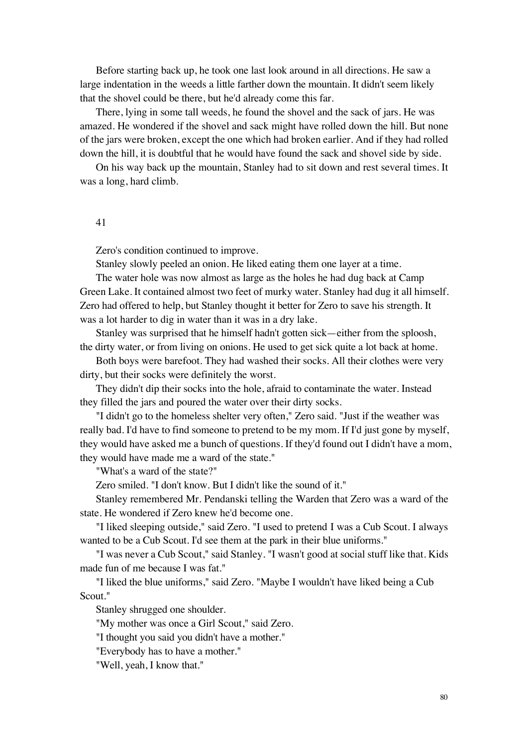Before starting back up, he took one last look around in all directions. He saw a large indentation in the weeds a little farther down the mountain. It didn't seem likely that the shovel could be there, but he'd already come this far.

There, lying in some tall weeds, he found the shovel and the sack of jars. He was amazed. He wondered if the shovel and sack might have rolled down the hill. But none of the jars were broken, except the one which had broken earlier. And if they had rolled down the hill, it is doubtful that he would have found the sack and shovel side by side.

On his way back up the mountain, Stanley had to sit down and rest several times. It was a long, hard climb.

## 41

Zero's condition continued to improve.

Stanley slowly peeled an onion. He liked eating them one layer at a time.

The water hole was now almost as large as the holes he had dug back at Camp Green Lake. It contained almost two feet of murky water. Stanley had dug it all himself. Zero had offered to help, but Stanley thought it better for Zero to save his strength. It was a lot harder to dig in water than it was in a dry lake.

Stanley was surprised that he himself hadn't gotten sick—either from the sploosh, the dirty water, or from living on onions. He used to get sick quite a lot back at home.

Both boys were barefoot. They had washed their socks. All their clothes were very dirty, but their socks were definitely the worst.

They didn't dip their socks into the hole, afraid to contaminate the water. Instead they filled the jars and poured the water over their dirty socks.

"I didn't go to the homeless shelter very often," Zero said. "Just if the weather was really bad. I'd have to find someone to pretend to be my mom. If I'd just gone by myself, they would have asked me a bunch of questions. If they'd found out I didn't have a mom, they would have made me a ward of the state."

"What's a ward of the state?"

Zero smiled. "I don't know. But I didn't like the sound of it."

Stanley remembered Mr. Pendanski telling the Warden that Zero was a ward of the state. He wondered if Zero knew he'd become one.

"I liked sleeping outside," said Zero. "I used to pretend I was a Cub Scout. I always wanted to be a Cub Scout. I'd see them at the park in their blue uniforms."

"I was never a Cub Scout," said Stanley. "I wasn't good at social stuff like that. Kids made fun of me because I was fat."

"I liked the blue uniforms," said Zero. "Maybe I wouldn't have liked being a Cub Scout."

Stanley shrugged one shoulder.

"My mother was once a Girl Scout," said Zero.

"I thought you said you didn't have a mother."

"Everybody has to have a mother."

"Well, yeah, I know that."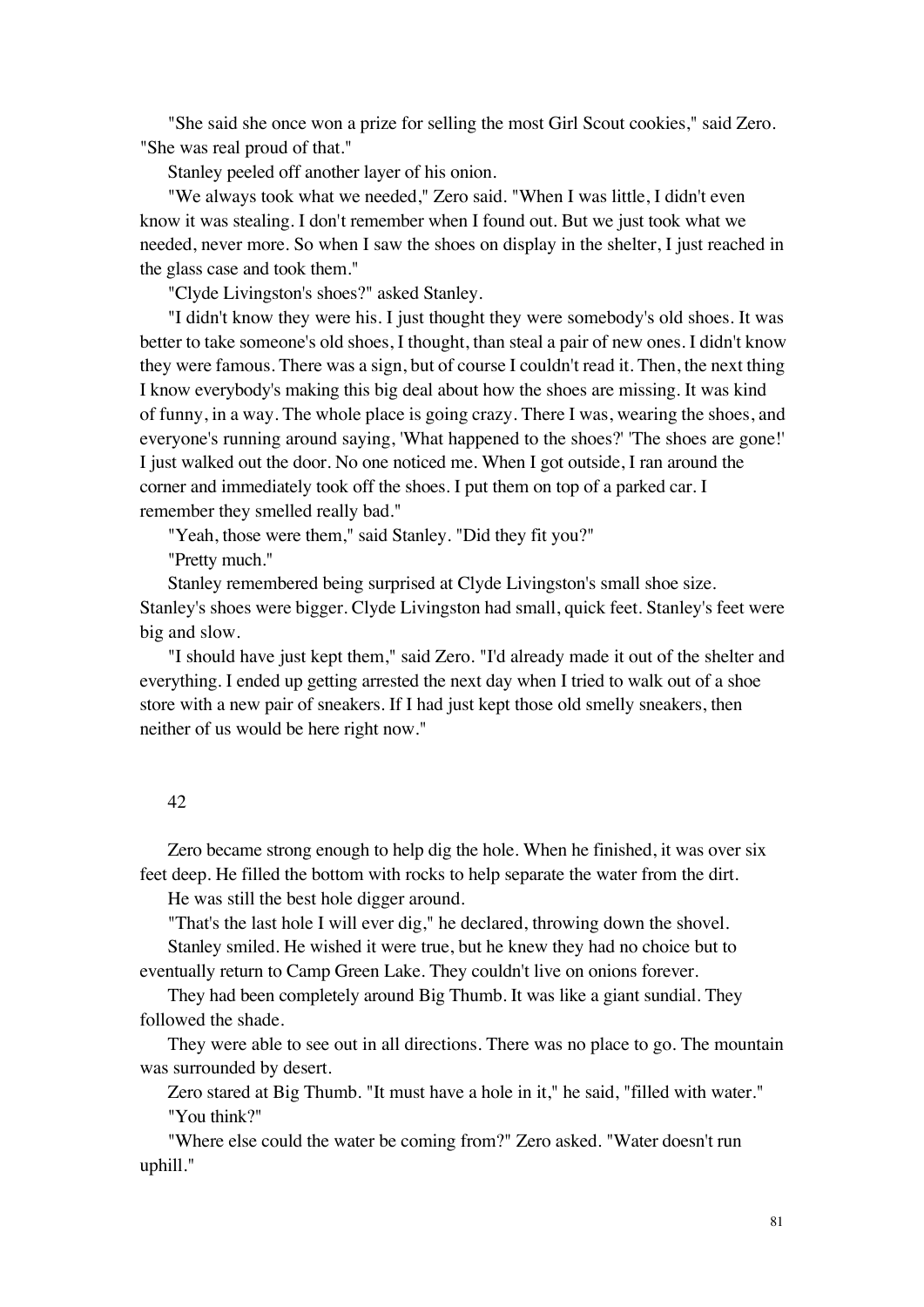"She said she once won a prize for selling the most Girl Scout cookies," said Zero. "She was real proud of that."

Stanley peeled off another layer of his onion.

"We always took what we needed," Zero said. "When I was little, I didn't even know it was stealing. I don't remember when I found out. But we just took what we needed, never more. So when I saw the shoes on display in the shelter, I just reached in the glass case and took them."

"Clyde Livingston's shoes?" asked Stanley.

"I didn't know they were his. I just thought they were somebody's old shoes. It was better to take someone's old shoes, I thought, than steal a pair of new ones. I didn't know they were famous. There was a sign, but of course I couldn't read it. Then, the next thing I know everybody's making this big deal about how the shoes are missing. It was kind of funny, in a way. The whole place is going crazy. There I was, wearing the shoes, and everyone's running around saying, 'What happened to the shoes?' 'The shoes are gone!' I just walked out the door. No one noticed me. When I got outside, I ran around the corner and immediately took off the shoes. I put them on top of a parked car. I remember they smelled really bad."

"Yeah, those were them," said Stanley. "Did they fit you?"

"Pretty much."

Stanley remembered being surprised at Clyde Livingston's small shoe size. Stanley's shoes were bigger. Clyde Livingston had small, quick feet. Stanley's feet were big and slow.

"I should have just kept them," said Zero. "I'd already made it out of the shelter and everything. I ended up getting arrested the next day when I tried to walk out of a shoe store with a new pair of sneakers. If I had just kept those old smelly sneakers, then neither of us would be here right now."

## 42

Zero became strong enough to help dig the hole. When he finished, it was over six feet deep. He filled the bottom with rocks to help separate the water from the dirt.

He was still the best hole digger around.

"That's the last hole I will ever dig," he declared, throwing down the shovel.

Stanley smiled. He wished it were true, but he knew they had no choice but to eventually return to Camp Green Lake. They couldn't live on onions forever.

They had been completely around Big Thumb. It was like a giant sundial. They followed the shade.

They were able to see out in all directions. There was no place to go. The mountain was surrounded by desert.

Zero stared at Big Thumb. "It must have a hole in it," he said, "filled with water."

"You think?"

"Where else could the water be coming from?" Zero asked. "Water doesn't run uphill."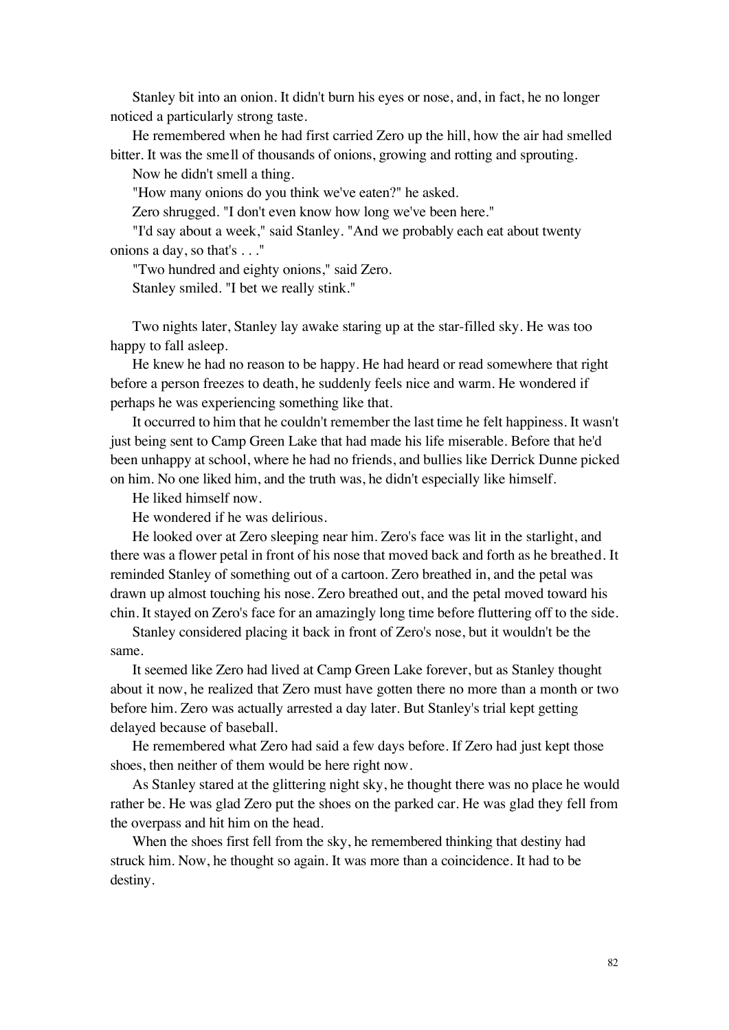Stanley bit into an onion. It didn't burn his eyes or nose, and, in fact, he no longer noticed a particularly strong taste.

He remembered when he had first carried Zero up the hill, how the air had smelled bitter. It was the smell of thousands of onions, growing and rotting and sprouting.

Now he didn't smell a thing.

"How many onions do you think we've eaten?" he asked.

Zero shrugged. "I don't even know how long we've been here."

"I'd say about a week," said Stanley. "And we probably each eat about twenty onions a day, so that's . . ."

"Two hundred and eighty onions," said Zero.

Stanley smiled. "I bet we really stink."

Two nights later, Stanley lay awake staring up at the star-filled sky. He was too happy to fall asleep.

He knew he had no reason to be happy. He had heard or read somewhere that right before a person freezes to death, he suddenly feels nice and warm. He wondered if perhaps he was experiencing something like that.

It occurred to him that he couldn't remember the last time he felt happiness. It wasn't just being sent to Camp Green Lake that had made his life miserable. Before that he'd been unhappy at school, where he had no friends, and bullies like Derrick Dunne picked on him. No one liked him, and the truth was, he didn't especially like himself.

He liked himself now.

He wondered if he was delirious.

He looked over at Zero sleeping near him. Zero's face was lit in the starlight, and there was a flower petal in front of his nose that moved back and forth as he breathed. It reminded Stanley of something out of a cartoon. Zero breathed in, and the petal was drawn up almost touching his nose. Zero breathed out, and the petal moved toward his chin. It stayed on Zero's face for an amazingly long time before fluttering off to the side.

Stanley considered placing it back in front of Zero's nose, but it wouldn't be the same.

It seemed like Zero had lived at Camp Green Lake forever, but as Stanley thought about it now, he realized that Zero must have gotten there no more than a month or two before him. Zero was actually arrested a day later. But Stanley's trial kept getting delayed because of baseball.

He remembered what Zero had said a few days before. If Zero had just kept those shoes, then neither of them would be here right now.

As Stanley stared at the glittering night sky, he thought there was no place he would rather be. He was glad Zero put the shoes on the parked car. He was glad they fell from the overpass and hit him on the head.

When the shoes first fell from the sky, he remembered thinking that destiny had struck him. Now, he thought so again. It was more than a coincidence. It had to be destiny.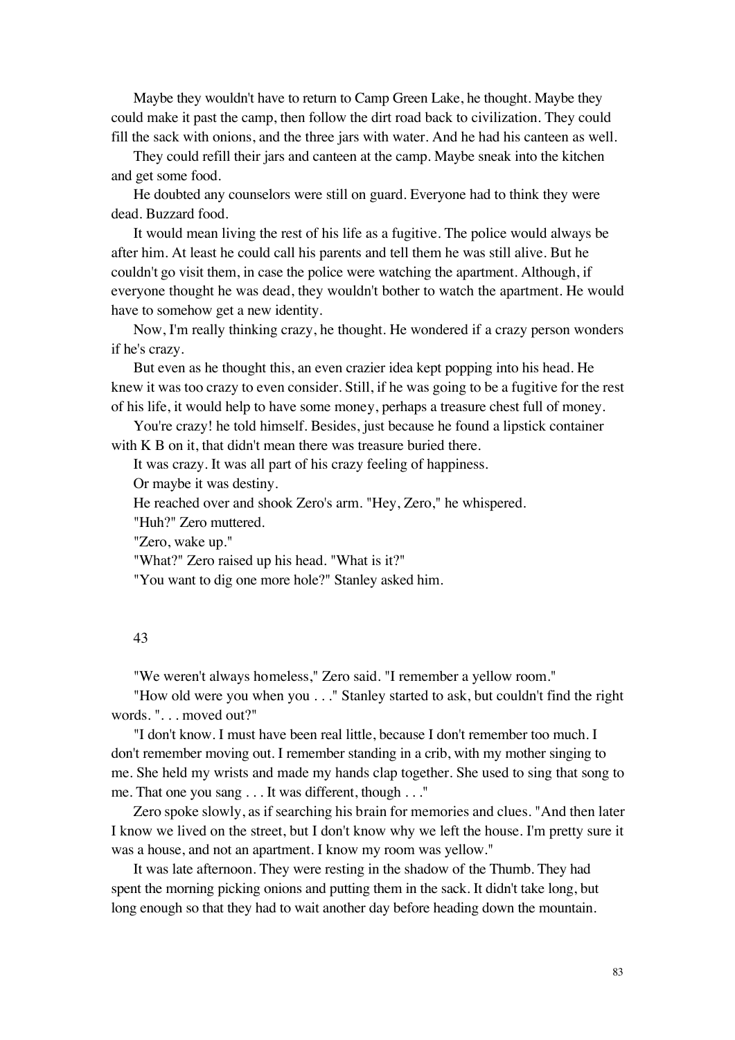Maybe they wouldn't have to return to Camp Green Lake, he thought. Maybe they could make it past the camp, then follow the dirt road back to civilization. They could fill the sack with onions, and the three jars with water. And he had his canteen as well.

They could refill their jars and canteen at the camp. Maybe sneak into the kitchen and get some food.

He doubted any counselors were still on guard. Everyone had to think they were dead. Buzzard food.

It would mean living the rest of his life as a fugitive. The police would always be after him. At least he could call his parents and tell them he was still alive. But he couldn't go visit them, in case the police were watching the apartment. Although, if everyone thought he was dead, they wouldn't bother to watch the apartment. He would have to somehow get a new identity.

Now, I'm really thinking crazy, he thought. He wondered if a crazy person wonders if he's crazy.

But even as he thought this, an even crazier idea kept popping into his head. He knew it was too crazy to even consider. Still, if he was going to be a fugitive for the rest of his life, it would help to have some money, perhaps a treasure chest full of money.

You're crazy! he told himself. Besides, just because he found a lipstick container with K B on it, that didn't mean there was treasure buried there.

It was crazy. It was all part of his crazy feeling of happiness.

Or maybe it was destiny.

He reached over and shook Zero's arm. "Hey, Zero," he whispered.

"Huh?" Zero muttered.

"Zero, wake up."

"What?" Zero raised up his head. "What is it?"

"You want to dig one more hole?" Stanley asked him.

## 43

"We weren't always homeless," Zero said. "I remember a yellow room."

"How old were you when you . . ." Stanley started to ask, but couldn't find the right words. ". . . moved out?"

"I don't know. I must have been real little, because I don't remember too much. I don't remember moving out. I remember standing in a crib, with my mother singing to me. She held my wrists and made my hands clap together. She used to sing that song to me. That one you sang . . . It was different, though . . ."

Zero spoke slowly, as if searching his brain for memories and clues. "And then later I know we lived on the street, but I don't know why we left the house. I'm pretty sure it was a house, and not an apartment. I know my room was yellow."

It was late afternoon. They were resting in the shadow of the Thumb. They had spent the morning picking onions and putting them in the sack. It didn't take long, but long enough so that they had to wait another day before heading down the mountain.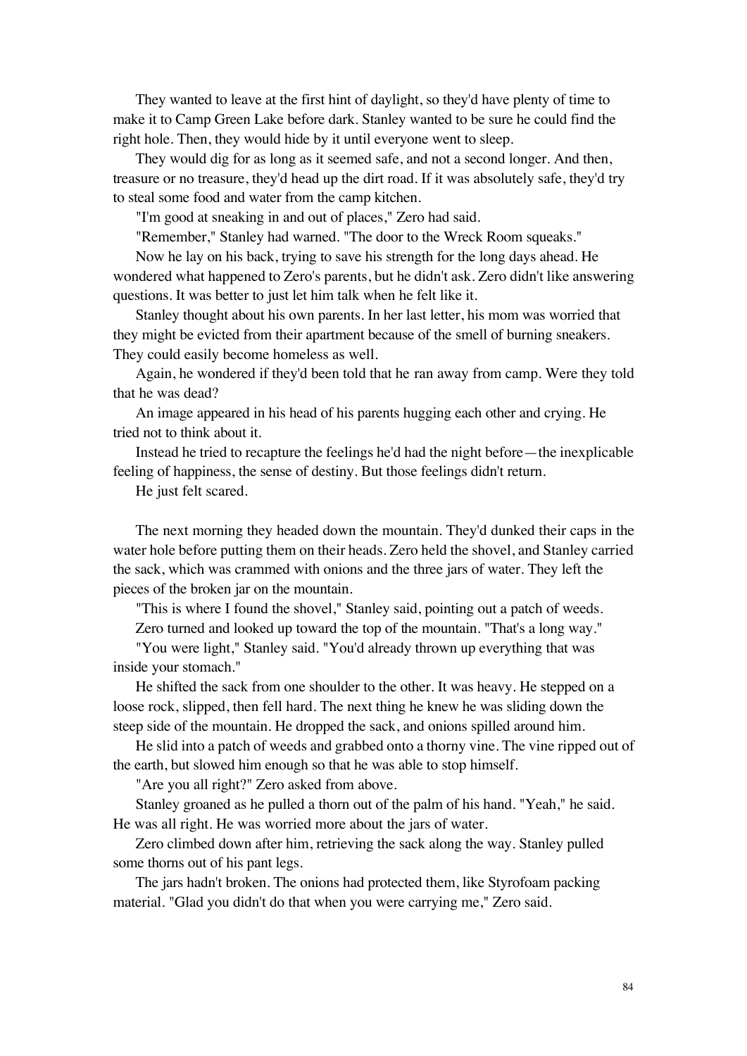They wanted to leave at the first hint of daylight, so they'd have plenty of time to make it to Camp Green Lake before dark. Stanley wanted to be sure he could find the right hole. Then, they would hide by it until everyone went to sleep.

They would dig for as long as it seemed safe, and not a second longer. And then, treasure or no treasure, they'd head up the dirt road. If it was absolutely safe, they'd try to steal some food and water from the camp kitchen.

"I'm good at sneaking in and out of places," Zero had said.

"Remember," Stanley had warned. "The door to the Wreck Room squeaks."

Now he lay on his back, trying to save his strength for the long days ahead. He wondered what happened to Zero's parents, but he didn't ask. Zero didn't like answering questions. It was better to just let him talk when he felt like it.

Stanley thought about his own parents. In her last letter, his mom was worried that they might be evicted from their apartment because of the smell of burning sneakers. They could easily become homeless as well.

Again, he wondered if they'd been told that he ran away from camp. Were they told that he was dead?

An image appeared in his head of his parents hugging each other and crying. He tried not to think about it.

Instead he tried to recapture the feelings he'd had the night before—the inexplicable feeling of happiness, the sense of destiny. But those feelings didn't return.

He just felt scared.

The next morning they headed down the mountain. They'd dunked their caps in the water hole before putting them on their heads. Zero held the shovel, and Stanley carried the sack, which was crammed with onions and the three jars of water. They left the pieces of the broken jar on the mountain.

"This is where I found the shovel," Stanley said, pointing out a patch of weeds.

Zero turned and looked up toward the top of the mountain. "That's a long way."

"You were light," Stanley said. "You'd already thrown up everything that was inside your stomach."

He shifted the sack from one shoulder to the other. It was heavy. He stepped on a loose rock, slipped, then fell hard. The next thing he knew he was sliding down the steep side of the mountain. He dropped the sack, and onions spilled around him.

He slid into a patch of weeds and grabbed onto a thorny vine. The vine ripped out of the earth, but slowed him enough so that he was able to stop himself.

"Are you all right?" Zero asked from above.

Stanley groaned as he pulled a thorn out of the palm of his hand. "Yeah," he said. He was all right. He was worried more about the jars of water.

Zero climbed down after him, retrieving the sack along the way. Stanley pulled some thorns out of his pant legs.

The jars hadn't broken. The onions had protected them, like Styrofoam packing material. "Glad you didn't do that when you were carrying me," Zero said.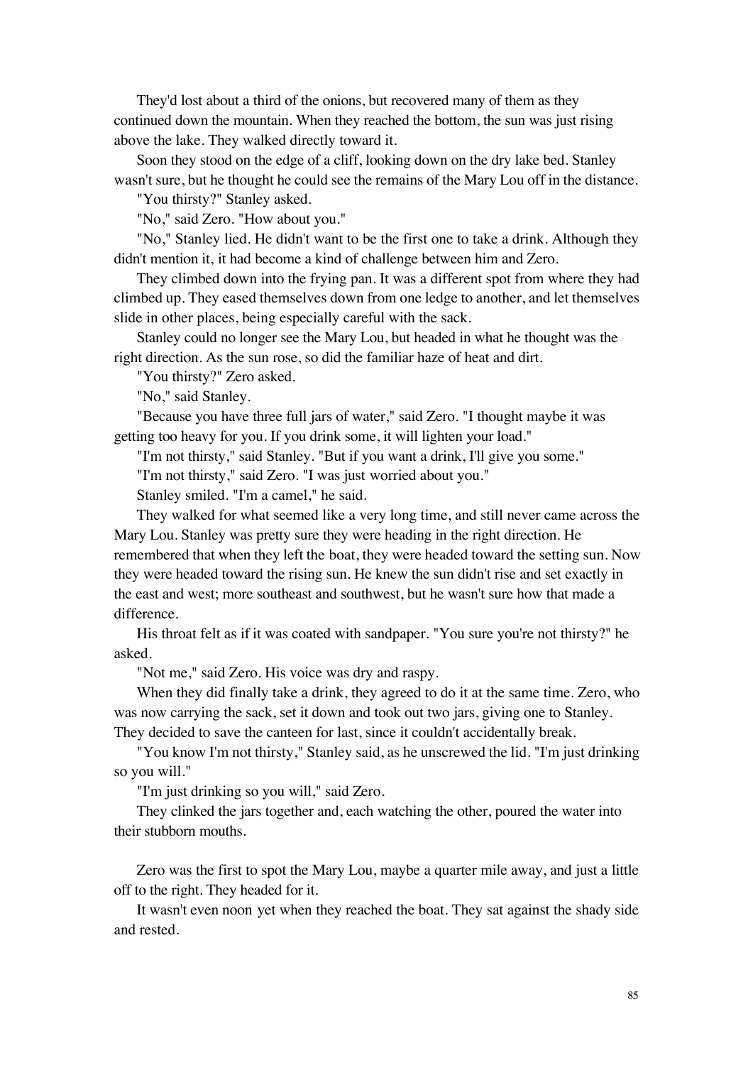They'd lost about a third of the onions, but recovered many of them as they continued down the mountain. When they reached the bottom, the sun was just rising above the lake. They walked directly toward it.

Soon they stood on the edge of a cliff, looking down on the dry lake bed. Stanley wasn't sure, but he thought he could see the remains of the Mary Lou off in the distance.

"You thirsty?" Stanley asked.

"No," said Zero. "How about you."

"No," Stanley lied. He didn't want to be the first one to take a drink. Although they didn't mention it, it had become a kind of challenge between him and Zero.

They climbed down into the frying pan. It was a different spot from where they had climbed up. They eased themselves down from one ledge to another, and let themselves slide in other places, being especially careful with the sack.

Stanley could no longer see the Mary Lou, but headed in what he thought was the right direction. As the sun rose, so did the familiar haze of heat and dirt.

"You thirsty?" Zero asked.

"No," said Stanley.

"Because you have three full jars of water," said Zero. "I thought maybe it was getting too heavy for you. If you drink some, it will lighten your load."

"I'm not thirsty," said Stanley. "But if you want a drink, I'll give you some."

"I'm not thirsty," said Zero. "I was just worried about you."

Stanley smiled. "I'm a camel," he said.

They walked for what seemed like a very long time, and still never came across the Mary Lou. Stanley was pretty sure they were heading in the right direction. He remembered that when they left the boat, they were headed toward the setting sun. Now they were headed toward the rising sun. He knew the sun didn't rise and set exactly in the east and west; more southeast and southwest, but he wasn't sure how that made a difference.

His throat felt as if it was coated with sandpaper. "You sure you're not thirsty?" he asked.

"Not me," said Zero. His voice was dry and raspy.

When they did finally take a drink, they agreed to do it at the same time. Zero, who was now carrying the sack, set it down and took out two jars, giving one to Stanley. They decided to save the canteen for last, since it couldn't accidentally break.

"You know I'm not thirsty," Stanley said, as he unscrewed the lid. "I'm just drinking so you will."

"I'm just drinking so you will," said Zero.

They clinked the jars together and, each watching the other, poured the water into their stubborn mouths.

Zero was the first to spot the Mary Lou, maybe a quarter mile away, and just a little off to the right. They headed for it.

It wasn't even noon yet when they reached the boat. They sat against the shady side and rested.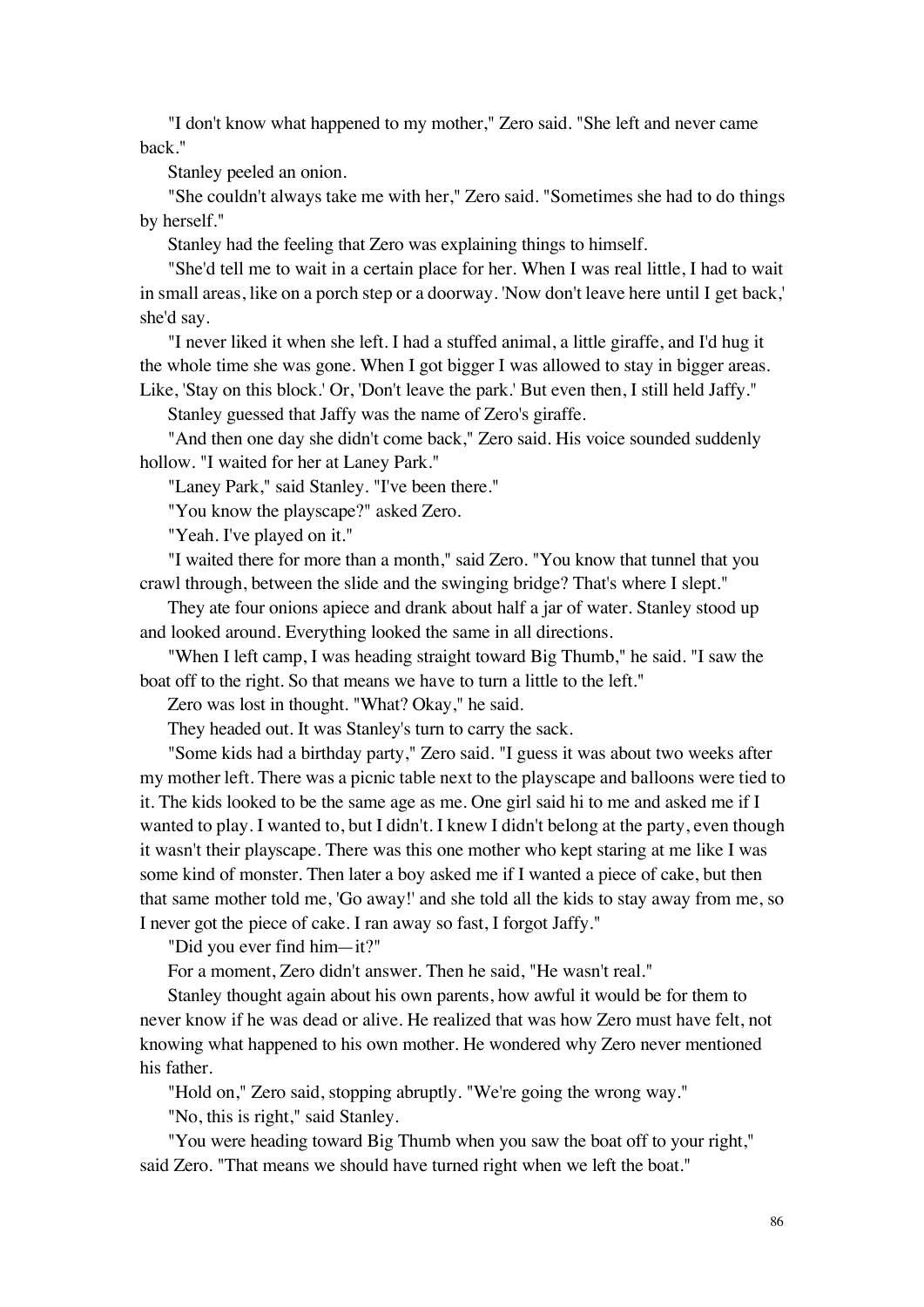"I don't know what happened to my mother," Zero said. "She left and never came back."

Stanley peeled an onion.

"She couldn't always take me with her," Zero said. "Sometimes she had to do things by herself."

Stanley had the feeling that Zero was explaining things to himself.

"She'd tell me to wait in a certain place for her. When I was real little, I had to wait in small areas, like on a porch step or a doorway. 'Now don't leave here until I get back,' she'd say.

"I never liked it when she left. I had a stuffed animal, a little giraffe, and I'd hug it the whole time she was gone. When I got bigger I was allowed to stay in bigger areas. Like, 'Stay on this block.' Or, 'Don't leave the park.' But even then, I still held Jaffy."

Stanley guessed that Jaffy was the name of Zero's giraffe.

"And then one day she didn't come back," Zero said. His voice sounded suddenly hollow. "I waited for her at Laney Park."

"Laney Park," said Stanley. "I've been there."

"You know the playscape?" asked Zero.

"Yeah. I've played on it."

"I waited there for more than a month," said Zero. "You know that tunnel that you crawl through, between the slide and the swinging bridge? That's where I slept."

They ate four onions apiece and drank about half a jar of water. Stanley stood up and looked around. Everything looked the same in all directions.

"When I left camp, I was heading straight toward Big Thumb," he said. "I saw the boat off to the right. So that means we have to turn a little to the left."

Zero was lost in thought. "What? Okay," he said.

They headed out. It was Stanley's turn to carry the sack.

"Some kids had a birthday party," Zero said. "I guess it was about two weeks after my mother left. There was a picnic table next to the playscape and balloons were tied to it. The kids looked to be the same age as me. One girl said hi to me and asked me if I wanted to play. I wanted to, but I didn't. I knew I didn't belong at the party, even though it wasn't their playscape. There was this one mother who kept staring at me like I was some kind of monster. Then later a boy asked me if I wanted a piece of cake, but then that same mother told me, 'Go away!' and she told all the kids to stay away from me, so I never got the piece of cake. I ran away so fast, I forgot Jaffy."

"Did you ever find him—it?"

For a moment, Zero didn't answer. Then he said, "He wasn't real."

Stanley thought again about his own parents, how awful it would be for them to never know if he was dead or alive. He realized that was how Zero must have felt, not knowing what happened to his own mother. He wondered why Zero never mentioned his father.

"Hold on," Zero said, stopping abruptly. "We're going the wrong way."

"No, this is right," said Stanley.

"You were heading toward Big Thumb when you saw the boat off to your right," said Zero. "That means we should have turned right when we left the boat."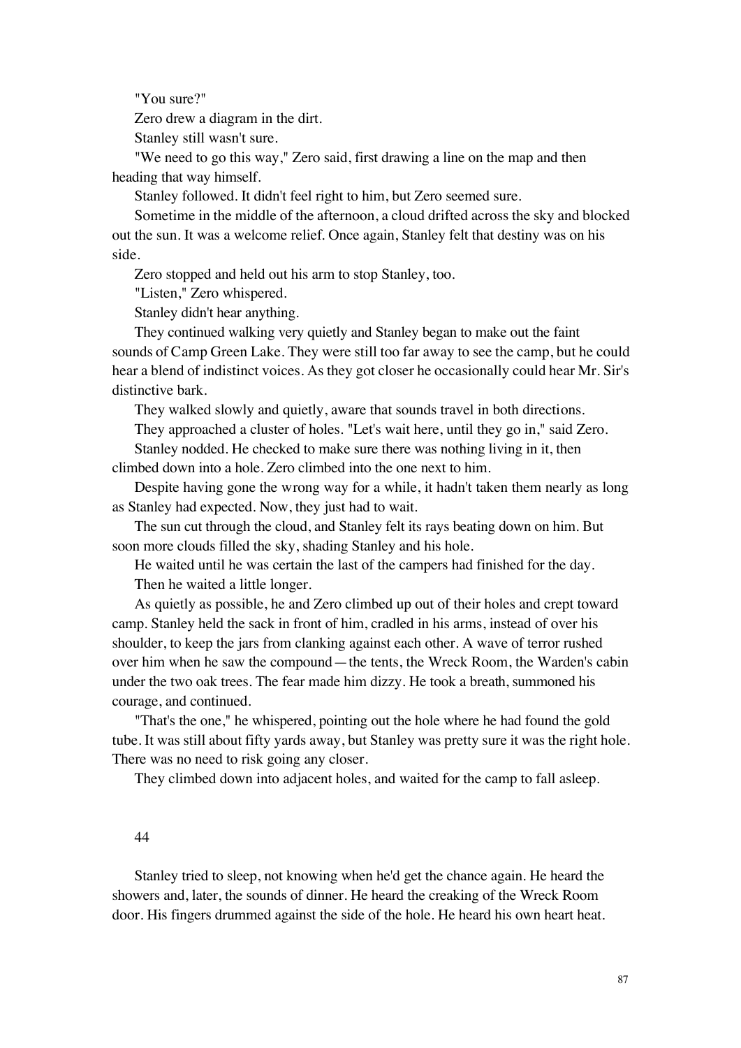"You sure?"

Zero drew a diagram in the dirt.

Stanley still wasn't sure.

"We need to go this way," Zero said, first drawing a line on the map and then heading that way himself.

Stanley followed. It didn't feel right to him, but Zero seemed sure.

Sometime in the middle of the afternoon, a cloud drifted across the sky and blocked out the sun. It was a welcome relief. Once again, Stanley felt that destiny was on his side.

Zero stopped and held out his arm to stop Stanley, too.

"Listen," Zero whispered.

Stanley didn't hear anything.

They continued walking very quietly and Stanley began to make out the faint sounds of Camp Green Lake. They were still too far away to see the camp, but he could hear a blend of indistinct voices. As they got closer he occasionally could hear Mr. Sir's distinctive bark.

They walked slowly and quietly, aware that sounds travel in both directions.

They approached a cluster of holes. "Let's wait here, until they go in," said Zero.

Stanley nodded. He checked to make sure there was nothing living in it, then climbed down into a hole. Zero climbed into the one next to him.

Despite having gone the wrong way for a while, it hadn't taken them nearly as long as Stanley had expected. Now, they just had to wait.

The sun cut through the cloud, and Stanley felt its rays beating down on him. But soon more clouds filled the sky, shading Stanley and his hole.

He waited until he was certain the last of the campers had finished for the day.

Then he waited a little longer.

As quietly as possible, he and Zero climbed up out of their holes and crept toward camp. Stanley held the sack in front of him, cradled in his arms, instead of over his shoulder, to keep the jars from clanking against each other. A wave of terror rushed over him when he saw the compound — the tents, the Wreck Room, the Warden's cabin under the two oak trees. The fear made him dizzy. He took a breath, summoned his courage, and continued.

"That's the one," he whispered, pointing out the hole where he had found the gold tube. It was still about fifty yards away, but Stanley was pretty sure it was the right hole. There was no need to risk going any closer.

They climbed down into adjacent holes, and waited for the camp to fall asleep.

## 44

Stanley tried to sleep, not knowing when he'd get the chance again. He heard the showers and, later, the sounds of dinner. He heard the creaking of the Wreck Room door. His fingers drummed against the side of the hole. He heard his own heart heat.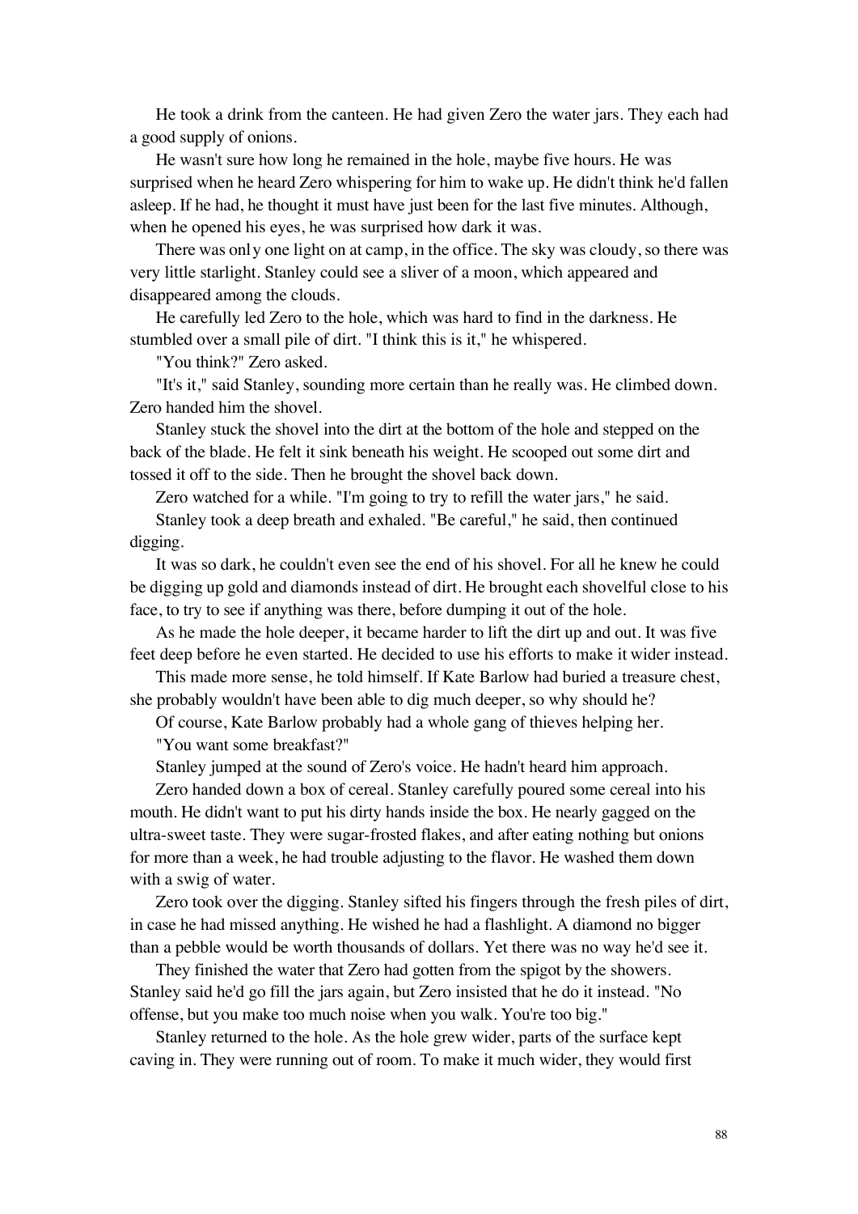He took a drink from the canteen. He had given Zero the water jars. They each had a good supply of onions.

He wasn't sure how long he remained in the hole, maybe five hours. He was surprised when he heard Zero whispering for him to wake up. He didn't think he'd fallen asleep. If he had, he thought it must have just been for the last five minutes. Although, when he opened his eyes, he was surprised how dark it was.

There was only one light on at camp, in the office. The sky was cloudy, so there was very little starlight. Stanley could see a sliver of a moon, which appeared and disappeared among the clouds.

He carefully led Zero to the hole, which was hard to find in the darkness. He stumbled over a small pile of dirt. "I think this is it," he whispered.

"You think?" Zero asked.

"It's it," said Stanley, sounding more certain than he really was. He climbed down. Zero handed him the shovel.

Stanley stuck the shovel into the dirt at the bottom of the hole and stepped on the back of the blade. He felt it sink beneath his weight. He scooped out some dirt and tossed it off to the side. Then he brought the shovel back down.

Zero watched for a while. "I'm going to try to refill the water jars," he said.

Stanley took a deep breath and exhaled. "Be careful," he said, then continued digging.

It was so dark, he couldn't even see the end of his shovel. For all he knew he could be digging up gold and diamonds instead of dirt. He brought each shovelful close to his face, to try to see if anything was there, before dumping it out of the hole.

As he made the hole deeper, it became harder to lift the dirt up and out. It was five feet deep before he even started. He decided to use his efforts to make it wider instead.

This made more sense, he told himself. If Kate Barlow had buried a treasure chest, she probably wouldn't have been able to dig much deeper, so why should he?

Of course, Kate Barlow probably had a whole gang of thieves helping her.

"You want some breakfast?"

Stanley jumped at the sound of Zero's voice. He hadn't heard him approach.

Zero handed down a box of cereal. Stanley carefully poured some cereal into his mouth. He didn't want to put his dirty hands inside the box. He nearly gagged on the ultra-sweet taste. They were sugar-frosted flakes, and after eating nothing but onions for more than a week, he had trouble adjusting to the flavor. He washed them down with a swig of water.

Zero took over the digging. Stanley sifted his fingers through the fresh piles of dirt, in case he had missed anything. He wished he had a flashlight. A diamond no bigger than a pebble would be worth thousands of dollars. Yet there was no way he'd see it.

They finished the water that Zero had gotten from the spigot by the showers. Stanley said he'd go fill the jars again, but Zero insisted that he do it instead. "No offense, but you make too much noise when you walk. You're too big."

Stanley returned to the hole. As the hole grew wider, parts of the surface kept caving in. They were running out of room. To make it much wider, they would first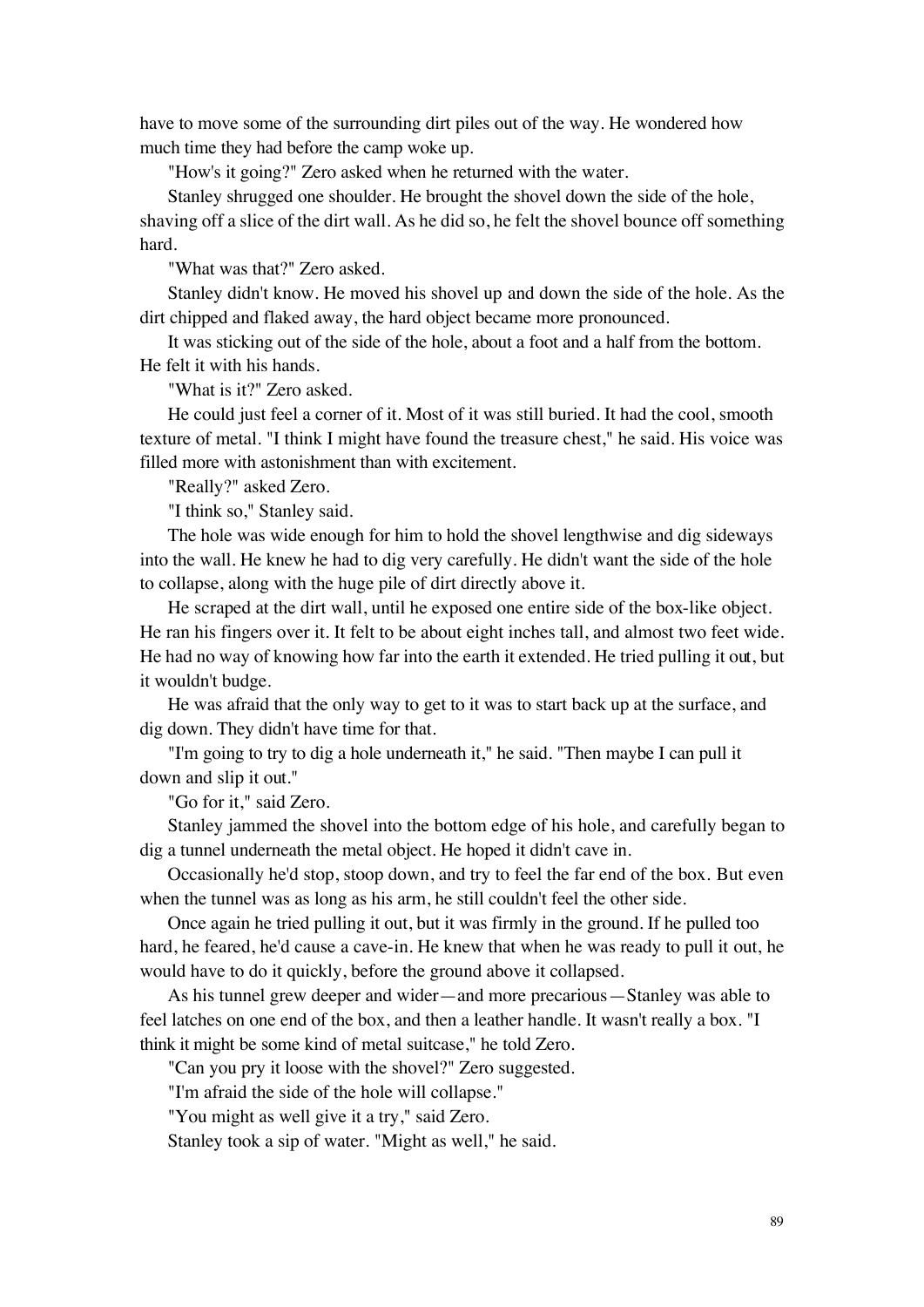have to move some of the surrounding dirt piles out of the way. He wondered how much time they had before the camp woke up.

"How's it going?" Zero asked when he returned with the water.

Stanley shrugged one shoulder. He brought the shovel down the side of the hole, shaving off a slice of the dirt wall. As he did so, he felt the shovel bounce off something hard.

"What was that?" Zero asked.

Stanley didn't know. He moved his shovel up and down the side of the hole. As the dirt chipped and flaked away, the hard object became more pronounced.

It was sticking out of the side of the hole, about a foot and a half from the bottom. He felt it with his hands.

"What is it?" Zero asked.

He could just feel a corner of it. Most of it was still buried. It had the cool, smooth texture of metal. "I think I might have found the treasure chest," he said. His voice was filled more with astonishment than with excitement.

"Really?" asked Zero.

"I think so," Stanley said.

The hole was wide enough for him to hold the shovel lengthwise and dig sideways into the wall. He knew he had to dig very carefully. He didn't want the side of the hole to collapse, along with the huge pile of dirt directly above it.

He scraped at the dirt wall, until he exposed one entire side of the box-like object. He ran his fingers over it. It felt to be about eight inches tall, and almost two feet wide. He had no way of knowing how far into the earth it extended. He tried pulling it out, but it wouldn't budge.

He was afraid that the only way to get to it was to start back up at the surface, and dig down. They didn't have time for that.

"I'm going to try to dig a hole underneath it," he said. "Then maybe I can pull it down and slip it out."

"Go for it," said Zero.

Stanley jammed the shovel into the bottom edge of his hole, and carefully began to dig a tunnel underneath the metal object. He hoped it didn't cave in.

Occasionally he'd stop, stoop down, and try to feel the far end of the box. But even when the tunnel was as long as his arm, he still couldn't feel the other side.

Once again he tried pulling it out, but it was firmly in the ground. If he pulled too hard, he feared, he'd cause a cave-in. He knew that when he was ready to pull it out, he would have to do it quickly, before the ground above it collapsed.

As his tunnel grew deeper and wider—and more precarious—Stanley was able to feel latches on one end of the box, and then a leather handle. It wasn't really a box. "I think it might be some kind of metal suitcase," he told Zero.

"Can you pry it loose with the shovel?" Zero suggested.

"I'm afraid the side of the hole will collapse."

"You might as well give it a try," said Zero.

Stanley took a sip of water. "Might as well," he said.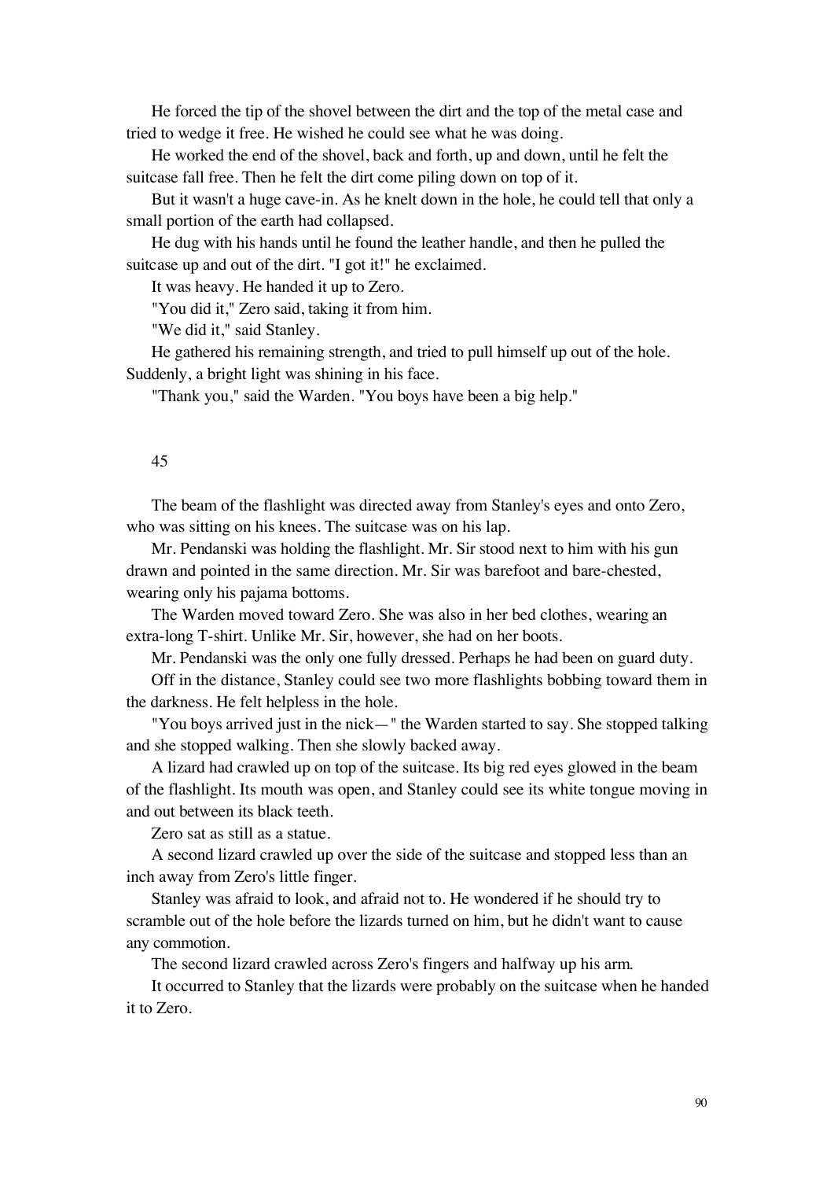He forced the tip of the shovel between the dirt and the top of the metal case and tried to wedge it free. He wished he could see what he was doing.

He worked the end of the shovel, back and forth, up and down, until he felt the suitcase fall free. Then he felt the dirt come piling down on top of it.

But it wasn't a huge cave-in. As he knelt down in the hole, he could tell that only a small portion of the earth had collapsed.

He dug with his hands until he found the leather handle, and then he pulled the suitcase up and out of the dirt. "I got it!" he exclaimed.

It was heavy. He handed it up to Zero.

"You did it," Zero said, taking it from him.

"We did it," said Stanley.

He gathered his remaining strength, and tried to pull himself up out of the hole. Suddenly, a bright light was shining in his face.

"Thank you," said the Warden. "You boys have been a big help."

## 45

The beam of the flashlight was directed away from Stanley's eyes and onto Zero, who was sitting on his knees. The suitcase was on his lap.

Mr. Pendanski was holding the flashlight. Mr. Sir stood next to him with his gun drawn and pointed in the same direction. Mr. Sir was barefoot and bare-chested, wearing only his pajama bottoms.

The Warden moved toward Zero. She was also in her bed clothes, wearing an extra-long T-shirt. Unlike Mr. Sir, however, she had on her boots.

Mr. Pendanski was the only one fully dressed. Perhaps he had been on guard duty.

Off in the distance, Stanley could see two more flashlights bobbing toward them in the darkness. He felt helpless in the hole.

"You boys arrived just in the nick—" the Warden started to say. She stopped talking and she stopped walking. Then she slowly backed away.

A lizard had crawled up on top of the suitcase. Its big red eyes glowed in the beam of the flashlight. Its mouth was open, and Stanley could see its white tongue moving in and out between its black teeth.

Zero sat as still as a statue.

A second lizard crawled up over the side of the suitcase and stopped less than an inch away from Zero's little finger.

Stanley was afraid to look, and afraid not to. He wondered if he should try to scramble out of the hole before the lizards turned on him, but he didn't want to cause any commotion.

The second lizard crawled across Zero's fingers and halfway up his arm.

It occurred to Stanley that the lizards were probably on the suitcase when he handed it to Zero.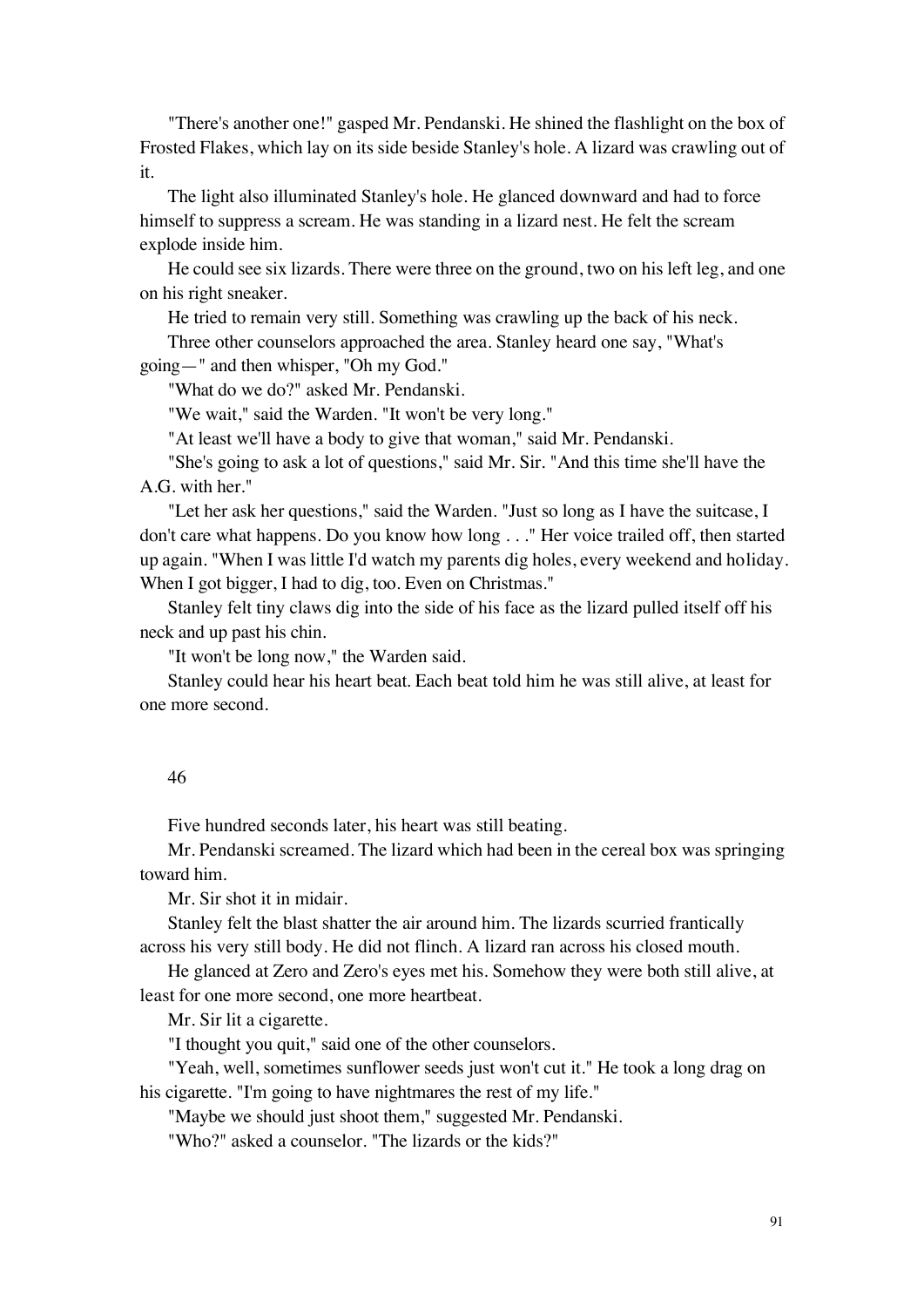"There's another one!" gasped Mr. Pendanski. He shined the flashlight on the box of Frosted Flakes, which lay on its side beside Stanley's hole. A lizard was crawling out of it.

The light also illuminated Stanley's hole. He glanced downward and had to force himself to suppress a scream. He was standing in a lizard nest. He felt the scream explode inside him.

He could see six lizards. There were three on the ground, two on his left leg, and one on his right sneaker.

He tried to remain very still. Something was crawling up the back of his neck.

Three other counselors approached the area. Stanley heard one say, "What's going—" and then whisper, "Oh my God."

"What do we do?" asked Mr. Pendanski.

"We wait," said the Warden. "It won't be very long."

"At least we'll have a body to give that woman," said Mr. Pendanski.

"She's going to ask a lot of questions," said Mr. Sir. "And this time she'll have the A.G. with her."

"Let her ask her questions," said the Warden. "Just so long as I have the suitcase, I don't care what happens. Do you know how long . . ." Her voice trailed off, then started up again. "When I was little I'd watch my parents dig holes, every weekend and holiday. When I got bigger, I had to dig, too. Even on Christmas."

Stanley felt tiny claws dig into the side of his face as the lizard pulled itself off his neck and up past his chin.

"It won't be long now," the Warden said.

Stanley could hear his heart beat. Each beat told him he was still alive, at least for one more second.

## 46

Five hundred seconds later, his heart was still beating.

Mr. Pendanski screamed. The lizard which had been in the cereal box was springing toward him.

Mr. Sir shot it in midair.

Stanley felt the blast shatter the air around him. The lizards scurried frantically across his very still body. He did not flinch. A lizard ran across his closed mouth.

He glanced at Zero and Zero's eyes met his. Somehow they were both still alive, at least for one more second, one more heartbeat.

Mr. Sir lit a cigarette.

"I thought you quit," said one of the other counselors.

"Yeah, well, sometimes sunflower seeds just won't cut it." He took a long drag on his cigarette. "I'm going to have nightmares the rest of my life."

"Maybe we should just shoot them," suggested Mr. Pendanski.

"Who?" asked a counselor. "The lizards or the kids?"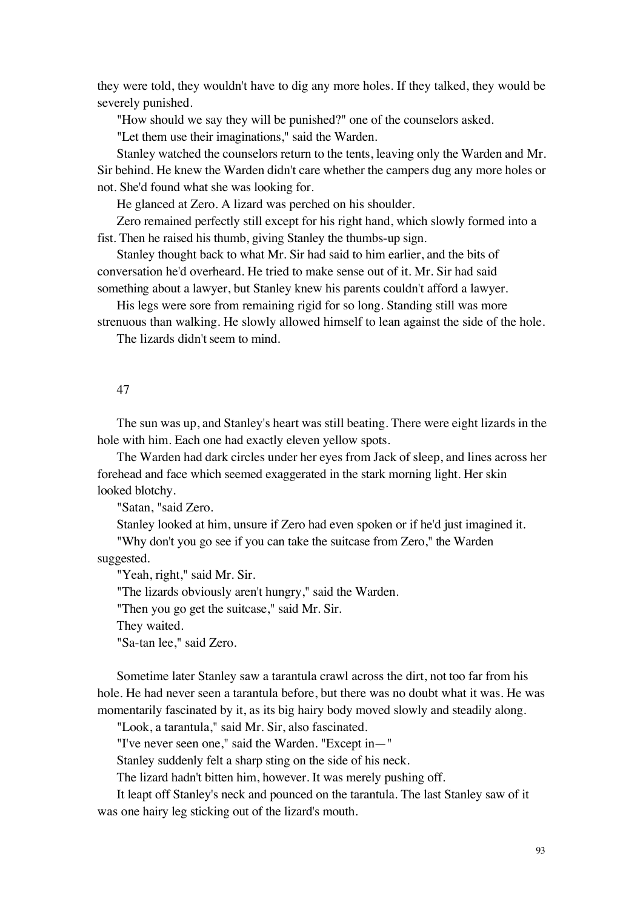they were told, they wouldn't have to dig any more holes. If they talked, they would be severely punished.

"How should we say they will be punished?" one of the counselors asked.

"Let them use their imaginations," said the Warden.

Stanley watched the counselors return to the tents, leaving only the Warden and Mr. Sir behind. He knew the Warden didn't care whether the campers dug any more holes or not. She'd found what she was looking for.

He glanced at Zero. A lizard was perched on his shoulder.

Zero remained perfectly still except for his right hand, which slowly formed into a fist. Then he raised his thumb, giving Stanley the thumbs-up sign.

Stanley thought back to what Mr. Sir had said to him earlier, and the bits of conversation he'd overheard. He tried to make sense out of it. Mr. Sir had said something about a lawyer, but Stanley knew his parents couldn't afford a lawyer.

His legs were sore from remaining rigid for so long. Standing still was more strenuous than walking. He slowly allowed himself to lean against the side of the hole.

The lizards didn't seem to mind.

## 47

The sun was up, and Stanley's heart was still beating. There were eight lizards in the hole with him. Each one had exactly eleven yellow spots.

The Warden had dark circles under her eyes from Jack of sleep, and lines across her forehead and face which seemed exaggerated in the stark morning light. Her skin looked blotchy.

"Satan, "said Zero.

Stanley looked at him, unsure if Zero had even spoken or if he'd just imagined it.

"Why don't you go see if you can take the suitcase from Zero," the Warden suggested.

"Yeah, right," said Mr. Sir.

"The lizards obviously aren't hungry," said the Warden.

"Then you go get the suitcase," said Mr. Sir.

They waited.

"Sa-tan lee," said Zero.

Sometime later Stanley saw a tarantula crawl across the dirt, not too far from his hole. He had never seen a tarantula before, but there was no doubt what it was. He was momentarily fascinated by it, as its big hairy body moved slowly and steadily along.

"Look, a tarantula," said Mr. Sir, also fascinated.

"I've never seen one," said the Warden. "Except in—"

Stanley suddenly felt a sharp sting on the side of his neck.

The lizard hadn't bitten him, however. It was merely pushing off.

It leapt off Stanley's neck and pounced on the tarantula. The last Stanley saw of it was one hairy leg sticking out of the lizard's mouth.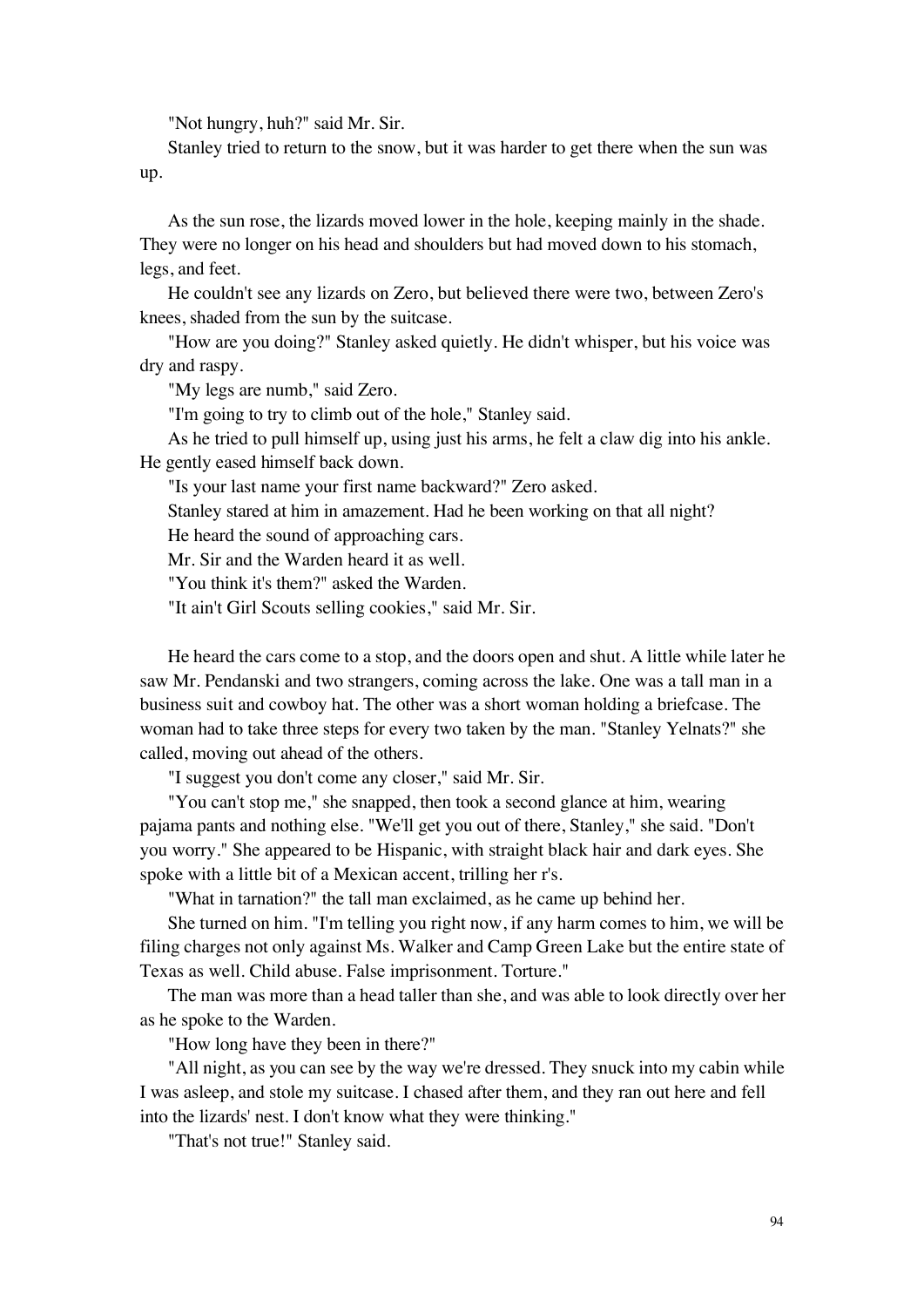"Not hungry, huh?" said Mr. Sir.

Stanley tried to return to the snow, but it was harder to get there when the sun was up.

As the sun rose, the lizards moved lower in the hole, keeping mainly in the shade. They were no longer on his head and shoulders but had moved down to his stomach, legs, and feet.

He couldn't see any lizards on Zero, but believed there were two, between Zero's knees, shaded from the sun by the suitcase.

"How are you doing?" Stanley asked quietly. He didn't whisper, but his voice was dry and raspy.

"My legs are numb," said Zero.

"I'm going to try to climb out of the hole," Stanley said.

As he tried to pull himself up, using just his arms, he felt a claw dig into his ankle. He gently eased himself back down.

"Is your last name your first name backward?" Zero asked.

Stanley stared at him in amazement. Had he been working on that all night?

He heard the sound of approaching cars.

Mr. Sir and the Warden heard it as well.

"You think it's them?" asked the Warden.

"It ain't Girl Scouts selling cookies," said Mr. Sir.

He heard the cars come to a stop, and the doors open and shut. A little while later he saw Mr. Pendanski and two strangers, coming across the lake. One was a tall man in a business suit and cowboy hat. The other was a short woman holding a briefcase. The woman had to take three steps for every two taken by the man. "Stanley Yelnats?" she called, moving out ahead of the others.

"I suggest you don't come any closer," said Mr. Sir.

"You can't stop me," she snapped, then took a second glance at him, wearing pajama pants and nothing else. "We'll get you out of there, Stanley," she said. "Don't you worry." She appeared to be Hispanic, with straight black hair and dark eyes. She spoke with a little bit of a Mexican accent, trilling her r's.

"What in tarnation?" the tall man exclaimed, as he came up behind her.

She turned on him. "I'm telling you right now, if any harm comes to him, we will be filing charges not only against Ms. Walker and Camp Green Lake but the entire state of Texas as well. Child abuse. False imprisonment. Torture."

The man was more than a head taller than she, and was able to look directly over her as he spoke to the Warden.

"How long have they been in there?"

"All night, as you can see by the way we're dressed. They snuck into my cabin while I was asleep, and stole my suitcase. I chased after them, and they ran out here and fell into the lizards' nest. I don't know what they were thinking."

"That's not true!" Stanley said.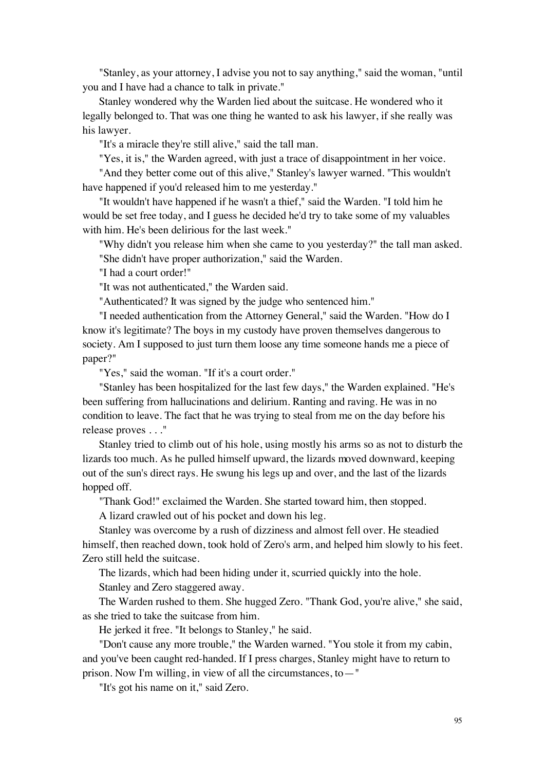"Stanley, as your attorney, I advise you not to say anything," said the woman, "until you and I have had a chance to talk in private."

Stanley wondered why the Warden lied about the suitcase. He wondered who it legally belonged to. That was one thing he wanted to ask his lawyer, if she really was his lawyer.

"It's a miracle they're still alive," said the tall man.

"Yes, it is," the Warden agreed, with just a trace of disappointment in her voice.

"And they better come out of this alive," Stanley's lawyer warned. "This wouldn't have happened if you'd released him to me yesterday."

"It wouldn't have happened if he wasn't a thief," said the Warden. "I told him he would be set free today, and I guess he decided he'd try to take some of my valuables with him. He's been delirious for the last week."

"Why didn't you release him when she came to you yesterday?" the tall man asked.

"She didn't have proper authorization," said the Warden.

"I had a court order!"

"It was not authenticated," the Warden said.

"Authenticated? It was signed by the judge who sentenced him."

"I needed authentication from the Attorney General," said the Warden. "How do I know it's legitimate? The boys in my custody have proven themselves dangerous to society. Am I supposed to just turn them loose any time someone hands me a piece of paper?"

"Yes," said the woman. "If it's a court order."

"Stanley has been hospitalized for the last few days," the Warden explained. "He's been suffering from hallucinations and delirium. Ranting and raving. He was in no condition to leave. The fact that he was trying to steal from me on the day before his release proves . . ."

Stanley tried to climb out of his hole, using mostly his arms so as not to disturb the lizards too much. As he pulled himself upward, the lizards moved downward, keeping out of the sun's direct rays. He swung his legs up and over, and the last of the lizards hopped off.

"Thank God!" exclaimed the Warden. She started toward him, then stopped.

A lizard crawled out of his pocket and down his leg.

Stanley was overcome by a rush of dizziness and almost fell over. He steadied himself, then reached down, took hold of Zero's arm, and helped him slowly to his feet. Zero still held the suitcase.

The lizards, which had been hiding under it, scurried quickly into the hole.

Stanley and Zero staggered away.

The Warden rushed to them. She hugged Zero. "Thank God, you're alive," she said, as she tried to take the suitcase from him.

He jerked it free. "It belongs to Stanley," he said.

"Don't cause any more trouble," the Warden warned. "You stole it from my cabin, and you've been caught red-handed. If I press charges, Stanley might have to return to prison. Now I'm willing, in view of all the circumstances, to—"

"It's got his name on it," said Zero.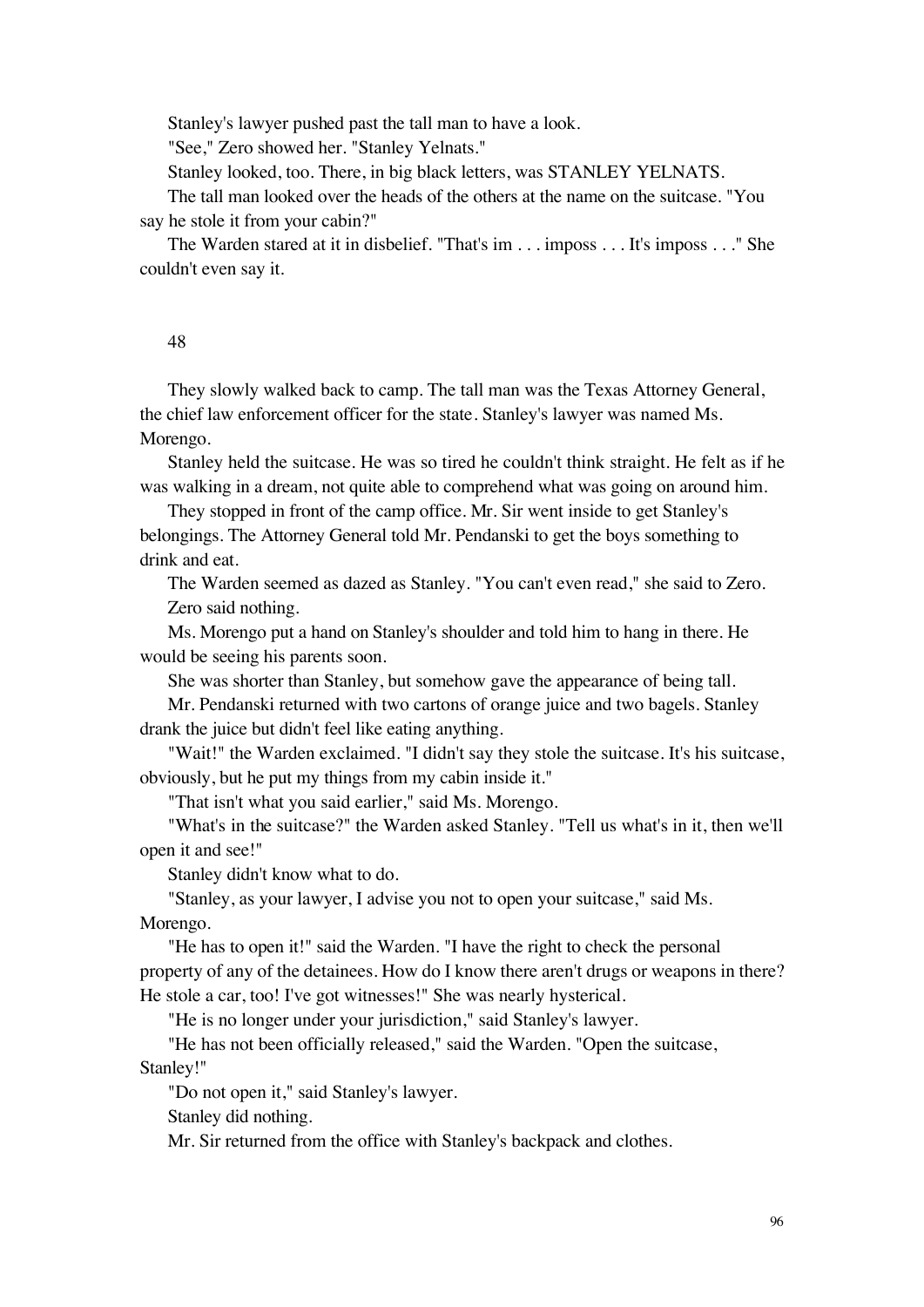Stanley's lawyer pushed past the tall man to have a look.

"See," Zero showed her. "Stanley Yelnats."

Stanley looked, too. There, in big black letters, was STANLEY YELNATS.

The tall man looked over the heads of the others at the name on the suitcase. "You say he stole it from your cabin?"

The Warden stared at it in disbelief. "That's im . . . imposs . . . It's imposs . . ." She couldn't even say it.

## 48

They slowly walked back to camp. The tall man was the Texas Attorney General, the chief law enforcement officer for the state. Stanley's lawyer was named Ms. Morengo.

Stanley held the suitcase. He was so tired he couldn't think straight. He felt as if he was walking in a dream, not quite able to comprehend what was going on around him.

They stopped in front of the camp office. Mr. Sir went inside to get Stanley's belongings. The Attorney General told Mr. Pendanski to get the boys something to drink and eat.

The Warden seemed as dazed as Stanley. "You can't even read," she said to Zero.

Zero said nothing.

Ms. Morengo put a hand on Stanley's shoulder and told him to hang in there. He would be seeing his parents soon.

She was shorter than Stanley, but somehow gave the appearance of being tall.

Mr. Pendanski returned with two cartons of orange juice and two bagels. Stanley drank the juice but didn't feel like eating anything.

"Wait!" the Warden exclaimed. "I didn't say they stole the suitcase. It's his suitcase, obviously, but he put my things from my cabin inside it."

"That isn't what you said earlier," said Ms. Morengo.

"What's in the suitcase?" the Warden asked Stanley. "Tell us what's in it, then we'll open it and see!"

Stanley didn't know what to do.

"Stanley, as your lawyer, I advise you not to open your suitcase," said Ms. Morengo.

"He has to open it!" said the Warden. "I have the right to check the personal property of any of the detainees. How do I know there aren't drugs or weapons in there? He stole a car, too! I've got witnesses!" She was nearly hysterical.

"He is no longer under your jurisdiction," said Stanley's lawyer.

"He has not been officially released," said the Warden. "Open the suitcase, Stanley!"

"Do not open it," said Stanley's lawyer.

Stanley did nothing.

Mr. Sir returned from the office with Stanley's backpack and clothes.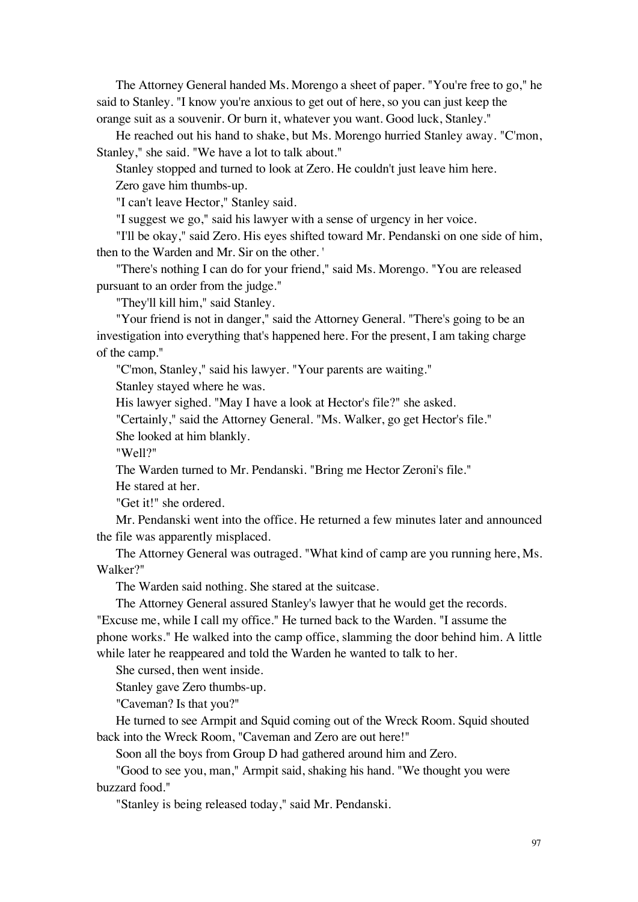The Attorney General handed Ms. Morengo a sheet of paper. "You're free to go," he said to Stanley. "I know you're anxious to get out of here, so you can just keep the orange suit as a souvenir. Or burn it, whatever you want. Good luck, Stanley."

He reached out his hand to shake, but Ms. Morengo hurried Stanley away. "C'mon, Stanley," she said. "We have a lot to talk about."

Stanley stopped and turned to look at Zero. He couldn't just leave him here.

Zero gave him thumbs-up.

"I can't leave Hector," Stanley said.

"I suggest we go," said his lawyer with a sense of urgency in her voice.

"I'll be okay," said Zero. His eyes shifted toward Mr. Pendanski on one side of him, then to the Warden and Mr. Sir on the other. '

"There's nothing I can do for your friend," said Ms. Morengo. "You are released pursuant to an order from the judge."

"They'll kill him," said Stanley.

"Your friend is not in danger," said the Attorney General. "There's going to be an investigation into everything that's happened here. For the present, I am taking charge of the camp."

"C'mon, Stanley," said his lawyer. "Your parents are waiting."

Stanley stayed where he was.

His lawyer sighed. "May I have a look at Hector's file?" she asked.

"Certainly," said the Attorney General. "Ms. Walker, go get Hector's file."

She looked at him blankly.

"Well?"

The Warden turned to Mr. Pendanski. "Bring me Hector Zeroni's file."

He stared at her.

"Get it!" she ordered.

Mr. Pendanski went into the office. He returned a few minutes later and announced the file was apparently misplaced.

The Attorney General was outraged. "What kind of camp are you running here, Ms. Walker?"

The Warden said nothing. She stared at the suitcase.

The Attorney General assured Stanley's lawyer that he would get the records. "Excuse me, while I call my office." He turned back to the Warden. "I assume the phone works." He walked into the camp office, slamming the door behind him. A little while later he reappeared and told the Warden he wanted to talk to her.

She cursed, then went inside.

Stanley gave Zero thumbs-up.

"Caveman? Is that you?"

He turned to see Armpit and Squid coming out of the Wreck Room. Squid shouted back into the Wreck Room, "Caveman and Zero are out here!"

Soon all the boys from Group D had gathered around him and Zero.

"Good to see you, man," Armpit said, shaking his hand. "We thought you were buzzard food."

"Stanley is being released today," said Mr. Pendanski.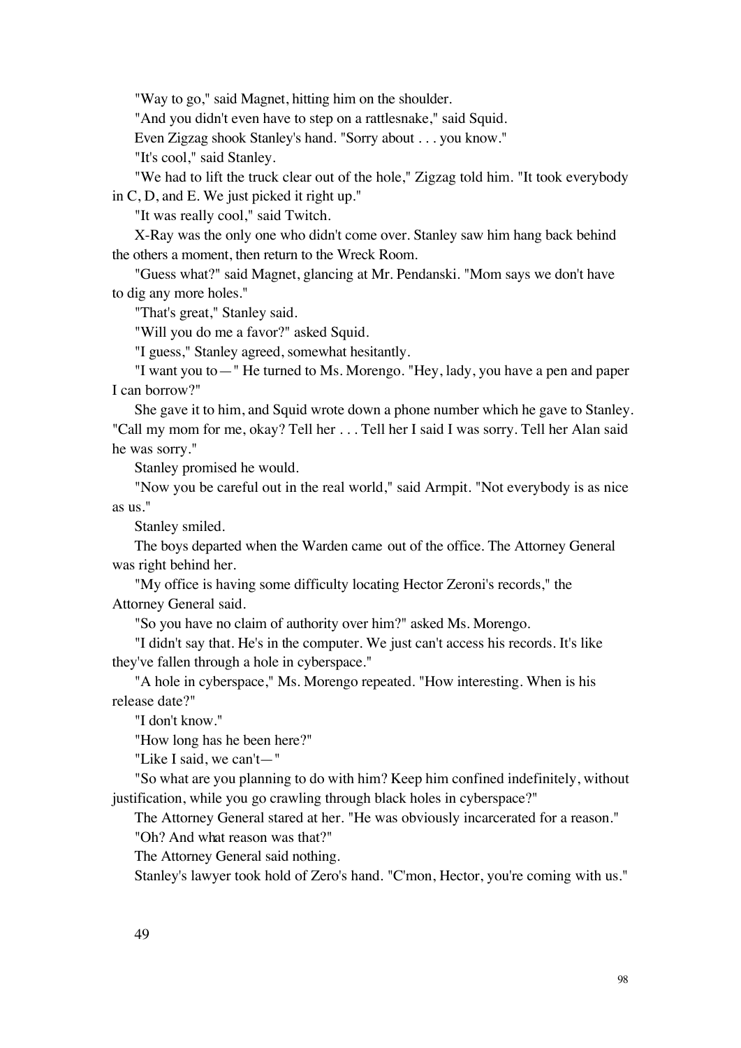"Way to go," said Magnet, hitting him on the shoulder.

"And you didn't even have to step on a rattlesnake," said Squid.

Even Zigzag shook Stanley's hand. "Sorry about . . . you know."

"It's cool," said Stanley.

"We had to lift the truck clear out of the hole," Zigzag told him. "It took everybody in C, D, and E. We just picked it right up."

"It was really cool," said Twitch.

X-Ray was the only one who didn't come over. Stanley saw him hang back behind the others a moment, then return to the Wreck Room.

"Guess what?" said Magnet, glancing at Mr. Pendanski. "Mom says we don't have to dig any more holes."

"That's great," Stanley said.

"Will you do me a favor?" asked Squid.

"I guess," Stanley agreed, somewhat hesitantly.

"I want you to—" He turned to Ms. Morengo. "Hey, lady, you have a pen and paper I can borrow?"

She gave it to him, and Squid wrote down a phone number which he gave to Stanley. "Call my mom for me, okay? Tell her . . . Tell her I said I was sorry. Tell her Alan said he was sorry."

Stanley promised he would.

"Now you be careful out in the real world," said Armpit. "Not everybody is as nice as us."

Stanley smiled.

The boys departed when the Warden came out of the office. The Attorney General was right behind her.

"My office is having some difficulty locating Hector Zeroni's records," the Attorney General said.

"So you have no claim of authority over him?" asked Ms. Morengo.

"I didn't say that. He's in the computer. We just can't access his records. It's like they've fallen through a hole in cyberspace."

"A hole in cyberspace," Ms. Morengo repeated. "How interesting. When is his release date?"

"I don't know."

"How long has he been here?"

"Like I said, we can't—"

"So what are you planning to do with him? Keep him confined indefinitely, without justification, while you go crawling through black holes in cyberspace?"

The Attorney General stared at her. "He was obviously incarcerated for a reason."

"Oh? And what reason was that?"

The Attorney General said nothing.

Stanley's lawyer took hold of Zero's hand. "C'mon, Hector, you're coming with us."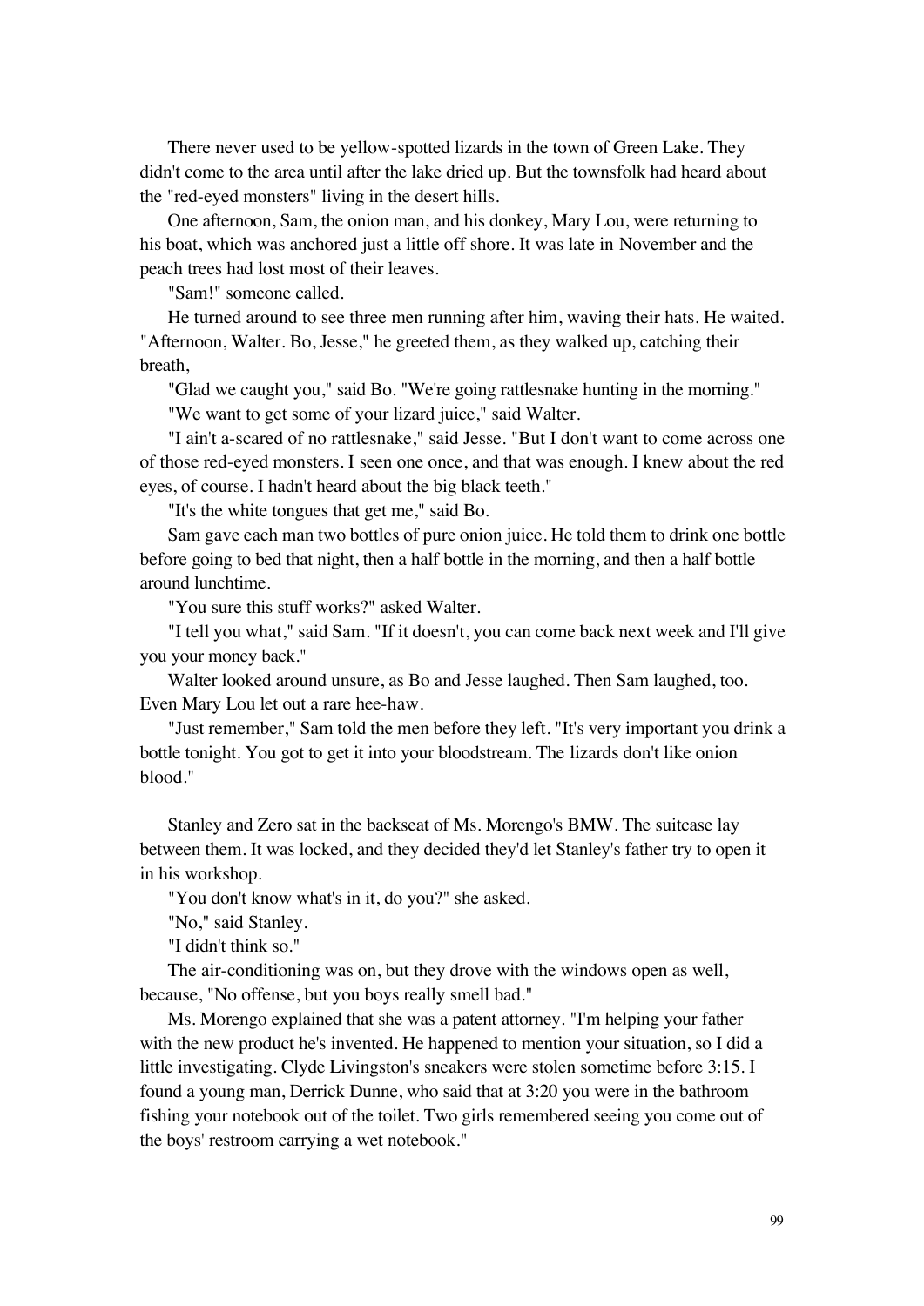There never used to be yellow-spotted lizards in the town of Green Lake. They didn't come to the area until after the lake dried up. But the townsfolk had heard about the "red-eyed monsters" living in the desert hills.

One afternoon, Sam, the onion man, and his donkey, Mary Lou, were returning to his boat, which was anchored just a little off shore. It was late in November and the peach trees had lost most of their leaves.

"Sam!" someone called.

He turned around to see three men running after him, waving their hats. He waited. "Afternoon, Walter. Bo, Jesse," he greeted them, as they walked up, catching their breath,

"Glad we caught you," said Bo. "We're going rattlesnake hunting in the morning."

"We want to get some of your lizard juice," said Walter.

"I ain't a-scared of no rattlesnake," said Jesse. "But I don't want to come across one of those red-eyed monsters. I seen one once, and that was enough. I knew about the red eyes, of course. I hadn't heard about the big black teeth."

"It's the white tongues that get me," said Bo.

Sam gave each man two bottles of pure onion juice. He told them to drink one bottle before going to bed that night, then a half bottle in the morning, and then a half bottle around lunchtime.

"You sure this stuff works?" asked Walter.

"I tell you what," said Sam. "If it doesn't, you can come back next week and I'll give you your money back."

Walter looked around unsure, as Bo and Jesse laughed. Then Sam laughed, too. Even Mary Lou let out a rare hee-haw.

"Just remember," Sam told the men before they left. "It's very important you drink a bottle tonight. You got to get it into your bloodstream. The lizards don't like onion blood."

Stanley and Zero sat in the backseat of Ms. Morengo's BMW. The suitcase lay between them. It was locked, and they decided they'd let Stanley's father try to open it in his workshop.

"You don't know what's in it, do you?" she asked.

"No," said Stanley.

"I didn't think so."

The air-conditioning was on, but they drove with the windows open as well, because, "No offense, but you boys really smell bad."

Ms. Morengo explained that she was a patent attorney. "I'm helping your father with the new product he's invented. He happened to mention your situation, so I did a little investigating. Clyde Livingston's sneakers were stolen sometime before 3:15. I found a young man, Derrick Dunne, who said that at 3:20 you were in the bathroom fishing your notebook out of the toilet. Two girls remembered seeing you come out of the boys' restroom carrying a wet notebook."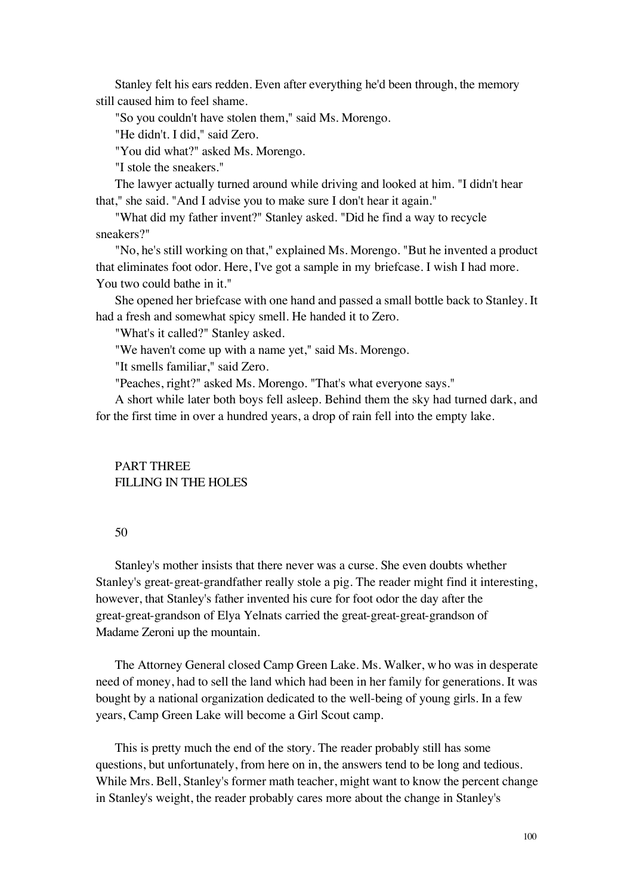Stanley felt his ears redden. Even after everything he'd been through, the memory still caused him to feel shame.

"So you couldn't have stolen them," said Ms. Morengo.

"He didn't. I did," said Zero.

"You did what?" asked Ms. Morengo.

"I stole the sneakers."

The lawyer actually turned around while driving and looked at him. "I didn't hear that," she said. "And I advise you to make sure I don't hear it again."

"What did my father invent?" Stanley asked. "Did he find a way to recycle sneakers?"

"No, he's still working on that," explained Ms. Morengo. "But he invented a product that eliminates foot odor. Here, I've got a sample in my briefcase. I wish I had more. You two could bathe in it."

She opened her briefcase with one hand and passed a small bottle back to Stanley. It had a fresh and somewhat spicy smell. He handed it to Zero.

"What's it called?" Stanley asked.

"We haven't come up with a name yet," said Ms. Morengo.

"It smells familiar," said Zero.

"Peaches, right?" asked Ms. Morengo. "That's what everyone says."

A short while later both boys fell asleep. Behind them the sky had turned dark, and for the first time in over a hundred years, a drop of rain fell into the empty lake.

# PART THREE
# FILLING IN THE HOLES

## 50

Stanley's mother insists that there never was a curse. She even doubts whether Stanley's great-great-grandfather really stole a pig. The reader might find it interesting, however, that Stanley's father invented his cure for foot odor the day after the great-great-grandson of Elya Yelnats carried the great-great-great-grandson of Madame Zeroni up the mountain.

The Attorney General closed Camp Green Lake. Ms. Walker, who was in desperate need of money, had to sell the land which had been in her family for generations. It was bought by a national organization dedicated to the well-being of young girls. In a few years, Camp Green Lake will become a Girl Scout camp.

This is pretty much the end of the story. The reader probably still has some questions, but unfortunately, from here on in, the answers tend to be long and tedious. While Mrs. Bell, Stanley's former math teacher, might want to know the percent change in Stanley's weight, the reader probably cares more about the change in Stanley's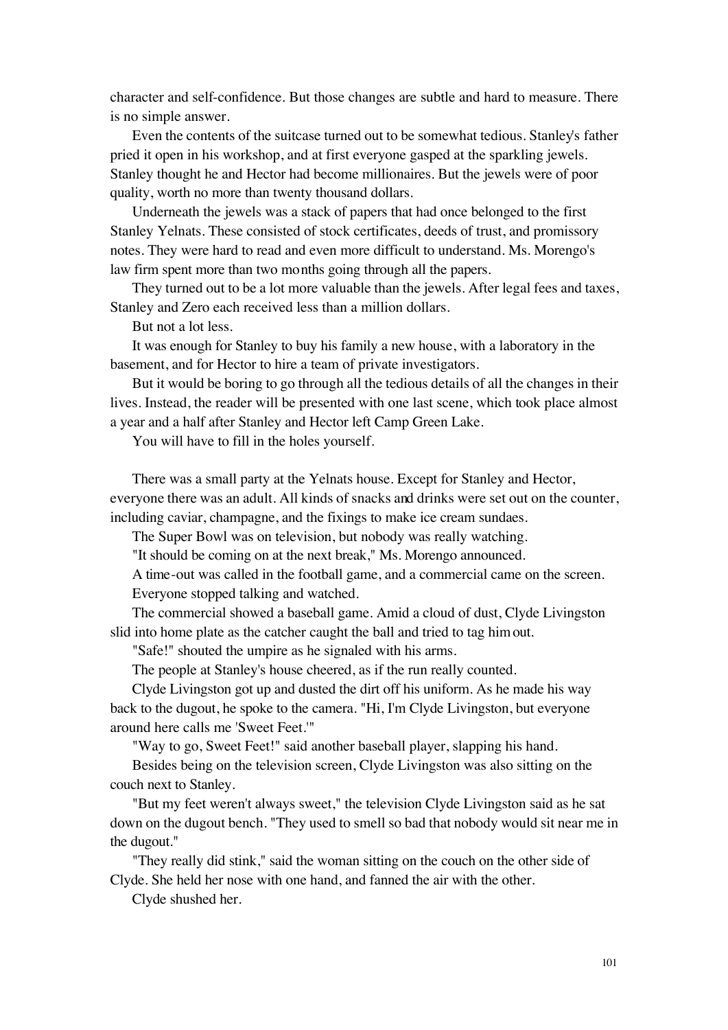character and self-confidence. But those changes are subtle and hard to measure. There is no simple answer.

Even the contents of the suitcase turned out to be somewhat tedious. Stanley's father pried it open in his workshop, and at first everyone gasped at the sparkling jewels. Stanley thought he and Hector had become millionaires. But the jewels were of poor quality, worth no more than twenty thousand dollars.

Underneath the jewels was a stack of papers that had once belonged to the first Stanley Yelnats. These consisted of stock certificates, deeds of trust, and promissory notes. They were hard to read and even more difficult to understand. Ms. Morengo's law firm spent more than two months going through all the papers.

They turned out to be a lot more valuable than the jewels. After legal fees and taxes, Stanley and Zero each received less than a million dollars.

But not a lot less.

It was enough for Stanley to buy his family a new house, with a laboratory in the basement, and for Hector to hire a team of private investigators.

But it would be boring to go through all the tedious details of all the changes in their lives. Instead, the reader will be presented with one last scene, which took place almost a year and a half after Stanley and Hector left Camp Green Lake.

You will have to fill in the holes yourself.

There was a small party at the Yelnats house. Except for Stanley and Hector, everyone there was an adult. All kinds of snacks and drinks were set out on the counter, including caviar, champagne, and the fixings to make ice cream sundaes.

The Super Bowl was on television, but nobody was really watching.

"It should be coming on at the next break," Ms. Morengo announced.

A time-out was called in the football game, and a commercial came on the screen.

Everyone stopped talking and watched.

The commercial showed a baseball game. Amid a cloud of dust, Clyde Livingston slid into home plate as the catcher caught the ball and tried to tag him out.

"Safe!" shouted the umpire as he signaled with his arms.

The people at Stanley's house cheered, as if the run really counted.

Clyde Livingston got up and dusted the dirt off his uniform. As he made his way back to the dugout, he spoke to the camera. "Hi, I'm Clyde Livingston, but everyone around here calls me 'Sweet Feet.'"

"Way to go, Sweet Feet!" said another baseball player, slapping his hand.

Besides being on the television screen, Clyde Livingston was also sitting on the couch next to Stanley.

"But my feet weren't always sweet," the television Clyde Livingston said as he sat down on the dugout bench. "They used to smell so bad that nobody would sit near me in the dugout."

"They really did stink," said the woman sitting on the couch on the other side of Clyde. She held her nose with one hand, and fanned the air with the other.

Clyde shushed her.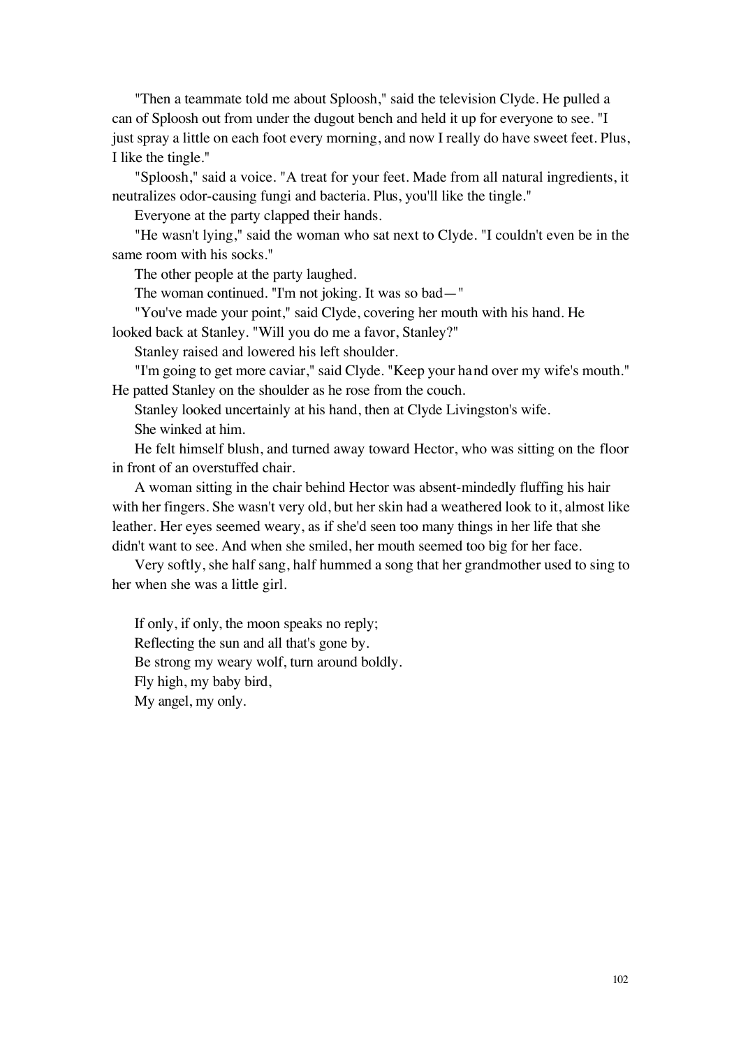"Then a teammate told me about Sploosh," said the television Clyde. He pulled a can of Sploosh out from under the dugout bench and held it up for everyone to see. "I just spray a little on each foot every morning, and now I really do have sweet feet. Plus, I like the tingle."

"Sploosh," said a voice. "A treat for your feet. Made from all natural ingredients, it neutralizes odor-causing fungi and bacteria. Plus, you'll like the tingle."

Everyone at the party clapped their hands.

"He wasn't lying," said the woman who sat next to Clyde. "I couldn't even be in the same room with his socks."

The other people at the party laughed.

The woman continued. "I'm not joking. It was so bad— "

"You've made your point," said Clyde, covering her mouth with his hand. He looked back at Stanley. "Will you do me a favor, Stanley?"

Stanley raised and lowered his left shoulder.

"I'm going to get more caviar," said Clyde. "Keep your hand over my wife's mouth." He patted Stanley on the shoulder as he rose from the couch.

Stanley looked uncertainly at his hand, then at Clyde Livingston's wife.

She winked at him.

He felt himself blush, and turned away toward Hector, who was sitting on the floor in front of an overstuffed chair.

A woman sitting in the chair behind Hector was absent-mindedly fluffing his hair with her fingers. She wasn't very old, but her skin had a weathered look to it, almost like leather. Her eyes seemed weary, as if she'd seen too many things in her life that she didn't want to see. And when she smiled, her mouth seemed too big for her face.

Very softly, she half sang, half hummed a song that her grandmother used to sing to her when she was a little girl.

If only, if only, the moon speaks no reply;
Reflecting the sun and all that's gone by.
Be strong my weary wolf, turn around boldly.
Fly high, my baby bird,
My angel, my only.